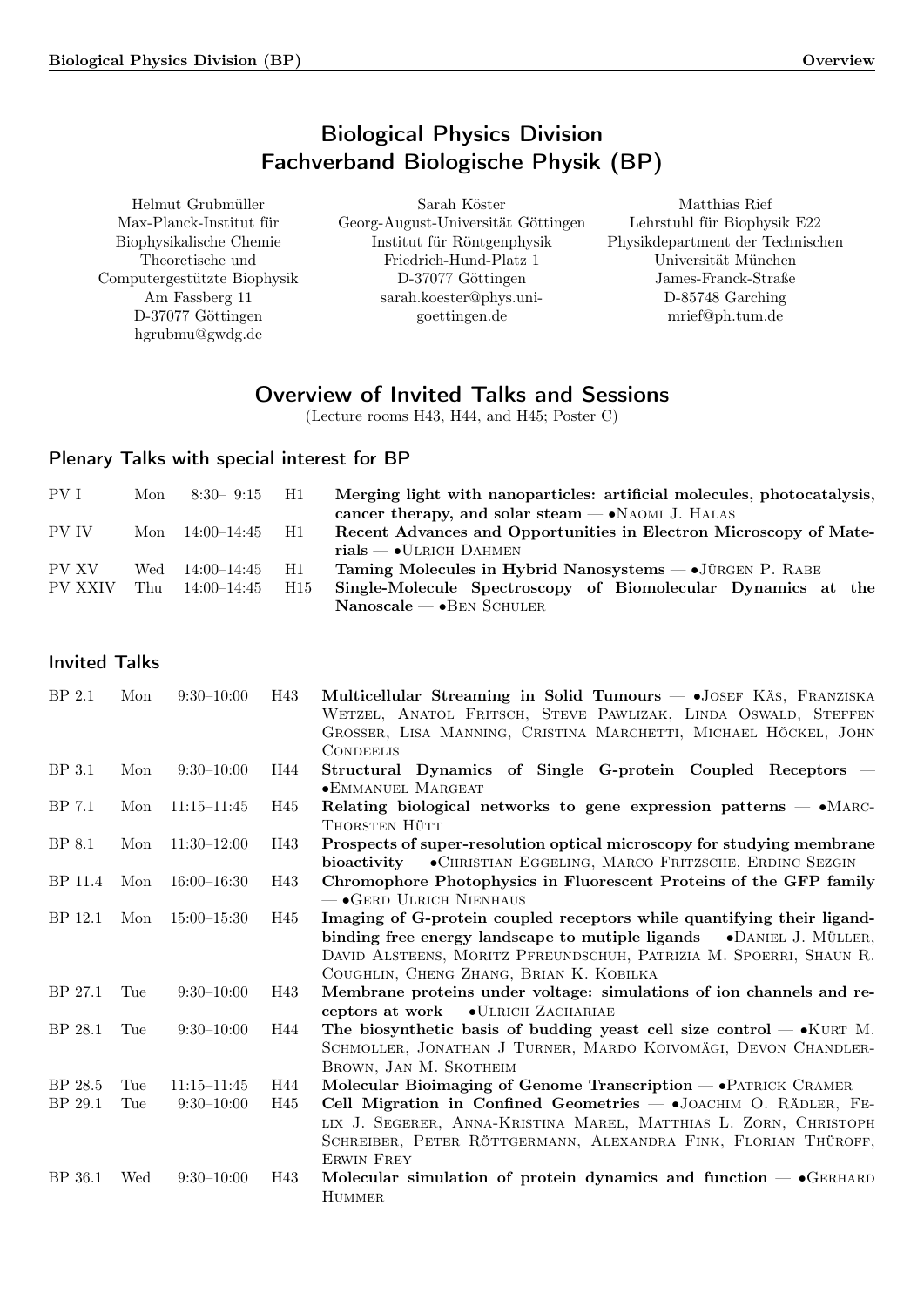# Biological Physics Division
# Fachverband Biologische Physik (BP)

Helmut Grubmüller
Max-Planck-Institut für Biophysikalische Chemie
Theoretische und Computergestützte Biophysik
Am Fassberg 11
D-37077 Göttingen
hgrubmu@gwdg.de

Sarah Köster
Georg-August-Universität Göttingen
Institut für Röntgenphysik
Friedrich-Hund-Platz 1
D-37077 Göttingen
sarah.koester@phys.uni-goettingen.de

Matthias Rief
Lehrstuhl für Biophysik E22
Physikdepartment der Technischen Universität München
James-Franck-Straße
D-85748 Garching
mrief@ph.tum.de

## Overview of Invited Talks and Sessions

(Lecture rooms H43, H44, and H45; Poster C)

### Plenary Talks with special interest for BP

| | | | | |
|---|---|---|---|---|
| PV I | Mon | 8:30– 9:15 | H1 | **Merging light with nanoparticles: artificial molecules, photocatalysis, cancer therapy, and solar steam** — •Naomi J. Halas |
| PV IV | Mon | 14:00–14:45 | H1 | **Recent Advances and Opportunities in Electron Microscopy of Materials** — •Ulrich Dahmen |
| PV XV | Wed | 14:00–14:45 | H1 | **Taming Molecules in Hybrid Nanosystems** — •Jürgen P. Rabe |
| PV XXIV | Thu | 14:00–14:45 | H15 | **Single-Molecule Spectroscopy of Biomolecular Dynamics at the Nanoscale** — •Ben Schuler |

### Invited Talks

| | | | | |
|---|---|---|---|---|
| BP 2.1 | Mon | 9:30–10:00 | H43 | **Multicellular Streaming in Solid Tumours** — •Josef Käs, Franziska Wetzel, Anatol Fritsch, Steve Pawlizak, Linda Oswald, Steffen Grosser, Lisa Manning, Cristina Marchetti, Michael Höckel, John Condeelis |
| BP 3.1 | Mon | 9:30–10:00 | H44 | **Structural Dynamics of Single G-protein Coupled Receptors** — •Emmanuel Margeat |
| BP 7.1 | Mon | 11:15–11:45 | H45 | **Relating biological networks to gene expression patterns** — •Marc-Thorsten Hütt |
| BP 8.1 | Mon | 11:30–12:00 | H43 | **Prospects of super-resolution optical microscopy for studying membrane bioactivity** — •Christian Eggeling, Marco Fritzsche, Erdinc Sezgin |
| BP 11.4 | Mon | 16:00–16:30 | H43 | **Chromophore Photophysics in Fluorescent Proteins of the GFP family** — •Gerd Ulrich Nienhaus |
| BP 12.1 | Mon | 15:00–15:30 | H45 | **Imaging of G-protein coupled receptors while quantifying their ligand-binding free energy landscape to mutiple ligands** — •Daniel J. Müller, David Alsteens, Moritz Pfreundschuh, Patrizia M. Spoerri, Shaun R. Coughlin, Cheng Zhang, Brian K. Kobilka |
| BP 27.1 | Tue | 9:30–10:00 | H43 | **Membrane proteins under voltage: simulations of ion channels and receptors at work** — •Ulrich Zachariae |
| BP 28.1 | Tue | 9:30–10:00 | H44 | **The biosynthetic basis of budding yeast cell size control** — •Kurt M. Schmoller, Jonathan J Turner, Mardo Koivomägi, Devon Chandler-Brown, Jan M. Skotheim |
| BP 28.5 | Tue | 11:15–11:45 | H44 | **Molecular Bioimaging of Genome Transcription** — •Patrick Cramer |
| BP 29.1 | Tue | 9:30–10:00 | H45 | **Cell Migration in Confined Geometries** — •Joachim O. Rädler, Felix J. Segerer, Anna-Kristina Marel, Matthias L. Zorn, Christoph Schreiber, Peter Röttgermann, Alexandra Fink, Florian Thüroff, Erwin Frey |
| BP 36.1 | Wed | 9:30–10:00 | H43 | **Molecular simulation of protein dynamics and function** — •Gerhard Hummer |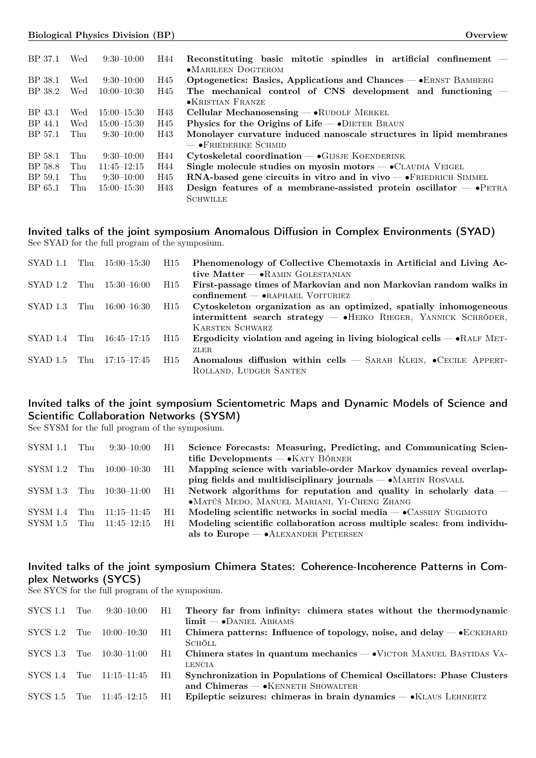| | | | | |
|---|---|---|---|---|
| BP 37.1 | Wed | 9:30–10:00 | H44 | **Reconstituting basic mitotic spindles in artificial confinement** — •Marileen Dogterom |
| BP 38.1 | Wed | 9:30–10:00 | H45 | **Optogenetics: Basics, Applications and Chances** — •Ernst Bamberg |
| BP 38.2 | Wed | 10:00–10:30 | H45 | **The mechanical control of CNS development and functioning** — •Kristian Franze |
| BP 43.1 | Wed | 15:00–15:30 | H43 | **Cellular Mechanosensing** — •Rudolf Merkel |
| BP 44.1 | Wed | 15:00–15:30 | H45 | **Physics for the Origins of Life** — •Dieter Braun |
| BP 57.1 | Thu | 9:30–10:00 | H43 | **Monolayer curvature induced nanoscale structures in lipid membranes** — •Friederike Schmid |
| BP 58.1 | Thu | 9:30–10:00 | H44 | **Cytoskeletal coordination** — •Gijsje Koenderink |
| BP 58.8 | Thu | 11:45–12:15 | H44 | **Single molecule studies on myosin motors** — •Claudia Veigel |
| BP 59.1 | Thu | 9:30–10:00 | H45 | **RNA-based gene circuits in vitro and in vivo** — •Friedrich Simmel |
| BP 65.1 | Thu | 15:00–15:30 | H43 | **Design features of a membrane-assisted protein oscillator** — •Petra Schwille |

## Invited talks of the joint symposium Anomalous Diffusion in Complex Environments (SYAD)

See SYAD for the full program of the symposium.

| | | | | |
|---|---|---|---|---|
| SYAD 1.1 | Thu | 15:00–15:30 | H15 | **Phenomenology of Collective Chemotaxis in Artificial and Living Active Matter** — •Ramin Golestanian |
| SYAD 1.2 | Thu | 15:30–16:00 | H15 | **First-passage times of Markovian and non Markovian random walks in confinement** — •raphael Voituriez |
| SYAD 1.3 | Thu | 16:00–16:30 | H15 | **Cytoskeleton organization as an optimized, spatially inhomogeneous intermittent search strategy** — •Heiko Rieger, Yannick Schröder, Karsten Schwarz |
| SYAD 1.4 | Thu | 16:45–17:15 | H15 | **Ergodicity violation and ageing in living biological cells** — •Ralf Metzler |
| SYAD 1.5 | Thu | 17:15–17:45 | H15 | **Anomalous diffusion within cells** — Sarah Klein, •Cecile Appert-Rolland, Ludger Santen |

## Invited talks of the joint symposium Scientometric Maps and Dynamic Models of Science and Scientific Collaboration Networks (SYSM)

See SYSM for the full program of the symposium.

| | | | | |
|---|---|---|---|---|
| SYSM 1.1 | Thu | 9:30–10:00 | H1 | **Science Forecasts: Measuring, Predicting, and Communicating Scientific Developments** — •Katy Börner |
| SYSM 1.2 | Thu | 10:00–10:30 | H1 | **Mapping science with variable-order Markov dynamics reveal overlapping fields and multidisciplinary journals** — •Martin Rosvall |
| SYSM 1.3 | Thu | 10:30–11:00 | H1 | **Network algorithms for reputation and quality in scholarly data** — •Matúš Medo, Manuel Mariani, Yi-Cheng Zhang |
| SYSM 1.4 | Thu | 11:15–11:45 | H1 | **Modeling scientific networks in social media** — •Cassidy Sugimoto |
| SYSM 1.5 | Thu | 11:45–12:15 | H1 | **Modeling scientific collaboration across multiple scales: from individuals to Europe** — •Alexander Petersen |

## Invited talks of the joint symposium Chimera States: Coherence-Incoherence Patterns in Complex Networks (SYCS)

See SYCS for the full program of the symposium.

| | | | | |
|---|---|---|---|---|
| SYCS 1.1 | Tue | 9:30–10:00 | H1 | **Theory far from infinity: chimera states without the thermodynamic limit** — •Daniel Abrams |
| SYCS 1.2 | Tue | 10:00–10:30 | H1 | **Chimera patterns: Influence of topology, noise, and delay** — •Eckehard Schöll |
| SYCS 1.3 | Tue | 10:30–11:00 | H1 | **Chimera states in quantum mechanics** — •Victor Manuel Bastidas Valencia |
| SYCS 1.4 | Tue | 11:15–11:45 | H1 | **Synchronization in Populations of Chemical Oscillators: Phase Clusters and Chimeras** — •Kenneth Showalter |
| SYCS 1.5 | Tue | 11:45–12:15 | H1 | **Epileptic seizures: chimeras in brain dynamics** — •Klaus Lehnertz |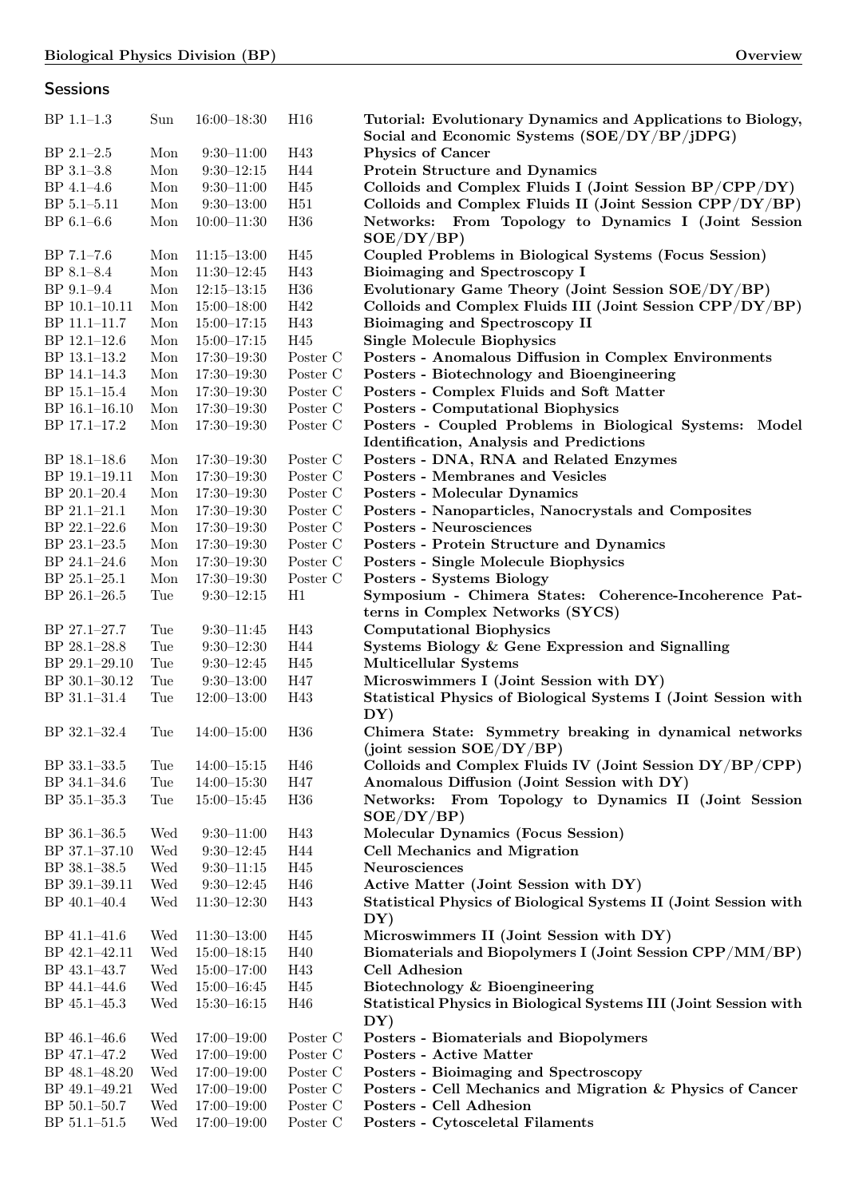## Sessions

| | | | | |
|---|---|---|---|---|
| BP 1.1–1.3 | Sun | 16:00–18:30 | H16 | **Tutorial: Evolutionary Dynamics and Applications to Biology, Social and Economic Systems (SOE/DY/BP/jDPG)** |
| BP 2.1–2.5 | Mon | 9:30–11:00 | H43 | **Physics of Cancer** |
| BP 3.1–3.8 | Mon | 9:30–12:15 | H44 | **Protein Structure and Dynamics** |
| BP 4.1–4.6 | Mon | 9:30–11:00 | H45 | **Colloids and Complex Fluids I (Joint Session BP/CPP/DY)** |
| BP 5.1–5.11 | Mon | 9:30–13:00 | H51 | **Colloids and Complex Fluids II (Joint Session CPP/DY/BP)** |
| BP 6.1–6.6 | Mon | 10:00–11:30 | H36 | **Networks: From Topology to Dynamics I (Joint Session SOE/DY/BP)** |
| BP 7.1–7.6 | Mon | 11:15–13:00 | H45 | **Coupled Problems in Biological Systems (Focus Session)** |
| BP 8.1–8.4 | Mon | 11:30–12:45 | H43 | **Bioimaging and Spectroscopy I** |
| BP 9.1–9.4 | Mon | 12:15–13:15 | H36 | **Evolutionary Game Theory (Joint Session SOE/DY/BP)** |
| BP 10.1–10.11 | Mon | 15:00–18:00 | H42 | **Colloids and Complex Fluids III (Joint Session CPP/DY/BP)** |
| BP 11.1–11.7 | Mon | 15:00–17:15 | H43 | **Bioimaging and Spectroscopy II** |
| BP 12.1–12.6 | Mon | 15:00–17:15 | H45 | **Single Molecule Biophysics** |
| BP 13.1–13.2 | Mon | 17:30–19:30 | Poster C | **Posters - Anomalous Diffusion in Complex Environments** |
| BP 14.1–14.3 | Mon | 17:30–19:30 | Poster C | **Posters - Biotechnology and Bioengineering** |
| BP 15.1–15.4 | Mon | 17:30–19:30 | Poster C | **Posters - Complex Fluids and Soft Matter** |
| BP 16.1–16.10 | Mon | 17:30–19:30 | Poster C | **Posters - Computational Biophysics** |
| BP 17.1–17.2 | Mon | 17:30–19:30 | Poster C | **Posters - Coupled Problems in Biological Systems: Model Identification, Analysis and Predictions** |
| BP 18.1–18.6 | Mon | 17:30–19:30 | Poster C | **Posters - DNA, RNA and Related Enzymes** |
| BP 19.1–19.11 | Mon | 17:30–19:30 | Poster C | **Posters - Membranes and Vesicles** |
| BP 20.1–20.4 | Mon | 17:30–19:30 | Poster C | **Posters - Molecular Dynamics** |
| BP 21.1–21.1 | Mon | 17:30–19:30 | Poster C | **Posters - Nanoparticles, Nanocrystals and Composites** |
| BP 22.1–22.6 | Mon | 17:30–19:30 | Poster C | **Posters - Neurosciences** |
| BP 23.1–23.5 | Mon | 17:30–19:30 | Poster C | **Posters - Protein Structure and Dynamics** |
| BP 24.1–24.6 | Mon | 17:30–19:30 | Poster C | **Posters - Single Molecule Biophysics** |
| BP 25.1–25.1 | Mon | 17:30–19:30 | Poster C | **Posters - Systems Biology** |
| BP 26.1–26.5 | Tue | 9:30–12:15 | H1 | **Symposium - Chimera States: Coherence-Incoherence Patterns in Complex Networks (SYCS)** |
| BP 27.1–27.7 | Tue | 9:30–11:45 | H43 | **Computational Biophysics** |
| BP 28.1–28.8 | Tue | 9:30–12:30 | H44 | **Systems Biology & Gene Expression and Signalling** |
| BP 29.1–29.10 | Tue | 9:30–12:45 | H45 | **Multicellular Systems** |
| BP 30.1–30.12 | Tue | 9:30–13:00 | H47 | **Microswimmers I (Joint Session with DY)** |
| BP 31.1–31.4 | Tue | 12:00–13:00 | H43 | **Statistical Physics of Biological Systems I (Joint Session with DY)** |
| BP 32.1–32.4 | Tue | 14:00–15:00 | H36 | **Chimera State: Symmetry breaking in dynamical networks (joint session SOE/DY/BP)** |
| BP 33.1–33.5 | Tue | 14:00–15:15 | H46 | **Colloids and Complex Fluids IV (Joint Session DY/BP/CPP)** |
| BP 34.1–34.6 | Tue | 14:00–15:30 | H47 | **Anomalous Diffusion (Joint Session with DY)** |
| BP 35.1–35.3 | Tue | 15:00–15:45 | H36 | **Networks: From Topology to Dynamics II (Joint Session SOE/DY/BP)** |
| BP 36.1–36.5 | Wed | 9:30–11:00 | H43 | **Molecular Dynamics (Focus Session)** |
| BP 37.1–37.10 | Wed | 9:30–12:45 | H44 | **Cell Mechanics and Migration** |
| BP 38.1–38.5 | Wed | 9:30–11:15 | H45 | **Neurosciences** |
| BP 39.1–39.11 | Wed | 9:30–12:45 | H46 | **Active Matter (Joint Session with DY)** |
| BP 40.1–40.4 | Wed | 11:30–12:30 | H43 | **Statistical Physics of Biological Systems II (Joint Session with DY)** |
| BP 41.1–41.6 | Wed | 11:30–13:00 | H45 | **Microswimmers II (Joint Session with DY)** |
| BP 42.1–42.11 | Wed | 15:00–18:15 | H40 | **Biomaterials and Biopolymers I (Joint Session CPP/MM/BP)** |
| BP 43.1–43.7 | Wed | 15:00–17:00 | H43 | **Cell Adhesion** |
| BP 44.1–44.6 | Wed | 15:00–16:45 | H45 | **Biotechnology & Bioengineering** |
| BP 45.1–45.3 | Wed | 15:30–16:15 | H46 | **Statistical Physics in Biological Systems III (Joint Session with DY)** |
| BP 46.1–46.6 | Wed | 17:00–19:00 | Poster C | **Posters - Biomaterials and Biopolymers** |
| BP 47.1–47.2 | Wed | 17:00–19:00 | Poster C | **Posters - Active Matter** |
| BP 48.1–48.20 | Wed | 17:00–19:00 | Poster C | **Posters - Bioimaging and Spectroscopy** |
| BP 49.1–49.21 | Wed | 17:00–19:00 | Poster C | **Posters - Cell Mechanics and Migration & Physics of Cancer** |
| BP 50.1–50.7 | Wed | 17:00–19:00 | Poster C | **Posters - Cell Adhesion** |
| BP 51.1–51.5 | Wed | 17:00–19:00 | Poster C | **Posters - Cytosceletal Filaments** |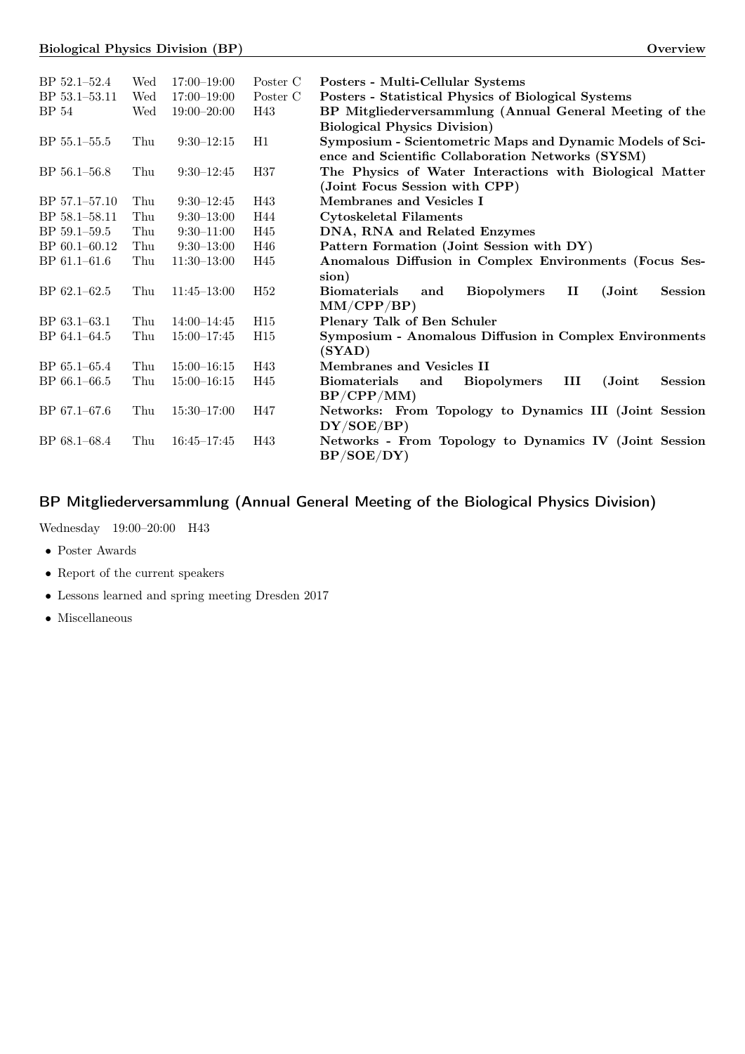| | | | | |
|---|---|---|---|---|
| BP 52.1–52.4 | Wed | 17:00–19:00 | Poster C | **Posters - Multi-Cellular Systems** |
| BP 53.1–53.11 | Wed | 17:00–19:00 | Poster C | **Posters - Statistical Physics of Biological Systems** |
| BP 54 | Wed | 19:00–20:00 | H43 | **BP Mitgliederversammlung (Annual General Meeting of the Biological Physics Division)** |
| BP 55.1–55.5 | Thu | 9:30–12:15 | H1 | **Symposium - Scientometric Maps and Dynamic Models of Science and Scientific Collaboration Networks (SYSM)** |
| BP 56.1–56.8 | Thu | 9:30–12:45 | H37 | **The Physics of Water Interactions with Biological Matter (Joint Focus Session with CPP)** |
| BP 57.1–57.10 | Thu | 9:30–12:45 | H43 | **Membranes and Vesicles I** |
| BP 58.1–58.11 | Thu | 9:30–13:00 | H44 | **Cytoskeletal Filaments** |
| BP 59.1–59.5 | Thu | 9:30–11:00 | H45 | **DNA, RNA and Related Enzymes** |
| BP 60.1–60.12 | Thu | 9:30–13:00 | H46 | **Pattern Formation (Joint Session with DY)** |
| BP 61.1–61.6 | Thu | 11:30–13:00 | H45 | **Anomalous Diffusion in Complex Environments (Focus Session)** |
| BP 62.1–62.5 | Thu | 11:45–13:00 | H52 | **Biomaterials and Biopolymers II (Joint Session MM/CPP/BP)** |
| BP 63.1–63.1 | Thu | 14:00–14:45 | H15 | **Plenary Talk of Ben Schuler** |
| BP 64.1–64.5 | Thu | 15:00–17:45 | H15 | **Symposium - Anomalous Diffusion in Complex Environments (SYAD)** |
| BP 65.1–65.4 | Thu | 15:00–16:15 | H43 | **Membranes and Vesicles II** |
| BP 66.1–66.5 | Thu | 15:00–16:15 | H45 | **Biomaterials and Biopolymers III (Joint Session BP/CPP/MM)** |
| BP 67.1–67.6 | Thu | 15:30–17:00 | H47 | **Networks: From Topology to Dynamics III (Joint Session DY/SOE/BP)** |
| BP 68.1–68.4 | Thu | 16:45–17:45 | H43 | **Networks - From Topology to Dynamics IV (Joint Session BP/SOE/DY)** |

## BP Mitgliederversammlung (Annual General Meeting of the Biological Physics Division)

Wednesday 19:00–20:00 H43

- Poster Awards
- Report of the current speakers
- Lessons learned and spring meeting Dresden 2017
- Miscellaneous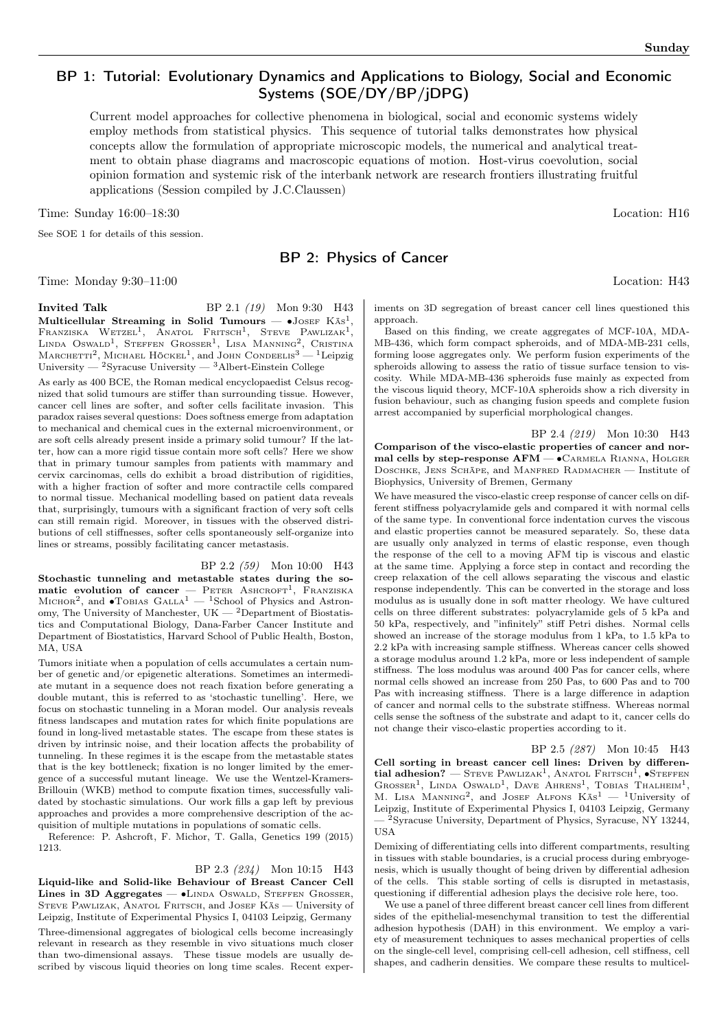## BP 1: Tutorial: Evolutionary Dynamics and Applications to Biology, Social and Economic Systems (SOE/DY/BP/jDPG)

Current model approaches for collective phenomena in biological, social and economic systems widely employ methods from statistical physics. This sequence of tutorial talks demonstrates how physical concepts allow the formulation of appropriate microscopic models, the numerical and analytical treatment to obtain phase diagrams and macroscopic equations of motion. Host-virus coevolution, social opinion formation and systemic risk of the interbank network are research frontiers illustrating fruitful applications (Session compiled by J.C.Claussen)

Time: Sunday 16:00–18:30 Location: H16

See SOE 1 for details of this session.

## BP 2: Physics of Cancer

Time: Monday 9:30–11:00 Location: H43

**Invited Talk** BP 2.1 *(19)* Mon 9:30 H43

**Multicellular Streaming in Solid Tumours** — •Josef Käs[1], Franziska Wetzel[1], Anatol Fritsch[1], Steve Pawlizak[1], Linda Oswald[1], Steffen Grosser[1], Lisa Manning[2], Cristina Marchetti[2], Michael Höckel[1], and John Condeelis[3] — [1]Leipzig University — [2]Syracuse University — [3]Albert-Einstein College

As early as 400 BCE, the Roman medical encyclopaedist Celsus recognized that solid tumours are stiffer than surrounding tissue. However, cancer cell lines are softer, and softer cells facilitate invasion. This paradox raises several questions: Does softness emerge from adaptation to mechanical and chemical cues in the external microenvironment, or are soft cells already present inside a primary solid tumour? If the latter, how can a more rigid tissue contain more soft cells? Here we show that in primary tumour samples from patients with mammary and cervix carcinomas, cells do exhibit a broad distribution of rigidities, with a higher fraction of softer and more contractile cells compared to normal tissue. Mechanical modelling based on patient data reveals that, surprisingly, tumours with a significant fraction of very soft cells can still remain rigid. Moreover, in tissues with the observed distributions of cell stiffnesses, softer cells spontaneously self-organize into lines or streams, possibly facilitating cancer metastasis.

BP 2.2 *(59)* Mon 10:00 H43

**Stochastic tunneling and metastable states during the somatic evolution of cancer** — Peter Ashcroft[1], Franziska Michor[2], and •Tobias Galla[1] — [1]School of Physics and Astronomy, The University of Manchester, UK — [2]Department of Biostatistics and Computational Biology, Dana-Farber Cancer Institute and Department of Biostatistics, Harvard School of Public Health, Boston, MA, USA

Tumors initiate when a population of cells accumulates a certain number of genetic and/or epigenetic alterations. Sometimes an intermediate mutant in a sequence does not reach fixation before generating a double mutant, this is referred to as 'stochastic tunelling'. Here, we focus on stochastic tunneling in a Moran model. Our analysis reveals fitness landscapes and mutation rates for which finite populations are found in long-lived metastable states. The escape from these states is driven by intrinsic noise, and their location affects the probability of tunneling. In these regimes it is the escape from the metastable states that is the key bottleneck; fixation is no longer limited by the emergence of a successful mutant lineage. We use the Wentzel-Kramers-Brillouin (WKB) method to compute fixation times, successfully validated by stochastic simulations. Our work fills a gap left by previous approaches and provides a more comprehensive description of the acquisition of multiple mutations in populations of somatic cells.

Reference: P. Ashcroft, F. Michor, T. Galla, Genetics 199 (2015) 1213.

BP 2.3 *(234)* Mon 10:15 H43

**Liquid-like and Solid-like Behaviour of Breast Cancer Cell Lines in 3D Aggregates** — •Linda Oswald, Steffen Grosser, Steve Pawlizak, Anatol Fritsch, and Josef Käs — University of Leipzig, Institute of Experimental Physics I, 04103 Leipzig, Germany

Three-dimensional aggregates of biological cells become increasingly relevant in research as they resemble in vivo situations much closer than two-dimensional assays. These tissue models are usually described by viscous liquid theories on long time scales. Recent experiments on 3D segregation of breast cancer cell lines questioned this approach.

Based on this finding, we create aggregates of MCF-10A, MDA-MB-436, which form compact spheroids, and of MDA-MB-231 cells, forming loose aggregates only. We perform fusion experiments of the spheroids allowing to assess the ratio of tissue surface tension to viscosity. While MDA-MB-436 spheroids fuse mainly as expected from the viscous liquid theory, MCF-10A spheroids show a rich diversity in fusion behaviour, such as changing fusion speeds and complete fusion arrest accompanied by superficial morphological changes.

BP 2.4 *(219)* Mon 10:30 H43

**Comparison of the visco-elastic properties of cancer and normal cells by step-response AFM** — •Carmela Rianna, Holger Doschke, Jens Schäpe, and Manfred Radmacher — Institute of Biophysics, University of Bremen, Germany

We have measured the visco-elastic creep response of cancer cells on different stiffness polyacrylamide gels and compared it with normal cells of the same type. In conventional force indentation curves the viscous and elastic properties cannot be measured separately. So, these data are usually only analyzed in terms of elastic response, even though the response of the cell to a moving AFM tip is viscous and elastic at the same time. Applying a force step in contact and recording the creep relaxation of the cell allows separating the viscous and elastic response independently. This can be converted in the storage and loss modulus as is usually done in soft matter rheology. We have cultured cells on three different substrates: polyacrylamide gels of 5 kPa and 50 kPa, respectively, and "infinitely" stiff Petri dishes. Normal cells showed an increase of the storage modulus from 1 kPa, to 1.5 kPa to 2.2 kPa with increasing sample stiffness. Whereas cancer cells showed a storage modulus around 1.2 kPa, more or less independent of sample stiffness. The loss modulus was around 400 Pas for cancer cells, where normal cells showed an increase from 250 Pas, to 600 Pas and to 700 Pas with increasing stiffness. There is a large difference in adaption of cancer and normal cells to the substrate stiffness. Whereas normal cells sense the softness of the substrate and adapt to it, cancer cells do not change their visco-elastic properties according to it.

BP 2.5 *(287)* Mon 10:45 H43

**Cell sorting in breast cancer cell lines: Driven by differential adhesion?** — Steve Pawlizak[1], Anatol Fritsch[1], •Steffen Grosser[1], Linda Oswald[1], Dave Ahrens[1], Tobias Thalheim[1], M. Lisa Manning[2], and Josef Alfons Käs[1] — [1]University of Leipzig, Institute of Experimental Physics I, 04103 Leipzig, Germany — [2]Syracuse University, Department of Physics, Syracuse, NY 13244, USA

Demixing of differentiating cells into different compartments, resulting in tissues with stable boundaries, is a crucial process during embryogenesis, which is usually thought of being driven by differential adhesion of the cells. This stable sorting of cells is disrupted in metastasis, questioning if differential adhesion plays the decisive role here, too.

We use a panel of three different breast cancer cell lines from different sides of the epithelial-mesenchymal transition to test the differential adhesion hypothesis (DAH) in this environment. We employ a variety of measurement techniques to asses mechanical properties of cells on the single-cell level, comprising cell-cell adhesion, cell stiffness, cell shapes, and cadherin densities. We compare these results to multicel-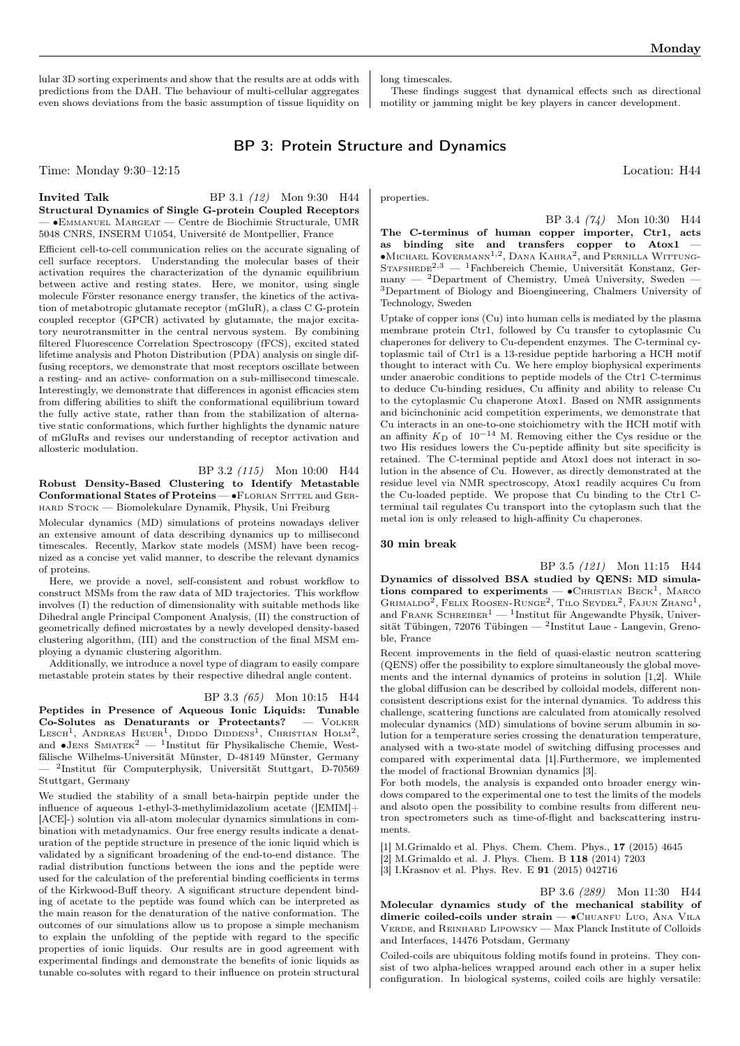lular 3D sorting experiments and show that the results are at odds with predictions from the DAH. The behaviour of multi-cellular aggregates even shows deviations from the basic assumption of tissue liquidity on long timescales.

These findings suggest that dynamical effects such as directional motility or jamming might be key players in cancer development.

## BP 3: Protein Structure and Dynamics

Time: Monday 9:30–12:15 Location: H44

**Invited Talk** BP 3.1 *(12)* Mon 9:30 H44
**Structural Dynamics of Single G-protein Coupled Receptors** — •Emmanuel Margeat — Centre de Biochimie Structurale, UMR 5048 CNRS, INSERM U1054, Université de Montpellier, France

Efficient cell-to-cell communication relies on the accurate signaling of cell surface receptors. Understanding the molecular bases of their activation requires the characterization of the dynamic equilibrium between active and resting states. Here, we monitor, using single molecule Förster resonance energy transfer, the kinetics of the activation of metabotropic glutamate receptor (mGluR), a class C G-protein coupled receptor (GPCR) activated by glutamate, the major excitatory neurotransmitter in the central nervous system. By combining filtered Fluorescence Correlation Spectroscopy (fFCS), excited stated lifetime analysis and Photon Distribution (PDA) analysis on single diffusing receptors, we demonstrate that most receptors oscillate between a resting- and an active- conformation on a sub-millisecond timescale. Interestingly, we demonstrate that differences in agonist efficacies stem from differing abilities to shift the conformational equilibrium toward the fully active state, rather than from the stabilization of alternative static conformations, which further highlights the dynamic nature of mGluRs and revises our understanding of receptor activation and allosteric modulation.

BP 3.2 *(115)* Mon 10:00 H44
**Robust Density-Based Clustering to Identify Metastable Conformational States of Proteins** — •Florian Sittel and Gerhard Stock — Biomolekulare Dynamik, Physik, Uni Freiburg

Molecular dynamics (MD) simulations of proteins nowadays deliver an extensive amount of data describing dynamics up to millisecond timescales. Recently, Markov state models (MSM) have been recognized as a concise yet valid manner, to describe the relevant dynamics of proteins.

Here, we provide a novel, self-consistent and robust workflow to construct MSMs from the raw data of MD trajectories. This workflow involves (I) the reduction of dimensionality with suitable methods like Dihedral angle Principal Component Analysis, (II) the construction of geometrically defined microstates by a newly developed density-based clustering algorithm, (III) and the construction of the final MSM employing a dynamic clustering algorithm.

Additionally, we introduce a novel type of diagram to easily compare metastable protein states by their respective dihedral angle content.

BP 3.3 *(65)* Mon 10:15 H44
**Peptides in Presence of Aqueous Ionic Liquids: Tunable Co-Solutes as Denaturants or Protectants?** — Volker Lesch[1], Andreas Heuer[1], Diddo Diddens[1], Christian Holm[2], and •Jens Smiatek[2] — [1]Institut für Physikalische Chemie, Westfälische Wilhelms-Universität Münster, D-48149 Münster, Germany — [2]Institut für Computerphysik, Universität Stuttgart, D-70569 Stuttgart, Germany

We studied the stability of a small beta-hairpin peptide under the influence of aqueous 1-ethyl-3-methylimidazolium acetate ([EMIM]+ [ACE]-) solution via all-atom molecular dynamics simulations in combination with metadynamics. Our free energy results indicate a denaturation of the peptide structure in presence of the ionic liquid which is validated by a significant broadening of the end-to-end distance. The radial distribution functions between the ions and the peptide were used for the calculation of the preferential binding coefficients in terms of the Kirkwood-Buff theory. A significant structure dependent binding of acetate to the peptide was found which can be interpreted as the main reason for the denaturation of the native conformation. The outcomes of our simulations allow us to propose a simple mechanism to explain the unfolding of the peptide with regard to the specific properties of ionic liquids. Our results are in good agreement with experimental findings and demonstrate the benefits of ionic liquids as tunable co-solutes with regard to their influence on protein structural properties.

BP 3.4 *(74)* Mon 10:30 H44
**The C-terminus of human copper importer, Ctr1, acts as binding site and transfers copper to Atox1** — •Michael Kovermann[1,2], Dana Kahra[2], and Pernilla Wittung-Stafshede[2,3] — [1]Fachbereich Chemie, Universität Konstanz, Germany — [2]Department of Chemistry, Umeå University, Sweden — [3]Department of Biology and Bioengineering, Chalmers University of Technology, Sweden

Uptake of copper ions (Cu) into human cells is mediated by the plasma membrane protein Ctr1, followed by Cu transfer to cytoplasmic Cu chaperones for delivery to Cu-dependent enzymes. The C-terminal cytoplasmic tail of Ctr1 is a 13-residue peptide harboring a HCH motif thought to interact with Cu. We here employ biophysical experiments under anaerobic conditions to peptide models of the Ctr1 C-terminus to deduce Cu-binding residues, Cu affinity and ability to release Cu to the cytoplasmic Cu chaperone Atox1. Based on NMR assignments and bicinchoninic acid competition experiments, we demonstrate that Cu interacts in an one-to-one stoichiometry with the HCH motif with an affinity $K_D$ of $10^{-14}$ M. Removing either the Cys residue or the two His residues lowers the Cu-peptide affinity but site specificity is retained. The C-terminal peptide and Atox1 does not interact in solution in the absence of Cu. However, as directly demonstrated at the residue level via NMR spectroscopy, Atox1 readily acquires Cu from the Cu-loaded peptide. We propose that Cu binding to the Ctr1 C-terminal tail regulates Cu transport into the cytoplasm such that the metal ion is only released to high-affinity Cu chaperones.

**30 min break**

BP 3.5 *(121)* Mon 11:15 H44
**Dynamics of dissolved BSA studied by QENS: MD simulations compared to experiments** — •Christian Beck[1], Marco Grimaldo[2], Felix Roosen-Runge[2], Tilo Seydel[2], Fajun Zhang[1], and Frank Schreiber[1] — [1]Institut für Angewandte Physik, Universität Tübingen, 72076 Tübingen — [2]Institut Laue - Langevin, Grenoble, France

Recent improvements in the field of quasi-elastic neutron scattering (QENS) offer the possibility to explore simultaneously the global movements and the internal dynamics of proteins in solution [1,2]. While the global diffusion can be described by colloidal models, different nonconsistent descriptions exist for the internal dynamics. To address this challenge, scattering functions are calculated from atomically resolved molecular dynamics (MD) simulations of bovine serum albumin in solution for a temperature series crossing the denaturation temperature, analysed with a two-state model of switching diffusing processes and compared with experimental data [1].Furthermore, we implemented the model of fractional Brownian dynamics [3].

For both models, the analysis is expanded onto broader energy windows compared to the experimental one to test the limits of the models and also open the possibility to combine results from different neutron spectrometers such as time-of-flight and backscattering instruments.

[1] M.Grimaldo et al. Phys. Chem. Chem. Phys., **17** (2015) 4645
[2] M.Grimaldo et al. J. Phys. Chem. B **118** (2014) 7203
[3] I.Krasnov et al. Phys. Rev. E **91** (2015) 042716

BP 3.6 *(289)* Mon 11:30 H44
**Molecular dynamics study of the mechanical stability of dimeric coiled-coils under strain** — •Chuanfu Luo, Ana Vila Verde, and Reinhard Lipowsky — Max Planck Institute of Colloids and Interfaces, 14476 Potsdam, Germany

Coiled-coils are ubiquitous folding motifs found in proteins. They consist of two alpha-helices wrapped around each other in a super helix configuration. In biological systems, coiled coils are highly versatile: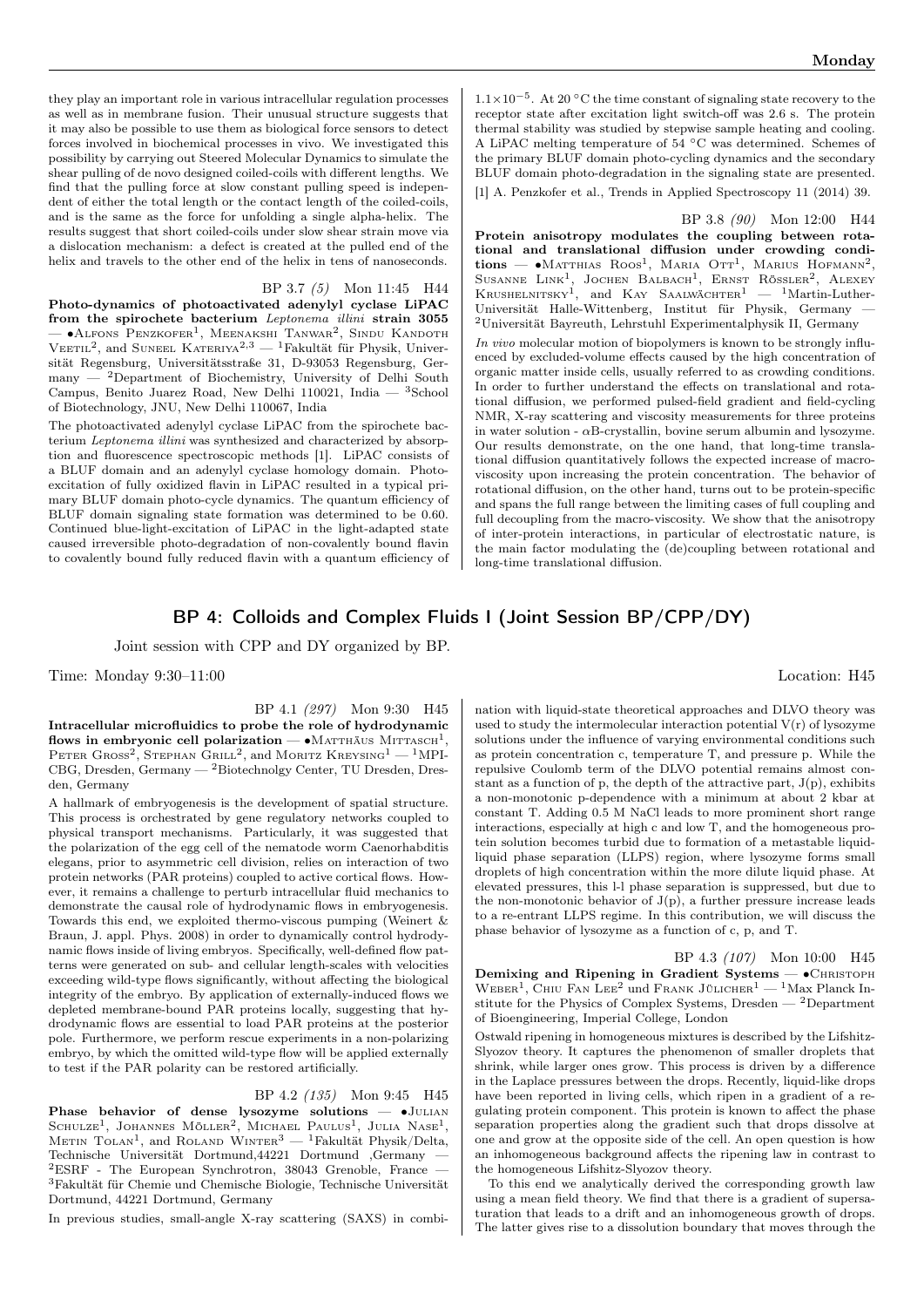they play an important role in various intracellular regulation processes as well as in membrane fusion. Their unusual structure suggests that it may also be possible to use them as biological force sensors to detect forces involved in biochemical processes in vivo. We investigated this possibility by carrying out Steered Molecular Dynamics to simulate the shear pulling of de novo designed coiled-coils with different lengths. We find that the pulling force at slow constant pulling speed is independent of either the total length or the contact length of the coiled-coils, and is the same as the force for unfolding a single alpha-helix. The results suggest that short coiled-coils under slow shear strain move via a dislocation mechanism: a defect is created at the pulled end of the helix and travels to the other end of the helix in tens of nanoseconds.

BP 3.7 *(5)* Mon 11:45 H44

**Photo-dynamics of photoactivated adenylyl cyclase LiPAC from the spirochete bacterium *Leptonema illini* strain 3055** — •Alfons Penzkofer[1], Meenakshi Tanwar[2], Sindu Kandoth Veetil[2], and Suneel Kateriya[2,3] — [1]Fakultät für Physik, Universität Regensburg, Universitätsstraße 31, D-93053 Regensburg, Germany — [2]Department of Biochemistry, University of Delhi South Campus, Benito Juarez Road, New Delhi 110021, India — [3]School of Biotechnology, JNU, New Delhi 110067, India

The photoactivated adenylyl cyclase LiPAC from the spirochete bacterium *Leptonema illini* was synthesized and characterized by absorption and fluorescence spectroscopic methods [1]. LiPAC consists of a BLUF domain and an adenylyl cyclase homology domain. Photoexcitation of fully oxidized flavin in LiPAC resulted in a typical primary BLUF domain photo-cycle dynamics. The quantum efficiency of BLUF domain signaling state formation was determined to be 0.60. Continued blue-light-excitation of LiPAC in the light-adapted state caused irreversible photo-degradation of non-covalently bound flavin to covalently bound fully reduced flavin with a quantum efficiency of $1.1\times10^{-5}$. At 20 °C the time constant of signaling state recovery to the receptor state after excitation light switch-off was 2.6 s. The protein thermal stability was studied by stepwise sample heating and cooling. A LiPAC melting temperature of 54 °C was determined. Schemes of the primary BLUF domain photo-cycling dynamics and the secondary BLUF domain photo-degradation in the signaling state are presented.

[1] A. Penzkofer et al., Trends in Applied Spectroscopy 11 (2014) 39.

BP 3.8 *(90)* Mon 12:00 H44

**Protein anisotropy modulates the coupling between rotational and translational diffusion under crowding conditions** — •Matthias Roos[1], Maria Ott[1], Marius Hofmann[2], Susanne Link[1], Jochen Balbach[1], Ernst Rössler[2], Alexey Krushelnitsky[1], and Kay Saalwächter[1] — [1]Martin-Luther-Universität Halle-Wittenberg, Institut für Physik, Germany — [2]Universität Bayreuth, Lehrstuhl Experimentalphysik II, Germany

*In vivo* molecular motion of biopolymers is known to be strongly influenced by excluded-volume effects caused by the high concentration of organic matter inside cells, usually referred to as crowding conditions. In order to further understand the effects on translational and rotational diffusion, we performed pulsed-field gradient and field-cycling NMR, X-ray scattering and viscosity measurements for three proteins in water solution - αB-crystallin, bovine serum albumin and lysozyme. Our results demonstrate, on the one hand, that long-time translational diffusion quantitatively follows the expected increase of macroviscosity upon increasing the protein concentration. The behavior of rotational diffusion, on the other hand, turns out to be protein-specific and spans the full range between the limiting cases of full coupling and full decoupling from the macro-viscosity. We show that the anisotropy of inter-protein interactions, in particular of electrostatic nature, is the main factor modulating the (de)coupling between rotational and long-time translational diffusion.

## BP 4: Colloids and Complex Fluids I (Joint Session BP/CPP/DY)

Joint session with CPP and DY organized by BP.

Time: Monday 9:30–11:00 Location: H45

BP 4.1 *(297)* Mon 9:30 H45

**Intracellular microfluidics to probe the role of hydrodynamic flows in embryonic cell polarization** — •Matthäus Mittasch[1], Peter Gross[2], Stephan Grill[2], and Moritz Kreysing[1] — [1]MPI-CBG, Dresden, Germany — [2]Biotechnolgy Center, TU Dresden, Dresden, Germany

A hallmark of embryogenesis is the development of spatial structure. This process is orchestrated by gene regulatory networks coupled to physical transport mechanisms. Particularly, it was suggested that the polarization of the egg cell of the nematode worm Caenorhabditis elegans, prior to asymmetric cell division, relies on interaction of two protein networks (PAR proteins) coupled to active cortical flows. However, it remains a challenge to perturb intracellular fluid mechanics to demonstrate the causal role of hydrodynamic flows in embryogenesis. Towards this end, we exploited thermo-viscous pumping (Weinert & Braun, J. appl. Phys. 2008) in order to dynamically control hydrodynamic flows inside of living embryos. Specifically, well-defined flow patterns were generated on sub- and cellular length-scales with velocities exceeding wild-type flows significantly, without affecting the biological integrity of the embryo. By application of externally-induced flows we depleted membrane-bound PAR proteins locally, suggesting that hydrodynamic flows are essential to load PAR proteins at the posterior pole. Furthermore, we perform rescue experiments in a non-polarizing embryo, by which the omitted wild-type flow will be applied externally to test if the PAR polarity can be restored artificially.

BP 4.2 *(135)* Mon 9:45 H45

**Phase behavior of dense lysozyme solutions** — •Julian Schulze[1], Johannes Möller[2], Michael Paulus[1], Julia Nase[1], Metin Tolan[1], and Roland Winter[3] — [1]Fakultät Physik/Delta, Technische Universität Dortmund,44221 Dortmund ,Germany — [2]ESRF - The European Synchrotron, 38043 Grenoble, France — [3]Fakultät für Chemie und Chemische Biologie, Technische Universität Dortmund, 44221 Dortmund, Germany

In previous studies, small-angle X-ray scattering (SAXS) in combination with liquid-state theoretical approaches and DLVO theory was used to study the intermolecular interaction potential V(r) of lysozyme solutions under the influence of varying environmental conditions such as protein concentration c, temperature T, and pressure p. While the repulsive Coulomb term of the DLVO potential remains almost constant as a function of p, the depth of the attractive part, J(p), exhibits a non-monotonic p-dependence with a minimum at about 2 kbar at constant T. Adding 0.5 M NaCl leads to more prominent short range interactions, especially at high c and low T, and the homogeneous protein solution becomes turbid due to formation of a metastable liquid-liquid phase separation (LLPS) region, where lysozyme forms small droplets of high concentration within the more dilute liquid phase. At elevated pressures, this l-l phase separation is suppressed, but due to the non-monotonic behavior of J(p), a further pressure increase leads to a re-entrant LLPS regime. In this contribution, we will discuss the phase behavior of lysozyme as a function of c, p, and T.

BP 4.3 *(107)* Mon 10:00 H45

**Demixing and Ripening in Gradient Systems** — •Christoph Weber[1], Chiu Fan Lee[2] und Frank Jülicher[1] — [1]Max Planck Institute for the Physics of Complex Systems, Dresden — [2]Department of Bioengineering, Imperial College, London

Ostwald ripening in homogeneous mixtures is described by the Lifshitz-Slyozov theory. It captures the phenomenon of smaller droplets that shrink, while larger ones grow. This process is driven by a difference in the Laplace pressures between the drops. Recently, liquid-like drops have been reported in living cells, which ripen in a gradient of a regulating protein component. This protein is known to affect the phase separation properties along the gradient such that drops dissolve at one and grow at the opposite side of the cell. An open question is how an inhomogeneous background affects the ripening law in contrast to the homogeneous Lifshitz-Slyozov theory.

To this end we analytically derived the corresponding growth law using a mean field theory. We find that there is a gradient of supersaturation that leads to a drift and an inhomogeneous growth of drops. The latter gives rise to a dissolution boundary that moves through the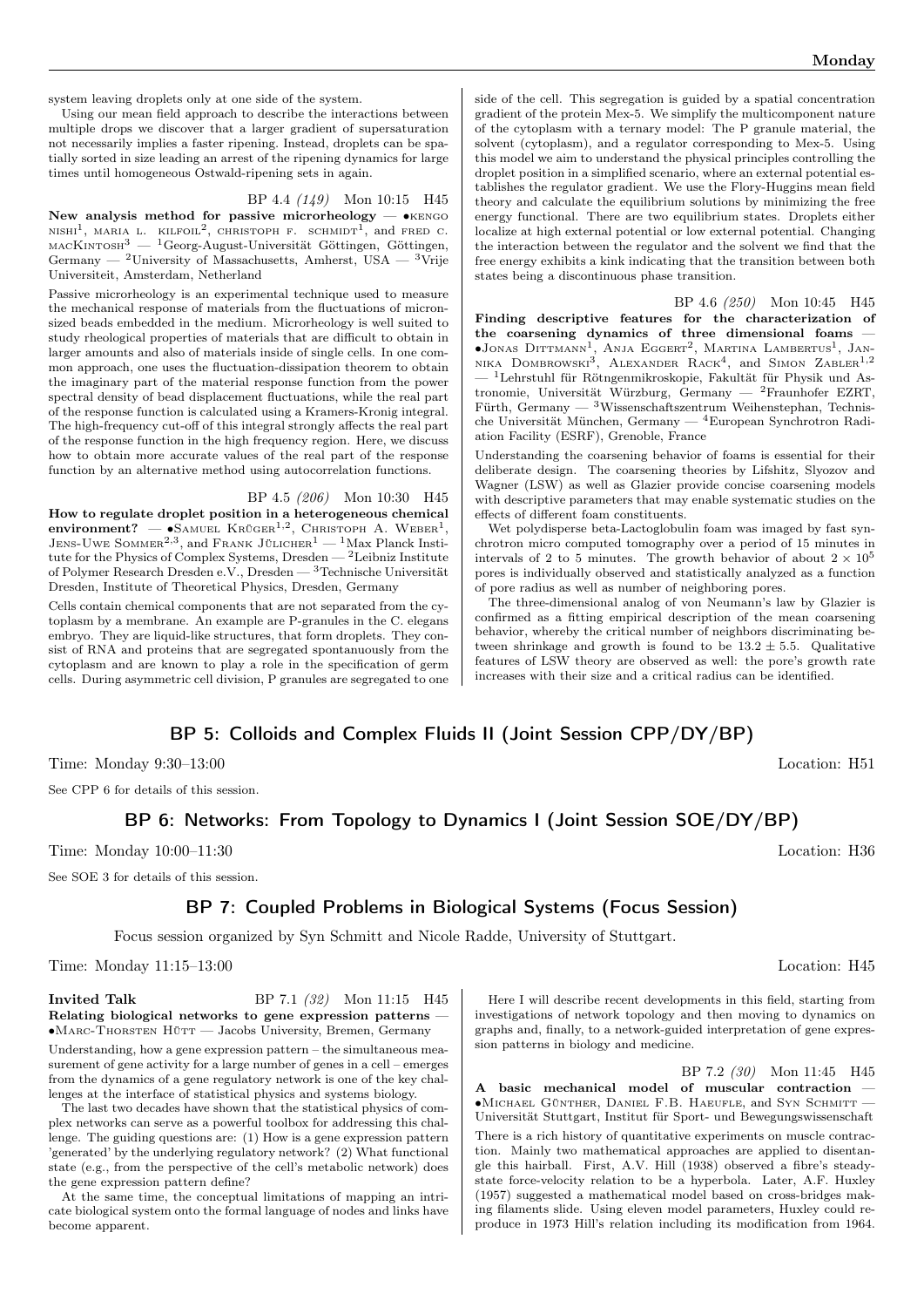system leaving droplets only at one side of the system.

Using our mean field approach to describe the interactions between multiple drops we discover that a larger gradient of supersaturation not necessarily implies a faster ripening. Instead, droplets can be spatially sorted in size leading an arrest of the ripening dynamics for large times until homogeneous Ostwald-ripening sets in again.

BP 4.4 *(149)* Mon 10:15 H45

**New analysis method for passive microrheology** — •Kengo Nishi[1], Maria L. Kilfoil[2], Christoph F. Schmidt[1], and Fred C. MacKintosh[3] — [1]Georg-August-Universität Göttingen, Göttingen, Germany — [2]University of Massachusetts, Amherst, USA — [3]Vrije Universiteit, Amsterdam, Netherland

Passive microrheology is an experimental technique used to measure the mechanical response of materials from the fluctuations of micron-sized beads embedded in the medium. Microrheology is well suited to study rheological properties of materials that are difficult to obtain in larger amounts and also of materials inside of single cells. In one common approach, one uses the fluctuation-dissipation theorem to obtain the imaginary part of the material response function from the power spectral density of bead displacement fluctuations, while the real part of the response function is calculated using a Kramers-Kronig integral. The high-frequency cut-off of this integral strongly affects the real part of the response function in the high frequency region. Here, we discuss how to obtain more accurate values of the real part of the response function by an alternative method using autocorrelation functions.

BP 4.5 *(206)* Mon 10:30 H45

**How to regulate droplet position in a heterogeneous chemical environment?** — •Samuel Krüger[1,2], Christoph A. Weber[1], Jens-Uwe Sommer[2,3], and Frank Jülicher[1] — [1]Max Planck Institute for the Physics of Complex Systems, Dresden — [2]Leibniz Institute of Polymer Research Dresden e.V., Dresden — [3]Technische Universität Dresden, Institute of Theoretical Physics, Dresden, Germany

Cells contain chemical components that are not separated from the cytoplasm by a membrane. An example are P-granules in the C. elegans embryo. They are liquid-like structures, that form droplets. They consist of RNA and proteins that are segregated spontanuously from the cytoplasm and are known to play a role in the specification of germ cells. During asymmetric cell division, P granules are segregated to one side of the cell. This segregation is guided by a spatial concentration gradient of the protein Mex-5. We simplify the multicomponent nature of the cytoplasm with a ternary model: The P granule material, the solvent (cytoplasm), and a regulator corresponding to Mex-5. Using this model we aim to understand the physical principles controlling the droplet position in a simplified scenario, where an external potential establishes the regulator gradient. We use the Flory-Huggins mean field theory and calculate the equilibrium solutions by minimizing the free energy functional. There are two equilibrium states. Droplets either localize at high external potential or low external potential. Changing the interaction between the regulator and the solvent we find that the free energy exhibits a kink indicating that the transition between both states being a discontinuous phase transition.

BP 4.6 *(250)* Mon 10:45 H45

**Finding descriptive features for the characterization of the coarsening dynamics of three dimensional foams** — •Jonas Dittmann[1], Anja Eggert[2], Martina Lambertus[1], Jannika Dombrowski[3], Alexander Rack[4], and Simon Zabler[1,2] — [1]Lehrstuhl für Röntgenmikroskopie, Fakultät für Physik und Astronomie, Universität Würzburg, Germany — [2]Fraunhofer EZRT, Fürth, Germany — [3]Wissenschaftszentrum Weihenstephan, Technische Universität München, Germany — [4]European Synchrotron Radiation Facility (ESRF), Grenoble, France

Understanding the coarsening behavior of foams is essential for their deliberate design. The coarsening theories by Lifshitz, Slyozov and Wagner (LSW) as well as Glazier provide concise coarsening models with descriptive parameters that may enable systematic studies on the effects of different foam constituents.

Wet polydisperse beta-Lactoglobulin foam was imaged by fast synchrotron micro computed tomography over a period of 15 minutes in intervals of 2 to 5 minutes. The growth behavior of about $2 \times 10^5$ pores is individually observed and statistically analyzed as a function of pore radius as well as number of neighboring pores.

The three-dimensional analog of von Neumann's law by Glazier is confirmed as a fitting empirical description of the mean coarsening behavior, whereby the critical number of neighbors discriminating between shrinkage and growth is found to be $13.2 \pm 5.5$. Qualitative features of LSW theory are observed as well: the pore's growth rate increases with their size and a critical radius can be identified.

## BP 5: Colloids and Complex Fluids II (Joint Session CPP/DY/BP)

Time: Monday 9:30–13:00 Location: H51

See CPP 6 for details of this session.

## BP 6: Networks: From Topology to Dynamics I (Joint Session SOE/DY/BP)

Time: Monday 10:00–11:30 Location: H36

See SOE 3 for details of this session.

## BP 7: Coupled Problems in Biological Systems (Focus Session)

Focus session organized by Syn Schmitt and Nicole Radde, University of Stuttgart.

Time: Monday 11:15–13:00 Location: H45

**Invited Talk** BP 7.1 *(32)* Mon 11:15 H45

**Relating biological networks to gene expression patterns** — •Marc-Thorsten Hütt — Jacobs University, Bremen, Germany

Understanding, how a gene expression pattern – the simultaneous measurement of gene activity for a large number of genes in a cell – emerges from the dynamics of a gene regulatory network is one of the key challenges at the interface of statistical physics and systems biology.

The last two decades have shown that the statistical physics of complex networks can serve as a powerful toolbox for addressing this challenge. The guiding questions are: (1) How is a gene expression pattern 'generated' by the underlying regulatory network? (2) What functional state (e.g., from the perspective of the cell's metabolic network) does the gene expression pattern define?

At the same time, the conceptual limitations of mapping an intricate biological system onto the formal language of nodes and links have become apparent.

Here I will describe recent developments in this field, starting from investigations of network topology and then moving to dynamics on graphs and, finally, to a network-guided interpretation of gene expression patterns in biology and medicine.

BP 7.2 *(30)* Mon 11:45 H45

**A basic mechanical model of muscular contraction** — •Michael Günther, Daniel F.B. Haeufle, and Syn Schmitt — Universität Stuttgart, Institut für Sport- und Bewegungswissenschaft

There is a rich history of quantitative experiments on muscle contraction. Mainly two mathematical approaches are applied to disentangle this hairball. First, A.V. Hill (1938) observed a fibre's steady-state force-velocity relation to be a hyperbola. Later, A.F. Huxley (1957) suggested a mathematical model based on cross-bridges making filaments slide. Using eleven model parameters, Huxley could reproduce in 1973 Hill's relation including its modification from 1964.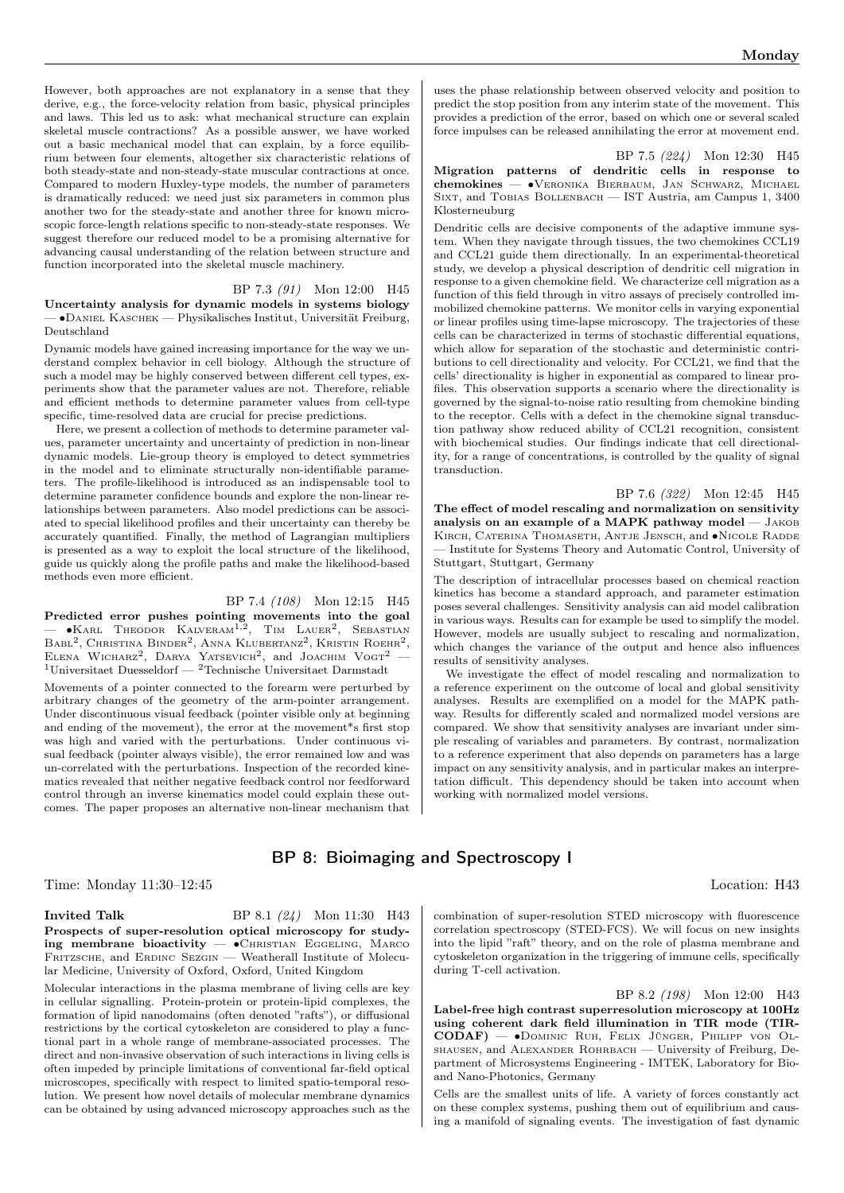However, both approaches are not explanatory in a sense that they derive, e.g., the force-velocity relation from basic, physical principles and laws. This led us to ask: what mechanical structure can explain skeletal muscle contractions? As a possible answer, we have worked out a basic mechanical model that can explain, by a force equilibrium between four elements, altogether six characteristic relations of both steady-state and non-steady-state muscular contractions at once. Compared to modern Huxley-type models, the number of parameters is dramatically reduced: we need just six parameters in common plus another two for the steady-state and another three for known microscopic force-length relations specific to non-steady-state responses. We suggest therefore our reduced model to be a promising alternative for advancing causal understanding of the relation between structure and function incorporated into the skeletal muscle machinery.

BP 7.3 *(91)* Mon 12:00 H45

**Uncertainty analysis for dynamic models in systems biology** — •Daniel Kaschek — Physikalisches Institut, Universität Freiburg, Deutschland

Dynamic models have gained increasing importance for the way we understand complex behavior in cell biology. Although the structure of such a model may be highly conserved between different cell types, experiments show that the parameter values are not. Therefore, reliable and efficient methods to determine parameter values from cell-type specific, time-resolved data are crucial for precise predictions.

Here, we present a collection of methods to determine parameter values, parameter uncertainty and uncertainty of prediction in non-linear dynamic models. Lie-group theory is employed to detect symmetries in the model and to eliminate structurally non-identifiable parameters. The profile-likelihood is introduced as an indispensable tool to determine parameter confidence bounds and explore the non-linear relationships between parameters. Also model predictions can be associated to special likelihood profiles and their uncertainty can thereby be accurately quantified. Finally, the method of Lagrangian multipliers is presented as a way to exploit the local structure of the likelihood, guide us quickly along the profile paths and make the likelihood-based methods even more efficient.

BP 7.4 *(108)* Mon 12:15 H45

**Predicted error pushes pointing movements into the goal** — •Karl Theodor Kalveram[1,2], Tim Lauer[2], Sebastian Babl[2], Christina Binder[2], Anna Klubertanz[2], Kristin Roehr[2], Elena Wicharz[2], Darya Yatsevich[2], and Joachim Vogt[2] — [1]Universitaet Duesseldorf — [2]Technische Universitaet Darmstadt

Movements of a pointer connected to the forearm were perturbed by arbitrary changes of the geometry of the arm-pointer arrangement. Under discontinuous visual feedback (pointer visible only at beginning and ending of the movement), the error at the movement*s first stop was high and varied with the perturbations. Under continuous visual feedback (pointer always visible), the error remained low and was un-correlated with the perturbations. Inspection of the recorded kinematics revealed that neither negative feedback control nor feedforward control through an inverse kinematics model could explain these outcomes. The paper proposes an alternative non-linear mechanism that uses the phase relationship between observed velocity and position to predict the stop position from any interim state of the movement. This provides a prediction of the error, based on which one or several scaled force impulses can be released annihilating the error at movement end.

BP 7.5 *(224)* Mon 12:30 H45

**Migration patterns of dendritic cells in response to chemokines** — •Veronika Bierbaum, Jan Schwarz, Michael Sixt, and Tobias Bollenbach — IST Austria, am Campus 1, 3400 Klosterneuburg

Dendritic cells are decisive components of the adaptive immune system. When they navigate through tissues, the two chemokines CCL19 and CCL21 guide them directionally. In an experimental-theoretical study, we develop a physical description of dendritic cell migration in response to a given chemokine field. We characterize cell migration as a function of this field through in vitro assays of precisely controlled immobilized chemokine patterns. We monitor cells in varying exponential or linear profiles using time-lapse microscopy. The trajectories of these cells can be characterized in terms of stochastic differential equations, which allow for separation of the stochastic and deterministic contributions to cell directionality and velocity. For CCL21, we find that the cells' directionality is higher in exponential as compared to linear profiles. This observation supports a scenario where the directionality is governed by the signal-to-noise ratio resulting from chemokine binding to the receptor. Cells with a defect in the chemokine signal transduction pathway show reduced ability of CCL21 recognition, consistent with biochemical studies. Our findings indicate that cell directionality, for a range of concentrations, is controlled by the quality of signal transduction.

BP 7.6 *(322)* Mon 12:45 H45

**The effect of model rescaling and normalization on sensitivity analysis on an example of a MAPK pathway model** — Jakob Kirch, Caterina Thomaseth, Antje Jensch, and •Nicole Radde — Institute for Systems Theory and Automatic Control, University of Stuttgart, Stuttgart, Germany

The description of intracellular processes based on chemical reaction kinetics has become a standard approach, and parameter estimation poses several challenges. Sensitivity analysis can aid model calibration in various ways. Results can for example be used to simplify the model. However, models are usually subject to rescaling and normalization, which changes the variance of the output and hence also influences results of sensitivity analyses.

We investigate the effect of model rescaling and normalization to a reference experiment on the outcome of local and global sensitivity analyses. Results are exemplified on a model for the MAPK pathway. Results for differently scaled and normalized model versions are compared. We show that sensitivity analyses are invariant under simple rescaling of variables and parameters. By contrast, normalization to a reference experiment that also depends on parameters has a large impact on any sensitivity analysis, and in particular makes an interpretation difficult. This dependency should be taken into account when working with normalized model versions.

## BP 8: Bioimaging and Spectroscopy I

Time: Monday 11:30–12:45 Location: H43

**Invited Talk** BP 8.1 *(24)* Mon 11:30 H43

**Prospects of super-resolution optical microscopy for studying membrane bioactivity** — •Christian Eggeling, Marco Fritzsche, and Erdinc Sezgin — Weatherall Institute of Molecular Medicine, University of Oxford, Oxford, United Kingdom

Molecular interactions in the plasma membrane of living cells are key in cellular signalling. Protein-protein or protein-lipid complexes, the formation of lipid nanodomains (often denoted "rafts"), or diffusional restrictions by the cortical cytoskeleton are considered to play a functional part in a whole range of membrane-associated processes. The direct and non-invasive observation of such interactions in living cells is often impeded by principle limitations of conventional far-field optical microscopes, specifically with respect to limited spatio-temporal resolution. We present how novel details of molecular membrane dynamics can be obtained by using advanced microscopy approaches such as the combination of super-resolution STED microscopy with fluorescence correlation spectroscopy (STED-FCS). We will focus on new insights into the lipid "raft" theory, and on the role of plasma membrane and cytoskeleton organization in the triggering of immune cells, specifically during T-cell activation.

BP 8.2 *(198)* Mon 12:00 H43

**Label-free high contrast superresolution microscopy at 100Hz using coherent dark field illumination in TIR mode (TIR-CODAF)** — •Dominic Ruh, Felix Jünger, Philipp von Olshausen, and Alexander Rohrbach — University of Freiburg, Department of Microsystems Engineering - IMTEK, Laboratory for Bio- and Nano-Photonics, Germany

Cells are the smallest units of life. A variety of forces constantly act on these complex systems, pushing them out of equilibrium and causing a manifold of signaling events. The investigation of fast dynamic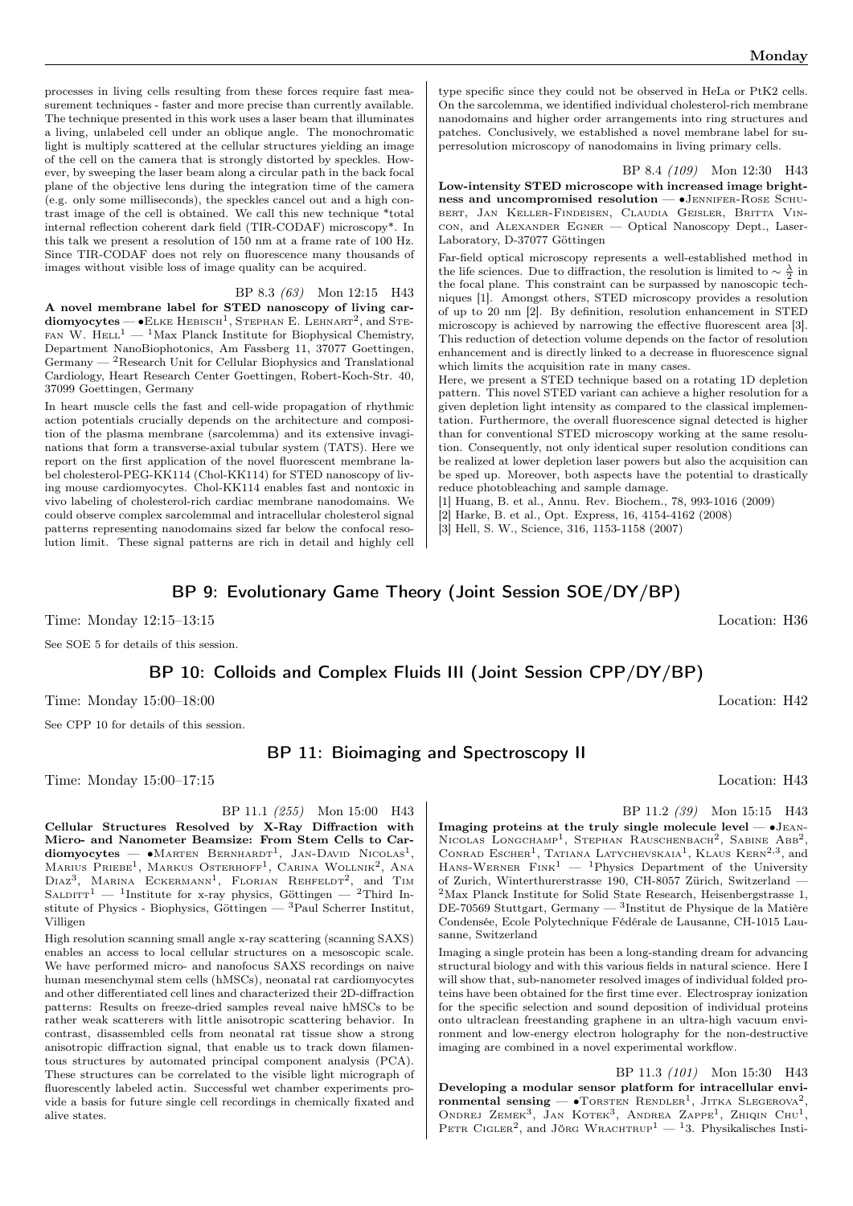processes in living cells resulting from these forces require fast measurement techniques - faster and more precise than currently available. The technique presented in this work uses a laser beam that illuminates a living, unlabeled cell under an oblique angle. The monochromatic light is multiply scattered at the cellular structures yielding an image of the cell on the camera that is strongly distorted by speckles. However, by sweeping the laser beam along a circular path in the back focal plane of the objective lens during the integration time of the camera (e.g. only some milliseconds), the speckles cancel out and a high contrast image of the cell is obtained. We call this new technique *total internal reflection coherent dark field (TIR-CODAF) microscopy*. In this talk we present a resolution of 150 nm at a frame rate of 100 Hz. Since TIR-CODAF does not rely on fluorescence many thousands of images without visible loss of image quality can be acquired.

BP 8.3 *(63)* Mon 12:15 H43

**A novel membrane label for STED nanoscopy of living cardiomyocytes** — •Elke Hebisch[1], Stephan E. Lehnart[2], and Stefan W. Hell[1] — [1]Max Planck Institute for Biophysical Chemistry, Department NanoBiophotonics, Am Fassberg 11, 37077 Goettingen, Germany — [2]Research Unit for Cellular Biophysics and Translational Cardiology, Heart Research Center Goettingen, Robert-Koch-Str. 40, 37099 Goettingen, Germany

In heart muscle cells the fast and cell-wide propagation of rhythmic action potentials crucially depends on the architecture and composition of the plasma membrane (sarcolemma) and its extensive invaginations that form a transverse-axial tubular system (TATS). Here we report on the first application of the novel fluorescent membrane label cholesterol-PEG-KK114 (Chol-KK114) for STED nanoscopy of living mouse cardiomyocytes. Chol-KK114 enables fast and nontoxic in vivo labeling of cholesterol-rich cardiac membrane nanodomains. We could observe complex sarcolemmal and intracellular cholesterol signal patterns representing nanodomains sized far below the confocal resolution limit. These signal patterns are rich in detail and highly cell type specific since they could not be observed in HeLa or PtK2 cells. On the sarcolemma, we identified individual cholesterol-rich membrane nanodomains and higher order arrangements into ring structures and patches. Conclusively, we established a novel membrane label for superresolution microscopy of nanodomains in living primary cells.

BP 8.4 *(109)* Mon 12:30 H43

**Low-intensity STED microscope with increased image brightness and uncompromised resolution** — •Jennifer-Rose Schubert, Jan Keller-Findeisen, Claudia Geisler, Britta Vinçon, and Alexander Egner — Optical Nanoscopy Dept., Laser-Laboratory, D-37077 Göttingen

Far-field optical microscopy represents a well-established method in the life sciences. Due to diffraction, the resolution is limited to $\sim \frac{\lambda}{2}$ in the focal plane. This constraint can be surpassed by nanoscopic techniques [1]. Amongst others, STED microscopy provides a resolution of up to 20 nm [2]. By definition, resolution enhancement in STED microscopy is achieved by narrowing the effective fluorescent area [3]. This reduction of detection volume depends on the factor of resolution enhancement and is directly linked to a decrease in fluorescence signal which limits the acquisition rate in many cases.

Here, we present a STED technique based on a rotating 1D depletion pattern. This novel STED variant can achieve a higher resolution for a given depletion light intensity as compared to the classical implementation. Furthermore, the overall fluorescence signal detected is higher than for conventional STED microscopy working at the same resolution. Consequently, not only identical super resolution conditions can be realized at lower depletion laser powers but also the acquisition can be sped up. Moreover, both aspects have the potential to drastically reduce photobleaching and sample damage.

[1] Huang, B. et al., Annu. Rev. Biochem., 78, 993-1016 (2009)
[2] Harke, B. et al., Opt. Express, 16, 4154-4162 (2008)
[3] Hell, S. W., Science, 316, 1153-1158 (2007)

## BP 9: Evolutionary Game Theory (Joint Session SOE/DY/BP)

Time: Monday 12:15–13:15 Location: H36

See SOE 5 for details of this session.

## BP 10: Colloids and Complex Fluids III (Joint Session CPP/DY/BP)

Time: Monday 15:00–18:00 Location: H42

See CPP 10 for details of this session.

## BP 11: Bioimaging and Spectroscopy II

Time: Monday 15:00–17:15 Location: H43

BP 11.1 *(255)* Mon 15:00 H43

**Cellular Structures Resolved by X-Ray Diffraction with Micro- and Nanometer Beamsize: From Stem Cells to Cardiomyocytes** — •Marten Bernhardt[1], Jan-David Nicolas[1], Marius Priebe[1], Markus Osterhoff[1], Carina Wollnik[2], Ana Diaz[3], Marina Eckermann[1], Florian Rehfeldt[2], and Tim Salditt[1] — [1]Institute for x-ray physics, Göttingen — [2]Third Institute of Physics - Biophysics, Göttingen — [3]Paul Scherrer Institut, Villigen

High resolution scanning small angle x-ray scattering (scanning SAXS) enables an access to local cellular structures on a mesoscopic scale. We have performed micro- and nanofocus SAXS recordings on naive human mesenchymal stem cells (hMSCs), neonatal rat cardiomyocytes and other differentiated cell lines and characterized their 2D-diffraction patterns: Results on freeze-dried samples reveal naive hMSCs to be rather weak scatterers with little anisotropic scattering behavior. In contrast, disassembled cells from neonatal rat tissue show a strong anisotropic diffraction signal, that enable us to track down filamentous structures by automated principal component analysis (PCA). These structures can be correlated to the visible light micrograph of fluorescently labeled actin. Successful wet chamber experiments provide a basis for future single cell recordings in chemically fixated and alive states.

BP 11.2 *(39)* Mon 15:15 H43

**Imaging proteins at the truly single molecule level** — •Jean-Nicolas Longchamp[1], Stephan Rauschenbach[2], Sabine Abb[2], Conrad Escher[1], Tatiana Latychevskaia[1], Klaus Kern[2,3], and Hans-Werner Fink[1] — [1]Physics Department of the University of Zurich, Winterthurerstrasse 190, CH-8057 Zürich, Switzerland — [2]Max Planck Institute for Solid State Research, Heisenbergstrasse 1, DE-70569 Stuttgart, Germany — [3]Institut de Physique de la Matière Condensée, Ecole Polytechnique Fédérale de Lausanne, CH-1015 Lausanne, Switzerland

Imaging a single protein has been a long-standing dream for advancing structural biology and with this various fields in natural science. Here I will show that, sub-nanometer resolved images of individual folded proteins have been obtained for the first time ever. Electrospray ionization for the specific selection and sound deposition of individual proteins onto ultraclean freestanding graphene in an ultra-high vacuum environment and low-energy electron holography for the non-destructive imaging are combined in a novel experimental workflow.

BP 11.3 *(101)* Mon 15:30 H43

**Developing a modular sensor platform for intracellular environmental sensing** — •Torsten Rendler[1], Jitka Slegerova[2], Ondrej Zemek[3], Jan Kotek[3], Andrea Zappe[1], Zhiqin Chu[1], Petr Cigler[2], and Jörg Wrachtrup[1] — [1]3. Physikalisches Insti-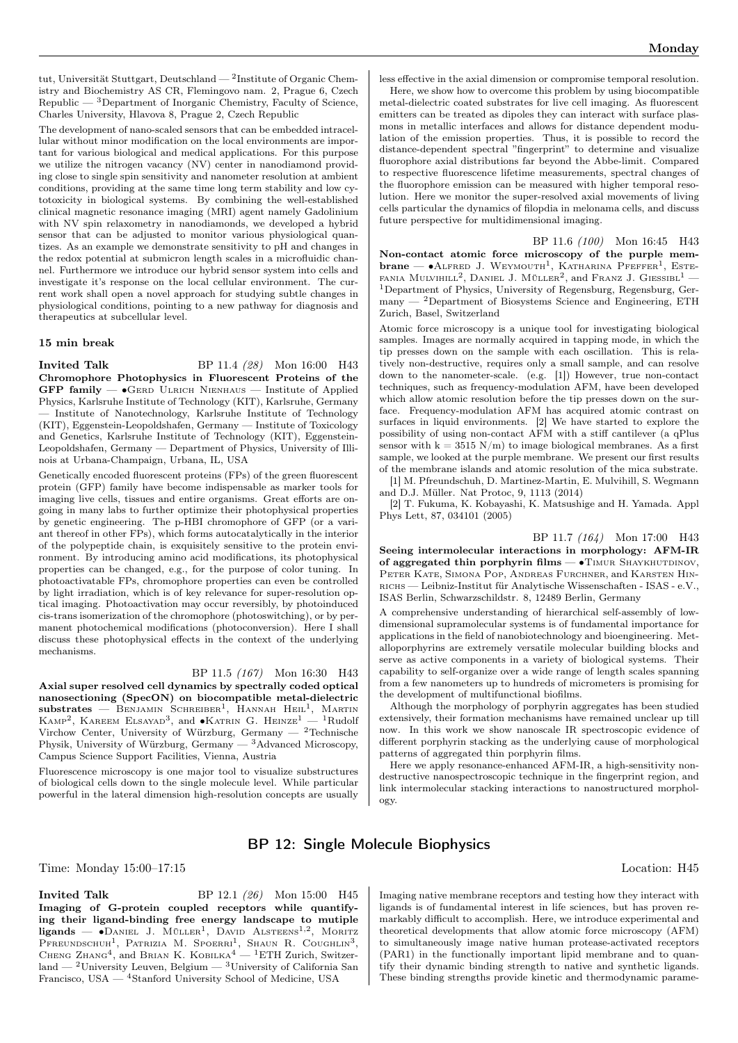tut, Universität Stuttgart, Deutschland — [2]Institute of Organic Chemistry and Biochemistry AS CR, Flemingovo nam. 2, Prague 6, Czech Republic — [3]Department of Inorganic Chemistry, Faculty of Science, Charles University, Hlavova 8, Prague 2, Czech Republic

The development of nano-scaled sensors that can be embedded intracellular without minor modification on the local environments are important for various biological and medical applications. For this purpose we utilize the nitrogen vacancy (NV) center in nanodiamond providing close to single spin sensitivity and nanometer resolution at ambient conditions, providing at the same time long term stability and low cytotoxicity in biological systems. By combining the well-established clinical magnetic resonance imaging (MRI) agent namely Gadolinium with NV spin relaxometry in nanodiamonds, we developed a hybrid sensor that can be adjusted to monitor various physiological quantities. As an example we demonstrate sensitivity to pH and changes in the redox potential at submicron length scales in a microfluidic channel. Furthermore we introduce our hybrid sensor system into cells and investigate it's response on the local cellular environment. The current work shall open a novel approach for studying subtle changes in physiological conditions, pointing to a new pathway for diagnosis and therapeutics at subcellular level.

**15 min break**

**Invited Talk** BP 11.4 *(28)* Mon 16:00 H43

**Chromophore Photophysics in Fluorescent Proteins of the GFP family** — •Gerd Ulrich Nienhaus — Institute of Applied Physics, Karlsruhe Institute of Technology (KIT), Karlsruhe, Germany — Institute of Nanotechnology, Karlsruhe Institute of Technology (KIT), Eggenstein-Leopoldshafen, Germany — Institute of Toxicology and Genetics, Karlsruhe Institute of Technology (KIT), Eggenstein-Leopoldshafen, Germany — Department of Physics, University of Illinois at Urbana-Champaign, Urbana, IL, USA

Genetically encoded fluorescent proteins (FPs) of the green fluorescent protein (GFP) family have become indispensable as marker tools for imaging live cells, tissues and entire organisms. Great efforts are ongoing in many labs to further optimize their photophysical properties by genetic engineering. The p-HBI chromophore of GFP (or a variant thereof in other FPs), which forms autocatalytically in the interior of the polypeptide chain, is exquisitely sensitive to the protein environment. By introducing amino acid modifications, its photophysical properties can be changed, e.g., for the purpose of color tuning. In photoactivatable FPs, chromophore properties can even be controlled by light irradiation, which is of key relevance for super-resolution optical imaging. Photoactivation may occur reversibly, by photoinduced cis-trans isomerization of the chromophore (photoswitching), or by permanent photochemical modifications (photoconversion). Here I shall discuss these photophysical effects in the context of the underlying mechanisms.

BP 11.5 *(167)* Mon 16:30 H43

**Axial super resolved cell dynamics by spectrally coded optical nanosectioning (SpecON) on biocompatible metal-dielectric substrates** — Benjamin Schreiber[1], Hannah Heil[1], Martin Kamp[2], Kareem Elsayad[3], and •Katrin G. Heinze[1] — [1]Rudolf Virchow Center, University of Würzburg, Germany — [2]Technische Physik, University of Würzburg, Germany — [3]Advanced Microscopy, Campus Science Support Facilities, Vienna, Austria

Fluorescence microscopy is one major tool to visualize substructures of biological cells down to the single molecule level. While particular powerful in the lateral dimension high-resolution concepts are usually less effective in the axial dimension or compromise temporal resolution.

Here, we show how to overcome this problem by using biocompatible metal-dielectric coated substrates for live cell imaging. As fluorescent emitters can be treated as dipoles they can interact with surface plasmons in metallic interfaces and allows for distance dependent modulation of the emission properties. Thus, it is possible to record the distance-dependent spectral "fingerprint" to determine and visualize fluorophore axial distributions far beyond the Abbe-limit. Compared to respective fluorescence lifetime measurements, spectral changes of the fluorophore emission can be measured with higher temporal resolution. Here we monitor the super-resolved axial movements of living cells particular the dynamics of filopdia in melonama cells, and discuss future perspective for multidimensional imaging.

BP 11.6 *(100)* Mon 16:45 H43

**Non-contact atomic force microscopy of the purple membrane** — •Alfred J. Weymouth[1], Katharina Pfeffer[1], Estefania Mulvihill[2], Daniel J. Müller[2], and Franz J. Giessibl[1] — [1]Department of Physics, University of Regensburg, Regensburg, Germany — [2]Department of Biosystems Science and Engineering, ETH Zurich, Basel, Switzerland

Atomic force microscopy is a unique tool for investigating biological samples. Images are normally acquired in tapping mode, in which the tip presses down on the sample with each oscillation. This is relatively non-destructive, requires only a small sample, and can resolve down to the nanometer-scale. (e.g. [1]) However, true non-contact techniques, such as frequency-modulation AFM, have been developed which allow atomic resolution before the tip presses down on the surface. Frequency-modulation AFM has acquired atomic contrast on surfaces in liquid environments. [2] We have started to explore the possibility of using non-contact AFM with a stiff cantilever (a qPlus sensor with k = 3515 N/m) to image biological membranes. As a first sample, we looked at the purple membrane. We present our first results of the membrane islands and atomic resolution of the mica substrate.

[1] M. Pfreundschuh, D. Martinez-Martin, E. Mulvihill, S. Wegmann and D.J. Müller. Nat Protoc, 9, 1113 (2014)

[2] T. Fukuma, K. Kobayashi, K. Matsushige and H. Yamada. Appl Phys Lett, 87, 034101 (2005)

BP 11.7 *(164)* Mon 17:00 H43

**Seeing intermolecular interactions in morphology: AFM-IR of aggregated thin porphyrin films** — •Timur Shaykhutdinov, Peter Kate, Simona Pop, Andreas Furchner, and Karsten Hinrichs — Leibniz-Institut für Analytische Wissenschaften - ISAS - e.V., ISAS Berlin, Schwarzschildstr. 8, 12489 Berlin, Germany

A comprehensive understanding of hierarchical self-assembly of low-dimensional supramolecular systems is of fundamental importance for applications in the field of nanobiotechnology and bioengineering. Metalloporphyrins are extremely versatile molecular building blocks and serve as active components in a variety of biological systems. Their capability to self-organize over a wide range of length scales spanning from a few nanometers up to hundreds of micrometers is promising for the development of multifunctional biofilms.

Although the morphology of porphyrin aggregates has been studied extensively, their formation mechanisms have remained unclear up till now. In this work we show nanoscale IR spectroscopic evidence of different porphyrin stacking as the underlying cause of morphological patterns of aggregated thin porphyrin films.

Here we apply resonance-enhanced AFM-IR, a high-sensitivity non-destructive nanospectroscopic technique in the fingerprint region, and link intermolecular stacking interactions to nanostructured morphology.

## BP 12: Single Molecule Biophysics

Time: Monday 15:00–17:15 Location: H45

**Invited Talk** BP 12.1 *(26)* Mon 15:00 H45

**Imaging of G-protein coupled receptors while quantifying their ligand-binding free energy landscape to mutiple ligands** — •Daniel J. Müller[1], David Alsteens[1,2], Moritz Pfreundschuh[1], Patrizia M. Spoerri[1], Shaun R. Coughlin[3], Cheng Zhang[4], and Brian K. Kobilka[4] — [1]ETH Zurich, Switzerland — [2]University Leuven, Belgium — [3]University of California San Francisco, USA — [4]Stanford University School of Medicine, USA

Imaging native membrane receptors and testing how they interact with ligands is of fundamental interest in life sciences, but has proven remarkably difficult to accomplish. Here, we introduce experimental and theoretical developments that allow atomic force microscopy (AFM) to simultaneously image native human protease-activated receptors (PAR1) in the functionally important lipid membrane and to quantify their dynamic binding strength to native and synthetic ligands. These binding strengths provide kinetic and thermodynamic parame-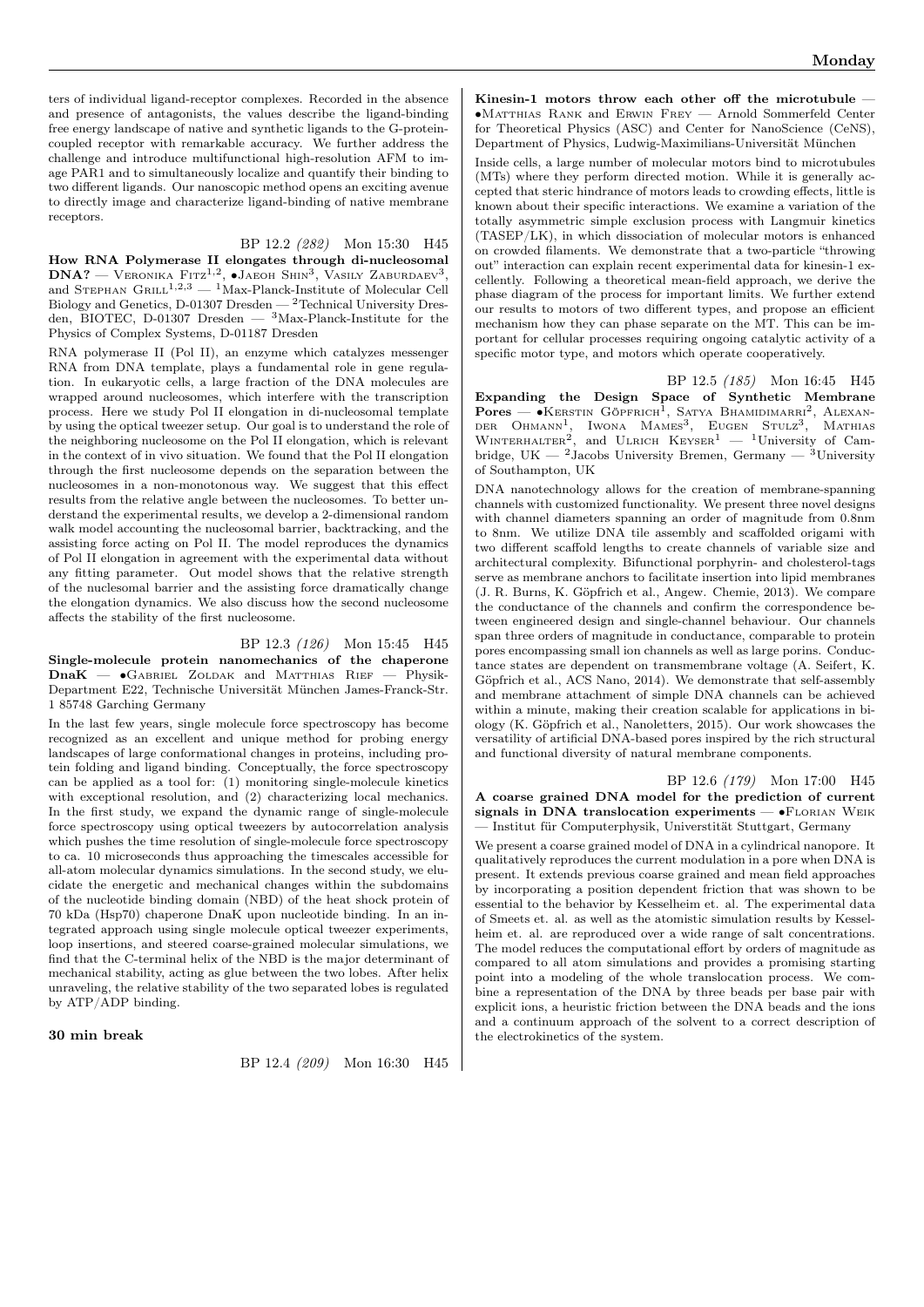ters of individual ligand-receptor complexes. Recorded in the absence and presence of antagonists, the values describe the ligand-binding free energy landscape of native and synthetic ligands to the G-protein-coupled receptor with remarkable accuracy. We further address the challenge and introduce multifunctional high-resolution AFM to image PAR1 and to simultaneously localize and quantify their binding to two different ligands. Our nanoscopic method opens an exciting avenue to directly image and characterize ligand-binding of native membrane receptors.

BP 12.2 *(282)* Mon 15:30 H45

**How RNA Polymerase II elongates through di-nucleosomal DNA?** — Veronika Fitz[1,2], •Jaeoh Shin[3], Vasily Zaburdaev[3], and Stephan Grill[1,2,3] — [1]Max-Planck-Institute of Molecular Cell Biology and Genetics, D-01307 Dresden — [2]Technical University Dresden, BIOTEC, D-01307 Dresden — [3]Max-Planck-Institute for the Physics of Complex Systems, D-01187 Dresden

RNA polymerase II (Pol II), an enzyme which catalyzes messenger RNA from DNA template, plays a fundamental role in gene regulation. In eukaryotic cells, a large fraction of the DNA molecules are wrapped around nucleosomes, which interfere with the transcription process. Here we study Pol II elongation in di-nucleosomal template by using the optical tweezer setup. Our goal is to understand the role of the neighboring nucleosome on the Pol II elongation, which is relevant in the context of in vivo situation. We found that the Pol II elongation through the first nucleosome depends on the separation between the nucleosomes in a non-monotonous way. We suggest that this effect results from the relative angle between the nucleosomes. To better understand the experimental results, we develop a 2-dimensional random walk model accounting the nucleosomal barrier, backtracking, and the assisting force acting on Pol II. The model reproduces the dynamics of Pol II elongation in agreement with the experimental data without any fitting parameter. Out model shows that the relative strength of the nuclesomal barrier and the assisting force dramatically change the elongation dynamics. We also discuss how the second nucleosome affects the stability of the first nucleosome.

BP 12.3 *(126)* Mon 15:45 H45

**Single-molecule protein nanomechanics of the chaperone DnaK** — •Gabriel Zoldak and Matthias Rief — Physik-Department E22, Technische Universität München James-Franck-Str. 1 85748 Garching Germany

In the last few years, single molecule force spectroscopy has become recognized as an excellent and unique method for probing energy landscapes of large conformational changes in proteins, including protein folding and ligand binding. Conceptually, the force spectroscopy can be applied as a tool for: (1) monitoring single-molecule kinetics with exceptional resolution, and (2) characterizing local mechanics. In the first study, we expand the dynamic range of single-molecule force spectroscopy using optical tweezers by autocorrelation analysis which pushes the time resolution of single-molecule force spectroscopy to ca. 10 microseconds thus approaching the timescales accessible for all-atom molecular dynamics simulations. In the second study, we elucidate the energetic and mechanical changes within the subdomains of the nucleotide binding domain (NBD) of the heat shock protein of 70 kDa (Hsp70) chaperone DnaK upon nucleotide binding. In an integrated approach using single molecule optical tweezer experiments, loop insertions, and steered coarse-grained molecular simulations, we find that the C-terminal helix of the NBD is the major determinant of mechanical stability, acting as glue between the two lobes. After helix unraveling, the relative stability of the two separated lobes is regulated by ATP/ADP binding.

**30 min break**

BP 12.4 *(209)* Mon 16:30 H45

**Kinesin-1 motors throw each other off the microtubule** — •Matthias Rank and Erwin Frey — Arnold Sommerfeld Center for Theoretical Physics (ASC) and Center for NanoScience (CeNS), Department of Physics, Ludwig-Maximilians-Universität München

Inside cells, a large number of molecular motors bind to microtubules (MTs) where they perform directed motion. While it is generally accepted that steric hindrance of motors leads to crowding effects, little is known about their specific interactions. We examine a variation of the totally asymmetric simple exclusion process with Langmuir kinetics (TASEP/LK), in which dissociation of molecular motors is enhanced on crowded filaments. We demonstrate that a two-particle "throwing out" interaction can explain recent experimental data for kinesin-1 excellently. Following a theoretical mean-field approach, we derive the phase diagram of the process for important limits. We further extend our results to motors of two different types, and propose an efficient mechanism how they can phase separate on the MT. This can be important for cellular processes requiring ongoing catalytic activity of a specific motor type, and motors which operate cooperatively.

BP 12.5 *(185)* Mon 16:45 H45

**Expanding the Design Space of Synthetic Membrane Pores** — •Kerstin Göpfrich[1], Satya Bhamidimarri[2], Alexander Ohmann[1], Iwona Mames[3], Eugen Stulz[3], Mathias Winterhalter[2], and Ulrich Keyser[1] — [1]University of Cambridge, UK — [2]Jacobs University Bremen, Germany — [3]University of Southampton, UK

DNA nanotechnology allows for the creation of membrane-spanning channels with customized functionality. We present three novel designs with channel diameters spanning an order of magnitude from 0.8nm to 8nm. We utilize DNA tile assembly and scaffolded origami with two different scaffold lengths to create channels of variable size and architectural complexity. Bifunctional porphyrin- and cholesterol-tags serve as membrane anchors to facilitate insertion into lipid membranes (J. R. Burns, K. Göpfrich et al., Angew. Chemie, 2013). We compare the conductance of the channels and confirm the correspondence between engineered design and single-channel behaviour. Our channels span three orders of magnitude in conductance, comparable to protein pores encompassing small ion channels as well as large porins. Conductance states are dependent on transmembrane voltage (A. Seifert, K. Göpfrich et al., ACS Nano, 2014). We demonstrate that self-assembly and membrane attachment of simple DNA channels can be achieved within a minute, making their creation scalable for applications in biology (K. Göpfrich et al., Nanoletters, 2015). Our work showcases the versatility of artificial DNA-based pores inspired by the rich structural and functional diversity of natural membrane components.

BP 12.6 *(179)* Mon 17:00 H45

**A coarse grained DNA model for the prediction of current signals in DNA translocation experiments** — •Florian Weik — Institut für Computerphysik, Universtität Stuttgart, Germany

We present a coarse grained model of DNA in a cylindrical nanopore. It qualitatively reproduces the current modulation in a pore when DNA is present. It extends previous coarse grained and mean field approaches by incorporating a position dependent friction that was shown to be essential to the behavior by Kesselheim et. al. The experimental data of Smeets et. al. as well as the atomistic simulation results by Kesselheim et. al. are reproduced over a wide range of salt concentrations. The model reduces the computational effort by orders of magnitude as compared to all atom simulations and provides a promising starting point into a modeling of the whole translocation process. We combine a representation of the DNA by three beads per base pair with explicit ions, a heuristic friction between the DNA beads and the ions and a continuum approach of the solvent to a correct description of the electrokinetics of the system.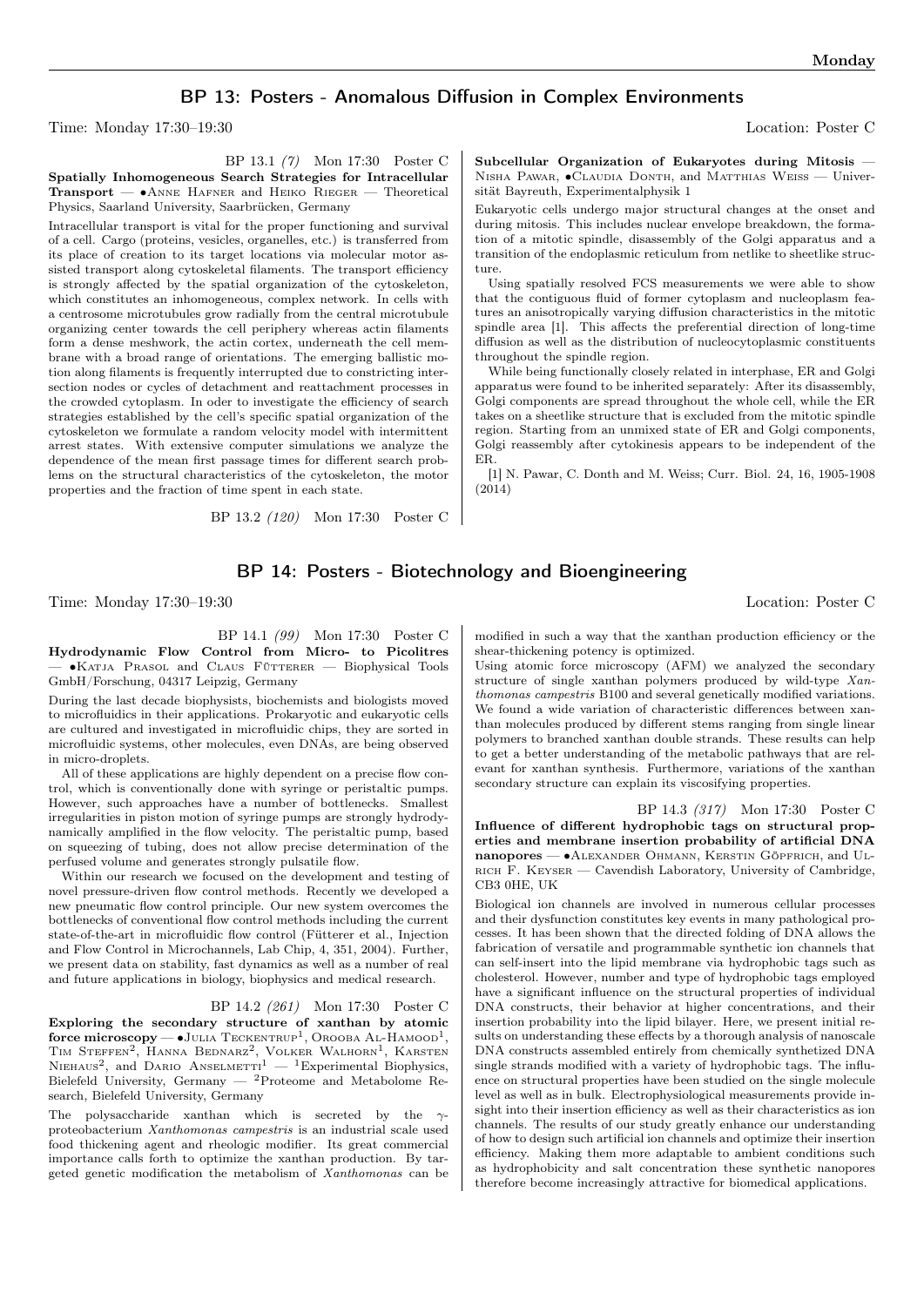## BP 13: Posters - Anomalous Diffusion in Complex Environments

Time: Monday 17:30–19:30 Location: Poster C

BP 13.1 *(7)* Mon 17:30 Poster C

**Spatially Inhomogeneous Search Strategies for Intracellular Transport** — •Anne Hafner and Heiko Rieger — Theoretical Physics, Saarland University, Saarbrücken, Germany

Intracellular transport is vital for the proper functioning and survival of a cell. Cargo (proteins, vesicles, organelles, etc.) is transferred from its place of creation to its target locations via molecular motor assisted transport along cytoskeletal filaments. The transport efficiency is strongly affected by the spatial organization of the cytoskeleton, which constitutes an inhomogeneous, complex network. In cells with a centrosome microtubules grow radially from the central microtubule organizing center towards the cell periphery whereas actin filaments form a dense meshwork, the actin cortex, underneath the cell membrane with a broad range of orientations. The emerging ballistic motion along filaments is frequently interrupted due to constricting intersection nodes or cycles of detachment and reattachment processes in the crowded cytoplasm. In oder to investigate the efficiency of search strategies established by the cell's specific spatial organization of the cytoskeleton we formulate a random velocity model with intermittent arrest states. With extensive computer simulations we analyze the dependence of the mean first passage times for different search problems on the structural characteristics of the cytoskeleton, the motor properties and the fraction of time spent in each state.

BP 13.2 *(120)* Mon 17:30 Poster C

**Subcellular Organization of Eukaryotes during Mitosis** — Nisha Pawar, •Claudia Donth, and Matthias Weiss — Universität Bayreuth, Experimentalphysik 1

Eukaryotic cells undergo major structural changes at the onset and during mitosis. This includes nuclear envelope breakdown, the formation of a mitotic spindle, disassembly of the Golgi apparatus and a transition of the endoplasmic reticulum from netlike to sheetlike structure.

Using spatially resolved FCS measurements we were able to show that the contiguous fluid of former cytoplasm and nucleoplasm features an anisotropically varying diffusion characteristics in the mitotic spindle area [1]. This affects the preferential direction of long-time diffusion as well as the distribution of nucleocytoplasmic constituents throughout the spindle region.

While being functionally closely related in interphase, ER and Golgi apparatus were found to be inherited separately: After its disassembly, Golgi components are spread throughout the whole cell, while the ER takes on a sheetlike structure that is excluded from the mitotic spindle region. Starting from an unmixed state of ER and Golgi components, Golgi reassembly after cytokinesis appears to be independent of the ER.

[1] N. Pawar, C. Donth and M. Weiss; Curr. Biol. 24, 16, 1905-1908 (2014)

## BP 14: Posters - Biotechnology and Bioengineering

Time: Monday 17:30–19:30 Location: Poster C

BP 14.1 *(99)* Mon 17:30 Poster C

**Hydrodynamic Flow Control from Micro- to Picolitres** — •Katja Prasol and Claus Fütterer — Biophysical Tools GmbH/Forschung, 04317 Leipzig, Germany

During the last decade biophysicists, biochemists and biologists moved to microfluidics in their applications. Prokaryotic and eukaryotic cells are cultured and investigated in microfluidic chips, they are sorted in microfluidic systems, other molecules, even DNAs, are being observed in micro-droplets.

All of these applications are highly dependent on a precise flow control, which is conventionally done with syringe or peristaltic pumps. However, such approaches have a number of bottlenecks. Smallest irregularities in piston motion of syringe pumps are strongly hydrodynamically amplified in the flow velocity. The peristaltic pump, based on squeezing of tubing, does not allow precise determination of the perfused volume and generates strongly pulsatile flow.

Within our research we focused on the development and testing of novel pressure-driven flow control methods. Recently we developed a new pneumatic flow control principle. Our new system overcomes the bottlenecks of conventional flow control methods including the current state-of-the-art in microfluidic flow control (Fütterer et al., Injection and Flow Control in Microchannels, Lab Chip, 4, 351, 2004). Further, we present data on stability, fast dynamics as well as a number of real and future applications in biology, biophysics and medical research.

BP 14.2 *(261)* Mon 17:30 Poster C

**Exploring the secondary structure of xanthan by atomic force microscopy** — •Julia Teckentrup[1], Orooba Al-Hamood[1], Tim Steffen[2], Hanna Bednarz[2], Volker Walhorn[1], Karsten Niehaus[2], and Dario Anselmetti[1] — [1]Experimental Biophysics, Bielefeld University, Germany — [2]Proteome and Metabolome Research, Bielefeld University, Germany

The polysaccharide xanthan which is secreted by the $\gamma$-proteobacterium *Xanthomonas campestris* is an industrial scale used food thickening agent and rheologic modifier. Its great commercial importance calls forth to optimize the xanthan production. By targeted genetic modification the metabolism of *Xanthomonas* can be modified in such a way that the xanthan production efficiency or the shear-thickening potency is optimized.

Using atomic force microscopy (AFM) we analyzed the secondary structure of single xanthan polymers produced by wild-type *Xanthomonas campestris* B100 and several genetically modified variations. We found a wide variation of characteristic differences between xanthan molecules produced by different stems ranging from single linear polymers to branched xanthan double strands. These results can help to get a better understanding of the metabolic pathways that are relevant for xanthan synthesis. Furthermore, variations of the xanthan secondary structure can explain its viscosifying properties.

BP 14.3 *(317)* Mon 17:30 Poster C

**Influence of different hydrophobic tags on structural properties and membrane insertion probability of artificial DNA nanopores** — •Alexander Ohmann, Kerstin Göpfrich, and Ulrich F. Keyser — Cavendish Laboratory, University of Cambridge, CB3 0HE, UK

Biological ion channels are involved in numerous cellular processes and their dysfunction constitutes key events in many pathological processes. It has been shown that the directed folding of DNA allows the fabrication of versatile and programmable synthetic ion channels that can self-insert into the lipid membrane via hydrophobic tags such as cholesterol. However, number and type of hydrophobic tags employed have a significant influence on the structural properties of individual DNA constructs, their behavior at higher concentrations, and their insertion probability into the lipid bilayer. Here, we present initial results on understanding these effects by a thorough analysis of nanoscale DNA constructs assembled entirely from chemically synthetized DNA single strands modified with a variety of hydrophobic tags. The influence on structural properties have been studied on the single molecule level as well as in bulk. Electrophysiological measurements provide insight into their insertion efficiency as well as their characteristics as ion channels. The results of our study greatly enhance our understanding of how to design such artificial ion channels and optimize their insertion efficiency. Making them more adaptable to ambient conditions such as hydrophobicity and salt concentration these synthetic nanopores therefore become increasingly attractive for biomedical applications.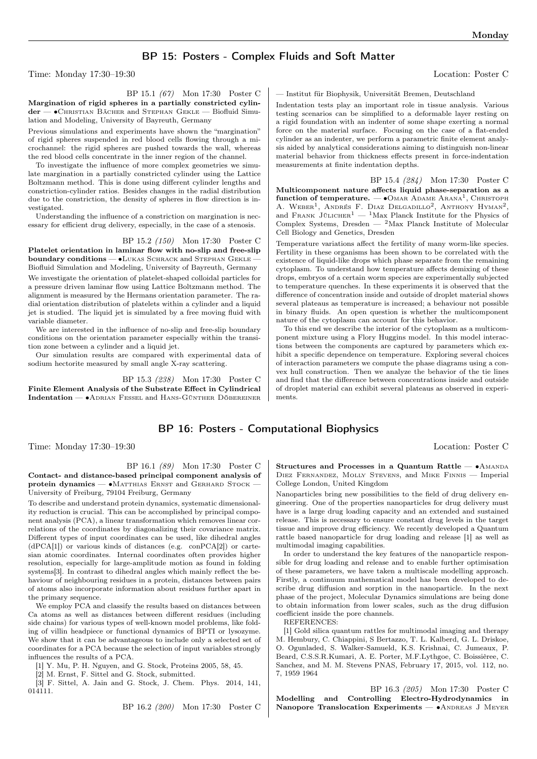## BP 15: Posters - Complex Fluids and Soft Matter

Time: Monday 17:30–19:30 Location: Poster C

BP 15.1 *(67)* Mon 17:30 Poster C

**Margination of rigid spheres in a partially constricted cylinder** — •Christian Bächer and Stephan Gekle — Biofluid Simulation and Modeling, University of Bayreuth, Germany

Previous simulations and experiments have shown the "margination" of rigid spheres suspended in red blood cells flowing through a microchannel: the rigid spheres are pushed towards the wall, whereas the red blood cells concentrate in the inner region of the channel.

To investigate the influence of more complex geometries we simulate margination in a partially constricted cylinder using the Lattice Boltzmann method. This is done using different cylinder lengths and constriction-cylinder ratios. Besides changes in the radial distribution due to the constriction, the density of spheres in flow direction is investigated.

Understanding the influence of a constriction on margination is necessary for efficient drug delivery, especially, in the case of a stenosis.

BP 15.2 *(150)* Mon 17:30 Poster C

**Platelet orientation in laminar flow with no-slip and free-slip boundary conditions** — •Lukas Schrack and Stephan Gekle — Biofluid Simulation and Modeling, University of Bayreuth, Germany

We investigate the orientation of platelet-shaped colloidal particles for a pressure driven laminar flow using Lattice Boltzmann method. The alignment is measured by the Hermans orientation parameter. The radial orientation distribution of platelets within a cylinder and a liquid jet is studied. The liquid jet is simulated by a free moving fluid with variable diameter.

We are interested in the influence of no-slip and free-slip boundary conditions on the orientation parameter especially within the transition zone between a cylinder and a liquid jet.

Our simulation results are compared with experimental data of sodium hectorite measured by small angle X-ray scattering.

BP 15.3 *(238)* Mon 17:30 Poster C

**Finite Element Analysis of the Substrate Effect in Cylindrical Indentation** — •Adrian Fessel and Hans-Günther Döbereiner — Institut für Biophysik, Universität Bremen, Deutschland

Indentation tests play an important role in tissue analysis. Various testing scenarios can be simplified to a deformable layer resting on a rigid foundation with an indenter of some shape exerting a normal force on the material surface. Focusing on the case of a flat-ended cylinder as an indenter, we perform a parametric finite element analysis aided by analytical considerations aiming to distinguish non-linear material behavior from thickness effects present in force-indentation measurements at finite indentation depths.

BP 15.4 *(284)* Mon 17:30 Poster C

**Multicomponent nature affects liquid phase-separation as a function of temperature.** — •Omar Adame Arana[1], Christoph A. Weber[1], Andrés F. Diaz Delgadillo[2], Anthony Hyman[2], and Frank Jülicher[1] — [1]Max Planck Institute for the Physics of Complex Systems, Dresden — [2]Max Planck Institute of Molecular Cell Biology and Genetics, Dresden

Temperature variations affect the fertility of many worm-like species. Fertility in these organisms has been shown to be correlated with the existence of liquid-like drops which phase separate from the remaining cytoplasm. To understand how temperature affects demixing of these drops, embryos of a certain worm species are experimentally subjected to temperature quenches. In these experiments it is observed that the difference of concentration inside and outside of droplet material shows several plateaus as temperature is increased; a behaviour not possible in binary fluids. An open question is whether the multicomponent nature of the cytoplasm can account for this behavior.

To this end we describe the interior of the cytoplasm as a multicomponent mixture using a Flory Huggins model. In this model interactions between the components are captured by parameters which exhibit a specific dependence on temperature. Exploring several choices of interaction parameters we compute the phase diagrams using a convex hull construction. Then we analyze the behavior of the tie lines and find that the difference between concentrations inside and outside of droplet material can exhibit several plateaus as observed in experiments.

## BP 16: Posters - Computational Biophysics

Time: Monday 17:30–19:30 Location: Poster C

BP 16.1 *(89)* Mon 17:30 Poster C

**Contact- and distance-based principal component analysis of protein dynamics** — •Matthias Ernst and Gerhard Stock — University of Freiburg, 79104 Freiburg, Germany

To describe and understand protein dynamics, systematic dimensionality reduction is crucial. This can be accomplished by principal component analysis (PCA), a linear transformation which removes linear correlations of the coordinates by diagonalizing their covariance matrix. Different types of input coordinates can be used, like dihedral angles (dPCA[1]) or various kinds of distances (e.g. conPCA[2]) or cartesian atomic coordinates. Internal coordinates often provides higher resolution, especially for large-amplitude motion as found in folding systems[3]. In contrast to dihedral angles which mainly reflect the behaviour of neighbouring residues in a protein, distances between pairs of atoms also incorporate information about residues further apart in the primary sequence.

We employ PCA and classify the results based on distances between Ca atoms as well as distances between different residues (including side chains) for various types of well-known model problems, like folding of villin headpiece or functional dynamics of BPTI or lysozyme. We show that it can be advantageous to include only a selected set of coordinates for a PCA because the selection of input variables strongly influences the results of a PCA.

[1] Y. Mu, P. H. Nguyen, and G. Stock, Proteins 2005, 58, 45.

[2] M. Ernst, F. Sittel and G. Stock, submitted.

[3] F. Sittel, A. Jain and G. Stock, J. Chem. Phys. 2014, 141, 014111.

BP 16.2 *(200)* Mon 17:30 Poster C

**Structures and Processes in a Quantum Rattle** — •Amanda Diez Fernandez, Molly Stevens, and Mike Finnis — Imperial College London, United Kingdom

Nanoparticles bring new possibilities to the field of drug delivery engineering. One of the properties nanoparticles for drug delivery must have is a large drug loading capacity and an extended and sustained release. This is necessary to ensure constant drug levels in the target tissue and improve drug efficiency. We recently developed a Quantum rattle based nanoparticle for drug loading and release [1] as well as multimodal imaging capabilities.

In order to understand the key features of the nanoparticle responsible for drug loading and release and to enable further optimisation of these parameters, we have taken a multiscale modelling approach. Firstly, a continuum mathematical model has been developed to describe drug diffusion and sorption in the nanoparticle. In the next phase of the project, Molecular Dynamics simulations are being done to obtain information from lower scales, such as the drug diffusion coefficient inside the pore channels.

REFERENCES:

[1] Gold silica quantum rattles for multimodal imaging and therapy M. Hembury, C. Chiappini, S Bertazzo, T. L. Kalberd, G. L. Driskoe, O. Ogunladed, S. Walker-Samueld, K.S. Krishnai, C. Jumeaux, P. Beard, C.S.S.R.Kumari, A. E. Porter, M.F.Lythgoe, C. Boissièree, C. Sanchez, and M. M. Stevens PNAS, February 17, 2015, vol. 112, no. 7, 1959 1964

BP 16.3 *(205)* Mon 17:30 Poster C

**Modelling and Controlling Electro-Hydrodynamics in Nanopore Translocation Experiments** — •Andreas J Meyer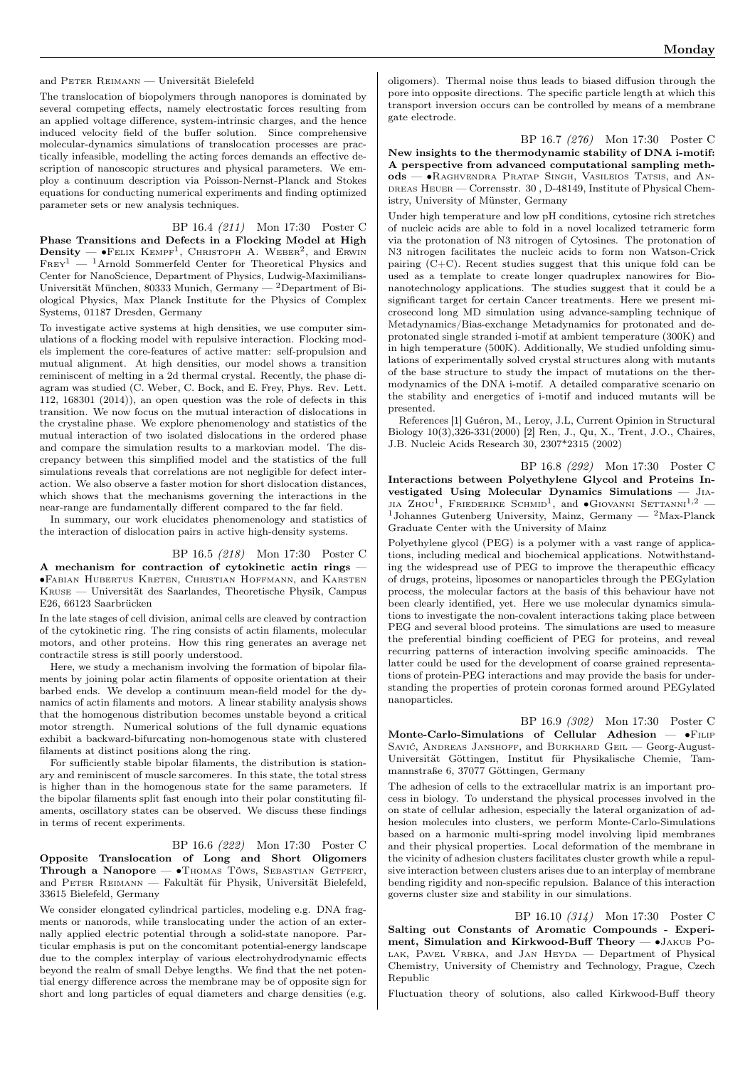and Peter Reimann — Universität Bielefeld

The translocation of biopolymers through nanopores is dominated by several competing effects, namely electrostatic forces resulting from an applied voltage difference, system-intrinsic charges, and the hence induced velocity field of the buffer solution. Since comprehensive molecular-dynamics simulations of translocation processes are practically infeasible, modelling the acting forces demands an effective description of nanoscopic structures and physical parameters. We employ a continuum description via Poisson-Nernst-Planck and Stokes equations for conducting numerical experiments and finding optimized parameter sets or new analysis techniques.

BP 16.4 *(211)* Mon 17:30 Poster C

**Phase Transitions and Defects in a Flocking Model at High Density** — •Felix Kempf[1], Christoph A. Weber[2], and Erwin Frey[1] — [1]Arnold Sommerfeld Center for Theoretical Physics and Center for NanoScience, Department of Physics, Ludwig-Maximilians-Universität München, 80333 Munich, Germany — [2]Department of Biological Physics, Max Planck Institute for the Physics of Complex Systems, 01187 Dresden, Germany

To investigate active systems at high densities, we use computer simulations of a flocking model with repulsive interaction. Flocking models implement the core-features of active matter: self-propulsion and mutual alignment. At high densities, our model shows a transition reminiscent of melting in a 2d thermal crystal. Recently, the phase diagram was studied (C. Weber, C. Bock, and E. Frey, Phys. Rev. Lett. 112, 168301 (2014)), an open question was the role of defects in this transition. We now focus on the mutual interaction of dislocations in the crystaline phase. We explore phenomenology and statistics of the mutual interaction of two isolated dislocations in the ordered phase and compare the simulation results to a markovian model. The discrepancy between this simplified model and the statistics of the full simulations reveals that correlations are not negligible for defect interaction. We also observe a faster motion for short dislocation distances, which shows that the mechanisms governing the interactions in the near-range are fundamentally different compared to the far field.

In summary, our work elucidates phenomenology and statistics of the interaction of dislocation pairs in active high-density systems.

BP 16.5 *(218)* Mon 17:30 Poster C

**A mechanism for contraction of cytokinetic actin rings** — •Fabian Hubertus Kreten, Christian Hoffmann, and Karsten Kruse — Universität des Saarlandes, Theoretische Physik, Campus E26, 66123 Saarbrücken

In the late stages of cell division, animal cells are cleaved by contraction of the cytokinetic ring. The ring consists of actin filaments, molecular motors, and other proteins. How this ring generates an average net contractile stress is still poorly understood.

Here, we study a mechanism involving the formation of bipolar filaments by joining polar actin filaments of opposite orientation at their barbed ends. We develop a continuum mean-field model for the dynamics of actin filaments and motors. A linear stability analysis shows that the homogenous distribution becomes unstable beyond a critical motor strength. Numerical solutions of the full dynamic equations exhibit a backward-bifurcating non-homogenous state with clustered filaments at distinct positions along the ring.

For sufficiently stable bipolar filaments, the distribution is stationary and reminiscent of muscle sarcomeres. In this state, the total stress is higher than in the homogenous state for the same parameters. If the bipolar filaments split fast enough into their polar constituting filaments, oscillatory states can be observed. We discuss these findings in terms of recent experiments.

BP 16.6 *(222)* Mon 17:30 Poster C

**Opposite Translocation of Long and Short Oligomers Through a Nanopore** — •Thomas Töws, Sebastian Getfert, and Peter Reimann — Fakultät für Physik, Universität Bielefeld, 33615 Bielefeld, Germany

We consider elongated cylindrical particles, modeling e.g. DNA fragments or nanorods, while translocating under the action of an externally applied electric potential through a solid-state nanopore. Particular emphasis is put on the concomitant potential-energy landscape due to the complex interplay of various electrohydrodynamic effects beyond the realm of small Debye lengths. We find that the net potential energy difference across the membrane may be of opposite sign for short and long particles of equal diameters and charge densities (e.g. oligomers). Thermal noise thus leads to biased diffusion through the pore into opposite directions. The specific particle length at which this transport inversion occurs can be controlled by means of a membrane gate electrode.

BP 16.7 *(276)* Mon 17:30 Poster C

**New insights to the thermodynamic stability of DNA i-motif: A perspective from advanced computational sampling methods** — •Raghvendra Pratap Singh, Vasileios Tatsis, and Andreas Heuer — Corrensstr. 30 , D-48149, Institute of Physical Chemistry, University of Münster, Germany

Under high temperature and low pH conditions, cytosine rich stretches of nucleic acids are able to fold in a novel localized tetrameric form via the protonation of N3 nitrogen of Cytosines. The protonation of N3 nitrogen facilitates the nucleic acids to form non Watson-Crick pairing (C+C). Recent studies suggest that this unique fold can be used as a template to create longer quadruplex nanowires for Bionanotechnology applications. The studies suggest that it could be a significant target for certain Cancer treatments. Here we present microsecond long MD simulation using advance-sampling technique of Metadynamics/Bias-exchange Metadynamics for protonated and deprotonated single stranded i-motif at ambient temperature (300K) and in high temperature (500K). Additionally, We studied unfolding simulations of experimentally solved crystal structures along with mutants of the base structure to study the impact of mutations on the thermodynamics of the DNA i-motif. A detailed comparative scenario on the stability and energetics of i-motif and induced mutants will be presented.

References [1] Guéron, M., Leroy, J.L, Current Opinion in Structural Biology 10(3),326-331(2000) [2] Ren, J., Qu, X., Trent, J.O., Chaires, J.B. Nucleic Acids Research 30, 2307*2315 (2002)

BP 16.8 *(292)* Mon 17:30 Poster C

**Interactions between Polyethylene Glycol and Proteins Investigated Using Molecular Dynamics Simulations** — Jiajia Zhou[1], Friederike Schmid[1], and •Giovanni Settanni[1,2] — [1]Johannes Gutenberg University, Mainz, Germany — [2]Max-Planck Graduate Center with the University of Mainz

Polyethylene glycol (PEG) is a polymer with a vast range of applications, including medical and biochemical applications. Notwithstanding the widespread use of PEG to improve the therapeutic efficacy of drugs, proteins, liposomes or nanoparticles through the PEGylation process, the molecular factors at the basis of this behaviour have not been clearly identified, yet. Here we use molecular dynamics simulations to investigate the non-covalent interactions taking place between PEG and several blood proteins. The simulations are used to measure the preferential binding coefficient of PEG for proteins, and reveal recurring patterns of interaction involving specific aminoacids. The latter could be used for the development of coarse grained representations of protein-PEG interactions and may provide the basis for understanding the properties of protein coronas formed around PEGylated nanoparticles.

BP 16.9 *(302)* Mon 17:30 Poster C

**Monte-Carlo-Simulations of Cellular Adhesion** — •Filip Savić, Andreas Janshoff, and Burkhard Geil — Georg-August-Universität Göttingen, Institut für Physikalische Chemie, Tammannstraße 6, 37077 Göttingen, Germany

The adhesion of cells to the extracellular matrix is an important process in biology. To understand the physical processes involved in the on state of cellular adhesion, especially the lateral organization of adhesion molecules into clusters, we perform Monte-Carlo-Simulations based on a harmonic multi-spring model involving lipid membranes and their physical properties. Local deformation of the membrane in the vicinity of adhesion clusters facilitates cluster growth while a repulsive interaction between clusters arises due to an interplay of membrane bending rigidity and non-specific repulsion. Balance of this interaction governs cluster size and stability in our simulations.

BP 16.10 *(314)* Mon 17:30 Poster C

**Salting out Constants of Aromatic Compounds - Experiment, Simulation and Kirkwood-Buff Theory** — •Jakub Polak, Pavel Vrbka, and Jan Heyda — Department of Physical Chemistry, University of Chemistry and Technology, Prague, Czech Republic

Fluctuation theory of solutions, also called Kirkwood-Buff theory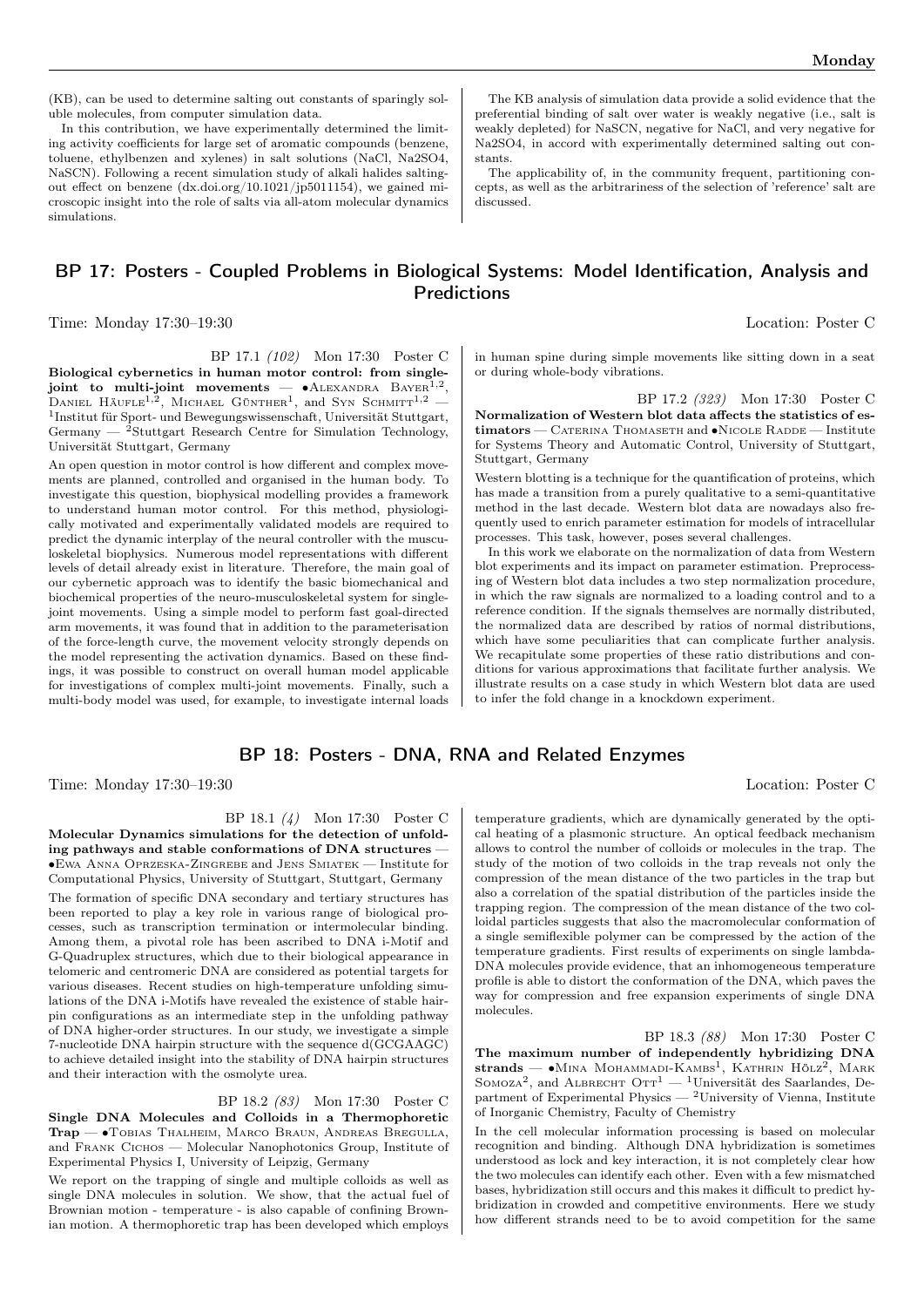(KB), can be used to determine salting out constants of sparingly soluble molecules, from computer simulation data.

In this contribution, we have experimentally determined the limiting activity coefficients for large set of aromatic compounds (benzene, toluene, ethylbenzen and xylenes) in salt solutions (NaCl, Na2SO4, NaSCN). Following a recent simulation study of alkali halides salting-out effect on benzene (dx.doi.org/10.1021/jp5011154), we gained microscopic insight into the role of salts via all-atom molecular dynamics simulations.

The KB analysis of simulation data provide a solid evidence that the preferential binding of salt over water is weakly negative (i.e., salt is weakly depleted) for NaSCN, negative for NaCl, and very negative for Na2SO4, in accord with experimentally determined salting out constants.

The applicability of, in the community frequent, partitioning concepts, as well as the arbitrariness of the selection of 'reference' salt are discussed.

## BP 17: Posters - Coupled Problems in Biological Systems: Model Identification, Analysis and Predictions

Time: Monday 17:30–19:30 Location: Poster C

BP 17.1 *(102)* Mon 17:30 Poster C

**Biological cybernetics in human motor control: from single-joint to multi-joint movements** — •Alexandra Bayer[1,2], Daniel Häufle[1,2], Michael Günther[1], and Syn Schmitt[1,2] — [1]Institut für Sport- und Bewegungswissenschaft, Universität Stuttgart, Germany — [2]Stuttgart Research Centre for Simulation Technology, Universität Stuttgart, Germany

An open question in motor control is how different and complex movements are planned, controlled and organised in the human body. To investigate this question, biophysical modelling provides a framework to understand human motor control. For this method, physiologically motivated and experimentally validated models are required to predict the dynamic interplay of the neural controller with the musculoskeletal biophysics. Numerous model representations with different levels of detail already exist in literature. Therefore, the main goal of our cybernetic approach was to identify the basic biomechanical and biochemical properties of the neuro-musculoskeletal system for single-joint movements. Using a simple model to perform fast goal-directed arm movements, it was found that in addition to the parameterisation of the force-length curve, the movement velocity strongly depends on the model representing the activation dynamics. Based on these findings, it was possible to construct on overall human model applicable for investigations of complex multi-joint movements. Finally, such a multi-body model was used, for example, to investigate internal loads in human spine during simple movements like sitting down in a seat or during whole-body vibrations.

BP 17.2 *(323)* Mon 17:30 Poster C

**Normalization of Western blot data affects the statistics of estimators** — Caterina Thomaseth and •Nicole Radde — Institute for Systems Theory and Automatic Control, University of Stuttgart, Stuttgart, Germany

Western blotting is a technique for the quantification of proteins, which has made a transition from a purely qualitative to a semi-quantitative method in the last decade. Western blot data are nowadays also frequently used to enrich parameter estimation for models of intracellular processes. This task, however, poses several challenges.

In this work we elaborate on the normalization of data from Western blot experiments and its impact on parameter estimation. Preprocessing of Western blot data includes a two step normalization procedure, in which the raw signals are normalized to a loading control and to a reference condition. If the signals themselves are normally distributed, the normalized data are described by ratios of normal distributions, which have some peculiarities that can complicate further analysis. We recapitulate some properties of these ratio distributions and conditions for various approximations that facilitate further analysis. We illustrate results on a case study in which Western blot data are used to infer the fold change in a knockdown experiment.

## BP 18: Posters - DNA, RNA and Related Enzymes

Time: Monday 17:30–19:30 Location: Poster C

BP 18.1 *(4)* Mon 17:30 Poster C

**Molecular Dynamics simulations for the detection of unfolding pathways and stable conformations of DNA structures** — •Ewa Anna Oprzeska-Zingrebe and Jens Smiatek — Institute for Computational Physics, University of Stuttgart, Stuttgart, Germany

The formation of specific DNA secondary and tertiary structures has been reported to play a key role in various range of biological processes, such as transcription termination or intermolecular binding. Among them, a pivotal role has been ascribed to DNA i-Motif and G-Quadruplex structures, which due to their biological appearance in telomeric and centromeric DNA are considered as potential targets for various diseases. Recent studies on high-temperature unfolding simulations of the DNA i-Motifs have revealed the existence of stable hairpin configurations as an intermediate step in the unfolding pathway of DNA higher-order structures. In our study, we investigate a simple 7-nucleotide DNA hairpin structure with the sequence d(GCGAAGC) to achieve detailed insight into the stability of DNA hairpin structures and their interaction with the osmolyte urea.

BP 18.2 *(83)* Mon 17:30 Poster C

**Single DNA Molecules and Colloids in a Thermophoretic Trap** — •Tobias Thalheim, Marco Braun, Andreas Bregulla, and Frank Cichos — Molecular Nanophotonics Group, Institute of Experimental Physics I, University of Leipzig, Germany

We report on the trapping of single and multiple colloids as well as single DNA molecules in solution. We show, that the actual fuel of Brownian motion - temperature - is also capable of confining Brownian motion. A thermophoretic trap has been developed which employs temperature gradients, which are dynamically generated by the optical heating of a plasmonic structure. An optical feedback mechanism allows to control the number of colloids or molecules in the trap. The study of the motion of two colloids in the trap reveals not only the compression of the mean distance of the two particles in the trap but also a correlation of the spatial distribution of the particles inside the trapping region. The compression of the mean distance of the two colloidal particles suggests that also the macromolecular conformation of a single semiflexible polymer can be compressed by the action of the temperature gradients. First results of experiments on single lambda-DNA molecules provide evidence, that an inhomogeneous temperature profile is able to distort the conformation of the DNA, which paves the way for compression and free expansion experiments of single DNA molecules.

BP 18.3 *(88)* Mon 17:30 Poster C

**The maximum number of independently hybridizing DNA strands** — •Mina Mohammadi-Kambs[1], Kathrin Hölz[2], Mark Somoza[2], and Albrecht Ott[1] — [1]Universität des Saarlandes, Department of Experimental Physics — [2]University of Vienna, Institute of Inorganic Chemistry, Faculty of Chemistry

In the cell molecular information processing is based on molecular recognition and binding. Although DNA hybridization is sometimes understood as lock and key interaction, it is not completely clear how the two molecules can identify each other. Even with a few mismatched bases, hybridization still occurs and this makes it difficult to predict hybridization in crowded and competitive environments. Here we study how different strands need to be to avoid competition for the same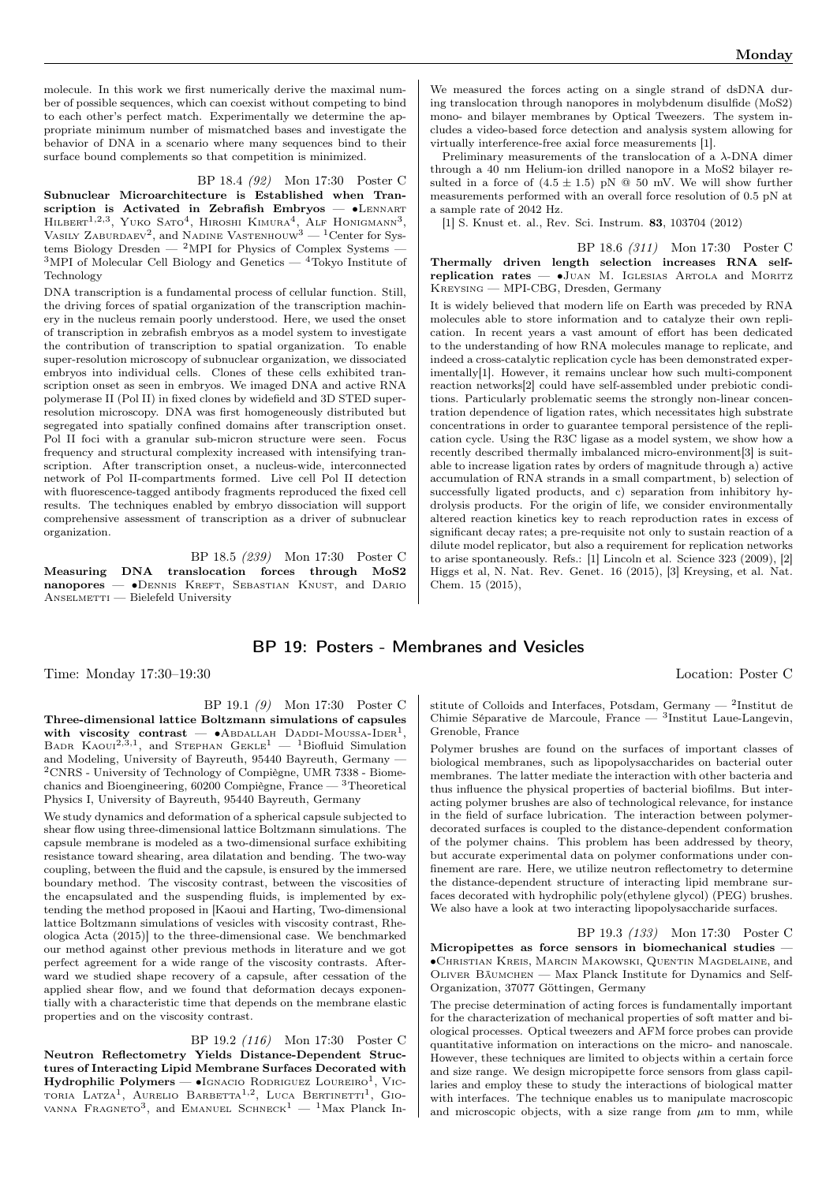molecule. In this work we first numerically derive the maximal number of possible sequences, which can coexist without competing to bind to each other's perfect match. Experimentally we determine the appropriate minimum number of mismatched bases and investigate the behavior of DNA in a scenario where many sequences bind to their surface bound complements so that competition is minimized.

BP 18.4 *(92)* Mon 17:30 Poster C

**Subnuclear Microarchitecture is Established when Transcription is Activated in Zebrafish Embryos** — •Lennart Hilbert[1,2,3], Yuko Sato[4], Hiroshi Kimura[4], Alf Honigmann[3], Vasily Zaburdaev[2], and Nadine Vastenhouw[3] — [1]Center for Systems Biology Dresden — [2]MPI for Physics of Complex Systems — [3]MPI of Molecular Cell Biology and Genetics — [4]Tokyo Institute of Technology

DNA transcription is a fundamental process of cellular function. Still, the driving forces of spatial organization of the transcription machinery in the nucleus remain poorly understood. Here, we used the onset of transcription in zebrafish embryos as a model system to investigate the contribution of transcription to spatial organization. To enable super-resolution microscopy of subnuclear organization, we dissociated embryos into individual cells. Clones of these cells exhibited transcription onset as seen in embryos. We imaged DNA and active RNA polymerase II (Pol II) in fixed clones by widefield and 3D STED super-resolution microscopy. DNA was first homogeneously distributed but segregated into spatially confined domains after transcription onset. Pol II foci with a granular sub-micron structure were seen. Focus frequency and structural complexity increased with intensifying transcription. After transcription onset, a nucleus-wide, interconnected network of Pol II-compartments formed. Live cell Pol II detection with fluorescence-tagged antibody fragments reproduced the fixed cell results. The techniques enabled by embryo dissociation will support comprehensive assessment of transcription as a driver of subnuclear organization.

BP 18.5 *(239)* Mon 17:30 Poster C

**Measuring DNA translocation forces through MoS2 nanopores** — •Dennis Kreft, Sebastian Knust, and Dario Anselmetti — Bielefeld University

We measured the forces acting on a single strand of dsDNA during translocation through nanopores in molybdenum disulfide (MoS2) mono- and bilayer membranes by Optical Tweezers. The system includes a video-based force detection and analysis system allowing for virtually interference-free axial force measurements [1].

Preliminary measurements of the translocation of a $\lambda$-DNA dimer through a 40 nm Helium-ion drilled nanopore in a MoS2 bilayer resulted in a force of $(4.5 \pm 1.5)$ pN @ 50 mV. We will show further measurements performed with an overall force resolution of 0.5 pN at a sample rate of 2042 Hz.

[1] S. Knust et. al., Rev. Sci. Instrum. **83**, 103704 (2012)

BP 18.6 *(311)* Mon 17:30 Poster C

**Thermally driven length selection increases RNA self-replication rates** — •Juan M. Iglesias Artola and Moritz Kreysing — MPI-CBG, Dresden, Germany

It is widely believed that modern life on Earth was preceded by RNA molecules able to store information and to catalyze their own replication. In recent years a vast amount of effort has been dedicated to the understanding of how RNA molecules manage to replicate, and indeed a cross-catalytic replication cycle has been demonstrated experimentally[1]. However, it remains unclear how such multi-component reaction networks[2] could have self-assembled under prebiotic conditions. Particularly problematic seems the strongly non-linear concentration dependence of ligation rates, which necessitates high substrate concentrations in order to guarantee temporal persistence of the replication cycle. Using the R3C ligase as a model system, we show how a recently described thermally imbalanced micro-environment[3] is suitable to increase ligation rates by orders of magnitude through a) active accumulation of RNA strands in a small compartment, b) selection of successfully ligated products, and c) separation from inhibitory hydrolysis products. For the origin of life, we consider environmentally altered reaction kinetics key to reach reproduction rates in excess of significant decay rates; a pre-requisite not only to sustain reaction of a dilute model replicator, but also a requirement for replication networks to arise spontaneously. Refs.: [1] Lincoln et al. Science 323 (2009), [2] Higgs et al, N. Nat. Rev. Genet. 16 (2015), [3] Kreysing, et al. Nat. Chem. 15 (2015),

## BP 19: Posters - Membranes and Vesicles

Time: Monday 17:30–19:30 Location: Poster C

BP 19.1 *(9)* Mon 17:30 Poster C

**Three-dimensional lattice Boltzmann simulations of capsules with viscosity contrast** — •Abdallah Daddi-Moussa-Ider[1], Badr Kaoui[2,3,1], and Stephan Gekle[1] — [1]Biofluid Simulation and Modeling, University of Bayreuth, 95440 Bayreuth, Germany — [2]CNRS - University of Technology of Compiègne, UMR 7338 - Biomechanics and Bioengineering, 60200 Compiègne, France — [3]Theoretical Physics I, University of Bayreuth, 95440 Bayreuth, Germany

We study dynamics and deformation of a spherical capsule subjected to shear flow using three-dimensional lattice Boltzmann simulations. The capsule membrane is modeled as a two-dimensional surface exhibiting resistance toward shearing, area dilatation and bending. The two-way coupling, between the fluid and the capsule, is ensured by the immersed boundary method. The viscosity contrast, between the viscosities of the encapsulated and the suspending fluids, is implemented by extending the method proposed in [Kaoui and Harting, Two-dimensional lattice Boltzmann simulations of vesicles with viscosity contrast, Rheologica Acta (2015)] to the three-dimensional case. We benchmarked our method against other previous methods in literature and we got perfect agreement for a wide range of the viscosity contrasts. Afterward we studied shape recovery of a capsule, after cessation of the applied shear flow, and we found that deformation decays exponentially with a characteristic time that depends on the membrane elastic properties and on the viscosity contrast.

BP 19.2 *(116)* Mon 17:30 Poster C

**Neutron Reflectometry Yields Distance-Dependent Structures of Interacting Lipid Membrane Surfaces Decorated with Hydrophilic Polymers** — •Ignacio Rodriguez Loureiro[1], Victoria Latza[1], Aurelio Barbetta[1,2], Luca Bertinetti[1], Giovanna Fragneto[3], and Emanuel Schneck[1] — [1]Max Planck Institute of Colloids and Interfaces, Potsdam, Germany — [2]Institut de Chimie Séparative de Marcoule, France — [3]Institut Laue-Langevin, Grenoble, France

Polymer brushes are found on the surfaces of important classes of biological membranes, such as lipopolysaccharides on bacterial outer membranes. The latter mediate the interaction with other bacteria and thus influence the physical properties of bacterial biofilms. But interacting polymer brushes are also of technological relevance, for instance in the field of surface lubrication. The interaction between polymer-decorated surfaces is coupled to the distance-dependent conformation of the polymer chains. This problem has been addressed by theory, but accurate experimental data on polymer conformations under confinement are rare. Here, we utilize neutron reflectometry to determine the distance-dependent structure of interacting lipid membrane surfaces decorated with hydrophilic poly(ethylene glycol) (PEG) brushes. We also have a look at two interacting lipopolysaccharide surfaces.

BP 19.3 *(133)* Mon 17:30 Poster C

**Micropipettes as force sensors in biomechanical studies** — •Christian Kreis, Marcin Makowski, Quentin Magdelaine, and Oliver Bäumchen — Max Planck Institute for Dynamics and Self-Organization, 37077 Göttingen, Germany

The precise determination of acting forces is fundamentally important for the characterization of mechanical properties of soft matter and biological processes. Optical tweezers and AFM force probes can provide quantitative information on interactions on the micro- and nanoscale. However, these techniques are limited to objects within a certain force and size range. We design micropipette force sensors from glass capillaries and employ these to study the interactions of biological matter with interfaces. The technique enables us to manipulate macroscopic and microscopic objects, with a size range from $\mu$m to mm, while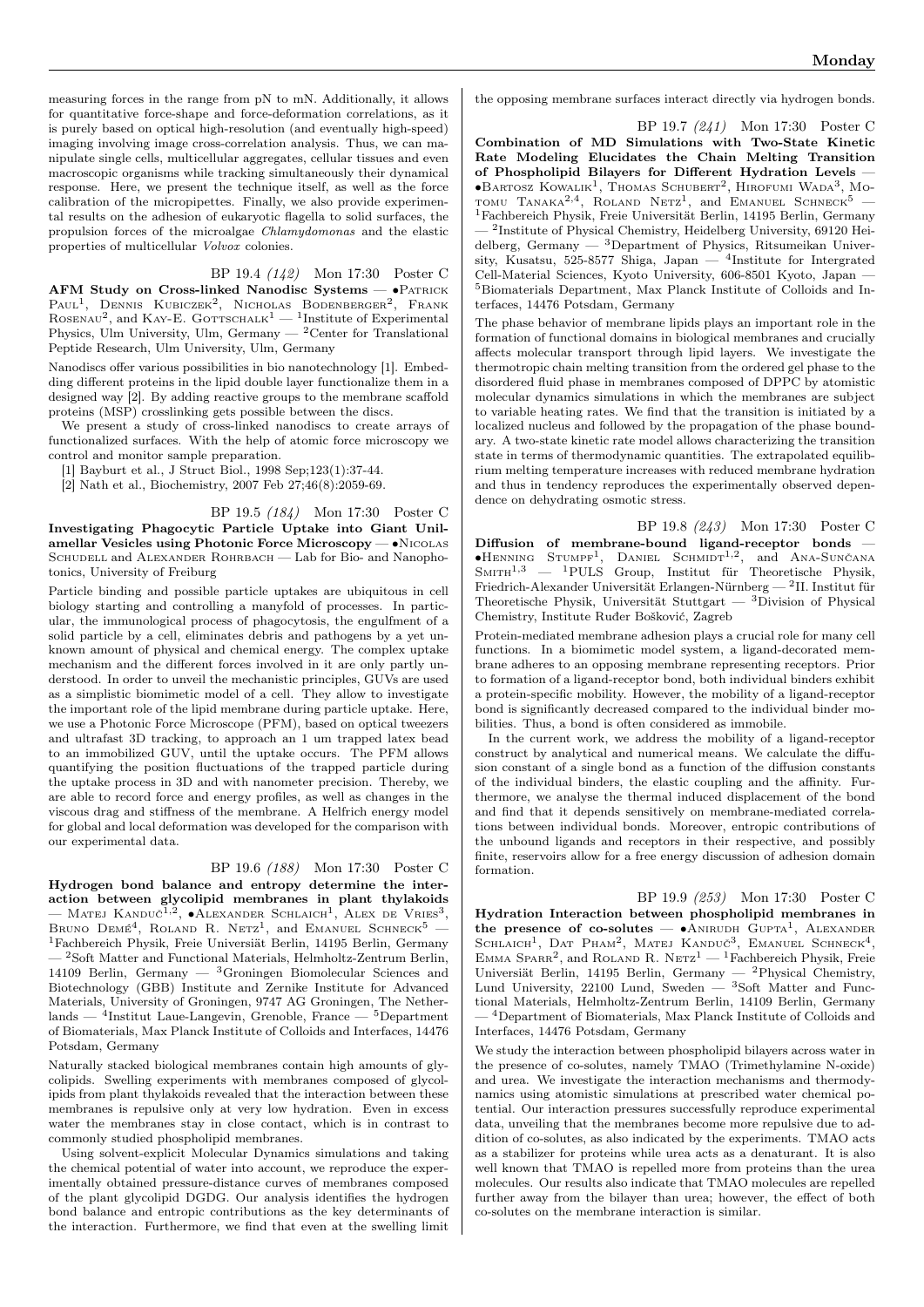measuring forces in the range from pN to mN. Additionally, it allows for quantitative force-shape and force-deformation correlations, as it is purely based on optical high-resolution (and eventually high-speed) imaging involving image cross-correlation analysis. Thus, we can manipulate single cells, multicellular aggregates, cellular tissues and even macroscopic organisms while tracking simultaneously their dynamical response. Here, we present the technique itself, as well as the force calibration of the micropipettes. Finally, we also provide experimental results on the adhesion of eukaryotic flagella to solid surfaces, the propulsion forces of the microalgae *Chlamydomonas* and the elastic properties of multicellular *Volvox* colonies.

BP 19.4 *(142)* Mon 17:30 Poster C

**AFM Study on Cross-linked Nanodisc Systems** — •Patrick Paul[1], Dennis Kubiczek[2], Nicholas Bodenberger[2], Frank Rosenau[2], and Kay-E. Gottschalk[1] — [1]Institute of Experimental Physics, Ulm University, Ulm, Germany — [2]Center for Translational Peptide Research, Ulm University, Ulm, Germany

Nanodiscs offer various possibilities in bio nanotechnology [1]. Embedding different proteins in the lipid double layer functionalize them in a designed way [2]. By adding reactive groups to the membrane scaffold proteins (MSP) crosslinking gets possible between the discs.

We present a study of cross-linked nanodiscs to create arrays of functionalized surfaces. With the help of atomic force microscopy we control and monitor sample preparation.

[1] Bayburt et al., J Struct Biol., 1998 Sep;123(1):37-44.

[2] Nath et al., Biochemistry, 2007 Feb 27;46(8):2059-69.

BP 19.5 *(184)* Mon 17:30 Poster C

**Investigating Phagocytic Particle Uptake into Giant Unilamellar Vesicles using Photonic Force Microscopy** — •Nicolas Schudell and Alexander Rohrbach — Lab for Bio- and Nanophotonics, University of Freiburg

Particle binding and possible particle uptakes are ubiquitous in cell biology starting and controlling a manyfold of processes. In particular, the immunological process of phagocytosis, the engulfment of a solid particle by a cell, eliminates debris and pathogens by a yet unknown amount of physical and chemical energy. The complex uptake mechanism and the different forces involved in it are only partly understood. In order to unveil the mechanistic principles, GUVs are used as a simplistic biomimetic model of a cell. They allow to investigate the important role of the lipid membrane during particle uptake. Here, we use a Photonic Force Microscope (PFM), based on optical tweezers and ultrafast 3D tracking, to approach an 1 um trapped latex bead to an immobilized GUV, until the uptake occurs. The PFM allows quantifying the position fluctuations of the trapped particle during the uptake process in 3D and with nanometer precision. Thereby, we are able to record force and energy profiles, as well as changes in the viscous drag and stiffness of the membrane. A Helfrich energy model for global and local deformation was developed for the comparison with our experimental data.

BP 19.6 *(188)* Mon 17:30 Poster C

**Hydrogen bond balance and entropy determine the interaction between glycolipid membranes in plant thylakoids** — Matej Kanduč[1,2], •Alexander Schlaich[1], Alex de Vries[3], Bruno Demé[4], Roland R. Netz[1], and Emanuel Schneck[5] — [1]Fachbereich Physik, Freie Universiät Berlin, 14195 Berlin, Germany — [2]Soft Matter and Functional Materials, Helmholtz-Zentrum Berlin, 14109 Berlin, Germany — [3]Groningen Biomolecular Sciences and Biotechnology (GBB) Institute and Zernike Institute for Advanced Materials, University of Groningen, 9747 AG Groningen, The Netherlands — [4]Institut Laue-Langevin, Grenoble, France — [5]Department of Biomaterials, Max Planck Institute of Colloids and Interfaces, 14476 Potsdam, Germany

Naturally stacked biological membranes contain high amounts of glycolipids. Swelling experiments with membranes composed of glycolipids from plant thylakoids revealed that the interaction between these membranes is repulsive only at very low hydration. Even in excess water the membranes stay in close contact, which is in contrast to commonly studied phospholipid membranes.

Using solvent-explicit Molecular Dynamics simulations and taking the chemical potential of water into account, we reproduce the experimentally obtained pressure-distance curves of membranes composed of the plant glycolipid DGDG. Our analysis identifies the hydrogen bond balance and entropic contributions as the key determinants of the interaction. Furthermore, we find that even at the swelling limit the opposing membrane surfaces interact directly via hydrogen bonds.

BP 19.7 *(241)* Mon 17:30 Poster C

**Combination of MD Simulations with Two-State Kinetic Rate Modeling Elucidates the Chain Melting Transition of Phospholipid Bilayers for Different Hydration Levels** — •Bartosz Kowalik[1], Thomas Schubert[2], Hirofumi Wada[3], Motomu Tanaka[2,4], Roland Netz[1], and Emanuel Schneck[5] — [1]Fachbereich Physik, Freie Universität Berlin, 14195 Berlin, Germany — [2]Institute of Physical Chemistry, Heidelberg University, 69120 Heidelberg, Germany — [3]Department of Physics, Ritsumeikan University, Kusatsu, 525-8577 Shiga, Japan — [4]Institute for Intergrated Cell-Material Sciences, Kyoto University, 606-8501 Kyoto, Japan — [5]Biomaterials Department, Max Planck Institute of Colloids and Interfaces, 14476 Potsdam, Germany

The phase behavior of membrane lipids plays an important role in the formation of functional domains in biological membranes and crucially affects molecular transport through lipid layers. We investigate the thermotropic chain melting transition from the ordered gel phase to the disordered fluid phase in membranes composed of DPPC by atomistic molecular dynamics simulations in which the membranes are subject to variable heating rates. We find that the transition is initiated by a localized nucleus and followed by the propagation of the phase boundary. A two-state kinetic rate model allows characterizing the transition state in terms of thermodynamic quantities. The extrapolated equilibrium melting temperature increases with reduced membrane hydration and thus in tendency reproduces the experimentally observed dependence on dehydrating osmotic stress.

BP 19.8 *(243)* Mon 17:30 Poster C

**Diffusion of membrane-bound ligand-receptor bonds** — •Henning Stumpf[1], Daniel Schmidt[1,2], and Ana-Sunčana Smith[1,3] — [1]PULS Group, Institut für Theoretische Physik, Friedrich-Alexander Universität Erlangen-Nürnberg — [2]II. Institut für Theoretische Physik, Universität Stuttgart — [3]Division of Physical Chemistry, Institute Ruđer Bošković, Zagreb

Protein-mediated membrane adhesion plays a crucial role for many cell functions. In a biomimetic model system, a ligand-decorated membrane adheres to an opposing membrane representing receptors. Prior to formation of a ligand-receptor bond, both individual binders exhibit a protein-specific mobility. However, the mobility of a ligand-receptor bond is significantly decreased compared to the individual binder mobilities. Thus, a bond is often considered as immobile.

In the current work, we address the mobility of a ligand-receptor construct by analytical and numerical means. We calculate the diffusion constant of a single bond as a function of the diffusion constants of the individual binders, the elastic coupling and the affinity. Furthermore, we analyse the thermal induced displacement of the bond and find that it depends sensitively on membrane-mediated correlations between individual bonds. Moreover, entropic contributions of the unbound ligands and receptors in their respective, and possibly finite, reservoirs allow for a free energy discussion of adhesion domain formation.

BP 19.9 *(253)* Mon 17:30 Poster C

**Hydration Interaction between phospholipid membranes in the presence of co-solutes** — •Anirudh Gupta[1], Alexander Schlaich[1], Dat Pham[2], Matej Kanduč[3], Emanuel Schneck[4], Emma Sparr[2], and Roland R. Netz[1] — [1]Fachbereich Physik, Freie Universiät Berlin, 14195 Berlin, Germany — [2]Physical Chemistry, Lund University, 22100 Lund, Sweden — [3]Soft Matter and Functional Materials, Helmholtz-Zentrum Berlin, 14109 Berlin, Germany — [4]Department of Biomaterials, Max Planck Institute of Colloids and Interfaces, 14476 Potsdam, Germany

We study the interaction between phospholipid bilayers across water in the presence of co-solutes, namely TMAO (Trimethylamine N-oxide) and urea. We investigate the interaction mechanisms and thermodynamics using atomistic simulations at prescribed water chemical potential. Our interaction pressures successfully reproduce experimental data, unveiling that the membranes become more repulsive due to addition of co-solutes, as also indicated by the experiments. TMAO acts as a stabilizer for proteins while urea acts as a denaturant. It is also well known that TMAO is repelled more from proteins than the urea molecules. Our results also indicate that TMAO molecules are repelled further away from the bilayer than urea; however, the effect of both co-solutes on the membrane interaction is similar.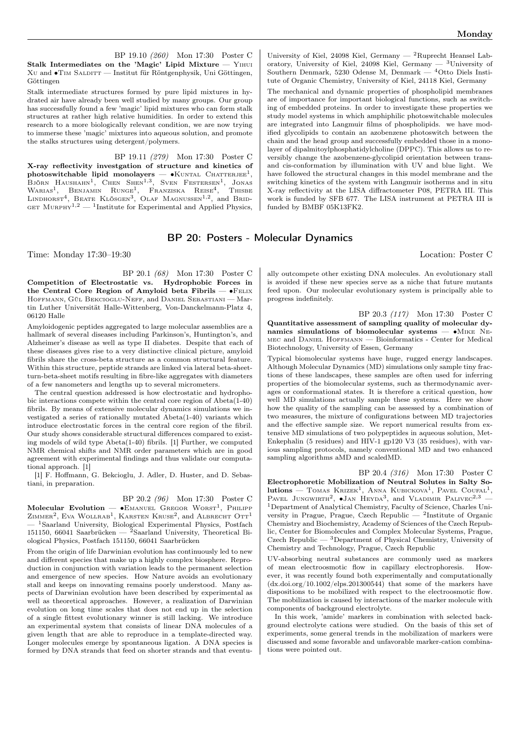BP 19.10 *(260)* Mon 17:30 Poster C

**Stalk Intermediates on the 'Magic' Lipid Mixture** — Yihui Xu and •Tim Salditt — Institut für Röntgenphysik, Uni Göttingen, Göttingen

Stalk intermediate structures formed by pure lipid mixtures in hydrated air have already been well studied by many groups. Our group has successfully found a few 'magic' lipid mixtures who can form stalk structures at rather high relative humidities. In order to extend this research to a more biologically relevant condition, we are now trying to immerse these 'magic' mixtures into aqueous solution, and promote the stalks structures using detergent/polymers.

BP 19.11 *(279)* Mon 17:30 Poster C

**X-ray reflectivity investgation of structure and kinetics of photoswitchable lipid monolayers** — •Kuntal Chatterjee[1], Björn Haushahn[1], Chen Shen[1,3], Sven Festersen[1], Jonas Warias[1], Benjamin Runge[1], Franziska Reise[4], Thisbe Lindhorst[4], Beate Klösgen[3], Olaf Magnussen[1,2], and Bridget Murphy[1,2] — [1]Institute for Experimental and Applied Physics, University of Kiel, 24098 Kiel, Germany — [2]Ruprecht Heansel Laboratory, University of Kiel, 24098 Kiel, Germany — [3]University of Southern Denmark, 5230 Odense M, Denmark — [4]Otto Diels Institute of Organic Chemistry, University of Kiel, 24118 Kiel, Germany

The mechanical and dynamic properties of phospholipid membranes are of importance for important biological functions, such as switching of embedded proteins. In order to investigate these properties we study model systems in which amphiphilic photoswitchable molecules are integrated into Langmuir films of phospholipids. we have modified glycolipids to contain an azobenzene photoswitch between the chain and the head group and successfully embedded those in a monolayer of dipalmitoylphosphatidylcholine (DPPC). This allows us to reversibly change the azobenzene-glycolipid orientation between trans- and cis-conformation by illumination with UV and blue light. We have followed the structural changes in this model membrane and the switching kinetics of the system with Langmuir isotherms and in situ X-ray reflectivity at the LISA diffractometer P08, PETRA III. This work is funded by SFB 677. The LISA instrument at PETRA III is funded by BMBF 05K13FK2.

## BP 20: Posters - Molecular Dynamics

Time: Monday 17:30–19:30 Location: Poster C

BP 20.1 *(68)* Mon 17:30 Poster C

**Competition of Electrostatic vs. Hydrophobic Forces in the Central Core Region of Amyloid beta Fibrils** — •Felix Hoffmann, Gül Bekcioglu-Neff, and Daniel Sebastiani — Martin Luther Universität Halle-Wittenberg, Von-Danckelmann-Platz 4, 06120 Halle

Amyloidogenic peptides aggregated to large molecular assemblies are a hallmark of several diseases including Parkinson's, Huntington's, and Alzheimer's disease as well as type II diabetes. Despite that each of these diseases gives rise to a very distinctive clinical picture, amyloid fibrils share the cross-beta structure as a common structural feature. Within this structure, peptide strands are linked via lateral beta-sheet-turn-beta-sheet motifs resulting in fibre-like aggregates with diameters of a few nanometers and lengths up to several micrometers.

The central question addressed is how electrostatic and hydrophobic interactions compete within the central core region of Abeta(1-40) fibrils. By means of extensive molecular dynamics simulations we investigated a series of rationally mutated Abeta(1-40) variants which introduce electrostatic forces in the central core region of the fibril. Our study shows considerable structural differences compared to existing models of wild type Abeta(1-40) fibrils. [1] Further, we computed NMR chemical shifts and NMR order parameters which are in good agreement with experimental findings and thus validate our computational approach. [1]

[1] F. Hoffmann, G. Bekcioglu, J. Adler, D. Huster, and D. Sebastiani, in preparation.

BP 20.2 *(96)* Mon 17:30 Poster C

**Molecular Evolution** — •Emanuel Gregor Worst[1], Philipp Zimmer[2], Eva Wollrab[1], Karsten Kruse[2], and Albrecht Ott[1] — [1]Saarland University, Biological Experimental Physics, Postfach 151150, 66041 Saarbrücken — [2]Saarland University, Theoretical Biological Physics, Postfach 151150, 66041 Saarbrücken

From the origin of life Darwinian evolution has continuously led to new and different species that make up a highly complex biosphere. Reproduction in conjunction with variation leads to the permanent selection and emergence of new species. How Nature avoids an evolutionary stall and keeps on innovating remains poorly understood. Many aspects of Darwinian evolution have been described by experimental as well as theoretical approaches. However, a realization of Darwinian evolution on long time scales that does not end up in the selection of a single fittest evolutionary winner is still lacking. We introduce an experimental system that consists of linear DNA molecules of a given length that are able to reproduce in a template-directed way. Longer molecules emerge by spontaneous ligation. A DNA species is formed by DNA strands that feed on shorter strands and that eventually outcompete other existing DNA molecules. An evolutionary stall is avoided if these new species serve as a niche that future mutants feed upon. Our molecular evolutionary system is principally able to progress indefinitely.

BP 20.3 *(117)* Mon 17:30 Poster C

**Quantitative assessment of sampling quality of molecular dynamics simulations of biomolecular systems** — •Mike Nemec and Daniel Hoffmann — Bioinformatics - Center for Medical Biotechnology, University of Essen, Germany

Typical biomolecular systems have huge, rugged energy landscapes. Although Molecular Dynamics (MD) simulations only sample tiny fractions of these landscapes, these samples are often used for inferring properties of the biomolecular systems, such as thermodynamic averages or conformational states. It is therefore a critical question, how well MD simulations actually sample these systems. Here we show how the quality of the sampling can be assessed by a combination of two measures, the mixture of configurations between MD trajectories and the effective sample size. We report numerical results from extensive MD simulations of two polypeptides in aqueous solution, Met-Enkephalin (5 residues) and HIV-1 gp120 V3 (35 residues), with various sampling protocols, namely conventional MD and two enhanced sampling algorithms aMD and scaledMD.

BP 20.4 *(316)* Mon 17:30 Poster C

**Electrophoretic Mobilization of Neutral Solutes in Salty Solutions** — Tomas Krizek[1], Anna Kubickova[1], Pavel Coufal[1], Pavel Jungwirth[2], •Jan Heyda[3], and Vladimir Palivec[2,3] — [1]Department of Analytical Chemistry, Faculty of Science, Charles University in Prague, Prague, Czech Republic — [2]Institute of Organic Chemistry and Biochemistry, Academy of Sciences of the Czech Republic, Center for Biomolecules and Complex Molecular Systems, Prague, Czech Republic — [3]Department of Physical Chemistry, University of Chemistry and Technology, Prague, Czech Republic

UV-absorbing neutral substances are commonly used as markers of mean electroosmotic flow in capillary electrophoresis. However, it was recently found both experimentally and computationally (dx.doi.org/10.1002/elps.201300544) that some of the markers have dispositions to be mobilized with respect to the electroosmotic flow. The mobilization is caused by interactions of the marker molecule with components of background electrolyte.

In this work, 'amide' markers in combination with selected background electrolyte cations were studied. On the basis of this set of experiments, some general trends in the mobilization of markers were discussed and some favorable and unfavorable marker-cation combinations were pointed out.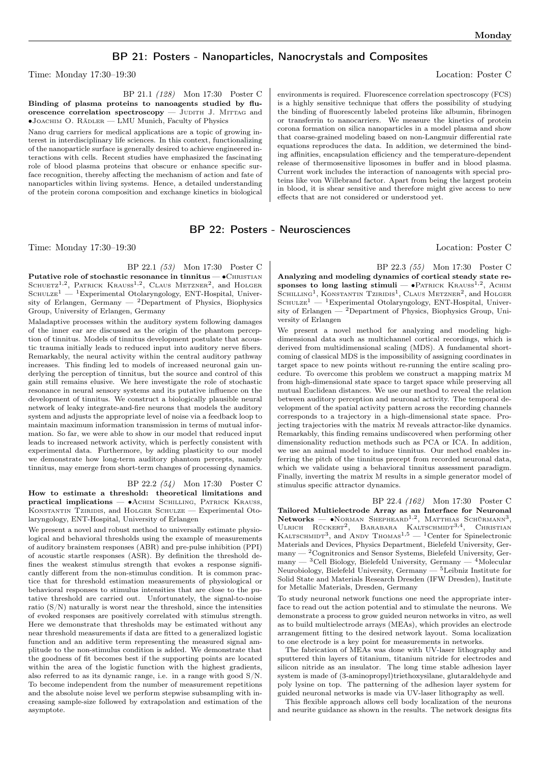## BP 21: Posters - Nanoparticles, Nanocrystals and Composites

Time: Monday 17:30–19:30 Location: Poster C

BP 21.1 *(128)* Mon 17:30 Poster C

**Binding of plasma proteins to nanoagents studied by fluorescence correlation spectroscopy** — Judith J. Mittag and •Joachim O. Rädler — LMU Munich, Faculty of Physics

Nano drug carriers for medical applications are a topic of growing interest in interdisciplinary life sciences. In this context, functionalizing of the nanoparticle surface is generally desired to achieve engineered interactions with cells. Recent studies have emphasized the fascinating role of blood plasma proteins that obscure or enhance specific surface recognition, thereby affecting the mechanism of action and fate of nanoparticles within living systems. Hence, a detailed understanding of the protein corona composition and exchange kinetics in biological environments is required. Fluorescence correlation spectroscopy (FCS) is a highly sensitive technique that offers the possibility of studying the binding of fluorescently labeled proteins like albumin, fibrinogen or transferrin to nanocarriers. We measure the kinetics of protein corona formation on silica nanoparticles in a model plasma and show that coarse-grained modeling based on non-Langmuir differential rate equations reproduces the data. In addition, we determined the binding affinities, encapsulation efficiency and the temperature-dependent release of thermosensitive liposomes in buffer and in blood plasma. Current work includes the interaction of nanoagents with special proteins like von Willebrand factor. Apart from being the largest protein in blood, it is shear sensitive and therefore might give access to new effects that are not considered or understood yet.

## BP 22: Posters - Neurosciences

Time: Monday 17:30–19:30 Location: Poster C

BP 22.1 *(53)* Mon 17:30 Poster C

**Putative role of stochastic resonance in tinnitus** — •Christian Schuetz[1,2], Patrick Krauss[1,2], Claus Metzner[2], and Holger Schulze[1] — [1]Experimental Otolaryngology, ENT-Hospital, University of Erlangen, Germany — [2]Department of Physics, Biophysics Group, University of Erlangen, Germany

Maladaptive processes within the auditory system following damages of the inner ear are discussed as the origin of the phantom perception of tinnitus. Models of tinnitus development postulate that acoustic trauma initially leads to reduced input into auditory nerve fibers. Remarkably, the neural activity within the central auditory pathway increases. This finding led to models of increased neuronal gain underlying the perception of tinnitus, but the source and control of this gain still remains elusive. We here investigate the role of stochastic resonance in neural sensory systems and its putative influence on the development of tinnitus. We construct a biologically plausible neural network of leaky integrate-and-fire neurons that models the auditory system and adjusts the appropriate level of noise via a feedback loop to maintain maximum information transmission in terms of mutual information. So far, we were able to show in our model that reduced input leads to increased network activity, which is perfectly consistent with experimental data. Furthermore, by adding plasticity to our model we demonstrate how long-term auditory phantom percepts, namely tinnitus, may emerge from short-term changes of processing dynamics.

BP 22.2 *(54)* Mon 17:30 Poster C

**How to estimate a threshold: theoretical limitations and practical implications** — •Achim Schilling, Patrick Krauss, Konstantin Tziridis, and Holger Schulze — Experimental Otolaryngology, ENT-Hospital, University of Erlangen

We present a novel and robust method to universally estimate physiological and behavioral thresholds using the example of measurements of auditory brainstem responses (ABR) and pre-pulse inhibition (PPI) of acoustic startle responses (ASR). By definition the threshold defines the weakest stimulus strength that evokes a response significantly different from the non-stimulus condition. It is common practice that for threshold estimation measurements of physiological or behavioral responses to stimulus intensities that are close to the putative threshold are carried out. Unfortunately, the signal-to-noise ratio (S/N) naturally is worst near the threshold, since the intensities of evoked responses are positively correlated with stimulus strength. Here we demonstrate that thresholds may be estimated without any near threshold measurements if data are fitted to a generalized logistic function and an additive term representing the measured signal amplitude to the non-stimulus condition is added. We demonstrate that the goodness of fit becomes best if the supporting points are located within the area of the logistic function with the highest gradients, also referred to as its dynamic range, i.e. in a range with good S/N. To become independent from the number of measurement repetitions and the absolute noise level we perform stepwise subsampling with increasing sample-size followed by extrapolation and estimation of the asymptote.

BP 22.3 *(55)* Mon 17:30 Poster C

**Analyzing and modeling dynamics of cortical steady state responses to long lasting stimuli** — •Patrick Krauss[1,2], Achim Schilling[1], Konstantin Tziridis[1], Claus Metzner[2], and Holger Schulze[1] — [1]Experimental Otolaryngology, ENT-Hospital, University of Erlangen — [2]Department of Physics, Biophysics Group, University of Erlangen

We present a novel method for analyzing and modeling high-dimensional data such as multichannel cortical recordings, which is derived from multidimensional scaling (MDS). A fundamental shortcoming of classical MDS is the impossibility of assigning coordinates in target space to new points without re-running the entire scaling procedure. To overcome this problem we construct a mapping matrix M from high-dimensional state space to target space while preserving all mutual Euclidean distances. We use our method to reveal the relation between auditory perception and neuronal activity. The temporal development of the spatial activity pattern across the recording channels corresponds to a trajectory in a high-dimensional state space. Projecting trajectories with the matrix M reveals attractor-like dynamics. Remarkably, this finding remains undiscovered when performing other dimensionality reduction methods such as PCA or ICA. In addition, we use an animal model to induce tinnitus. Our method enables inferring the pitch of the tinnitus precept from recorded neuronal data, which we validate using a behavioral tinnitus assessment paradigm. Finally, inverting the matrix M results in a simple generator model of stimulus specific attractor dynamics.

BP 22.4 *(162)* Mon 17:30 Poster C

**Tailored Multielectrode Array as an Interface for Neuronal Networks** — •Norman Shepheard[1,2], Matthias Schürmann[3], Ulrich Rückert[2], Barabara Kaltschmidt[3,4], Christian Kaltschmidt[3], and Andy Thomas[1,5] — [1]Center for Spinelectronic Materials and Devices, Physics Department, Bielefeld University, Germany — [2]Cognitronics and Sensor Systems, Bielefeld University, Germany — [3]Cell Biology, Bielefeld University, Germany — [4]Molecular Neurobiology, Bielefeld University, Germany — [5]Leibniz Institute for Solid State and Materials Research Dresden (IFW Dresden), Institute for Metallic Materials, Dresden, Germany

To study neuronal network functions one need the appropriate interface to read out the action potential and to stimulate the neurons. We demonstrate a process to grow guided neuron networks in vitro, as well as to build multielectrode arrays (MEAs), which provides an electrode arrangement fitting to the desired network layout. Soma localization to one electrode is a key point for measurements in networks.

The fabrication of MEAs was done with UV-laser lithography and sputtered thin layers of titanium, titanium nitride for electrodes and silicon nitride as an insulator. The long time stable adhesion layer system is made of (3-aminopropyl)triethoxysilane, glutaraldehyde and poly lysine on top. The patterning of the adhesion layer system for guided neuronal networks is made via UV-laser lithography as well.

This flexible approach allows cell body localization of the neurons and neurite guidance as shown in the results. The network designs fits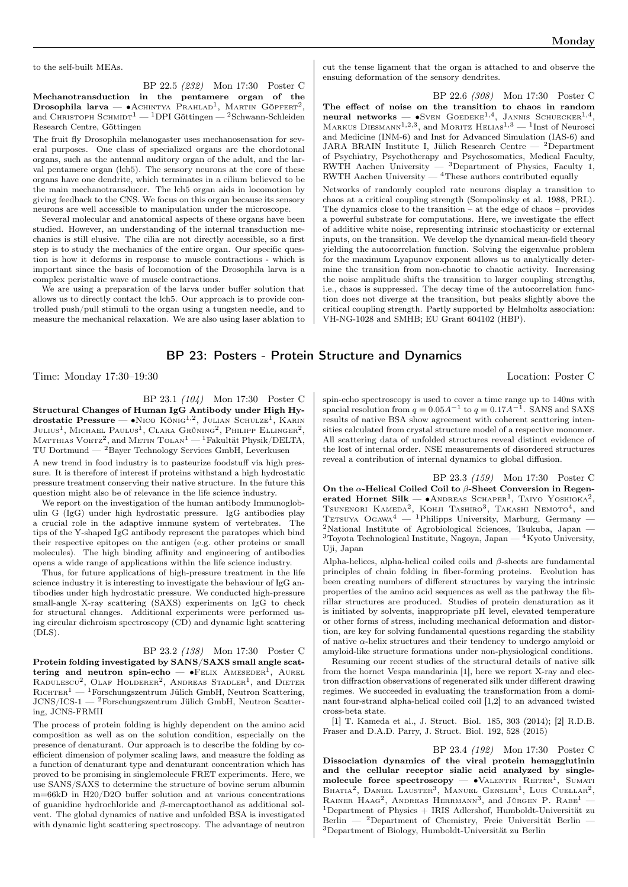to the self-built MEAs.

BP 22.5 *(232)* Mon 17:30 Poster C

**Mechanotransduction in the pentamere organ of the Drosophila larva** — •Achintya Prahlad[1], Martin Göpfert[2], and Christoph Schmidt[1] — [1]DPI Göttingen — [2]Schwann-Schleiden Research Centre, Göttingen

The fruit fly Drosophila melanogaster uses mechanosensation for several purposes. One class of specialized organs are the chordotonal organs, such as the antennal auditory organ of the adult, and the larval pentamere organ (lch5). The sensory neurons at the core of these organs have one dendrite, which terminates in a cilium believed to be the main mechanotransducer. The lch5 organ aids in locomotion by giving feedback to the CNS. We focus on this organ because its sensory neurons are well accessible to manipulation under the microscope.

Several molecular and anatomical aspects of these organs have been studied. However, an understanding of the internal transduction mechanics is still elusive. The cilia are not directly accessible, so a first step is to study the mechanics of the entire organ. Our specific question is how it deforms in response to muscle contractions - which is important since the basis of locomotion of the Drosophila larva is a complex peristaltic wave of muscle contractions.

We are using a preparation of the larva under buffer solution that allows us to directly contact the lch5. Our approach is to provide controlled push/pull stimuli to the organ using a tungsten needle, and to measure the mechanical relaxation. We are also using laser ablation to cut the tense ligament that the organ is attached to and observe the ensuing deformation of the sensory dendrites.

BP 22.6 *(308)* Mon 17:30 Poster C

**The effect of noise on the transition to chaos in random neural networks** — •Sven Goedeke[1,4], Jannis Schuecker[1,4], Markus Diesmann[1,2,3], and Moritz Helias[1,3] — [1]Inst of Neurosci and Medicine (INM-6) and Inst for Advanced Simulation (IAS-6) and JARA BRAIN Institute I, Jülich Research Centre — [2]Department of Psychiatry, Psychotherapy and Psychosomatics, Medical Faculty, RWTH Aachen University — [3]Department of Physics, Faculty 1, RWTH Aachen University — [4]These authors contributed equally

Networks of randomly coupled rate neurons display a transition to chaos at a critical coupling strength (Sompolinsky et al. 1988, PRL). The dynamics close to the transition – at the edge of chaos – provides a powerful substrate for computations. Here, we investigate the effect of additive white noise, representing intrinsic stochasticity or external inputs, on the transition. We develop the dynamical mean-field theory yielding the autocorrelation function. Solving the eigenvalue problem for the maximum Lyapunov exponent allows us to analytically determine the transition from non-chaotic to chaotic activity. Increasing the noise amplitude shifts the transition to larger coupling strengths, i.e., chaos is suppressed. The decay time of the autocorrelation function does not diverge at the transition, but peaks slightly above the critical coupling strength. Partly supported by Helmholtz association: VH-NG-1028 and SMHB; EU Grant 604102 (HBP).

## BP 23: Posters - Protein Structure and Dynamics

Time: Monday 17:30–19:30 Location: Poster C

BP 23.1 *(104)* Mon 17:30 Poster C

**Structural Changes of Human IgG Antibody under High Hydrostatic Pressure** — •Nico König[1,2], Julian Schulze[1], Karin Julius[1], Michael Paulus[1], Clara Grüning[2], Philipp Ellinger[2], Matthias Voetz[2], and Metin Tolan[1] — [1]Fakultät Physik/DELTA, TU Dortmund — [2]Bayer Technology Services GmbH, Leverkusen

A new trend in food industry is to pasteurize foodstuff via high pressure. It is therefore of interest if proteins withstand a high hydrostatic pressure treatment conserving their native structure. In the future this question might also be of relevance in the life science industry.

We report on the investigation of the human antibody Immunoglobulin G (IgG) under high hydrostatic pressure. IgG antibodies play a crucial role in the adaptive immune system of vertebrates. The tips of the Y-shaped IgG antibody represent the paratopes which bind their respective epitopes on the antigen (e.g. other proteins or small molecules). The high binding affinity and engineering of antibodies opens a wide range of applications within the life science industry.

Thus, for future applications of high-pressure treatment in the life science industry it is interesting to investigate the behaviour of IgG antibodies under high hydrostatic pressure. We conducted high-pressure small-angle X-ray scattering (SAXS) experiments on IgG to check for structural changes. Additional experiments were performed using circular dichroism spectroscopy (CD) and dynamic light scattering (DLS).

BP 23.2 *(138)* Mon 17:30 Poster C

**Protein folding investigated by SANS/SAXS small angle scattering and neutron spin-echo** — •Felix Ameseder[1], Aurel Radulescu[2], Olaf Holderer[2], Andreas Stadler[1], and Dieter Richter[1] — [1]Forschungszentrum Jülich GmbH, Neutron Scattering, JCNS/ICS-1 — [2]Forschungszentrum Jülich GmbH, Neutron Scattering, JCNS-FRMII

The process of protein folding is highly dependent on the amino acid composition as well as on the solution condition, especially on the presence of denaturant. Our approach is to describe the folding by coefficient dimension of polymer scaling laws, and measure the folding as a function of denaturant type and denaturant concentration which has proved to be promising in singlemolecule FRET experiments. Here, we use SANS/SAXS to determine the structure of bovine serum albumin m=66kD in H20/D2O buffer solution and at various concentrations of guanidine hydrochloride and $\beta$-mercaptoethanol as additional solvent. The global dynamics of native and unfolded BSA is investigated with dynamic light scattering spectroscopy. The advantage of neutron spin-echo spectroscopy is used to cover a time range up to 140ns with spacial resolution from $q = 0.05A^{-1}$ to $q = 0.17A^{-1}$. SANS and SAXS results of native BSA show agreement with coherent scattering intensities calculated from crystal structure model of a respective monomer. All scattering data of unfolded structures reveal distinct evidence of the lost of internal order. NSE measurements of disordered structures reveal a contribution of internal dynamics to global diffusion.

BP 23.3 *(159)* Mon 17:30 Poster C

**On the $\alpha$-Helical Coiled Coil to $\beta$-Sheet Conversion in Regenerated Hornet Silk** — •Andreas Schaper[1], Taiyo Yoshioka[2], Tsunenori Kameda[2], Kohji Tashiro[3], Takashi Nemoto[4], and Tetsuya Ogawa[4] — [1]Philipps University, Marburg, Germany — [2]National Institute of Agrobiological Sciences, Tsukuba, Japan — [3]Toyota Technological Institute, Nagoya, Japan — [4]Kyoto University, Uji, Japan

Alpha-helices, alpha-helical coiled coils and $\beta$-sheets are fundamental principles of chain folding in fiber-forming proteins. Evolution has been creating numbers of different structures by varying the intrinsic properties of the amino acid sequences as well as the pathway the fibrillar structures are produced. Studies of protein denaturation as it is initiated by solvents, inappropriate pH level, elevated temperature or other forms of stress, including mechanical deformation and distortion, are key for solving fundamental questions regarding the stability of native $\alpha$-helix structures and their tendency to undergo amyloid or amyloid-like structure formations under non-physiological conditions.

Resuming our recent studies of the structural details of native silk from the hornet Vespa mandarinia [1], here we report X-ray and electron diffraction observations of regenerated silk under different drawing regimes. We succeeded in evaluating the transformation from a dominant four-strand alpha-helical coiled coil [1,2] to an advanced twisted cross-beta state.

[1] T. Kameda et al., J. Struct. Biol. 185, 303 (2014); [2] R.D.B. Fraser and D.A.D. Parry, J. Struct. Biol. 192, 528 (2015)

BP 23.4 *(192)* Mon 17:30 Poster C

**Dissociation dynamics of the viral protein hemagglutinin and the cellular receptor sialic acid analyzed by single-molecule force spectroscopy** — •Valentin Reiter[1], Sumati Bhatia[2], Daniel Lauster[3], Manuel Gensler[1], Luis Cuellar[2], Rainer Haag[2], Andreas Herrmann[3], and Jürgen P. Rabe[1] — [1]Department of Physics + IRIS Adlershof, Humboldt-Universität zu Berlin — [2]Department of Chemistry, Freie Universität Berlin — [3]Department of Biology, Humboldt-Universität zu Berlin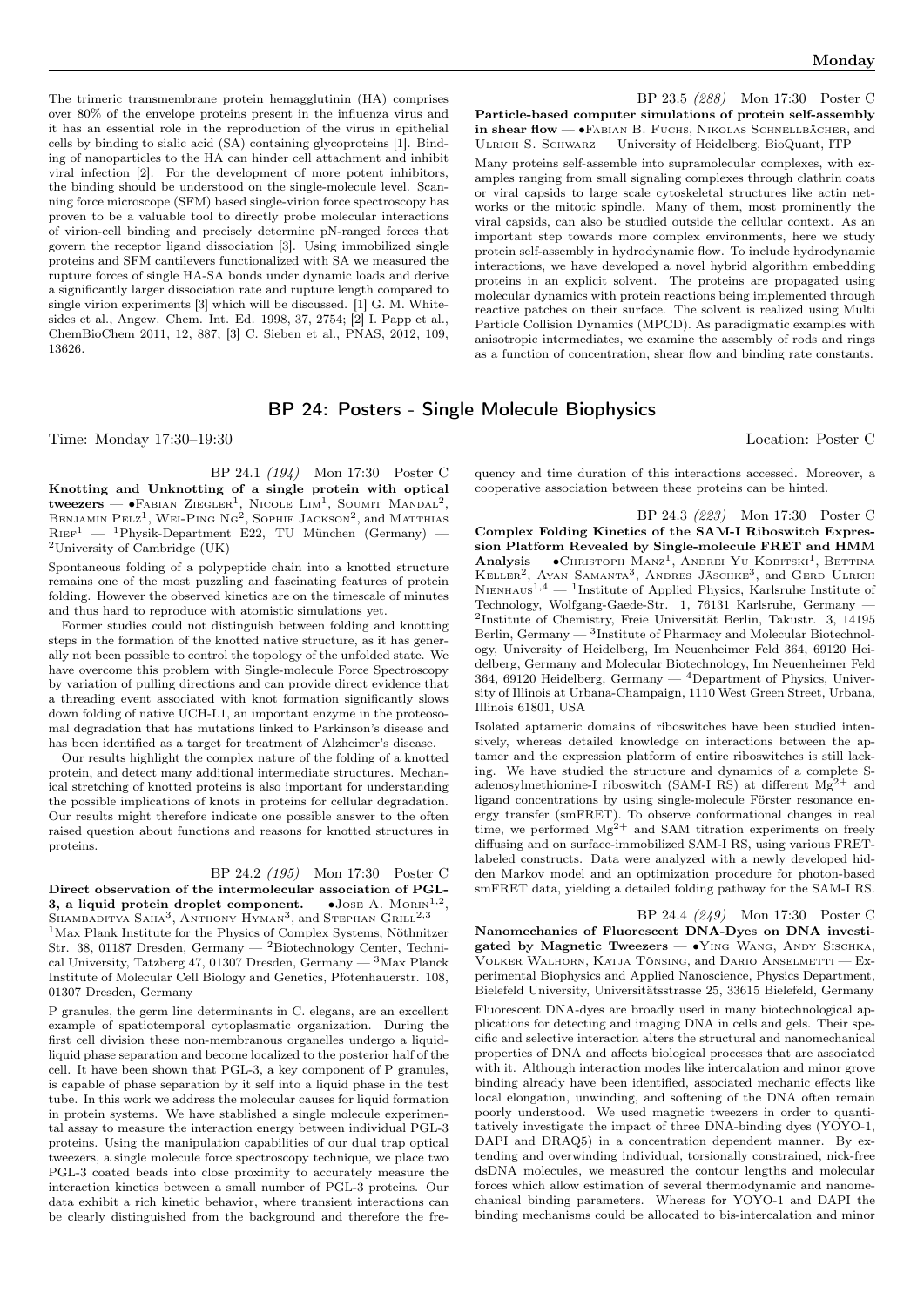The trimeric transmembrane protein hemagglutinin (HA) comprises over 80% of the envelope proteins present in the influenza virus and it has an essential role in the reproduction of the virus in epithelial cells by binding to sialic acid (SA) containing glycoproteins [1]. Binding of nanoparticles to the HA can hinder cell attachment and inhibit viral infection [2]. For the development of more potent inhibitors, the binding should be understood on the single-molecule level. Scanning force microscope (SFM) based single-virion force spectroscopy has proven to be a valuable tool to directly probe molecular interactions of virion-cell binding and precisely determine pN-ranged forces that govern the receptor ligand dissociation [3]. Using immobilized single proteins and SFM cantilevers functionalized with SA we measured the rupture forces of single HA-SA bonds under dynamic loads and derive a significantly larger dissociation rate and rupture length compared to single virion experiments [3] which will be discussed. [1] G. M. Whitesides et al., Angew. Chem. Int. Ed. 1998, 37, 2754; [2] I. Papp et al., ChemBioChem 2011, 12, 887; [3] C. Sieben et al., PNAS, 2012, 109, 13626.

BP 23.5 *(288)* Mon 17:30 Poster C

**Particle-based computer simulations of protein self-assembly in shear flow** — •Fabian B. Fuchs, Nikolas Schnellbächer, and Ulrich S. Schwarz — University of Heidelberg, BioQuant, ITP

Many proteins self-assemble into supramolecular complexes, with examples ranging from small signaling complexes through clathrin coats or viral capsids to large scale cytoskeletal structures like actin networks or the mitotic spindle. Many of them, most prominently the viral capsids, can also be studied outside the cellular context. As an important step towards more complex environments, here we study protein self-assembly in hydrodynamic flow. To include hydrodynamic interactions, we have developed a novel hybrid algorithm embedding proteins in an explicit solvent. The proteins are propagated using molecular dynamics with protein reactions being implemented through reactive patches on their surface. The solvent is realized using Multi Particle Collision Dynamics (MPCD). As paradigmatic examples with anisotropic intermediates, we examine the assembly of rods and rings as a function of concentration, shear flow and binding rate constants.

## BP 24: Posters - Single Molecule Biophysics

Time: Monday 17:30–19:30 Location: Poster C

BP 24.1 *(194)* Mon 17:30 Poster C

**Knotting and Unknotting of a single protein with optical tweezers** — •Fabian Ziegler[1], Nicole Lim[1], Soumit Mandal[2], Benjamin Pelz[1], Wei-Ping Ng[2], Sophie Jackson[2], and Matthias Rief[1] — [1]Physik-Department E22, TU München (Germany) — [2]University of Cambridge (UK)

Spontaneous folding of a polypeptide chain into a knotted structure remains one of the most puzzling and fascinating features of protein folding. However the observed kinetics are on the timescale of minutes and thus hard to reproduce with atomistic simulations yet.

Former studies could not distinguish between folding and knotting steps in the formation of the knotted native structure, as it has generally not been possible to control the topology of the unfolded state. We have overcome this problem with Single-molecule Force Spectroscopy by variation of pulling directions and can provide direct evidence that a threading event associated with knot formation significantly slows down folding of native UCH-L1, an important enzyme in the proteosomal degradation that has mutations linked to Parkinson's disease and has been identified as a target for treatment of Alzheimer's disease.

Our results highlight the complex nature of the folding of a knotted protein, and detect many additional intermediate structures. Mechanical stretching of knotted proteins is also important for understanding the possible implications of knots in proteins for cellular degradation. Our results might therefore indicate one possible answer to the often raised question about functions and reasons for knotted structures in proteins.

BP 24.2 *(195)* Mon 17:30 Poster C

**Direct observation of the intermolecular association of PGL-3, a liquid protein droplet component.** — •Jose A. Morin[1,2], Shambaditya Saha[3], Anthony Hyman[3], and Stephan Grill[2,3] — [1]Max Plank Institute for the Physics of Complex Systems, Nöthnitzer Str. 38, 01187 Dresden, Germany — [2]Biotechnology Center, Technical University, Tatzberg 47, 01307 Dresden, Germany — [3]Max Planck Institute of Molecular Cell Biology and Genetics, Pfotenhauerstr. 108, 01307 Dresden, Germany

P granules, the germ line determinants in C. elegans, are an excellent example of spatiotemporal cytoplasmatic organization. During the first cell division these non-membranous organelles undergo a liquid-liquid phase separation and become localized to the posterior half of the cell. It have been shown that PGL-3, a key component of P granules, is capable of phase separation by it self into a liquid phase in the test tube. In this work we address the molecular causes for liquid formation in protein systems. We have stablished a single molecule experimental assay to measure the interaction energy between individual PGL-3 proteins. Using the manipulation capabilities of our dual trap optical tweezers, a single molecule force spectroscopy technique, we place two PGL-3 coated beads into close proximity to accurately measure the interaction kinetics between a small number of PGL-3 proteins. Our data exhibit a rich kinetic behavior, where transient interactions can be clearly distinguished from the background and therefore the frequency and time duration of this interactions accessed. Moreover, a cooperative association between these proteins can be hinted.

BP 24.3 *(223)* Mon 17:30 Poster C

**Complex Folding Kinetics of the SAM-I Riboswitch Expression Platform Revealed by Single-molecule FRET and HMM Analysis** — •Christoph Manz[1], Andrei Yu Kobitski[1], Bettina Keller[2], Ayan Samanta[3], Andres Jäschke[3], and Gerd Ulrich Nienhaus[1,4] — [1]Institute of Applied Physics, Karlsruhe Institute of Technology, Wolfgang-Gaede-Str. 1, 76131 Karlsruhe, Germany — [2]Institute of Chemistry, Freie Universität Berlin, Takustr. 3, 14195 Berlin, Germany — [3]Institute of Pharmacy and Molecular Biotechnology, University of Heidelberg, Im Neuenheimer Feld 364, 69120 Heidelberg, Germany and Molecular Biotechnology, Im Neuenheimer Feld 364, 69120 Heidelberg, Germany — [4]Department of Physics, University of Illinois at Urbana-Champaign, 1110 West Green Street, Urbana, Illinois 61801, USA

Isolated aptameric domains of riboswitches have been studied intensively, whereas detailed knowledge on interactions between the aptamer and the expression platform of entire riboswitches is still lacking. We have studied the structure and dynamics of a complete S-adenosylmethionine-I riboswitch (SAM-I RS) at different $Mg^{2+}$ and ligand concentrations by using single-molecule Förster resonance energy transfer (smFRET). To observe conformational changes in real time, we performed $Mg^{2+}$ and SAM titration experiments on freely diffusing and on surface-immobilized SAM-I RS, using various FRET-labeled constructs. Data were analyzed with a newly developed hidden Markov model and an optimization procedure for photon-based smFRET data, yielding a detailed folding pathway for the SAM-I RS.

BP 24.4 *(249)* Mon 17:30 Poster C

**Nanomechanics of Fluorescent DNA-Dyes on DNA investigated by Magnetic Tweezers** — •Ying Wang, Andy Sischka, Volker Walhorn, Katja Tönsing, and Dario Anselmetti — Experimental Biophysics and Applied Nanoscience, Physics Department, Bielefeld University, Universitätsstrasse 25, 33615 Bielefeld, Germany

Fluorescent DNA-dyes are broadly used in many biotechnological applications for detecting and imaging DNA in cells and gels. Their specific and selective interaction alters the structural and nanomechanical properties of DNA and affects biological processes that are associated with it. Although interaction modes like intercalation and minor grove binding already have been identified, associated mechanic effects like local elongation, unwinding, and softening of the DNA often remain poorly understood. We used magnetic tweezers in order to quantitatively investigate the impact of three DNA-binding dyes (YOYO-1, DAPI and DRAQ5) in a concentration dependent manner. By extending and overwinding individual, torsionally constrained, nick-free dsDNA molecules, we measured the contour lengths and molecular forces which allow estimation of several thermodynamic and nanomechanical binding parameters. Whereas for YOYO-1 and DAPI the binding mechanisms could be allocated to bis-intercalation and minor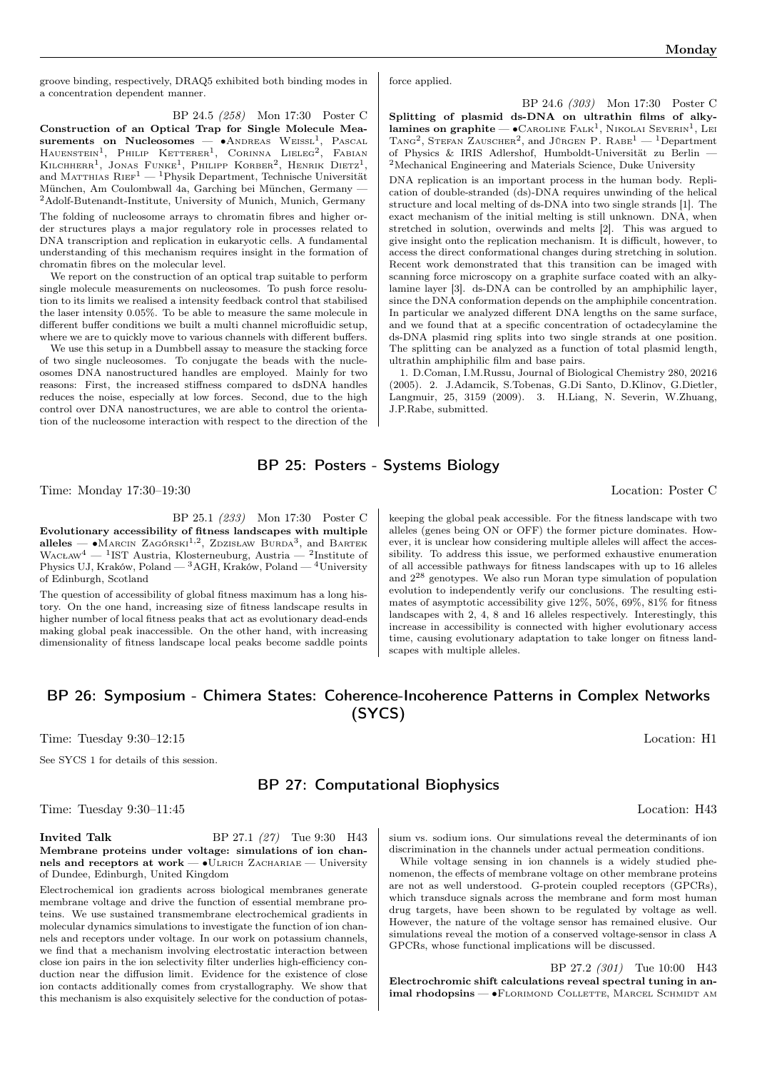groove binding, respectively, DRAQ5 exhibited both binding modes in a concentration dependent manner.

BP 24.5 *(258)* Mon 17:30 Poster C

**Construction of an Optical Trap for Single Molecule Measurements on Nucleosomes** — •Andreas Weissl[1], Pascal Hauenstein[1], Philip Ketterer[1], Corinna Lieleg[2], Fabian Kilchherr[1], Jonas Funke[1], Philipp Korber[2], Henrik Dietz[1], and Matthias Rief[1] — [1]Physik Department, Technische Universität München, Am Coulombwall 4a, Garching bei München, Germany — [2]Adolf-Butenandt-Institute, University of Munich, Munich, Germany

The folding of nucleosome arrays to chromatin fibres and higher order structures plays a major regulatory role in processes related to DNA transcription and replication in eukaryotic cells. A fundamental understanding of this mechanism requires insight in the formation of chromatin fibres on the molecular level.

We report on the construction of an optical trap suitable to perform single molecule measurements on nucleosomes. To push force resolution to its limits we realised a intensity feedback control that stabilised the laser intensity 0.05%. To be able to measure the same molecule in different buffer conditions we built a multi channel microfluidic setup, where we are to quickly move to various channels with different buffers.

We use this setup in a Dumbbell assay to measure the stacking force of two single nucleosomes. To conjugate the beads with the nucleosomes DNA nanostructured handles are employed. Mainly for two reasons: First, the increased stiffness compared to dsDNA handles reduces the noise, especially at low forces. Second, due to the high control over DNA nanostructures, we are able to control the orientation of the nucleosome interaction with respect to the direction of the force applied.

BP 24.6 *(303)* Mon 17:30 Poster C

**Splitting of plasmid ds-DNA on ultrathin films of alkylamines on graphite** — •Caroline Falk[1], Nikolai Severin[1], Lei Tang[2], Stefan Zauscher[2], and Jürgen P. Rabe[1] — [1]Department of Physics & IRIS Adlershof, Humboldt-Universität zu Berlin — [2]Mechanical Engineering and Materials Science, Duke University

DNA replication is an important process in the human body. Replication of double-stranded (ds)-DNA requires unwinding of the helical structure and local melting of ds-DNA into two single strands [1]. The exact mechanism of the initial melting is still unknown. DNA, when stretched in solution, overwinds and melts [2]. This was argued to give insight onto the replication mechanism. It is difficult, however, to access the direct conformational changes during stretching in solution. Recent work demonstrated that this transition can be imaged with scanning force microscopy on a graphite surface coated with an alkylamine layer [3]. ds-DNA can be controlled by an amphiphilic layer, since the DNA conformation depends on the amphiphile concentration. In particular we analyzed different DNA lengths on the same surface, and we found that at a specific concentration of octadecylamine the ds-DNA plasmid ring splits into two single strands at one position. The splitting can be analyzed as a function of total plasmid length, ultrathin amphiphilic film and base pairs.

1. D.Coman, I.M.Russu, Journal of Biological Chemistry 280, 20216 (2005). 2. J.Adamcik, S.Tobenas, G.Di Santo, D.Klinov, G.Dietler, Langmuir, 25, 3159 (2009). 3. H.Liang, N. Severin, W.Zhuang, J.P.Rabe, submitted.

## BP 25: Posters - Systems Biology

Time: Monday 17:30–19:30 Location: Poster C

BP 25.1 *(233)* Mon 17:30 Poster C

**Evolutionary accessibility of fitness landscapes with multiple alleles** — •Marcin Zagórski[1,2], Zdzisław Burda[3], and Bartek Wacław[4] — [1]IST Austria, Klosterneuburg, Austria — [2]Institute of Physics UJ, Kraków, Poland — [3]AGH, Kraków, Poland — [4]University of Edinburgh, Scotland

The question of accessibility of global fitness maximum has a long history. On the one hand, increasing size of fitness landscape results in higher number of local fitness peaks that act as evolutionary dead-ends making global peak inaccessible. On the other hand, with increasing dimensionality of fitness landscape local peaks become saddle points keeping the global peak accessible. For the fitness landscape with two alleles (genes being ON or OFF) the former picture dominates. However, it is unclear how considering multiple alleles will affect the accessibility. To address this issue, we performed exhaustive enumeration of all accessible pathways for fitness landscapes with up to 16 alleles and $2^{28}$ genotypes. We also run Moran type simulation of population evolution to independently verify our conclusions. The resulting estimates of asymptotic accessibility give 12%, 50%, 69%, 81% for fitness landscapes with 2, 4, 8 and 16 alleles respectively. Interestingly, this increase in accessibility is connected with higher evolutionary access time, causing evolutionary adaptation to take longer on fitness landscapes with multiple alleles.

## BP 26: Symposium - Chimera States: Coherence-Incoherence Patterns in Complex Networks (SYCS)

Time: Tuesday 9:30–12:15 Location: H1

See SYCS 1 for details of this session.

## BP 27: Computational Biophysics

Time: Tuesday 9:30–11:45 Location: H43

**Invited Talk** BP 27.1 *(27)* Tue 9:30 H43

**Membrane proteins under voltage: simulations of ion channels and receptors at work** — •Ulrich Zachariae — University of Dundee, Edinburgh, United Kingdom

Electrochemical ion gradients across biological membranes generate membrane voltage and drive the function of essential membrane proteins. We use sustained transmembrane electrochemical gradients in molecular dynamics simulations to investigate the function of ion channels and receptors under voltage. In our work on potassium channels, we find that a mechanism involving electrostatic interaction between close ion pairs in the ion selectivity filter underlies high-efficiency conduction near the diffusion limit. Evidence for the existence of close ion contacts additionally comes from crystallography. We show that this mechanism is also exquisitely selective for the conduction of potassium vs. sodium ions. Our simulations reveal the determinants of ion discrimination in the channels under actual permeation conditions.

While voltage sensing in ion channels is a widely studied phenomenon, the effects of membrane voltage on other membrane proteins are not as well understood. G-protein coupled receptors (GPCRs), which transduce signals across the membrane and form most human drug targets, have been shown to be regulated by voltage as well. However, the nature of the voltage sensor has remained elusive. Our simulations reveal the motion of a conserved voltage-sensor in class A GPCRs, whose functional implications will be discussed.

BP 27.2 *(301)* Tue 10:00 H43

**Electrochromic shift calculations reveal spectral tuning in animal rhodopsins** — •Florimond Collette, Marcel Schmidt am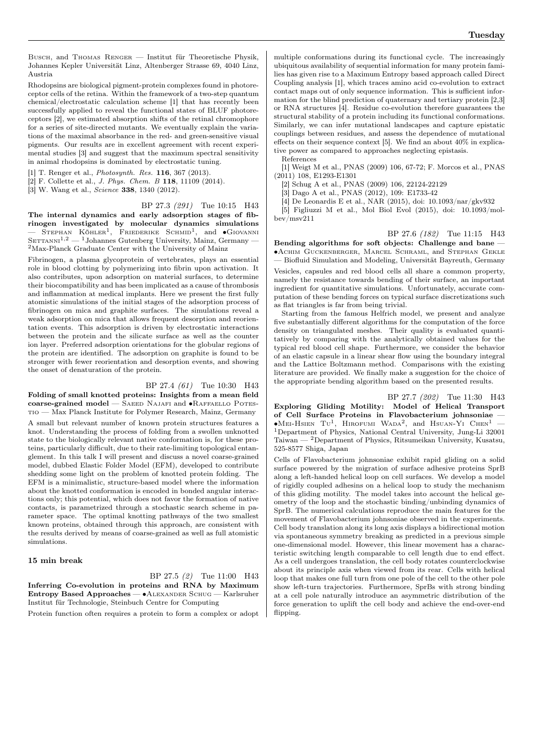Busch, and Thomas Renger — Institut für Theoretische Physik, Johannes Kepler Universität Linz, Altenberger Strasse 69, 4040 Linz, Austria

Rhodopsins are biological pigment-protein complexes found in photoreceptor cells of the retina. Within the framework of a two-step quantum chemical/electrostatic calculation scheme [1] that has recently been successfully applied to reveal the functional states of BLUF photoreceptors [2], we estimated absorption shifts of the retinal chromophore for a series of site-directed mutants. We eventually explain the variations of the maximal absorbance in the red- and green-sensitive visual pigments. Our results are in excellent agreement with recent experimental studies [3] and suggest that the maximum spectral sensitivity in animal rhodopsins is dominated by electrostatic tuning.

[1] T. Renger et al., *Photosynth. Res.* **116**, 367 (2013).
[2] F. Collette et al., *J. Phys. Chem. B* **118**, 11109 (2014).
[3] W. Wang et al., *Science* **338**, 1340 (2012).

BP 27.3 *(291)* Tue 10:15 H43

**The internal dynamics and early adsorption stages of fibrinogen investigated by molecular dynamics simulations** — Stephan Köhler[1], Friederike Schmid[1], and •Giovanni Settanni[1,2] — [1]Johannes Gutenberg University, Mainz, Germany — [2]Max-Planck Graduate Center with the University of Mainz

Fibrinogen, a plasma glycoprotein of vertebrates, plays an essential role in blood clotting by polymerizing into fibrin upon activation. It also contributes, upon adsorption on material surfaces, to determine their biocompatibility and has been implicated as a cause of thrombosis and inflammation at medical implants. Here we present the first fully atomistic simulations of the initial stages of the adsorption process of fibrinogen on mica and graphite surfaces. The simulations reveal a weak adsorption on mica that allows frequent desorption and reorientation events. This adsorption is driven by electrostatic interactions between the protein and the silicate surface as well as the counter ion layer. Preferred adsorption orientations for the globular regions of the protein are identified. The adsorption on graphite is found to be stronger with fewer reorientation and desorption events, and showing the onset of denaturation of the protein.

BP 27.4 *(61)* Tue 10:30 H43

**Folding of small knotted proteins: Insights from a mean field coarse-grained model** — Saeed Najafi and •Raffaello Potestio — Max Planck Institute for Polymer Research, Mainz, Germany

A small but relevant number of known protein structures features a knot. Understanding the process of folding from a swollen unknotted state to the biologically relevant native conformation is, for these proteins, particularly difficult, due to their rate-limiting topological entanglement. In this talk I will present and discuss a novel coarse-grained model, dubbed Elastic Folder Model (EFM), developed to contribute shedding some light on the problem of knotted protein folding. The EFM is a minimalistic, structure-based model where the information about the knotted conformation is encoded in bonded angular interactions only; this potential, which does not favor the formation of native contacts, is parametrized through a stochastic search scheme in parameter space. The optimal knotting pathways of the two smallest known proteins, obtained through this approach, are consistent with the results derived by means of coarse-grained as well as full atomistic simulations.

**15 min break**

BP 27.5 *(2)* Tue 11:00 H43

**Inferring Co-evolution in proteins and RNA by Maximum Entropy Based Approaches** — •Alexander Schug — Karlsruher Institut für Technologie, Steinbuch Centre for Computing

Protein function often requires a protein to form a complex or adopt multiple conformations during its functional cycle. The increasingly ubiquitous availability of sequential information for many protein families has given rise to a Maximum Entropy based approach called Direct Coupling analysis [1], which traces amino acid co-evolution to extract contact maps out of only sequence information. This is sufficient information for the blind prediction of quaternary and tertiary protein [2,3] or RNA structures [4]. Residue co-evolution therefore guarantees the structural stability of a protein including its functional conformations. Similarly, we can infer mutational landscapes and capture epistatic couplings between residues, and assess the dependence of mutational effects on their sequence context [5]. We find an about 40% in explicative power as compared to approaches neglecting epistasis.

References

[1] Weigt M et al., PNAS (2009) 106, 67-72; F. Morcos et al., PNAS (2011) 108, E1293-E1301

[2] Schug A et al., PNAS (2009) 106, 22124-22129

[3] Dago A et al., PNAS (2012), 109: E1733-42

[4] De Leonardis E et al., NAR (2015), doi: 10.1093/nar/gkv932

[5] Figliuzzi M et al., Mol Biol Evol (2015), doi: 10.1093/molbev/msv211

BP 27.6 *(182)* Tue 11:15 H43

**Bending algorithms for soft objects: Challenge and bane** — •Achim Guckenberger, Marcel Schraml, and Stephan Gekle — Biofluid Simulation and Modeling, Universität Bayreuth, Germany

Vesicles, capsules and red blood cells all share a common property, namely the resistance towards bending of their surface, an important ingredient for quantitative simulations. Unfortunately, accurate computation of these bending forces on typical surface discretizations such as flat triangles is far from being trivial.

Starting from the famous Helfrich model, we present and analyze five substantially different algorithms for the computation of the force density on triangulated meshes. Their quality is evaluated quantitatively by comparing with the analytically obtained values for the typical red blood cell shape. Furthermore, we consider the behavior of an elastic capsule in a linear shear flow using the boundary integral and the Lattice Boltzmann method. Comparisons with the existing literature are provided. We finally make a suggestion for the choice of the appropriate bending algorithm based on the presented results.

BP 27.7 *(202)* Tue 11:30 H43

**Exploring Gliding Motility: Model of Helical Transport of Cell Surface Proteins in Flavobacterium johnsoniae** — •Mei-Hsien Tu[1], Hirofumi Wada[2], and Hsuan-Yi Chen[1] — [1]Department of Physics, National Central University, Jung-Li 32001 Taiwan — [2]Department of Physics, Ritsumeikan University, Kusatsu, 525-8577 Shiga, Japan

Cells of Flavobacterium johnsoniae exhibit rapid gliding on a solid surface powered by the migration of surface adhesive proteins SprB along a left-handed helical loop on cell surfaces. We develop a model of rigidly coupled adhesins on a helical loop to study the mechanism of this gliding motility. The model takes into account the helical geometry of the loop and the stochastic binding/unbinding dynamics of SprB. The numerical calculations reproduce the main features for the movement of Flavobacterium johnsoniae observed in the experiments. Cell body translation along its long axis displays a bidirectional motion via spontaneous symmetry breaking as predicted in a previous simple one-dimensional model. However, this linear movement has a characteristic switching length comparable to cell length due to end effect. As a cell undergoes translation, the cell body rotates counterclockwise about its principle axis when viewed from its rear. Cells with helical loop that makes one full turn from one pole of the cell to the other pole show left-turn trajectories. Furthermore, SprBs with strong binding at a cell pole naturally introduce an asymmetric distribution of the force generation to uplift the cell body and achieve the end-over-end flipping.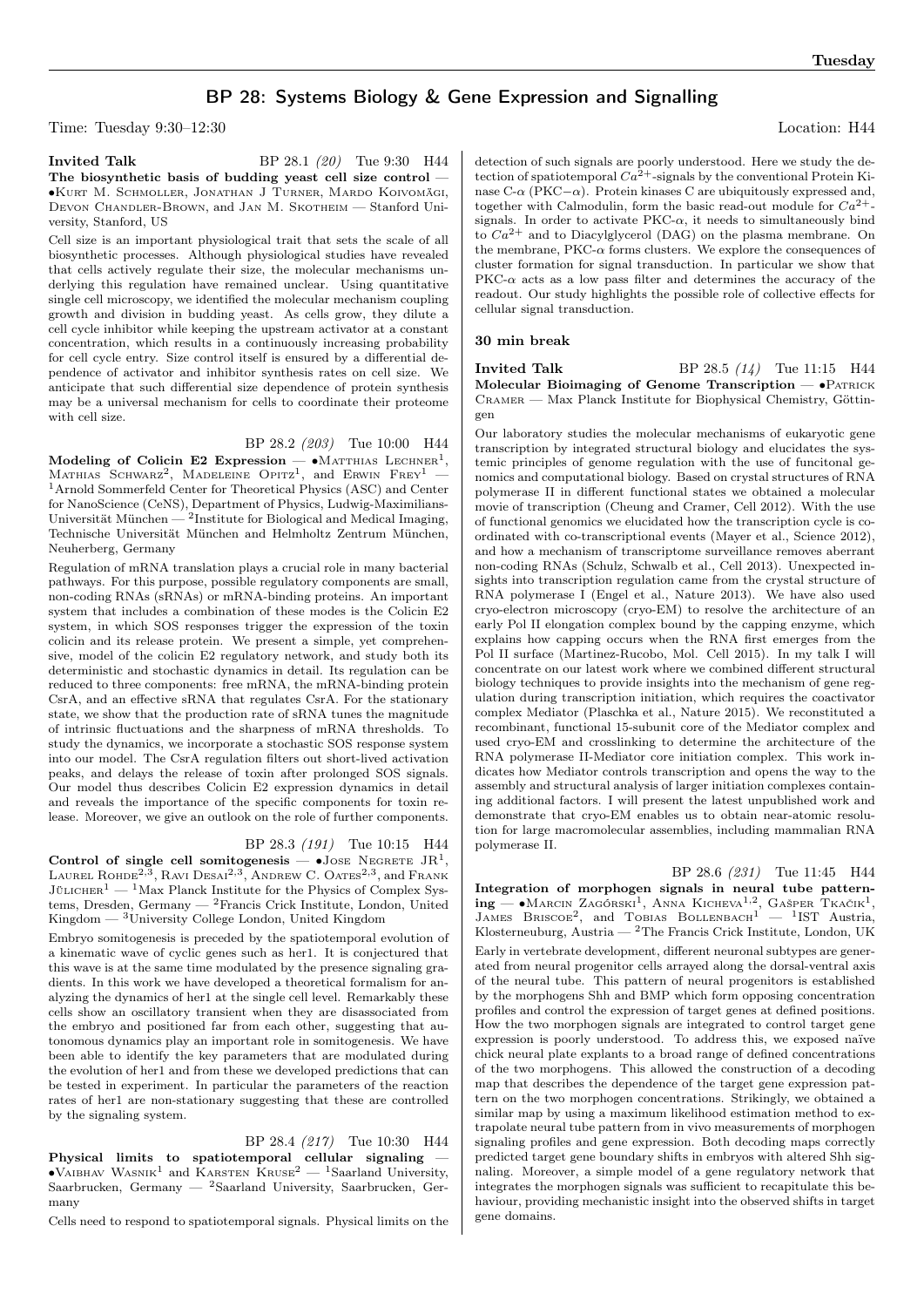## BP 28: Systems Biology & Gene Expression and Signalling

Time: Tuesday 9:30–12:30 Location: H44

**Invited Talk** BP 28.1 *(20)* Tue 9:30 H44

**The biosynthetic basis of budding yeast cell size control** — •Kurt M. Schmoller, Jonathan J Turner, Mardo Koivomägi, Devon Chandler-Brown, and Jan M. Skotheim — Stanford University, Stanford, US

Cell size is an important physiological trait that sets the scale of all biosynthetic processes. Although physiological studies have revealed that cells actively regulate their size, the molecular mechanisms underlying this regulation have remained unclear. Using quantitative single cell microscopy, we identified the molecular mechanism coupling growth and division in budding yeast. As cells grow, they dilute a cell cycle inhibitor while keeping the upstream activator at a constant concentration, which results in a continuously increasing probability for cell cycle entry. Size control itself is ensured by a differential dependence of activator and inhibitor synthesis rates on cell size. We anticipate that such differential size dependence of protein synthesis may be a universal mechanism for cells to coordinate their proteome with cell size.

BP 28.2 *(203)* Tue 10:00 H44

**Modeling of Colicin E2 Expression** — •Matthias Lechner[1], Mathias Schwarz[2], Madeleine Opitz[1], and Erwin Frey[1] — [1]Arnold Sommerfeld Center for Theoretical Physics (ASC) and Center for NanoScience (CeNS), Department of Physics, Ludwig-Maximilians-Universität München — [2]Institute for Biological and Medical Imaging, Technische Universität München and Helmholtz Zentrum München, Neuherberg, Germany

Regulation of mRNA translation plays a crucial role in many bacterial pathways. For this purpose, possible regulatory components are small, non-coding RNAs (sRNAs) or mRNA-binding proteins. An important system that includes a combination of these modes is the Colicin E2 system, in which SOS responses trigger the expression of the toxin colicin and its release protein. We present a simple, yet comprehensive, model of the colicin E2 regulatory network, and study both its deterministic and stochastic dynamics in detail. Its regulation can be reduced to three components: free mRNA, the mRNA-binding protein CsrA, and an effective sRNA that regulates CsrA. For the stationary state, we show that the production rate of sRNA tunes the magnitude of intrinsic fluctuations and the sharpness of mRNA thresholds. To study the dynamics, we incorporate a stochastic SOS response system into our model. The CsrA regulation filters out short-lived activation peaks, and delays the release of toxin after prolonged SOS signals. Our model thus describes Colicin E2 expression dynamics in detail and reveals the importance of the specific components for toxin release. Moreover, we give an outlook on the role of further components.

BP 28.3 *(191)* Tue 10:15 H44

**Control of single cell somitogenesis** — •Jose Negrete JR[1], Laurel Rohde[2,3], Ravi Desai[2,3], Andrew C. Oates[2,3], and Frank Jülicher[1] — [1]Max Planck Institute for the Physics of Complex Systems, Dresden, Germany — [2]Francis Crick Institute, London, United Kingdom — [3]University College London, United Kingdom

Embryo somitogenesis is preceded by the spatiotemporal evolution of a kinematic wave of cyclic genes such as her1. It is conjectured that this wave is at the same time modulated by the presence signaling gradients. In this work we have developed a theoretical formalism for analyzing the dynamics of her1 at the single cell level. Remarkably these cells show an oscillatory transient when they are disassociated from the embryo and positioned far from each other, suggesting that autonomous dynamics play an important role in somitogenesis. We have been able to identify the key parameters that are modulated during the evolution of her1 and from these we developed predictions that can be tested in experiment. In particular the parameters of the reaction rates of her1 are non-stationary suggesting that these are controlled by the signaling system.

BP 28.4 *(217)* Tue 10:30 H44

**Physical limits to spatiotemporal cellular signaling** — •Vaibhav Wasnik[1] and Karsten Kruse[2] — [1]Saarland University, Saarbrucken, Germany — [2]Saarland University, Saarbrucken, Germany

Cells need to respond to spatiotemporal signals. Physical limits on the detection of such signals are poorly understood. Here we study the detection of spatiotemporal $Ca^{2+}$-signals by the conventional Protein Kinase C-$\alpha$ (PKC$-\alpha$). Protein kinases C are ubiquitously expressed and, together with Calmodulin, form the basic read-out module for $Ca^{2+}$-signals. In order to activate PKC-$\alpha$, it needs to simultaneously bind to $Ca^{2+}$ and to Diacylglycerol (DAG) on the plasma membrane. On the membrane, PKC-$\alpha$ forms clusters. We explore the consequences of cluster formation for signal transduction. In particular we show that PKC-$\alpha$ acts as a low pass filter and determines the accuracy of the readout. Our study highlights the possible role of collective effects for cellular signal transduction.

**30 min break**

**Invited Talk** BP 28.5 *(14)* Tue 11:15 H44

**Molecular Bioimaging of Genome Transcription** — •Patrick Cramer — Max Planck Institute for Biophysical Chemistry, Göttingen

Our laboratory studies the molecular mechanisms of eukaryotic gene transcription by integrated structural biology and elucidates the systemic principles of genome regulation with the use of funcitonal genomics and computational biology. Based on crystal structures of RNA polymerase II in different functional states we obtained a molecular movie of transcription (Cheung and Cramer, Cell 2012). With the use of functional genomics we elucidated how the transcription cycle is coordinated with co-transcriptional events (Mayer et al., Science 2012), and how a mechanism of transcriptome surveillance removes aberrant non-coding RNAs (Schulz, Schwalb et al., Cell 2013). Unexpected insights into transcription regulation came from the crystal structure of RNA polymerase I (Engel et al., Nature 2013). We have also used cryo-electron microscopy (cryo-EM) to resolve the architecture of an early Pol II elongation complex bound by the capping enzyme, which explains how capping occurs when the RNA first emerges from the Pol II surface (Martinez-Rucobo, Mol. Cell 2015). In my talk I will concentrate on our latest work where we combined different structural biology techniques to provide insights into the mechanism of gene regulation during transcription initiation, which requires the coactivator complex Mediator (Plaschka et al., Nature 2015). We reconstituted a recombinant, functional 15-subunit core of the Mediator complex and used cryo-EM and crosslinking to determine the architecture of the RNA polymerase II-Mediator core initiation complex. This work indicates how Mediator controls transcription and opens the way to the assembly and structural analysis of larger initiation complexes containing additional factors. I will present the latest unpublished work and demonstrate that cryo-EM enables us to obtain near-atomic resolution for large macromolecular assemblies, including mammalian RNA polymerase II.

BP 28.6 *(231)* Tue 11:45 H44

**Integration of morphogen signals in neural tube patterning** — •Marcin Zagórski[1], Anna Kicheva[1,2], Gašper Tkačik[1], James Briscoe[2], and Tobias Bollenbach[1] — [1]IST Austria, Klosterneuburg, Austria — [2]The Francis Crick Institute, London, UK

Early in vertebrate development, different neuronal subtypes are generated from neural progenitor cells arrayed along the dorsal-ventral axis of the neural tube. This pattern of neural progenitors is established by the morphogens Shh and BMP which form opposing concentration profiles and control the expression of target genes at defined positions. How the two morphogen signals are integrated to control target gene expression is poorly understood. To address this, we exposed naïve chick neural plate explants to a broad range of defined concentrations of the two morphogens. This allowed the construction of a decoding map that describes the dependence of the target gene expression pattern on the two morphogen concentrations. Strikingly, we obtained a similar map by using a maximum likelihood estimation method to extrapolate neural tube pattern from in vivo measurements of morphogen signaling profiles and gene expression. Both decoding maps correctly predicted target gene boundary shifts in embryos with altered Shh signaling. Moreover, a simple model of a gene regulatory network that integrates the morphogen signals was sufficient to recapitulate this behaviour, providing mechanistic insight into the observed shifts in target gene domains.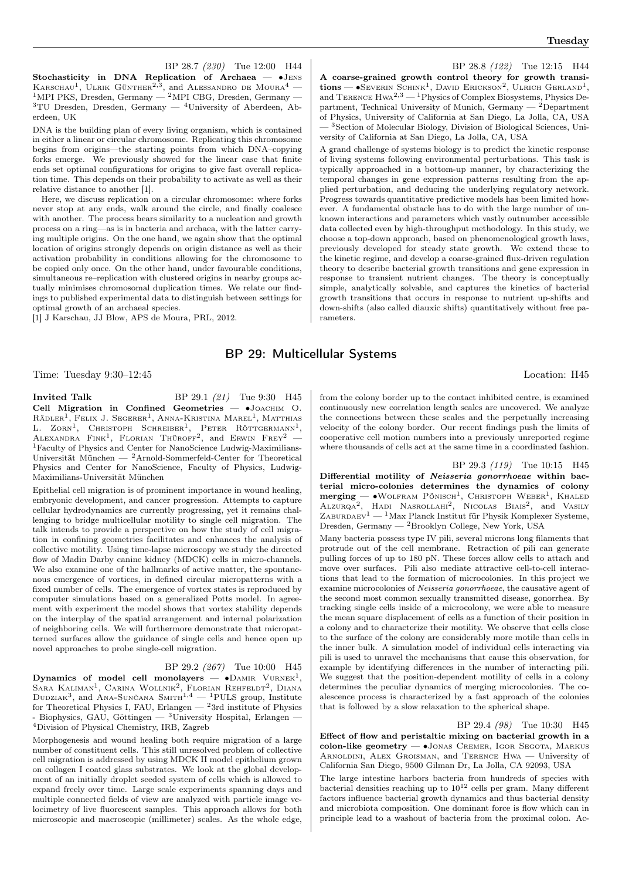BP 28.7 *(230)* Tue 12:00 H44

**Stochasticity in DNA Replication of Archaea** — •Jens Karschau[1], Ulrik Günther[2,3], and Alessandro de Moura[4] — [1]MPI PKS, Dresden, Germany — [2]MPI CBG, Dresden, Germany — [3]TU Dresden, Dresden, Germany — [4]University of Aberdeen, Aberdeen, UK

DNA is the building plan of every living organism, which is contained in either a linear or circular chromosome. Replicating this chromosome begins from origins—the starting points from which DNA–copying forks emerge. We previously showed for the linear case that finite ends set optimal configurations for origins to give fast overall replication time. This depends on their probability to activate as well as their relative distance to another [1].

Here, we discuss replication on a circular chromosome: where forks never stop at any ends, walk around the circle, and finally coalesce with another. The process bears similarity to a nucleation and growth process on a ring—as is in bacteria and archaea, with the latter carrying multiple origins. On the one hand, we again show that the optimal location of origins strongly depends on origin distance as well as their activation probability in conditions allowing for the chromosome to be copied only once. On the other hand, under favourable conditions, simultaneous re–replication with clustered origins in nearby groups actually minimises chromosomal duplication times. We relate our findings to published experimental data to distinguish between settings for optimal growth of an archaeal species.

[1] J Karschau, JJ Blow, APS de Moura, PRL, 2012.

BP 28.8 *(122)* Tue 12:15 H44

**A coarse-grained growth control theory for growth transitions** — •Severin Schink[1], David Erickson[2], Ulrich Gerland[1], and Terence Hwa[2,3] — [1]Physics of Complex Biosystems, Physics Department, Technical University of Munich, Germany — [2]Department of Physics, University of California at San Diego, La Jolla, CA, USA — [3]Section of Molecular Biology, Division of Biological Sciences, University of California at San Diego, La Jolla, CA, USA

A grand challenge of systems biology is to predict the kinetic response of living systems following environmental perturbations. This task is typically approached in a bottom-up manner, by characterizing the temporal changes in gene expression patterns resulting from the applied perturbation, and deducing the underlying regulatory network. Progress towards quantitative predictive models has been limited however. A fundamental obstacle has to do with the large number of unknown interactions and parameters which vastly outnumber accessible data collected even by high-throughput methodology. In this study, we choose a top-down approach, based on phenomenological growth laws, previously developed for steady state growth. We extend these to the kinetic regime, and develop a coarse-grained flux-driven regulation theory to describe bacterial growth transitions and gene expression in response to transient nutrient changes. The theory is conceptually simple, analytically solvable, and captures the kinetics of bacterial growth transitions that occurs in response to nutrient up-shifts and down-shifts (also called diauxic shifts) quantitatively without free parameters.

## BP 29: Multicellular Systems

Time: Tuesday 9:30–12:45 Location: H45

**Invited Talk** BP 29.1 *(21)* Tue 9:30 H45

**Cell Migration in Confined Geometries** — •Joachim O. Rädler[1], Felix J. Segerer[1], Anna-Kristina Marel[1], Matthias L. Zorn[1], Christoph Schreiber[1], Peter Röttgermann[1], Alexandra Fink[1], Florian Thüroff[2], and Erwin Frey[2] — [1]Faculty of Physics and Center for NanoScience Ludwig-Maximilians-Universität München — [2]Arnold-Sommerfeld-Center for Theoretical Physics and Center for NanoScience, Faculty of Physics, Ludwig-Maximilians-Universität München

Epithelial cell migration is of prominent importance in wound healing, embryonic development, and cancer progression. Attempts to capture cellular hydrodynamics are currently progressing, yet it remains challenging to bridge multicellular motility to single cell migration. The talk intends to provide a perspective on how the study of cell migration in confining geometries facilitates and enhances the analysis of collective motility. Using time-lapse microscopy we study the directed flow of Madin Darby canine kidney (MDCK) cells in micro-channels. We also examine one of the hallmarks of active matter, the spontaneous emergence of vortices, in defined circular micropatterns with a fixed number of cells. The emergence of vortex states is reproduced by computer simulations based on a generalized Potts model. In agreement with experiment the model shows that vortex stability depends on the interplay of the spatial arrangement and internal polarization of neighboring cells. We will furthermore demonstrate that micropatterned surfaces allow the guidance of single cells and hence open up novel approaches to probe single-cell migration.

BP 29.2 *(267)* Tue 10:00 H45

**Dynamics of model cell monolayers** — •Damir Vurnek[1], Sara Kaliman[1], Carina Wollnik[2], Florian Rehfeldt[2], Diana Dudziak[3], and Ana-Sunčana Smith[1,4] — [1]PULS group, Institute for Theoretical Physics I, FAU, Erlangen — [2]3rd institute of Physics - Biophysics, GAU, Göttingen — [3]University Hospital, Erlangen — [4]Division of Physical Chemistry, IRB, Zagreb

Morphogenesis and wound healing both require migration of a large number of constituent cells. This still unresolved problem of collective cell migration is addressed by using MDCK II model epithelium grown on collagen I coated glass substrates. We look at the global development of an initially droplet seeded system of cells which is allowed to expand freely over time. Large scale experiments spanning days and multiple connected fields of view are analyzed with particle image velocimetry of live fluorescent samples. This approach allows for both microscopic and macroscopic (millimeter) scales. As the whole edge, from the colony border up to the contact inhibited centre, is examined continuously new correlation length scales are uncovered. We analyze the connections between these scales and the perpetually increasing velocity of the colony border. Our recent findings push the limits of cooperative cell motion numbers into a previously unreported regime where thousands of cells act at the same time in a coordinated fashion.

BP 29.3 *(119)* Tue 10:15 H45

**Differential motility of *Neisseria gonorrhoeae* within bacterial micro-colonies determines the dynamics of colony merging** — •Wolfram Pönisch[1], Christoph Weber[1], Khaled Alzurqa[2], Hadi Nasrollahi[2], Nicolas Biais[2], and Vasily Zaburdaev[1] — [1]Max Planck Institut für Physik Komplexer Systeme, Dresden, Germany — [2]Brooklyn College, New York, USA

Many bacteria possess type IV pili, several microns long filaments that protrude out of the cell membrane. Retraction of pili can generate pulling forces of up to 180 pN. These forces allow cells to attach and move over surfaces. Pili also mediate attractive cell-to-cell interactions that lead to the formation of microcolonies. In this project we examine microcolonies of *Neisseria gonorrhoeae*, the causative agent of the second most common sexually transmitted disease, gonorrhea. By tracking single cells inside of a microcolony, we were able to measure the mean square displacement of cells as a function of their position in a colony and to characterize their motility. We observe that cells close to the surface of the colony are considerably more motile than cells in the inner bulk. A simulation model of individual cells interacting via pili is used to unravel the mechanisms that cause this observation, for example by identifying differences in the number of interacting pili. We suggest that the position-dependent motility of cells in a colony determines the peculiar dynamics of merging microcolonies. The coalescence process is characterized by a fast approach of the colonies that is followed by a slow relaxation to the spherical shape.

BP 29.4 *(98)* Tue 10:30 H45

**Effect of flow and peristaltic mixing on bacterial growth in a colon-like geometry** — •Jonas Cremer, Igor Segota, Markus Arnoldini, Alex Groisman, and Terence Hwa — University of California San Diego, 9500 Gilman Dr, La Jolla, CA 92093, USA

The large intestine harbors bacteria from hundreds of species with bacterial densities reaching up to $10^{12}$ cells per gram. Many different factors influence bacterial growth dynamics and thus bacterial density and microbiota composition. One dominant force is flow which can in principle lead to a washout of bacteria from the proximal colon. Ac-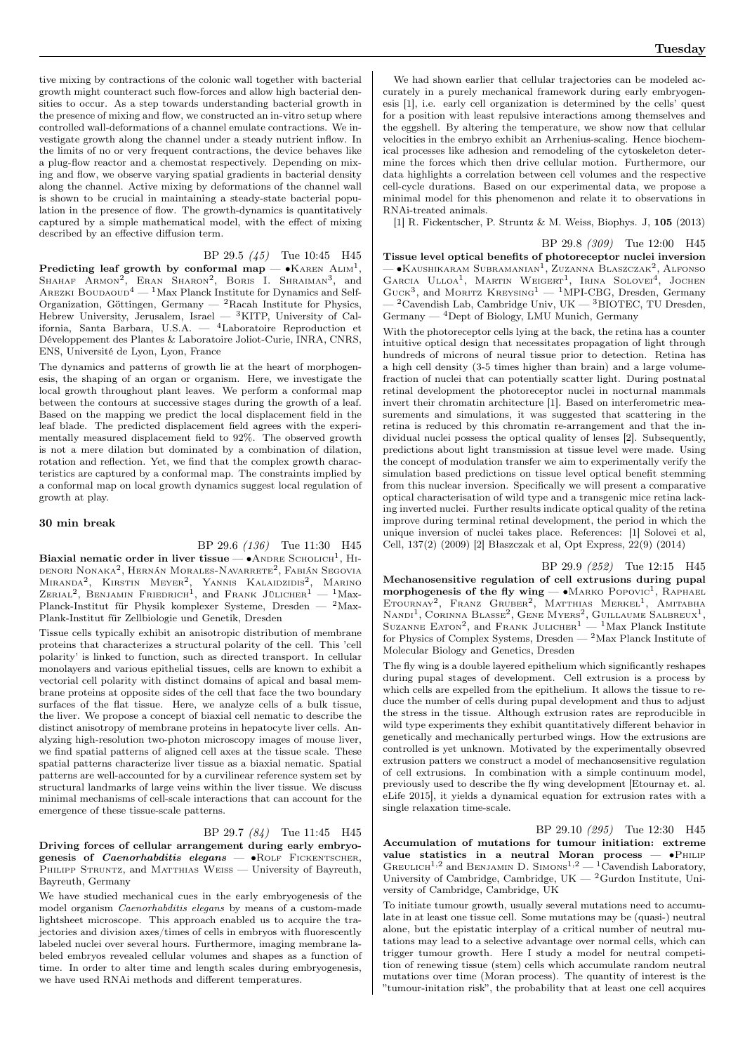tive mixing by contractions of the colonic wall together with bacterial growth might counteract such flow-forces and allow high bacterial densities to occur. As a step towards understanding bacterial growth in the presence of mixing and flow, we constructed an in-vitro setup where controlled wall-deformations of a channel emulate contractions. We investigate growth along the channel under a steady nutrient inflow. In the limits of no or very frequent contractions, the device behaves like a plug-flow reactor and a chemostat respectively. Depending on mixing and flow, we observe varying spatial gradients in bacterial density along the channel. Active mixing by deformations of the channel wall is shown to be crucial in maintaining a steady-state bacterial population in the presence of flow. The growth-dynamics is quantitatively captured by a simple mathematical model, with the effect of mixing described by an effective diffusion term.

BP 29.5 *(45)* Tue 10:45 H45

**Predicting leaf growth by conformal map** — •Karen Alim[1], Shahaf Armon[2], Eran Sharon[2], Boris I. Shraiman[3], and Arezki Boudaoud[4] — [1]Max Planck Institute for Dynamics and Self-Organization, Göttingen, Germany — [2]Racah Institute for Physics, Hebrew University, Jerusalem, Israel — [3]KITP, University of California, Santa Barbara, U.S.A. — [4]Laboratoire Reproduction et Développement des Plantes & Laboratoire Joliot-Curie, INRA, CNRS, ENS, Université de Lyon, Lyon, France

The dynamics and patterns of growth lie at the heart of morphogenesis, the shaping of an organ or organism. Here, we investigate the local growth throughout plant leaves. We perform a conformal map between the contours at successive stages during the growth of a leaf. Based on the mapping we predict the local displacement field in the leaf blade. The predicted displacement field agrees with the experimentally measured displacement field to 92%. The observed growth is not a mere dilation but dominated by a combination of dilation, rotation and reflection. Yet, we find that the complex growth characteristics are captured by a conformal map. The constraints implied by a conformal map on local growth dynamics suggest local regulation of growth at play.

**30 min break**

BP 29.6 *(136)* Tue 11:30 H45

**Biaxial nematic order in liver tissue** — •Andre Scholich[1], Hidenori Nonaka[2], Hernán Morales-Navarrete[2], Fabián Segovia Miranda[2], Kirstin Meyer[2], Yannis Kalaidzidis[2], Marino Zerial[2], Benjamin Friedrich[1], and Frank Jülicher[1] — [1]Max-Planck-Institut für Physik komplexer Systeme, Dresden — [2]Max-Plank-Institut für Zellbiologie und Genetik, Dresden

Tissue cells typically exhibit an anisotropic distribution of membrane proteins that characterizes a structural polarity of the cell. This 'cell polarity' is linked to function, such as directed transport. In cellular monolayers and various epithelial tissues, cells are known to exhibit a vectorial cell polarity with distinct domains of apical and basal membrane proteins at opposite sides of the cell that face the two boundary surfaces of the flat tissue. Here, we analyze cells of a bulk tissue, the liver. We propose a concept of biaxial cell nematic to describe the distinct anisotropy of membrane proteins in hepatocyte liver cells. Analyzing high-resolution two-photon microscopy images of mouse liver, we find spatial patterns of aligned cell axes at the tissue scale. These spatial patterns characterize liver tissue as a biaxial nematic. Spatial patterns are well-accounted for by a curvilinear reference system set by structural landmarks of large veins within the liver tissue. We discuss minimal mechanisms of cell-scale interactions that can account for the emergence of these tissue-scale patterns.

BP 29.7 *(84)* Tue 11:45 H45

**Driving forces of cellular arrangement during early embryogenesis of *Caenorhabditis elegans*** — •Rolf Fickentscher, Philipp Struntz, and Matthias Weiss — University of Bayreuth, Bayreuth, Germany

We have studied mechanical cues in the early embryogenesis of the model organism *Caenorhabditis elegans* by means of a custom-made lightsheet microscope. This approach enabled us to acquire the trajectories and division axes/times of cells in embryos with fluorescently labeled nuclei over several hours. Furthermore, imaging membrane labeled embryos revealed cellular volumes and shapes as a function of time. In order to alter time and length scales during embryogenesis, we have used RNAi methods and different temperatures.

We had shown earlier that cellular trajectories can be modeled accurately in a purely mechanical framework during early embryogenesis [1], i.e. early cell organization is determined by the cells' quest for a position with least repulsive interactions among themselves and the eggshell. By altering the temperature, we show now that cellular velocities in the embryo exhibit an Arrhenius-scaling. Hence biochemical processes like adhesion and remodeling of the cytoskeleton determine the forces which then drive cellular motion. Furthermore, our data highlights a correlation between cell volumes and the respective cell-cycle durations. Based on our experimental data, we propose a minimal model for this phenomenon and relate it to observations in RNAi-treated animals.

[1] R. Fickentscher, P. Struntz & M. Weiss, Biophys. J, **105** (2013)

BP 29.8 *(309)* Tue 12:00 H45

**Tissue level optical benefits of photoreceptor nuclei inversion** — •Kaushikaram Subramanian[1], Zuzanna Blaszczak[2], Alfonso Garcia Ulloa[1], Martin Weigert[1], Irina Solovei[4], Jochen Guck[3], and Moritz Kreysing[1] — [1]MPI-CBG, Dresden, Germany — [2]Cavendish Lab, Cambridge Univ, UK — [3]BIOTEC, TU Dresden, Germany — [4]Dept of Biology, LMU Munich, Germany

With the photoreceptor cells lying at the back, the retina has a counter intuitive optical design that necessitates propagation of light through hundreds of microns of neural tissue prior to detection. Retina has a high cell density (3-5 times higher than brain) and a large volume-fraction of nuclei that can potentially scatter light. During postnatal retinal development the photoreceptor nuclei in nocturnal mammals invert their chromatin architecture [1]. Based on interferometric measurements and simulations, it was suggested that scattering in the retina is reduced by this chromatin re-arrangement and that the individual nuclei possess the optical quality of lenses [2]. Subsequently, predictions about light transmission at tissue level were made. Using the concept of modulation transfer we aim to experimentally verify the simulation based predictions on tissue level optical benefit stemming from this nuclear inversion. Specifically we will present a comparative optical characterisation of wild type and a transgenic mice retina lacking inverted nuclei. Further results indicate optical quality of the retina improve during terminal retinal development, the period in which the unique inversion of nuclei takes place. References: [1] Solovei et al, Cell, 137(2) (2009) [2] Błaszczak et al, Opt Express, 22(9) (2014)

BP 29.9 *(252)* Tue 12:15 H45

**Mechanosensitive regulation of cell extrusions during pupal morphogenesis of the fly wing** — •Marko Popović[1], Raphael Etournay[2], Franz Gruber[2], Matthias Merkel[1], Amitabha Nandi[1], Corinna Blasse[2], Gene Myers[2], Guillaume Salbreux[1], Suzanne Eaton[2], and Frank Julicher[1] — [1]Max Planck Institute for Physics of Complex Systems, Dresden — [2]Max Planck Institute of Molecular Biology and Genetics, Dresden

The fly wing is a double layered epithelium which significantly reshapes during pupal stages of development. Cell extrusion is a process by which cells are expelled from the epithelium. It allows the tissue to reduce the number of cells during pupal development and thus to adjust the stress in the tissue. Although extrusion rates are reproducible in wild type experiments they exhibit quantitatively different behavior in genetically and mechanically perturbed wings. How the extrusions are controlled is yet unknown. Motivated by the experimentally obsevred extrusion patters we construct a model of mechanosensitive regulation of cell extrusions. In combination with a simple continuum model, previously used to describe the fly wing development [Etournay et. al. eLife 2015], it yields a dynamical equation for extrusion rates with a single relaxation time-scale.

BP 29.10 *(295)* Tue 12:30 H45

**Accumulation of mutations for tumour initiation: extreme value statistics in a neutral Moran process** — •Philip Greulich[1,2] and Benjamin D. Simons[1,2] — [1]Cavendish Laboratory, University of Cambridge, Cambridge, UK — [2]Gurdon Institute, University of Cambridge, Cambridge, UK

To initiate tumour growth, usually several mutations need to accumulate in at least one tissue cell. Some mutations may be (quasi-) neutral alone, but the epistatic interplay of a critical number of neutral mutations may lead to a selective advantage over normal cells, which can trigger tumour growth. Here I study a model for neutral competition of renewing tissue (stem) cells which accumulate random neutral mutations over time (Moran process). The quantity of interest is the "tumour-initation risk", the probability that at least one cell acquires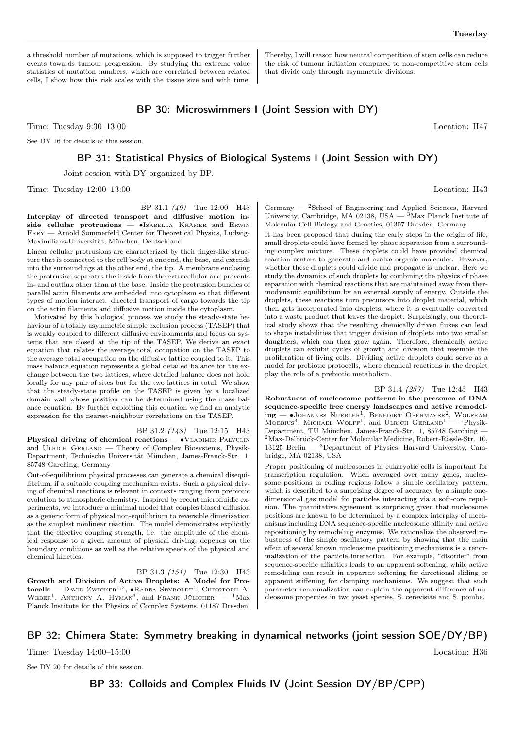a threshold number of mutations, which is supposed to trigger further events towards tumour progression. By studying the extreme value statistics of mutation numbers, which are correlated between related cells, I show how this risk scales with the tissue size and with time. Thereby, I will reason how neutral competition of stem cells can reduce the risk of tumour initiation compared to non-competitive stem cells that divide only through asymmetric divisions.

## BP 30: Microswimmers I (Joint Session with DY)

Time: Tuesday 9:30–13:00 Location: H47

See DY 16 for details of this session.

## BP 31: Statistical Physics of Biological Systems I (Joint Session with DY)

Joint session with DY organized by BP.

Time: Tuesday 12:00–13:00 Location: H43

BP 31.1 *(49)* Tue 12:00 H43

**Interplay of directed transport and diffusive motion inside cellular protrusions** — •Isabella Krämer and Erwin Frey — Arnold Sommerfeld Center for Theoretical Physics, Ludwig-Maximilians-Universität, München, Deutschland

Linear cellular protrusions are characterized by their finger-like structure that is connected to the cell body at one end, the base, and extends into the surroundings at the other end, the tip. A membrane enclosing the protrusion separates the inside from the extracellular and prevents in- and outflux other than at the base. Inside the protrusion bundles of parallel actin filaments are embedded into cytoplasm so that different types of motion interact: directed transport of cargo towards the tip on the actin filaments and diffusive motion inside the cytoplasm.

Motivated by this biological process we study the steady-state behaviour of a totally asymmetric simple exclusion process (TASEP) that is weakly coupled to different diffusive environments and focus on systems that are closed at the tip of the TASEP. We derive an exact equation that relates the average total occupation on the TASEP to the average total occupation on the diffusive lattice coupled to it. This mass balance equation represents a global detailed balance for the exchange between the two lattices, where detailed balance does not hold locally for any pair of sites but for the two lattices in total. We show that the steady-state profile on the TASEP is given by a localized domain wall whose position can be determined using the mass balance equation. By further exploiting this equation we find an analytic expression for the nearest-neighbour correlations on the TASEP.

BP 31.2 *(148)* Tue 12:15 H43

**Physical driving of chemical reactions** — •Vladimir Palyulin and Ulrich Gerland — Theory of Complex Biosystems, Physik-Department, Technische Universität München, James-Franck-Str. 1, 85748 Garching, Germany

Out-of-equilibrium physical processes can generate a chemical disequilibrium, if a suitable coupling mechanism exists. Such a physical driving of chemical reactions is relevant in contexts ranging from prebiotic evolution to atmospheric chemistry. Inspired by recent microfluidic experiments, we introduce a minimal model that couples biased diffusion as a generic form of physical non-equilibrium to reversible dimerization as the simplest nonlinear reaction. The model demonstrates explicitly that the effective coupling strength, i.e. the amplitude of the chemical response to a given amount of physical driving, depends on the boundary conditions as well as the relative speeds of the physical and chemical kinetics.

BP 31.3 *(151)* Tue 12:30 H43

**Growth and Division of Active Droplets: A Model for Protocells** — David Zwicker[1,2], •Rabea Seyboldt[1], Christoph A. Weber[1], Anthony A. Hyman[3], and Frank Jülicher[1] — [1]Max Planck Institute for the Physics of Complex Systems, 01187 Dresden, Germany — [2]School of Engineering and Applied Sciences, Harvard University, Cambridge, MA 02138, USA — [3]Max Planck Institute of Molecular Cell Biology and Genetics, 01307 Dresden, Germany

It has been proposed that during the early steps in the origin of life, small droplets could have formed by phase separation from a surrounding complex mixture. These droplets could have provided chemical reaction centers to generate and evolve organic molecules. However, whether these droplets could divide and propagate is unclear. Here we study the dynamics of such droplets by combining the physics of phase separation with chemical reactions that are maintained away from thermodynamic equilibrium by an external supply of energy. Outside the droplets, these reactions turn precursors into droplet material, which then gets incorporated into droplets, where it is eventually converted into a waste product that leaves the droplet. Surprisingly, our theoretical study shows that the resulting chemically driven fluxes can lead to shape instabilities that trigger division of droplets into two smaller daughters, which can then grow again. Therefore, chemically active droplets can exhibit cycles of growth and division that resemble the proliferation of living cells. Dividing active droplets could serve as a model for prebiotic protocells, where chemical reactions in the droplet play the role of a prebiotic metabolism.

BP 31.4 *(257)* Tue 12:45 H43

**Robustness of nucleosome patterns in the presence of DNA sequence-specific free energy landscapes and active remodeling** — •Johannes Nuebler[1], Benedikt Obermayer[2], Wolfram Moebius[3], Michael Wolff[1], and Ulrich Gerland[1] — [1]Physik-Department, TU München, James-Franck-Str. 1, 85748 Garching — [2]Max-Delbrück-Center for Molecular Medicine, Robert-Rössle-Str. 10, 13125 Berlin — [3]Department of Physics, Harvard University, Cambridge, MA 02138, USA

Proper positioning of nucleosomes in eukaryotic cells is important for transcription regulation. When averaged over many genes, nucleosome positions in coding regions follow a simple oscillatory pattern, which is described to a surprising degree of accuracy by a simple one-dimensional gas model for particles interacting via a soft-core repulsion. The quantitative agreement is surprising given that nucleosome positions are known to be determined by a complex interplay of mechanisms including DNA sequence-specific nucleosome affinity and active repositioning by remodeling enzymes. We rationalize the observed robustness of the simple oscillatory pattern by showing that the main effect of several known nucleosome positioning mechanisms is a renormalization of the particle interaction. For example, "disorder" from sequence-specific affinities leads to an apparent softening, while active remodeling can result in apparent softening for directional sliding or apparent stiffening for clamping mechanisms. We suggest that such parameter renormalization can explain the apparent difference of nucleosome properties in two yeast species, S. cerevisiae and S. pombe.

## BP 32: Chimera State: Symmetry breaking in dynamical networks (joint session SOE/DY/BP)

Time: Tuesday 14:00–15:00 Location: H36

See DY 20 for details of this session.

## BP 33: Colloids and Complex Fluids IV (Joint Session DY/BP/CPP)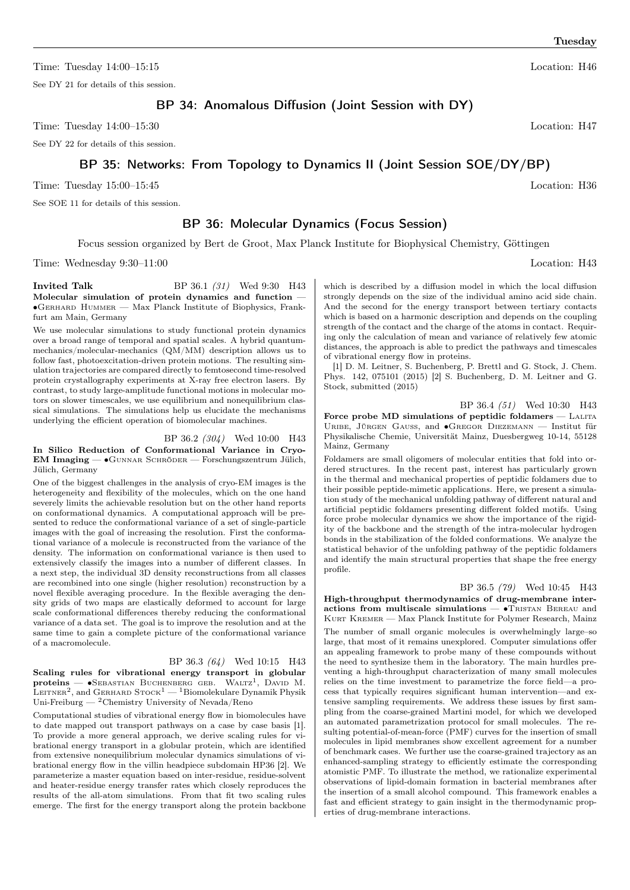Time: Tuesday 14:00–15:15 Location: H46

See DY 21 for details of this session.

## BP 34: Anomalous Diffusion (Joint Session with DY)

Time: Tuesday 14:00–15:30 Location: H47

See DY 22 for details of this session.

## BP 35: Networks: From Topology to Dynamics II (Joint Session SOE/DY/BP)

Time: Tuesday 15:00–15:45 Location: H36

See SOE 11 for details of this session.

## BP 36: Molecular Dynamics (Focus Session)

Focus session organized by Bert de Groot, Max Planck Institute for Biophysical Chemistry, Göttingen

Time: Wednesday 9:30–11:00 Location: H43

**Invited Talk** BP 36.1 *(31)* Wed 9:30 H43

**Molecular simulation of protein dynamics and function** — •Gerhard Hummer — Max Planck Institute of Biophysics, Frankfurt am Main, Germany

We use molecular simulations to study functional protein dynamics over a broad range of temporal and spatial scales. A hybrid quantum-mechanics/molecular-mechanics (QM/MM) description allows us to follow fast, photoexcitation-driven protein motions. The resulting simulation trajectories are compared directly to femtosecond time-resolved protein crystallography experiments at X-ray free electron lasers. By contrast, to study large-amplitude functional motions in molecular motors on slower timescales, we use equilibrium and nonequilibrium classical simulations. The simulations help us elucidate the mechanisms underlying the efficient operation of biomolecular machines.

BP 36.2 *(304)* Wed 10:00 H43

**In Silico Reduction of Conformational Variance in Cryo-EM Imaging** — •Gunnar Schröder — Forschungszentrum Jülich, Jülich, Germany

One of the biggest challenges in the analysis of cryo-EM images is the heterogeneity and flexibility of the molecules, which on the one hand severely limits the achievable resolution but on the other hand reports on conformational dynamics. A computational approach will be presented to reduce the conformational variance of a set of single-particle images with the goal of increasing the resolution. First the conformational variance of a molecule is reconstructed from the variance of the density. The information on conformational variance is then used to extensively classify the images into a number of different classes. In a next step, the individual 3D density reconstructions from all classes are recombined into one single (higher resolution) reconstruction by a novel flexible averaging procedure. In the flexible averaging the density grids of two maps are elastically deformed to account for large scale conformational differences thereby reducing the conformational variance of a data set. The goal is to improve the resolution and at the same time to gain a complete picture of the conformational variance of a macromolecule.

BP 36.3 *(64)* Wed 10:15 H43

**Scaling rules for vibrational energy transport in globular proteins** — •Sebastian Buchenberg geb. Waltz[1], David M. Leitner[2], and Gerhard Stock[1] — [1]Biomolekulare Dynamik Physik Uni-Freiburg — [2]Chemistry University of Nevada/Reno

Computational studies of vibrational energy flow in biomolecules have to date mapped out transport pathways on a case by case basis [1]. To provide a more general approach, we derive scaling rules for vibrational energy transport in a globular protein, which are identified from extensive nonequilibrium molecular dynamics simulations of vibrational energy flow in the villin headpiece subdomain HP36 [2]. We parameterize a master equation based on inter-residue, residue-solvent and heater-residue energy transfer rates which closely reproduces the results of the all-atom simulations. From that fit two scaling rules emerge. The first for the energy transport along the protein backbone which is described by a diffusion model in which the local diffusion strongly depends on the size of the individual amino acid side chain. And the second for the energy transport between tertiary contacts which is based on a harmonic description and depends on the coupling strength of the contact and the charge of the atoms in contact. Requiring only the calculation of mean and variance of relatively few atomic distances, the approach is able to predict the pathways and timescales of vibrational energy flow in proteins.

[1] D. M. Leitner, S. Buchenberg, P. Brettl and G. Stock, J. Chem. Phys. 142, 075101 (2015) [2] S. Buchenberg, D. M. Leitner and G. Stock, submitted (2015)

BP 36.4 *(51)* Wed 10:30 H43

**Force probe MD simulations of peptidic foldamers** — Lalita Uribe, Jürgen Gauss, and •Gregor Diezemann — Institut für Physikalische Chemie, Universität Mainz, Duesbergweg 10-14, 55128 Mainz, Germany

Foldamers are small oligomers of molecular entities that fold into ordered structures. In the recent past, interest has particularly grown in the thermal and mechanical properties of peptidic foldamers due to their possible peptide-mimetic applications. Here, we present a simulation study of the mechanical unfolding pathway of different natural and artificial peptidic foldamers presenting different folded motifs. Using force probe molecular dynamics we show the importance of the rigidity of the backbone and the strength of the intra-molecular hydrogen bonds in the stabilization of the folded conformations. We analyze the statistical behavior of the unfolding pathway of the peptidic foldamers and identify the main structural properties that shape the free energy profile.

BP 36.5 *(79)* Wed 10:45 H43

**High-throughput thermodynamics of drug-membrane interactions from multiscale simulations** — •Tristan Bereau and Kurt Kremer — Max Planck Institute for Polymer Research, Mainz

The number of small organic molecules is overwhelmingly large–so large, that most of it remains unexplored. Computer simulations offer an appealing framework to probe many of these compounds without the need to synthesize them in the laboratory. The main hurdles preventing a high-throughput characterization of many small molecules relies on the time investment to parametrize the force field—a process that typically requires significant human intervention—and extensive sampling requirements. We address these issues by first sampling from the coarse-grained Martini model, for which we developed an automated parametrization protocol for small molecules. The resulting potential-of-mean-force (PMF) curves for the insertion of small molecules in lipid membranes show excellent agreement for a number of benchmark cases. We further use the coarse-grained trajectory as an enhanced-sampling strategy to efficiently estimate the corresponding atomistic PMF. To illustrate the method, we rationalize experimental observations of lipid-domain formation in bacterial membranes after the insertion of a small alcohol compound. This framework enables a fast and efficient strategy to gain insight in the thermodynamic properties of drug-membrane interactions.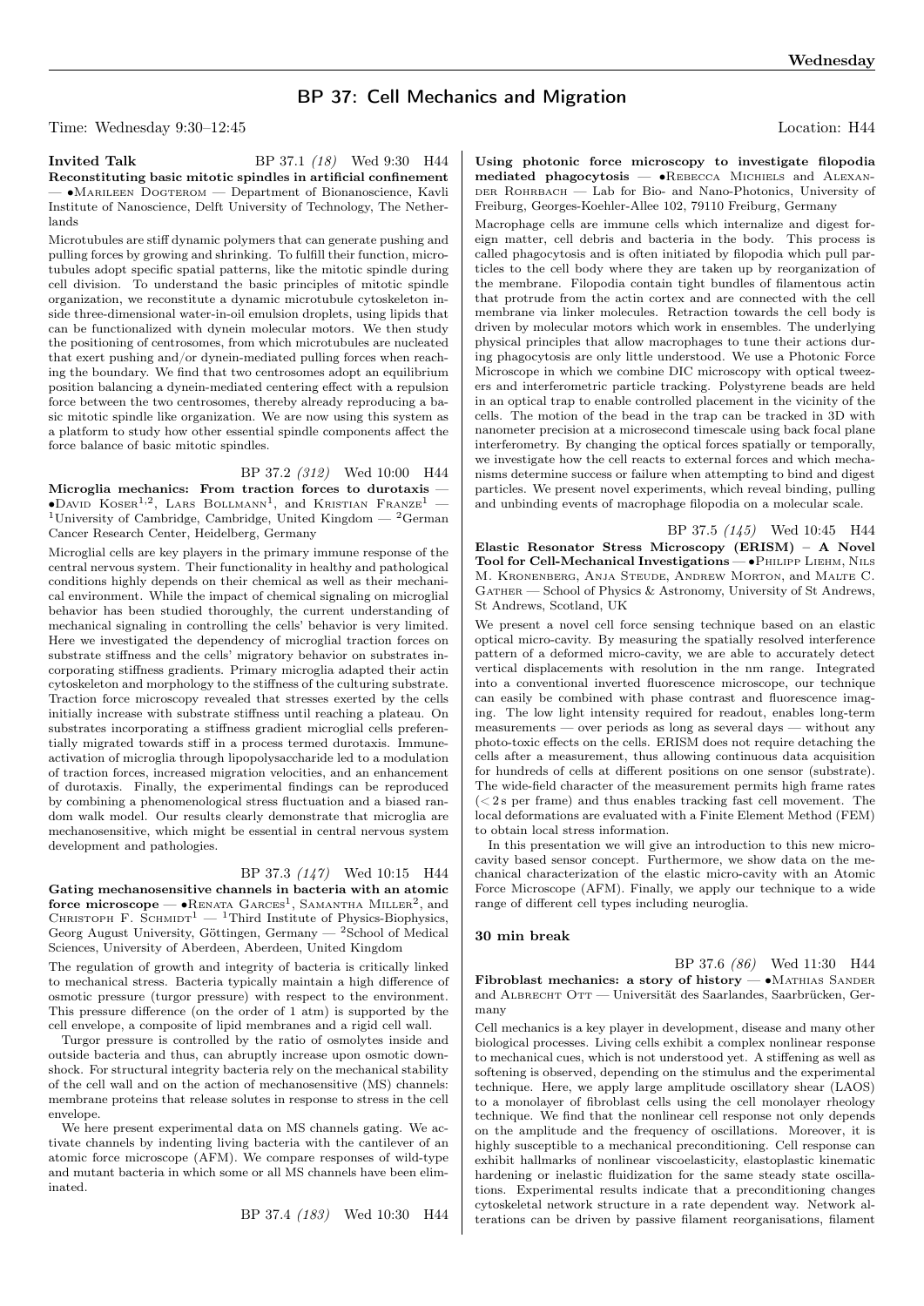## BP 37: Cell Mechanics and Migration

Time: Wednesday 9:30–12:45 Location: H44

**Invited Talk** BP 37.1 *(18)* Wed 9:30 H44
**Reconstituting basic mitotic spindles in artificial confinement** — •Marileen Dogterom — Department of Bionanoscience, Kavli Institute of Nanoscience, Delft University of Technology, The Netherlands

Microtubules are stiff dynamic polymers that can generate pushing and pulling forces by growing and shrinking. To fulfill their function, microtubules adopt specific spatial patterns, like the mitotic spindle during cell division. To understand the basic principles of mitotic spindle organization, we reconstitute a dynamic microtubule cytoskeleton inside three-dimensional water-in-oil emulsion droplets, using lipids that can be functionalized with dynein molecular motors. We then study the positioning of centrosomes, from which microtubules are nucleated that exert pushing and/or dynein-mediated pulling forces when reaching the boundary. We find that two centrosomes adopt an equilibrium position balancing a dynein-mediated centering effect with a repulsion force between the two centrosomes, thereby already reproducing a basic mitotic spindle like organization. We are now using this system as a platform to study how other essential spindle components affect the force balance of basic mitotic spindles.

BP 37.2 *(312)* Wed 10:00 H44
**Microglia mechanics: From traction forces to durotaxis** — •David Koser[1,2], Lars Bollmann[1], and Kristian Franze[1] — [1]University of Cambridge, Cambridge, United Kingdom — [2]German Cancer Research Center, Heidelberg, Germany

Microglial cells are key players in the primary immune response of the central nervous system. Their functionality in healthy and pathological conditions highly depends on their chemical as well as their mechanical environment. While the impact of chemical signaling on microglial behavior has been studied thoroughly, the current understanding of mechanical signaling in controlling the cells' behavior is very limited. Here we investigated the dependency of microglial traction forces on substrate stiffness and the cells' migratory behavior on substrates incorporating stiffness gradients. Primary microglia adapted their actin cytoskeleton and morphology to the stiffness of the culturing substrate. Traction force microscopy revealed that stresses exerted by the cells initially increase with substrate stiffness until reaching a plateau. On substrates incorporating a stiffness gradient microglial cells preferentially migrated towards stiff in a process termed durotaxis. Immune-activation of microglia through lipopolysaccharide led to a modulation of traction forces, increased migration velocities, and an enhancement of durotaxis. Finally, the experimental findings can be reproduced by combining a phenomenological stress fluctuation and a biased random walk model. Our results clearly demonstrate that microglia are mechanosensitive, which might be essential in central nervous system development and pathologies.

BP 37.3 *(147)* Wed 10:15 H44
**Gating mechanosensitive channels in bacteria with an atomic force microscope** — •Renata Garces[1], Samantha Miller[2], and Christoph F. Schmidt[1] — [1]Third Institute of Physics-Biophysics, Georg August University, Göttingen, Germany — [2]School of Medical Sciences, University of Aberdeen, Aberdeen, United Kingdom

The regulation of growth and integrity of bacteria is critically linked to mechanical stress. Bacteria typically maintain a high difference of osmotic pressure (turgor pressure) with respect to the environment. This pressure difference (on the order of 1 atm) is supported by the cell envelope, a composite of lipid membranes and a rigid cell wall.

Turgor pressure is controlled by the ratio of osmolytes inside and outside bacteria and thus, can abruptly increase upon osmotic downshock. For structural integrity bacteria rely on the mechanical stability of the cell wall and on the action of mechanosensitive (MS) channels: membrane proteins that release solutes in response to stress in the cell envelope.

We here present experimental data on MS channels gating. We activate channels by indenting living bacteria with the cantilever of an atomic force microscope (AFM). We compare responses of wild-type and mutant bacteria in which some or all MS channels have been eliminated.

BP 37.4 *(183)* Wed 10:30 H44
**Using photonic force microscopy to investigate filopodia mediated phagocytosis** — •Rebecca Michiels and Alexander Rohrbach — Lab for Bio- and Nano-Photonics, University of Freiburg, Georges-Koehler-Allee 102, 79110 Freiburg, Germany

Macrophage cells are immune cells which internalize and digest foreign matter, cell debris and bacteria in the body. This process is called phagocytosis and is often initiated by filopodia which pull particles to the cell body where they are taken up by reorganization of the membrane. Filopodia contain tight bundles of filamentous actin that protrude from the actin cortex and are connected with the cell membrane via linker molecules. Retraction towards the cell body is driven by molecular motors which work in ensembles. The underlying physical principles that allow macrophages to tune their actions during phagocytosis are only little understood. We use a Photonic Force Microscope in which we combine DIC microscopy with optical tweezers and interferometric particle tracking. Polystyrene beads are held in an optical trap to enable controlled placement in the vicinity of the cells. The motion of the bead in the trap can be tracked in 3D with nanometer precision at a microsecond timescale using back focal plane interferometry. By changing the optical forces spatially or temporally, we investigate how the cell reacts to external forces and which mechanisms determine success or failure when attempting to bind and digest particles. We present novel experiments, which reveal binding, pulling and unbinding events of macrophage filopodia on a molecular scale.

BP 37.5 *(145)* Wed 10:45 H44
**Elastic Resonator Stress Microscopy (ERISM) – A Novel Tool for Cell-Mechanical Investigations** — •Philipp Liehm, Nils M. Kronenberg, Anja Steude, Andrew Morton, and Malte C. Gather — School of Physics & Astronomy, University of St Andrews, St Andrews, Scotland, UK

We present a novel cell force sensing technique based on an elastic optical micro-cavity. By measuring the spatially resolved interference pattern of a deformed micro-cavity, we are able to accurately detect vertical displacements with resolution in the nm range. Integrated into a conventional inverted fluorescence microscope, our technique can easily be combined with phase contrast and fluorescence imaging. The low light intensity required for readout, enables long-term measurements — over periods as long as several days — without any photo-toxic effects on the cells. ERISM does not require detaching the cells after a measurement, thus allowing continuous data acquisition for hundreds of cells at different positions on one sensor (substrate). The wide-field character of the measurement permits high frame rates ($<2$ s per frame) and thus enables tracking fast cell movement. The local deformations are evaluated with a Finite Element Method (FEM) to obtain local stress information.

In this presentation we will give an introduction to this new micro-cavity based sensor concept. Furthermore, we show data on the mechanical characterization of the elastic micro-cavity with an Atomic Force Microscope (AFM). Finally, we apply our technique to a wide range of different cell types including neuroglia.

**30 min break**

BP 37.6 *(86)* Wed 11:30 H44
**Fibroblast mechanics: a story of history** — •Mathias Sander and Albrecht Ott — Universität des Saarlandes, Saarbrücken, Germany

Cell mechanics is a key player in development, disease and many other biological processes. Living cells exhibit a complex nonlinear response to mechanical cues, which is not understood yet. A stiffening as well as softening is observed, depending on the stimulus and the experimental technique. Here, we apply large amplitude oscillatory shear (LAOS) to a monolayer of fibroblast cells using the cell monolayer rheology technique. We find that the nonlinear cell response not only depends on the amplitude and the frequency of oscillations. Moreover, it is highly susceptible to a mechanical preconditioning. Cell response can exhibit hallmarks of nonlinear viscoelasticity, elastoplastic kinematic hardening or inelastic fluidization for the same steady state oscillations. Experimental results indicate that a preconditioning changes cytoskeletal network structure in a rate dependent way. Network alterations can be driven by passive filament reorganisations, filament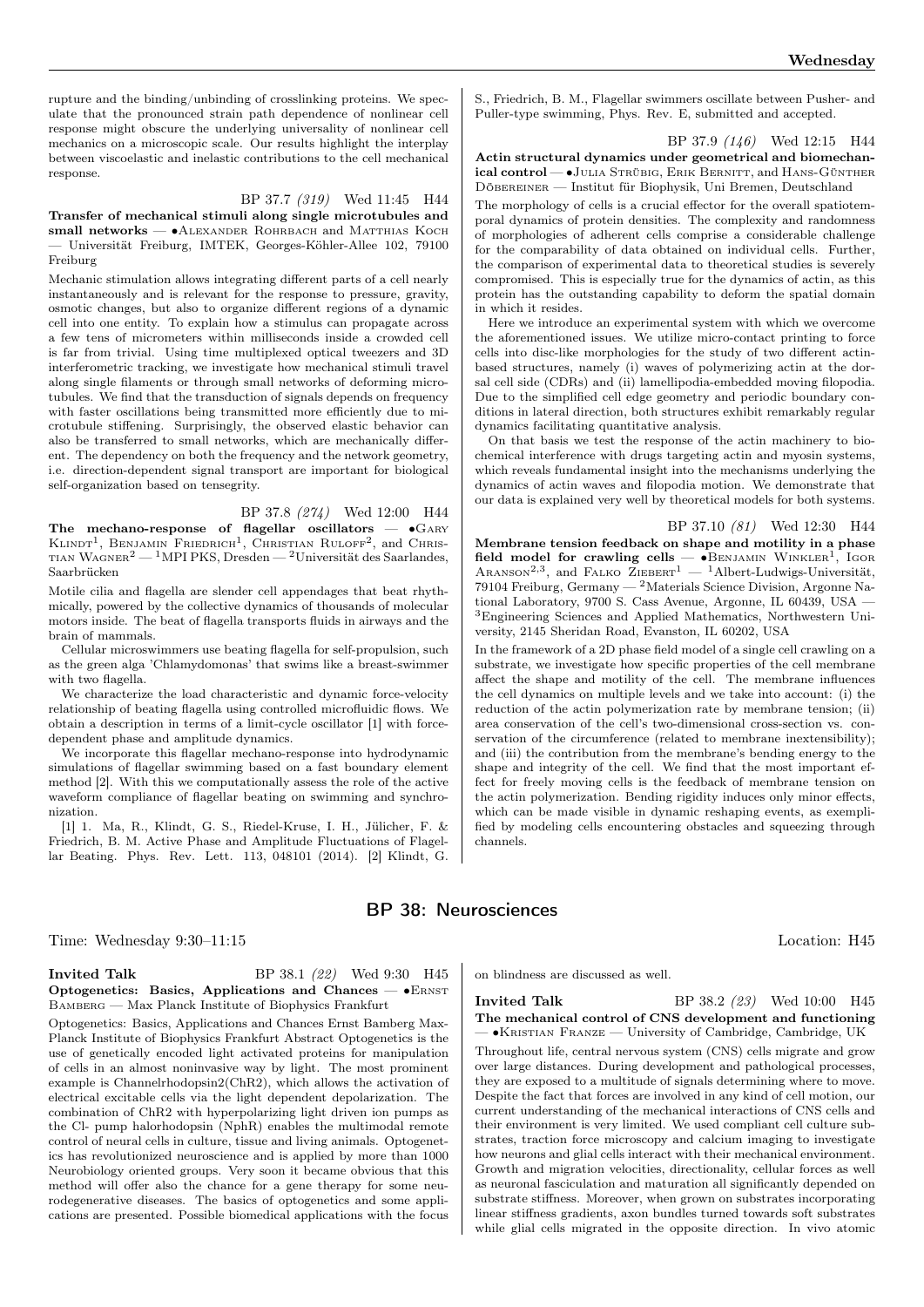rupture and the binding/unbinding of crosslinking proteins. We speculate that the pronounced strain path dependence of nonlinear cell response might obscure the underlying universality of nonlinear cell mechanics on a microscopic scale. Our results highlight the interplay between viscoelastic and inelastic contributions to the cell mechanical response.

BP 37.7 *(319)* Wed 11:45 H44

**Transfer of mechanical stimuli along single microtubules and small networks** — •Alexander Rohrbach and Matthias Koch — Universität Freiburg, IMTEK, Georges-Köhler-Allee 102, 79100 Freiburg

Mechanic stimulation allows integrating different parts of a cell nearly instantaneously and is relevant for the response to pressure, gravity, osmotic changes, but also to organize different regions of a dynamic cell into one entity. To explain how a stimulus can propagate across a few tens of micrometers within milliseconds inside a crowded cell is far from trivial. Using time multiplexed optical tweezers and 3D interferometric tracking, we investigate how mechanical stimuli travel along single filaments or through small networks of deforming microtubules. We find that the transduction of signals depends on frequency with faster oscillations being transmitted more efficiently due to microtubule stiffening. Surprisingly, the observed elastic behavior can also be transferred to small networks, which are mechanically different. The dependency on both the frequency and the network geometry, i.e. direction-dependent signal transport are important for biological self-organization based on tensegrity.

BP 37.8 *(274)* Wed 12:00 H44

**The mechano-response of flagellar oscillators** — •Gary Klindt[1], Benjamin Friedrich[1], Christian Ruloff[2], and Christian Wagner[2] — [1]MPI PKS, Dresden — [2]Universität des Saarlandes, Saarbrücken

Motile cilia and flagella are slender cell appendages that beat rhythmically, powered by the collective dynamics of thousands of molecular motors inside. The beat of flagella transports fluids in airways and the brain of mammals.

Cellular microswimmers use beating flagella for self-propulsion, such as the green alga 'Chlamydomonas' that swims like a breast-swimmer with two flagella.

We characterize the load characteristic and dynamic force-velocity relationship of beating flagella using controlled microfluidic flows. We obtain a description in terms of a limit-cycle oscillator [1] with force-dependent phase and amplitude dynamics.

We incorporate this flagellar mechano-response into hydrodynamic simulations of flagellar swimming based on a fast boundary element method [2]. With this we computationally assess the role of the active waveform compliance of flagellar beating on swimming and synchronization.

[1] 1. Ma, R., Klindt, G. S., Riedel-Kruse, I. H., Jülicher, F. & Friedrich, B. M. Active Phase and Amplitude Fluctuations of Flagellar Beating. Phys. Rev. Lett. 113, 048101 (2014). [2] Klindt, G. S., Friedrich, B. M., Flagellar swimmers oscillate between Pusher- and Puller-type swimming, Phys. Rev. E, submitted and accepted.

BP 37.9 *(146)* Wed 12:15 H44

**Actin structural dynamics under geometrical and biomechanical control** — •Julia Strübig, Erik Bernitt, and Hans-Günther Döbereiner — Institut für Biophysik, Uni Bremen, Deutschland

The morphology of cells is a crucial effector for the overall spatiotemporal dynamics of protein densities. The complexity and randomness of morphologies of adherent cells comprise a considerable challenge for the comparability of data obtained on individual cells. Further, the comparison of experimental data to theoretical studies is severely compromised. This is especially true for the dynamics of actin, as this protein has the outstanding capability to deform the spatial domain in which it resides.

Here we introduce an experimental system with which we overcome the aforementioned issues. We utilize micro-contact printing to force cells into disc-like morphologies for the study of two different actin-based structures, namely (i) waves of polymerizing actin at the dorsal cell side (CDRs) and (ii) lamellipodia-embedded moving filopodia. Due to the simplified cell edge geometry and periodic boundary conditions in lateral direction, both structures exhibit remarkably regular dynamics facilitating quantitative analysis.

On that basis we test the response of the actin machinery to biochemical interference with drugs targeting actin and myosin systems, which reveals fundamental insight into the mechanisms underlying the dynamics of actin waves and filopodia motion. We demonstrate that our data is explained very well by theoretical models for both systems.

BP 37.10 *(81)* Wed 12:30 H44

**Membrane tension feedback on shape and motility in a phase field model for crawling cells** — •Benjamin Winkler[1], Igor Aranson[2,3], and Falko Ziebert[1] — [1]Albert-Ludwigs-Universität, 79104 Freiburg, Germany — [2]Materials Science Division, Argonne National Laboratory, 9700 S. Cass Avenue, Argonne, IL 60439, USA — [3]Engineering Sciences and Applied Mathematics, Northwestern University, 2145 Sheridan Road, Evanston, IL 60202, USA

In the framework of a 2D phase field model of a single cell crawling on a substrate, we investigate how specific properties of the cell membrane affect the shape and motility of the cell. The membrane influences the cell dynamics on multiple levels and we take into account: (i) the reduction of the actin polymerization rate by membrane tension; (ii) area conservation of the cell's two-dimensional cross-section vs. conservation of the circumference (related to membrane inextensibility); and (iii) the contribution from the membrane's bending energy to the shape and integrity of the cell. We find that the most important effect for freely moving cells is the feedback of membrane tension on the actin polymerization. Bending rigidity induces only minor effects, which can be made visible in dynamic reshaping events, as exemplified by modeling cells encountering obstacles and squeezing through channels.

## BP 38: Neurosciences

Time: Wednesday 9:30–11:15 Location: H45

**Invited Talk** BP 38.1 *(22)* Wed 9:30 H45

**Optogenetics: Basics, Applications and Chances** — •Ernst Bamberg — Max Planck Institute of Biophysics Frankfurt

Optogenetics: Basics, Applications and Chances Ernst Bamberg Max-Planck Institute of Biophysics Frankfurt Abstract Optogenetics is the use of genetically encoded light activated proteins for manipulation of cells in an almost noninvasive way by light. The most prominent example is Channelrhodopsin2(ChR2), which allows the activation of electrical excitable cells via the light dependent depolarization. The combination of ChR2 with hyperpolarizing light driven ion pumps as the Cl- pump halorhodopsin (NphR) enables the multimodal remote control of neural cells in culture, tissue and living animals. Optogenetics has revolutionized neuroscience and is applied by more than 1000 Neurobiology oriented groups. Very soon it became obvious that this method will offer also the chance for a gene therapy for some neurodegenerative diseases. The basics of optogenetics and some applications are presented. Possible biomedical applications with the focus on blindness are discussed as well.

**Invited Talk** BP 38.2 *(23)* Wed 10:00 H45

**The mechanical control of CNS development and functioning** — •Kristian Franze — University of Cambridge, Cambridge, UK

Throughout life, central nervous system (CNS) cells migrate and grow over large distances. During development and pathological processes, they are exposed to a multitude of signals determining where to move. Despite the fact that forces are involved in any kind of cell motion, our current understanding of the mechanical interactions of CNS cells and their environment is very limited. We used compliant cell culture substrates, traction force microscopy and calcium imaging to investigate how neurons and glial cells interact with their mechanical environment. Growth and migration velocities, directionality, cellular forces as well as neuronal fasciculation and maturation all significantly depended on substrate stiffness. Moreover, when grown on substrates incorporating linear stiffness gradients, axon bundles turned towards soft substrates while glial cells migrated in the opposite direction. In vivo atomic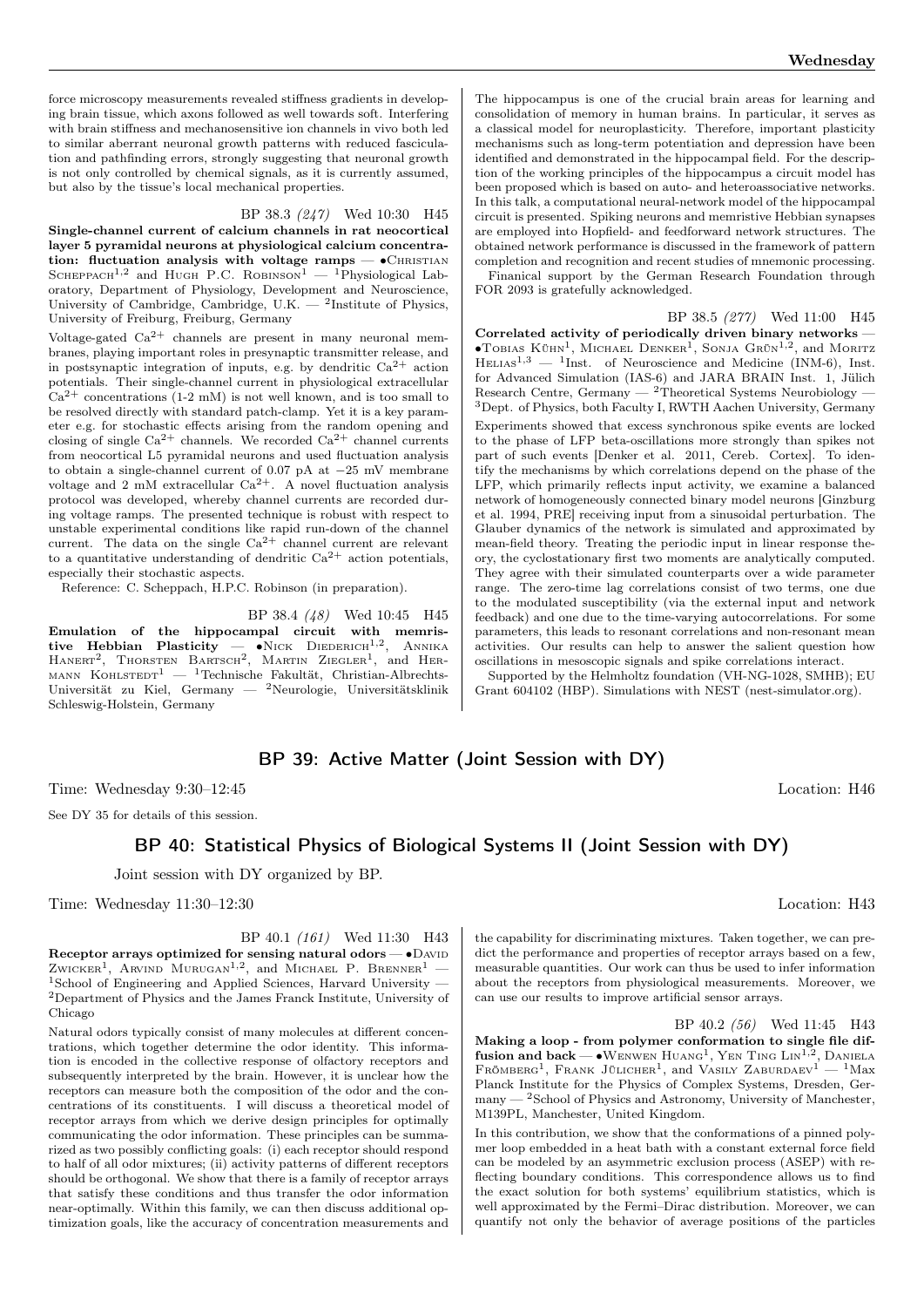force microscopy measurements revealed stiffness gradients in developing brain tissue, which axons followed as well towards soft. Interfering with brain stiffness and mechanosensitive ion channels in vivo both led to similar aberrant neuronal growth patterns with reduced fasciculation and pathfinding errors, strongly suggesting that neuronal growth is not only controlled by chemical signals, as it is currently assumed, but also by the tissue's local mechanical properties.

BP 38.3 *(247)* Wed 10:30 H45

**Single-channel current of calcium channels in rat neocortical layer 5 pyramidal neurons at physiological calcium concentration: fluctuation analysis with voltage ramps** — •Christian Scheppach[1,2] and Hugh P.C. Robinson[1] — [1]Physiological Laboratory, Department of Physiology, Development and Neuroscience, University of Cambridge, Cambridge, U.K. — [2]Institute of Physics, University of Freiburg, Freiburg, Germany

Voltage-gated $Ca^{2+}$ channels are present in many neuronal membranes, playing important roles in presynaptic transmitter release, and in postsynaptic integration of inputs, e.g. by dendritic $Ca^{2+}$ action potentials. Their single-channel current in physiological extracellular $Ca^{2+}$ concentrations (1-2 mM) is not well known, and is too small to be resolved directly with standard patch-clamp. Yet it is a key parameter e.g. for stochastic effects arising from the random opening and closing of single $Ca^{2+}$ channels. We recorded $Ca^{2+}$ channel currents from neocortical L5 pyramidal neurons and used fluctuation analysis to obtain a single-channel current of 0.07 pA at −25 mV membrane voltage and 2 mM extracellular $Ca^{2+}$. A novel fluctuation analysis protocol was developed, whereby channel currents are recorded during voltage ramps. The presented technique is robust with respect to unstable experimental conditions like rapid run-down of the channel current. The data on the single $Ca^{2+}$ channel current are relevant to a quantitative understanding of dendritic $Ca^{2+}$ action potentials, especially their stochastic aspects.

Reference: C. Scheppach, H.P.C. Robinson (in preparation).

BP 38.4 *(48)* Wed 10:45 H45

**Emulation of the hippocampal circuit with memristive Hebbian Plasticity** — •Nick Diederich[1,2], Annika Hanert[2], Thorsten Bartsch[2], Martin Ziegler[1], and Hermann Kohlstedt[1] — [1]Technische Fakultät, Christian-Albrechts-Universität zu Kiel, Germany — [2]Neurologie, Universitätsklinik Schleswig-Holstein, Germany

The hippocampus is one of the crucial brain areas for learning and consolidation of memory in human brains. In particular, it serves as a classical model for neuroplasticity. Therefore, important plasticity mechanisms such as long-term potentiation and depression have been identified and demonstrated in the hippocampal field. For the description of the working principles of the hippocampus a circuit model has been proposed which is based on auto- and heteroassociative networks. In this talk, a computational neural-network model of the hippocampal circuit is presented. Spiking neurons and memristive Hebbian synapses are employed into Hopfield- and feedforward network structures. The obtained network performance is discussed in the framework of pattern completion and recognition and recent studies of mnemonic processing.

Finanical support by the German Research Foundation through FOR 2093 is gratefully acknowledged.

BP 38.5 *(277)* Wed 11:00 H45

**Correlated activity of periodically driven binary networks** — •Tobias Kühn[1], Michael Denker[1], Sonja Grün[1,2], and Moritz Helias[1,3] — [1]Inst. of Neuroscience and Medicine (INM-6), Inst. for Advanced Simulation (IAS-6) and JARA BRAIN Inst. 1, Jülich Research Centre, Germany — [2]Theoretical Systems Neurobiology — [3]Dept. of Physics, both Faculty I, RWTH Aachen University, Germany

Experiments showed that excess synchronous spike events are locked to the phase of LFP beta-oscillations more strongly than spikes not part of such events [Denker et al. 2011, Cereb. Cortex]. To identify the mechanisms by which correlations depend on the phase of the LFP, which primarily reflects input activity, we examine a balanced network of homogeneously connected binary model neurons [Ginzburg et al. 1994, PRE] receiving input from a sinusoidal perturbation. The Glauber dynamics of the network is simulated and approximated by mean-field theory. Treating the periodic input in linear response theory, the cyclostationary first two moments are analytically computed. They agree with their simulated counterparts over a wide parameter range. The zero-time lag correlations consist of two terms, one due to the modulated susceptibility (via the external input and network feedback) and one due to the time-varying autocorrelations. For some parameters, this leads to resonant correlations and non-resonant mean activities. Our results can help to answer the salient question how oscillations in mesoscopic signals and spike correlations interact.

Supported by the Helmholtz foundation (VH-NG-1028, SMHB); EU Grant 604102 (HBP). Simulations with NEST (nest-simulator.org).

## BP 39: Active Matter (Joint Session with DY)

Time: Wednesday 9:30–12:45 Location: H46

See DY 35 for details of this session.

## BP 40: Statistical Physics of Biological Systems II (Joint Session with DY)

Joint session with DY organized by BP.

Time: Wednesday 11:30–12:30 Location: H43

BP 40.1 *(161)* Wed 11:30 H43

**Receptor arrays optimized for sensing natural odors** — •David Zwicker[1], Arvind Murugan[1,2], and Michael P. Brenner[1] — [1]School of Engineering and Applied Sciences, Harvard University — [2]Department of Physics and the James Franck Institute, University of Chicago

Natural odors typically consist of many molecules at different concentrations, which together determine the odor identity. This information is encoded in the collective response of olfactory receptors and subsequently interpreted by the brain. However, it is unclear how the receptors can measure both the composition of the odor and the concentrations of its constituents. I will discuss a theoretical model of receptor arrays from which we derive design principles for optimally communicating the odor information. These principles can be summarized as two possibly conflicting goals: (i) each receptor should respond to half of all odor mixtures; (ii) activity patterns of different receptors should be orthogonal. We show that there is a family of receptor arrays that satisfy these conditions and thus transfer the odor information near-optimally. Within this family, we can then discuss additional optimization goals, like the accuracy of concentration measurements and the capability for discriminating mixtures. Taken together, we can predict the performance and properties of receptor arrays based on a few, measurable quantities. Our work can thus be used to infer information about the receptors from physiological measurements. Moreover, we can use our results to improve artificial sensor arrays.

BP 40.2 *(56)* Wed 11:45 H43

**Making a loop - from polymer conformation to single file diffusion and back** — •Wenwen Huang[1], Yen Ting Lin[1,2], Daniela Frömberg[1], Frank Jülicher[1], and Vasily Zaburdaev[1] — [1]Max Planck Institute for the Physics of Complex Systems, Dresden, Germany — [2]School of Physics and Astronomy, University of Manchester, M139PL, Manchester, United Kingdom.

In this contribution, we show that the conformations of a pinned polymer loop embedded in a heat bath with a constant external force field can be modeled by an asymmetric exclusion process (ASEP) with reflecting boundary conditions. This correspondence allows us to find the exact solution for both systems' equilibrium statistics, which is well approximated by the Fermi–Dirac distribution. Moreover, we can quantify not only the behavior of average positions of the particles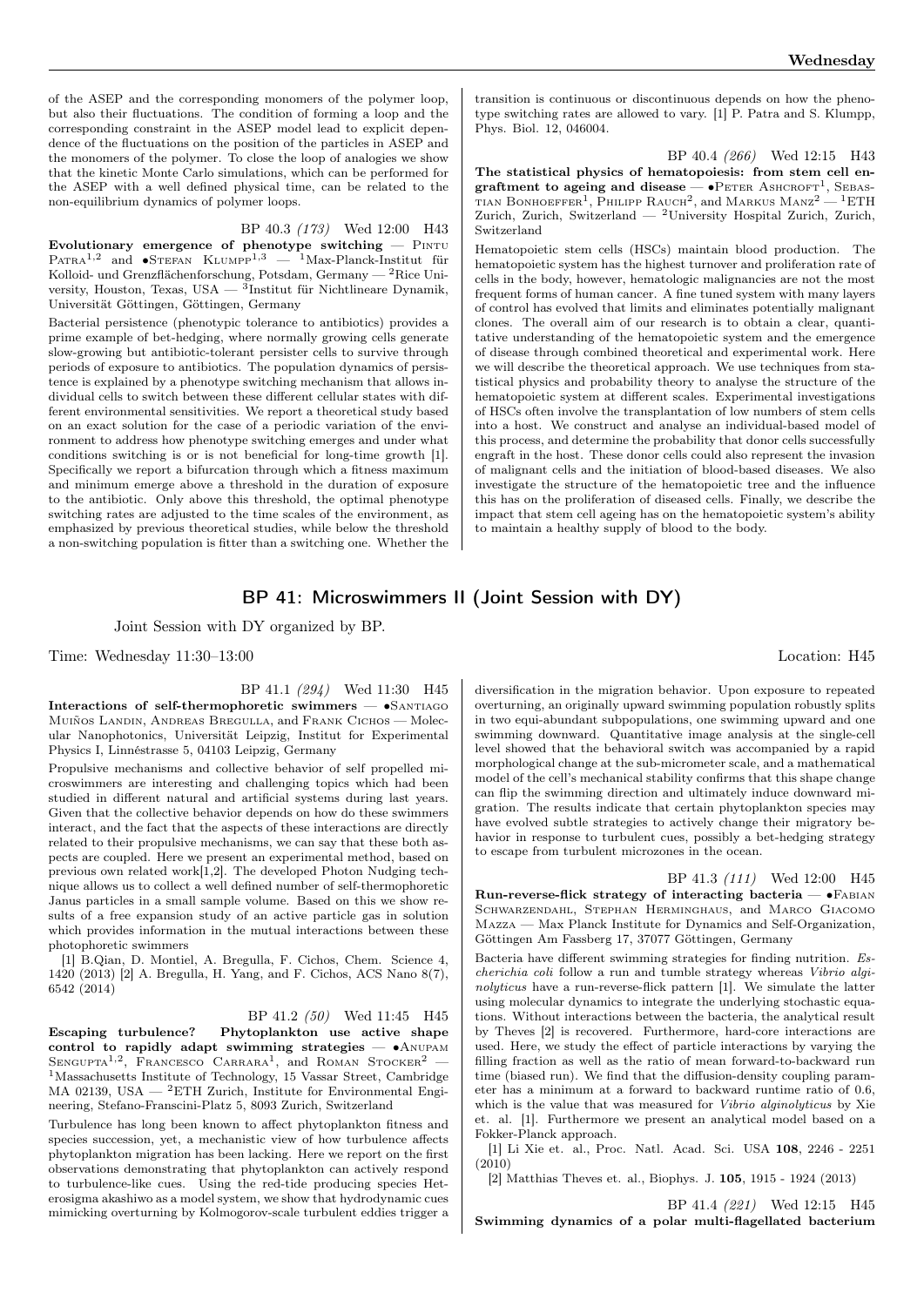of the ASEP and the corresponding monomers of the polymer loop, but also their fluctuations. The condition of forming a loop and the corresponding constraint in the ASEP model lead to explicit dependence of the fluctuations on the position of the particles in ASEP and the monomers of the polymer. To close the loop of analogies we show that the kinetic Monte Carlo simulations, which can be performed for the ASEP with a well defined physical time, can be related to the non-equilibrium dynamics of polymer loops.

BP 40.3 *(173)* Wed 12:00 H43

**Evolutionary emergence of phenotype switching** — Pintu Patra[1,2] and •Stefan Klumpp[1,3] — [1]Max-Planck-Institut für Kolloid- und Grenzflächenforschung, Potsdam, Germany — [2]Rice University, Houston, Texas, USA — [3]Institut für Nichtlineare Dynamik, Universität Göttingen, Göttingen, Germany

Bacterial persistence (phenotypic tolerance to antibiotics) provides a prime example of bet-hedging, where normally growing cells generate slow-growing but antibiotic-tolerant persister cells to survive through periods of exposure to antibiotics. The population dynamics of persistence is explained by a phenotype switching mechanism that allows individual cells to switch between these different cellular states with different environmental sensitivities. We report a theoretical study based on an exact solution for the case of a periodic variation of the environment to address how phenotype switching emerges and under what conditions switching is or is not beneficial for long-time growth [1]. Specifically we report a bifurcation through which a fitness maximum and minimum emerge above a threshold in the duration of exposure to the antibiotic. Only above this threshold, the optimal phenotype switching rates are adjusted to the time scales of the environment, as emphasized by previous theoretical studies, while below the threshold a non-switching population is fitter than a switching one. Whether the transition is continuous or discontinuous depends on how the phenotype switching rates are allowed to vary. [1] P. Patra and S. Klumpp, Phys. Biol. 12, 046004.

BP 40.4 *(266)* Wed 12:15 H43

**The statistical physics of hematopoiesis: from stem cell engraftment to ageing and disease** — •Peter Ashcroft[1], Sebastian Bonhoeffer[1], Philipp Rauch[2], and Markus Manz[2] — [1]ETH Zurich, Zurich, Switzerland — [2]University Hospital Zurich, Zurich, Switzerland

Hematopoietic stem cells (HSCs) maintain blood production. The hematopoietic system has the highest turnover and proliferation rate of cells in the body, however, hematologic malignancies are not the most frequent forms of human cancer. A fine tuned system with many layers of control has evolved that limits and eliminates potentially malignant clones. The overall aim of our research is to obtain a clear, quantitative understanding of the hematopoietic system and the emergence of disease through combined theoretical and experimental work. Here we will describe the theoretical approach. We use techniques from statistical physics and probability theory to analyse the structure of the hematopoietic system at different scales. Experimental investigations of HSCs often involve the transplantation of low numbers of stem cells into a host. We construct and analyse an individual-based model of this process, and determine the probability that donor cells successfully engraft in the host. These donor cells could also represent the invasion of malignant cells and the initiation of blood-based diseases. We also investigate the structure of the hematopoietic tree and the influence this has on the proliferation of diseased cells. Finally, we describe the impact that stem cell ageing has on the hematopoietic system's ability to maintain a healthy supply of blood to the body.

## BP 41: Microswimmers II (Joint Session with DY)

Joint Session with DY organized by BP.

Time: Wednesday 11:30–13:00 Location: H45

BP 41.1 *(294)* Wed 11:30 H45

**Interactions of self-thermophoretic swimmers** — •Santiago Muiños Landin, Andreas Bregulla, and Frank Cichos — Molecular Nanophotonics, Universität Leipzig, Institut for Experimental Physics I, Linnéstrasse 5, 04103 Leipzig, Germany

Propulsive mechanisms and collective behavior of self propelled microswimmers are interesting and challenging topics which had been studied in different natural and artificial systems during last years. Given that the collective behavior depends on how do these swimmers interact, and the fact that the aspects of these interactions are directly related to their propulsive mechanisms, we can say that these both aspects are coupled. Here we present an experimental method, based on previous own related work[1,2]. The developed Photon Nudging technique allows us to collect a well defined number of self-thermophoretic Janus particles in a small sample volume. Based on this we show results of a free expansion study of an active particle gas in solution which provides information in the mutual interactions between these photophoretic swimmers

[1] B.Qian, D. Montiel, A. Bregulla, F. Cichos, Chem. Science 4, 1420 (2013) [2] A. Bregulla, H. Yang, and F. Cichos, ACS Nano 8(7), 6542 (2014)

BP 41.2 *(50)* Wed 11:45 H45

**Escaping turbulence? Phytoplankton use active shape control to rapidly adapt swimming strategies** — •Anupam Sengupta[1,2], Francesco Carrara[1], and Roman Stocker[2] — [1]Massachusetts Institute of Technology, 15 Vassar Street, Cambridge MA 02139, USA — [2]ETH Zurich, Institute for Environmental Engineering, Stefano-Franscini-Platz 5, 8093 Zurich, Switzerland

Turbulence has long been known to affect phytoplankton fitness and species succession, yet, a mechanistic view of how turbulence affects phytoplankton migration has been lacking. Here we report on the first observations demonstrating that phytoplankton can actively respond to turbulence-like cues. Using the red-tide producing species Heterosigma akashiwo as a model system, we show that hydrodynamic cues mimicking overturning by Kolmogorov-scale turbulent eddies trigger a diversification in the migration behavior. Upon exposure to repeated overturning, an originally upward swimming population robustly splits in two equi-abundant subpopulations, one swimming upward and one swimming downward. Quantitative image analysis at the single-cell level showed that the behavioral switch was accompanied by a rapid morphological change at the sub-micrometer scale, and a mathematical model of the cell's mechanical stability confirms that this shape change can flip the swimming direction and ultimately induce downward migration. The results indicate that certain phytoplankton species may have evolved subtle strategies to actively change their migratory behavior in response to turbulent cues, possibly a bet-hedging strategy to escape from turbulent microzones in the ocean.

BP 41.3 *(111)* Wed 12:00 H45

**Run-reverse-flick strategy of interacting bacteria** — •Fabian Schwarzendahl, Stephan Herminghaus, and Marco Giacomo Mazza — Max Planck Institute for Dynamics and Self-Organization, Göttingen Am Fassberg 17, 37077 Göttingen, Germany

Bacteria have different swimming strategies for finding nutrition. *Escherichia coli* follow a run and tumble strategy whereas *Vibrio alginolyticus* have a run-reverse-flick pattern [1]. We simulate the latter using molecular dynamics to integrate the underlying stochastic equations. Without interactions between the bacteria, the analytical result by Theves [2] is recovered. Furthermore, hard-core interactions are used. Here, we study the effect of particle interactions by varying the filling fraction as well as the ratio of mean forward-to-backward run time (biased run). We find that the diffusion-density coupling parameter has a minimum at a forward to backward runtime ratio of 0.6, which is the value that was measured for *Vibrio alginolyticus* by Xie et. al. [1]. Furthermore we present an analytical model based on a Fokker-Planck approach.

[1] Li Xie et. al., Proc. Natl. Acad. Sci. USA **108**, 2246 - 2251 (2010)

[2] Matthias Theves et. al., Biophys. J. **105**, 1915 - 1924 (2013)

BP 41.4 *(221)* Wed 12:15 H45

**Swimming dynamics of a polar multi-flagellated bacterium**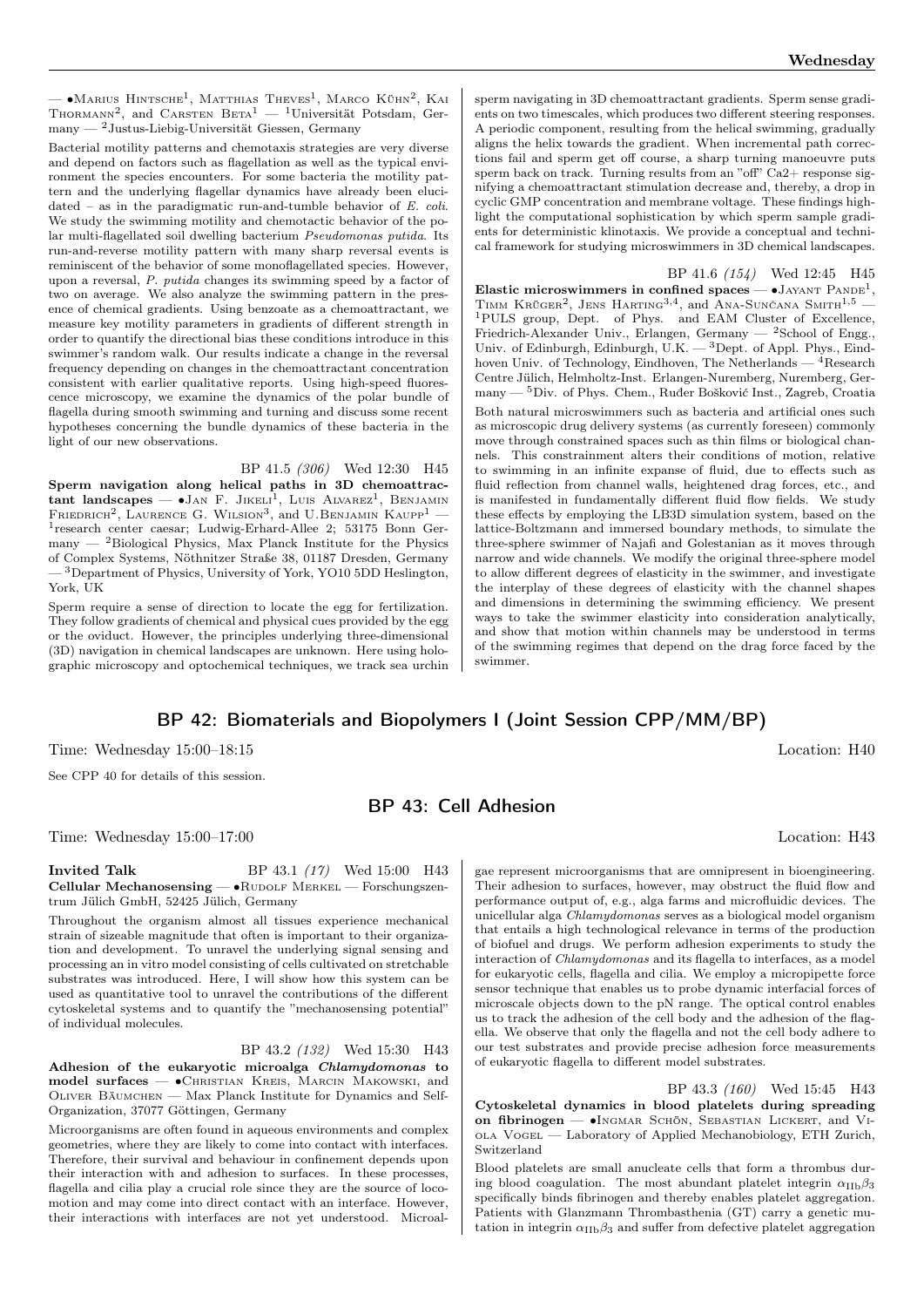— •Marius Hintsche[1], Matthias Theves[1], Marco Kühn[2], Kai Thormann[2], and Carsten Beta[1] — [1]Universität Potsdam, Germany — [2]Justus-Liebig-Universität Giessen, Germany

Bacterial motility patterns and chemotaxis strategies are very diverse and depend on factors such as flagellation as well as the typical environment the species encounters. For some bacteria the motility pattern and the underlying flagellar dynamics have already been elucidated – as in the paradigmatic run-and-tumble behavior of *E. coli*. We study the swimming motility and chemotactic behavior of the polar multi-flagellated soil dwelling bacterium *Pseudomonas putida*. Its run-and-reverse motility pattern with many sharp reversal events is reminiscent of the behavior of some monoflagellated species. However, upon a reversal, *P. putida* changes its swimming speed by a factor of two on average. We also analyze the swimming pattern in the presence of chemical gradients. Using benzoate as a chemoattractant, we measure key motility parameters in gradients of different strength in order to quantify the directional bias these conditions introduce in this swimmer's random walk. Our results indicate a change in the reversal frequency depending on changes in the chemoattractant concentration consistent with earlier qualitative reports. Using high-speed fluorescence microscopy, we examine the dynamics of the polar bundle of flagella during smooth swimming and turning and discuss some recent hypotheses concerning the bundle dynamics of these bacteria in the light of our new observations.

BP 41.5 *(306)* Wed 12:30 H45

**Sperm navigation along helical paths in 3D chemoattractant landscapes** — •Jan F. Jikeli[1], Luis Alvarez[1], Benjamin Friedrich[2], Laurence G. Wilson[3], and U.Benjamin Kaupp[1] — [1]research center caesar; Ludwig-Erhard-Allee 2; 53175 Bonn Germany — [2]Biological Physics, Max Planck Institute for the Physics of Complex Systems, Nöthnitzer Straße 38, 01187 Dresden, Germany — [3]Department of Physics, University of York, YO10 5DD Heslington, York, UK

Sperm require a sense of direction to locate the egg for fertilization. They follow gradients of chemical and physical cues provided by the egg or the oviduct. However, the principles underlying three-dimensional (3D) navigation in chemical landscapes are unknown. Here using holographic microscopy and optochemical techniques, we track sea urchin sperm navigating in 3D chemoattractant gradients. Sperm sense gradients on two timescales, which produces two different steering responses. A periodic component, resulting from the helical swimming, gradually aligns the helix towards the gradient. When incremental path corrections fail and sperm get off course, a sharp turning manoeuvre puts sperm back on track. Turning results from an "off" Ca2+ response signifying a chemoattractant stimulation decrease and, thereby, a drop in cyclic GMP concentration and membrane voltage. These findings highlight the computational sophistication by which sperm sample gradients for deterministic klinotaxis. We provide a conceptual and technical framework for studying microswimmers in 3D chemical landscapes.

BP 41.6 *(154)* Wed 12:45 H45

**Elastic microswimmers in confined spaces** — •Jayant Pande[1], Timm Krüger[2], Jens Harting[3,4], and Ana-Sunčana Smith[1,5] — [1]PULS group, Dept. of Phys. and EAM Cluster of Excellence, Friedrich-Alexander Univ., Erlangen, Germany — [2]School of Engg., Univ. of Edinburgh, Edinburgh, U.K. — [3]Dept. of Appl. Phys., Eindhoven Univ. of Technology, Eindhoven, The Netherlands — [4]Research Centre Jülich, Helmholtz-Inst. Erlangen-Nuremberg, Nuremberg, Germany — [5]Div. of Phys. Chem., Ruđer Bošković Inst., Zagreb, Croatia

Both natural microswimmers such as bacteria and artificial ones such as microscopic drug delivery systems (as currently foreseen) commonly move through constrained spaces such as thin films or biological channels. This constrainment alters their conditions of motion, relative to swimming in an infinite expanse of fluid, due to effects such as fluid reflection from channel walls, heightened drag forces, etc., and is manifested in fundamentally different fluid flow fields. We study these effects by employing the LB3D simulation system, based on the lattice-Boltzmann and immersed boundary methods, to simulate the three-sphere swimmer of Najafi and Golestanian as it moves through narrow and wide channels. We modify the original three-sphere model to allow different degrees of elasticity in the swimmer, and investigate the interplay of these degrees of elasticity with the channel shapes and dimensions in determining the swimming efficiency. We present ways to take the swimmer elasticity into consideration analytically, and show that motion within channels may be understood in terms of the swimming regimes that depend on the drag force faced by the swimmer.

## BP 42: Biomaterials and Biopolymers I (Joint Session CPP/MM/BP)

Time: Wednesday 15:00–18:15 Location: H40

See CPP 40 for details of this session.

## BP 43: Cell Adhesion

Time: Wednesday 15:00–17:00 Location: H43

**Invited Talk** BP 43.1 *(17)* Wed 15:00 H43

**Cellular Mechanosensing** — •Rudolf Merkel — Forschungszentrum Jülich GmbH, 52425 Jülich, Germany

Throughout the organism almost all tissues experience mechanical strain of sizeable magnitude that often is important to their organization and development. To unravel the underlying signal sensing and processing an in vitro model consisting of cells cultivated on stretchable substrates was introduced. Here, I will show how this system can be used as quantitative tool to unravel the contributions of the different cytoskeletal systems and to quantify the "mechanosensing potential" of individual molecules.

BP 43.2 *(132)* Wed 15:30 H43

**Adhesion of the eukaryotic microalga *Chlamydomonas* to model surfaces** — •Christian Kreis, Marcin Makowski, and Oliver Bäumchen — Max Planck Institute for Dynamics and Self-Organization, 37077 Göttingen, Germany

Microorganisms are often found in aqueous environments and complex geometries, where they are likely to come into contact with interfaces. Therefore, their survival and behaviour in confinement depends upon their interaction with and adhesion to surfaces. In these processes, flagella and cilia play a crucial role since they are the source of locomotion and may come into direct contact with an interface. However, their interactions with interfaces are not yet understood. Microalgae represent microorganisms that are omnipresent in bioengineering. Their adhesion to surfaces, however, may obstruct the fluid flow and performance output of, e.g., alga farms and microfluidic devices. The unicellular alga *Chlamydomonas* serves as a biological model organism that entails a high technological relevance in terms of the production of biofuel and drugs. We perform adhesion experiments to study the interaction of *Chlamydomonas* and its flagella to interfaces, as a model for eukaryotic cells, flagella and cilia. We employ a micropipette force sensor technique that enables us to probe dynamic interfacial forces of microscale objects down to the pN range. The optical control enables us to track the adhesion of the cell body and the adhesion of the flagella. We observe that only the flagella and not the cell body adhere to our test substrates and provide precise adhesion force measurements of eukaryotic flagella to different model substrates.

BP 43.3 *(160)* Wed 15:45 H43

**Cytoskeletal dynamics in blood platelets during spreading on fibrinogen** — •Ingmar Schön, Sebastian Lickert, and Viola Vogel — Laboratory of Applied Mechanobiology, ETH Zurich, Switzerland

Blood platelets are small anucleate cells that form a thrombus during blood coagulation. The most abundant platelet integrin $\alpha_{IIb}\beta_3$ specifically binds fibrinogen and thereby enables platelet aggregation. Patients with Glanzmann Thrombasthenia (GT) carry a genetic mutation in integrin $\alpha_{IIb}\beta_3$ and suffer from defective platelet aggregation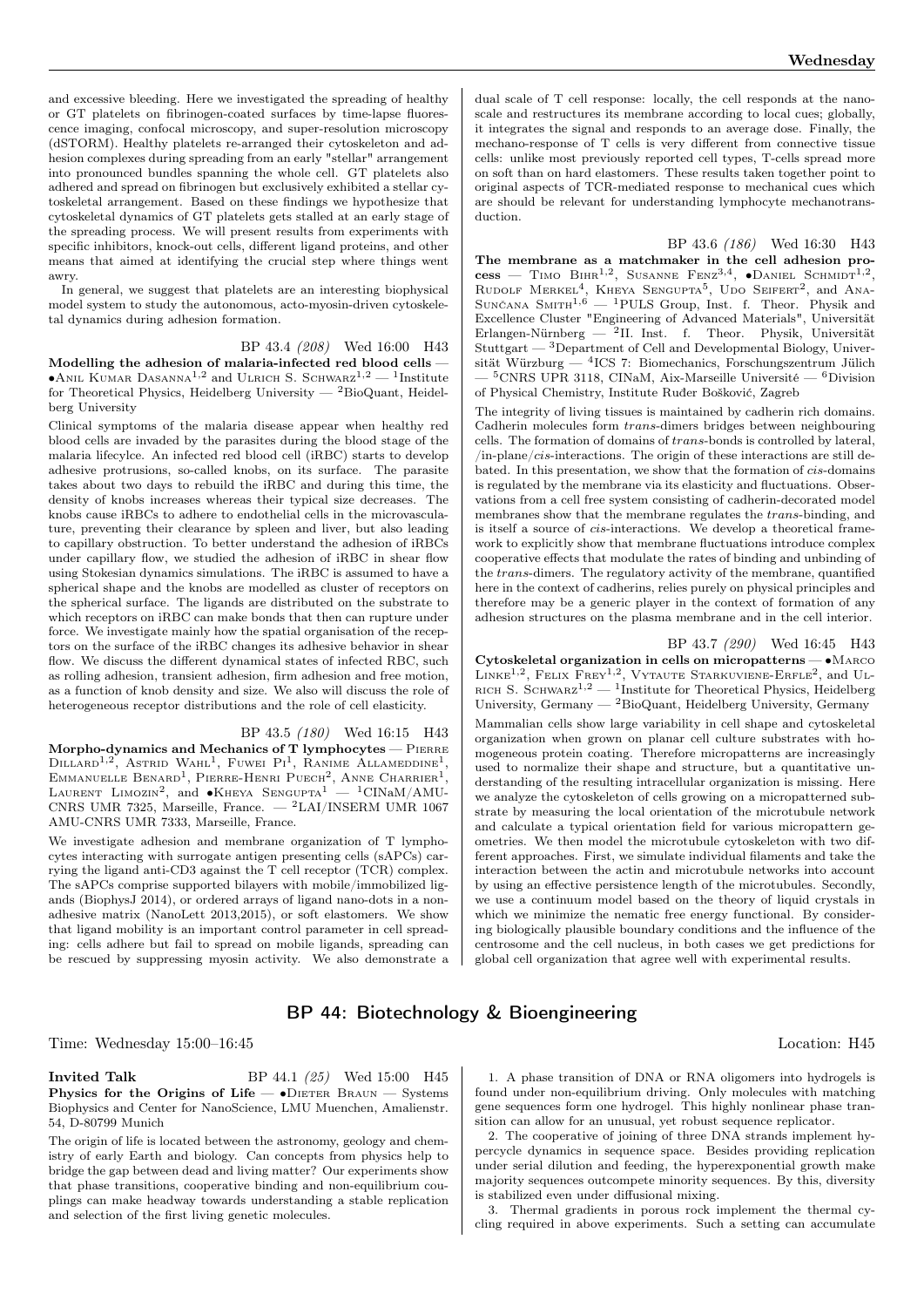and excessive bleeding. Here we investigated the spreading of healthy or GT platelets on fibrinogen-coated surfaces by time-lapse fluorescence imaging, confocal microscopy, and super-resolution microscopy (dSTORM). Healthy platelets re-arranged their cytoskeleton and adhesion complexes during spreading from an early "stellar" arrangement into pronounced bundles spanning the whole cell. GT platelets also adhered and spread on fibrinogen but exclusively exhibited a stellar cytoskeletal arrangement. Based on these findings we hypothesize that cytoskeletal dynamics of GT platelets gets stalled at an early stage of the spreading process. We will present results from experiments with specific inhibitors, knock-out cells, different ligand proteins, and other means that aimed at identifying the crucial step where things went awry.

In general, we suggest that platelets are an interesting biophysical model system to study the autonomous, acto-myosin-driven cytoskeletal dynamics during adhesion formation.

BP 43.4 *(208)* Wed 16:00 H43

**Modelling the adhesion of malaria-infected red blood cells** — •Anil Kumar Dasanna[1,2] and Ulrich S. Schwarz[1,2] — [1]Institute for Theoretical Physics, Heidelberg University — [2]BioQuant, Heidelberg University

Clinical symptoms of the malaria disease appear when healthy red blood cells are invaded by the parasites during the blood stage of the malaria lifecylce. An infected red blood cell (iRBC) starts to develop adhesive protrusions, so-called knobs, on its surface. The parasite takes about two days to rebuild the iRBC and during this time, the density of knobs increases whereas their typical size decreases. The knobs cause iRBCs to adhere to endothelial cells in the microvasculature, preventing their clearance by spleen and liver, but also leading to capillary obstruction. To better understand the adhesion of iRBCs under capillary flow, we studied the adhesion of iRBC in shear flow using Stokesian dynamics simulations. The iRBC is assumed to have a spherical shape and the knobs are modelled as cluster of receptors on the spherical surface. The ligands are distributed on the substrate to which receptors on iRBC can make bonds that then can rupture under force. We investigate mainly how the spatial organisation of the receptors on the surface of the iRBC changes its adhesive behavior in shear flow. We discuss the different dynamical states of infected RBC, such as rolling adhesion, transient adhesion, firm adhesion and free motion, as a function of knob density and size. We also will discuss the role of heterogeneous receptor distributions and the role of cell elasticity.

BP 43.5 *(180)* Wed 16:15 H43

**Morpho-dynamics and Mechanics of T lymphocytes** — Pierre Dillard[1,2], Astrid Wahl[1], Fuwei Pi[1], Ranime Allameddine[1], Emmanuelle Benard[1], Pierre-Henri Puech[2], Anne Charrier[1], Laurent Limozin[2], and •Kheya Sengupta[1] — [1]CINaM/AMU-CNRS UMR 7325, Marseille, France. — [2]LAI/INSERM UMR 1067 AMU-CNRS UMR 7333, Marseille, France.

We investigate adhesion and membrane organization of T lymphocytes interacting with surrogate antigen presenting cells (sAPCs) carrying the ligand anti-CD3 against the T cell receptor (TCR) complex. The sAPCs comprise supported bilayers with mobile/immobilized ligands (BiophysJ 2014), or ordered arrays of ligand nano-dots in a non-adhesive matrix (NanoLett 2013,2015), or soft elastomers. We show that ligand mobility is an important control parameter in cell spreading: cells adhere but fail to spread on mobile ligands, spreading can be rescued by suppressing myosin activity. We also demonstrate a dual scale of T cell response: locally, the cell responds at the nano-scale and restructures its membrane according to local cues; globally, it integrates the signal and responds to an average dose. Finally, the mechano-response of T cells is very different from connective tissue cells: unlike most previously reported cell types, T-cells spread more on soft than on hard elastomers. These results taken together point to original aspects of TCR-mediated response to mechanical cues which are should be relevant for understanding lymphocyte mechanotransduction.

BP 43.6 *(186)* Wed 16:30 H43

**The membrane as a matchmaker in the cell adhesion process** — Timo Bihr[1,2], Susanne Fenz[3,4], •Daniel Schmidt[1,2], Rudolf Merkel[4], Kheya Sengupta[5], Udo Seifert[2], and Ana-Sunčana Smith[1,6] — [1]PULS Group, Inst. f. Theor. Physik and Excellence Cluster "Engineering of Advanced Materials", Universität Erlangen-Nürnberg — [2]II. Inst. f. Theor. Physik, Universität Stuttgart — [3]Department of Cell and Developmental Biology, Universität Würzburg — [4]ICS 7: Biomechanics, Forschungszentrum Jülich — [5]CNRS UPR 3118, CINaM, Aix-Marseille Université — [6]Division of Physical Chemistry, Institute Ruđer Bošković, Zagreb

The integrity of living tissues is maintained by cadherin rich domains. Cadherin molecules form *trans*-dimers bridges between neighbouring cells. The formation of domains of *trans*-bonds is controlled by lateral, /in-plane/*cis*-interactions. The origin of these interactions are still debated. In this presentation, we show that the formation of *cis*-domains is regulated by the membrane via its elasticity and fluctuations. Observations from a cell free system consisting of cadherin-decorated model membranes show that the membrane regulates the *trans*-binding, and is itself a source of *cis*-interactions. We develop a theoretical framework to explicitly show that membrane fluctuations introduce complex cooperative effects that modulate the rates of binding and unbinding of the *trans*-dimers. The regulatory activity of the membrane, quantified here in the context of cadherins, relies purely on physical principles and therefore may be a generic player in the context of formation of any adhesion structures on the plasma membrane and in the cell interior.

BP 43.7 *(290)* Wed 16:45 H43

**Cytoskeletal organization in cells on micropatterns** — •Marco Linke[1,2], Felix Frey[1,2], Vytaute Starkuviene-Erfle[2], and Ulrich S. Schwarz[1,2] — [1]Institute for Theoretical Physics, Heidelberg University, Germany — [2]BioQuant, Heidelberg University, Germany

Mammalian cells show large variability in cell shape and cytoskeletal organization when grown on planar cell culture substrates with homogeneous protein coating. Therefore micropatterns are increasingly used to normalize their shape and structure, but a quantitative understanding of the resulting intracellular organization is missing. Here we analyze the cytoskeleton of cells growing on a micropatterned substrate by measuring the local orientation of the microtubule network and calculate a typical orientation field for various micropattern geometries. We then model the microtubule cytoskeleton with two different approaches. First, we simulate individual filaments and take the interaction between the actin and microtubule networks into account by using an effective persistence length of the microtubules. Secondly, we use a continuum model based on the theory of liquid crystals in which we minimize the nematic free energy functional. By considering biologically plausible boundary conditions and the influence of the centrosome and the cell nucleus, in both cases we get predictions for global cell organization that agree well with experimental results.

## BP 44: Biotechnology & Bioengineering

Time: Wednesday 15:00–16:45 Location: H45

**Invited Talk** BP 44.1 *(25)* Wed 15:00 H45

**Physics for the Origins of Life** — •Dieter Braun — Systems Biophysics and Center for NanoScience, LMU Muenchen, Amalienstr. 54, D-80799 Munich

The origin of life is located between the astronomy, geology and chemistry of early Earth and biology. Can concepts from physics help to bridge the gap between dead and living matter? Our experiments show that phase transitions, cooperative binding and non-equilibrium couplings can make headway towards understanding a stable replication and selection of the first living genetic molecules.

1. A phase transition of DNA or RNA oligomers into hydrogels is found under non-equilibrium driving. Only molecules with matching gene sequences form one hydrogel. This highly nonlinear phase transition can allow for an unusual, yet robust sequence replicator.

2. The cooperative of joining of three DNA strands implement hypercycle dynamics in sequence space. Besides providing replication under serial dilution and feeding, the hyperexponential growth make majority sequences outcompete minority sequences. By this, diversity is stabilized even under diffusional mixing.

3. Thermal gradients in porous rock implement the thermal cycling required in above experiments. Such a setting can accumulate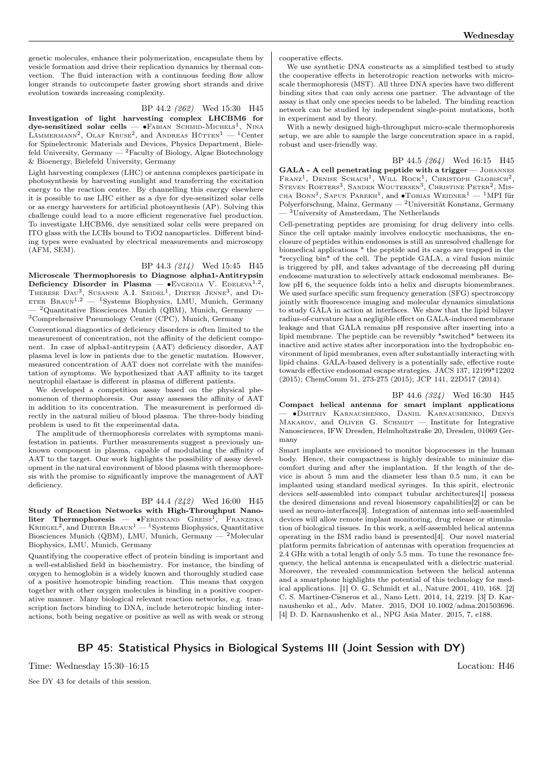genetic molecules, enhance their polymerization, encapsulate them by vesicle formation and drive their replication dynamics by thermal convection. The fluid interaction with a continuous feeding flow allow longer strands to outcompete faster growing short strands and drive evolution towards increasing complexity.

BP 44.2 *(262)* Wed 15:30 H45

**Investigation of light harvesting complex LHCBM6 for dye-sensitized solar cells** — •Fabian Schmid-Michels[1], Nina Lämmermann[2], Olaf Kruse[2], and Andreas Hütten[1] — [1]Center for Spinelectronic Materials and Devices, Physics Department, Bielefeld University, Germany — [2]Faculty of Biology, Algae Biotechnology & Bioenergy, Bielefeld University, Germany

Light harvesting complexes (LHC) or antenna complexes participate in photosynthesis by harvesting sunlight and transferring the excitation energy to the reaction centre. By channelling this energy elsewhere it is possible to use LHC either as a dye for dye-sensitized solar cells or as energy harvesters for artificial photosynthesis (AP). Solving this challenge could lead to a more efficient regenerative fuel production. To investigate LHCBM6, dye sensitized solar cells were prepared on ITO glass with the LCHs bound to $TiO_2$ nanoparticles. Different binding types were evaluated by electrical measurements and microscopy (AFM, SEM).

BP 44.3 *(214)* Wed 15:45 H45

**Microscale Thermophoresis to Diagnose alpha1-Antitrypsin Deficiency Disorder in Plasma** — •Evgeniia V. Edeleva[1,2], Therese Dau[3], Susanne A.I. Seidel[1], Dieter Jenne[3], and Dieter Braun[1,2] — [1]Systems Biophysics, LMU, Munich, Germany — [2]Quantitative Biosciences Munich (QBM), Munich, Germany — [3]Comprehensive Pneumology Center (CPC), Munich, Germany

Conventional diagnostics of deficiency disorders is often limited to the measurement of concentration, not the affinity of the deficient component. In case of alpha1-antitrypsin (AAT) deficiency disorder, AAT plasma level is low in patients due to the genetic mutation. However, measured concentration of AAT does not correlate with the manifestation of symptoms. We hypothesized that AAT affinity to its target neutrophil elastase is different in plasma of different patients.

We developed a competition assay based on the physical phenomenon of thermophoresis. Our assay assesses the affinity of AAT in addition to its concentration. The measurement is performed directly in the natural milieu of blood plasma. The three-body binding problem is used to fit the experimental data.

The amplitude of thermophoresis correlates with symptoms manifestation in patients. Further measurements suggest a previously unknown component in plasma, capable of modulating the affinity of AAT to the target. Our work highlights the possibility of assay development in the natural environment of blood plasma with thermophoresis with the promise to significantly improve the management of AAT deficiency.

BP 44.4 *(242)* Wed 16:00 H45

**Study of Reaction Networks with High-Throughput Nanoliter Thermophoresis** — •Ferdinand Greiss[1], Franziska Kriegel[2], and Dieter Braun[1] — [1]Systems Biophysics, Quantitative Biosciences Munich (QBM), LMU, Munich, Germany — [2]Molecular Biophysics, LMU, Munich, Germany

Quantifying the cooperative effect of protein binding is important and a well-established field in biochemistry. For instance, the binding of oxygen to hemoglobin is a widely known and thoroughly studied case of a positive homotropic binding reaction. This means that oxygen together with other oxygen molecules is binding in a positive cooperative manner. Many biological relevant reaction networks, e.g. transcription factors binding to DNA, include heterotropic binding interactions, both being negative or positive as well as with weak or strong cooperative effects.

We use synthetic DNA constructs as a simplified testbed to study the cooperative effects in heterotropic reaction networks with microscale thermophoresis (MST). All three DNA species have two different binding sites that can only access one partner. The advantage of the assay is that only one species needs to be labeled. The binding reaction network can be studied by independent single-point mutations, both in experiment and by theory.

With a newly designed high-throughput micro-scale thermophoresis setup, we are able to sample the large concentration space in a rapid, robust and user-friendly way.

BP 44.5 *(264)* Wed 16:15 H45

**GALA - A cell penetrating peptide with a trigger** — Johannes Franz[1], Denise Schach[1], Will Rock[1], Christoph Globisch[2], Steven Roeters[3], Sander Woutersen[3], Christine Peter[2], Mischa Bonn[1], Sapun Parekh[1], and •Tobias Weidner[1] — [1]MPI für Polyerforschung, Mainz, Germany — [2]Universität Konstanz, Germany — [3]University of Amsterdam, The Netherlands

Cell-penetrating peptides are promising for drug delivery into cells. Since the cell uptake mainly involves endocytic mechanisms, the enclosure of peptides within endosomes is still an unresolved challenge for biomedical applications * the peptide and its cargo are trapped in the *recycling bin* of the cell. The peptide GALA, a viral fusion mimic is triggered by pH, and takes advantage of the decreasing pH during endosome maturation to selectively attack endosomal membranes. Below pH 6, the sequence folds into a helix and disrupts biomembranes. We used surface specific sum frequency generation (SFG) spectroscopy jointly with fluorescence imaging and molecular dynamics simulations to study GALA in action at interfaces. We show that the lipid bilayer radius-of-curvature has a negligible effect on GALA-induced membrane leakage and that GALA remains pH responsive after inserting into a lipid membrane. The peptide can be reversibly *switched* between its inactive and active states after incorporation into the hydrophobic environment of lipid membranes, even after substantially interacting with lipid chains. GALA-based delivery is a potentially safe, effective route towards effective endosomal escape strategies. JACS 137, 12199*12202 (2015); ChemComm 51, 273-275 (2015); JCP 141, 22D517 (2014).

BP 44.6 *(324)* Wed 16:30 H45

**Compact helical antenna for smart implant applications** — •Dmitriy Karnaushenko, Daniil Karnaushenko, Denys Makarov, and Oliver G. Schmidt — Institute for Integrative Nanosciences, IFW Dresden, Helmholtzstraße 20, Dresden, 01069 Germany

Smart implants are envisioned to monitor bioprocesses in the human body. Hence, their compactness is highly desirable to minimize discomfort during and after the implantation. If the length of the device is about 5 mm and the diameter less than 0.5 mm, it can be implanted using standard medical syringes. In this spirit, electronic devices self-assembled into compact tubular architectures[1] possess the desired dimensions and reveal biosensory capabilities[2] or can be used as neuro-interfaces[3]. Integration of antennas into self-assembled devices will allow remote implant monitoring, drug release or stimulation of biological tissues. In this work, a self-assembled helical antenna operating in the ISM radio band is presented[4]. Our novel material platform permits fabrication of antennas with operation frequencies at 2.4 GHz with a total length of only 5.5 mm. To tune the resonance frequency, the helical antenna is encapsulated with a dielectric material. Moreover, the revealed communication between the helical antenna and a smartphone highlights the potential of this technology for medical applications. [1] O. G. Schmidt et al., Nature 2001, 410, 168. [2] C. S. Martinez-Cisneros et al., Nano Lett. 2014, 14, 2219. [3] D. Karnaushenko et al., Adv. Mater. 2015, DOI 10.1002/adma.201503696. [4] D. D. Karnaushenko et al., NPG Asia Mater. 2015, 7, e188.

## BP 45: Statistical Physics in Biological Systems III (Joint Session with DY)

Time: Wednesday 15:30–16:15 Location: H46

See DY 43 for details of this session.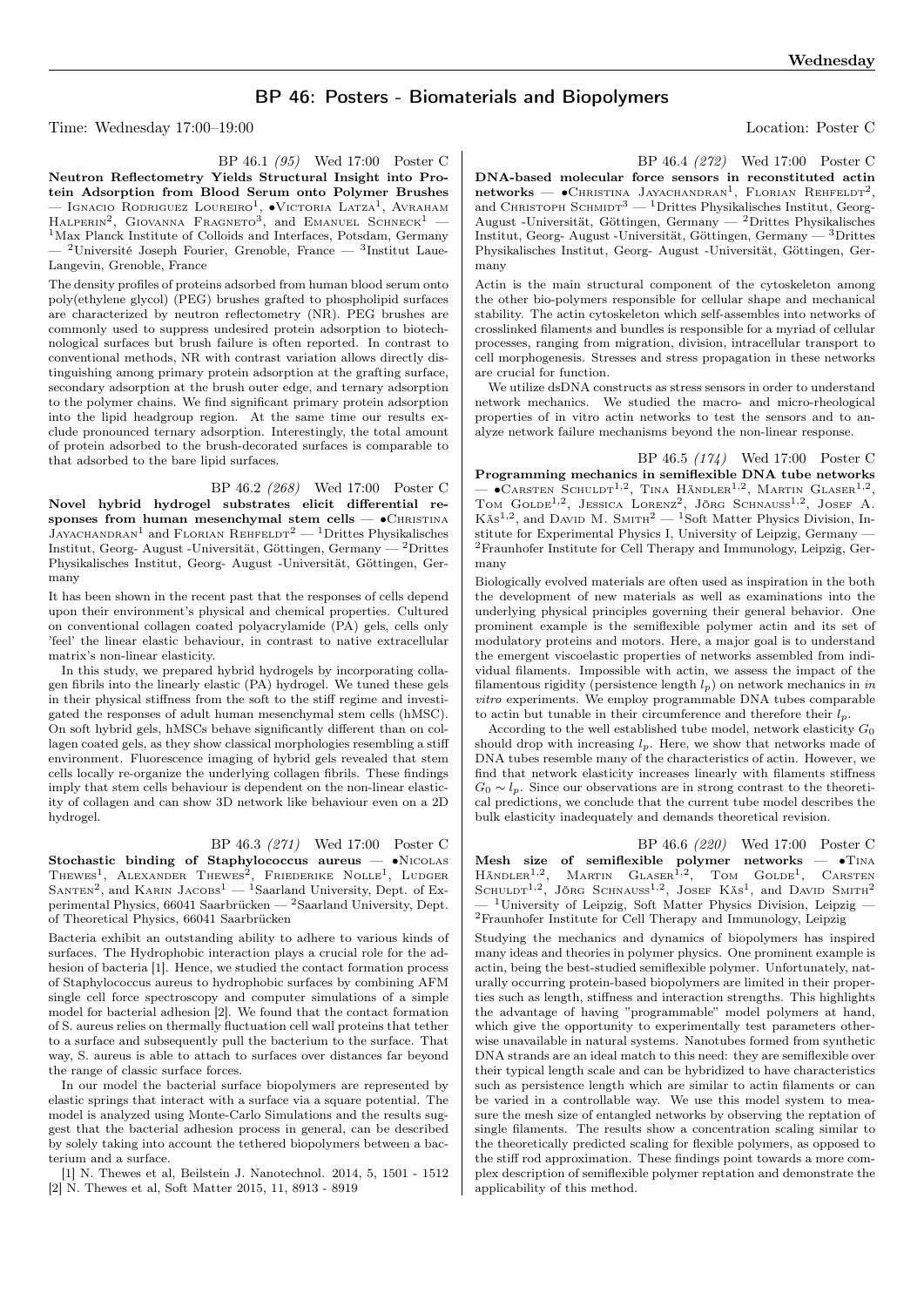## BP 46: Posters - Biomaterials and Biopolymers

Time: Wednesday 17:00–19:00 Location: Poster C

BP 46.1 *(95)* Wed 17:00 Poster C

**Neutron Reflectometry Yields Structural Insight into Protein Adsorption from Blood Serum onto Polymer Brushes** — Ignacio Rodriguez Loureiro[1], •Victoria Latza[1], Avraham Halperin[2], Giovanna Fragneto[3], and Emanuel Schneck[1] — [1]Max Planck Institute of Colloids and Interfaces, Potsdam, Germany — [2]Université Joseph Fourier, Grenoble, France — [3]Institut Laue-Langevin, Grenoble, France

The density profiles of proteins adsorbed from human blood serum onto poly(ethylene glycol) (PEG) brushes grafted to phospholipid surfaces are characterized by neutron reflectometry (NR). PEG brushes are commonly used to suppress undesired protein adsorption to biotechnological surfaces but brush failure is often reported. In contrast to conventional methods, NR with contrast variation allows directly distinguishing among primary protein adsorption at the grafting surface, secondary adsorption at the brush outer edge, and ternary adsorption to the polymer chains. We find significant primary protein adsorption into the lipid headgroup region. At the same time our results exclude pronounced ternary adsorption. Interestingly, the total amount of protein adsorbed to the brush-decorated surfaces is comparable to that adsorbed to the bare lipid surfaces.

BP 46.2 *(268)* Wed 17:00 Poster C

**Novel hybrid hydrogel substrates elicit differential responses from human mesenchymal stem cells** — •Christina Jayachandran[1] and Florian Rehfeldt[2] — [1]Drittes Physikalisches Institut, Georg- August -Universität, Göttingen, Germany — [2]Drittes Physikalisches Institut, Georg- August -Universität, Göttingen, Germany

It has been shown in the recent past that the responses of cells depend upon their environment's physical and chemical properties. Cultured on conventional collagen coated polyacrylamide (PA) gels, cells only 'feel' the linear elastic behaviour, in contrast to native extracellular matrix's non-linear elasticity.

In this study, we prepared hybrid hydrogels by incorporating collagen fibrils into the linearly elastic (PA) hydrogel. We tuned these gels in their physical stiffness from the soft to the stiff regime and investigated the responses of adult human mesenchymal stem cells (hMSC). On soft hybrid gels, hMSCs behave significantly different than on collagen coated gels, as they show classical morphologies resembling a stiff environment. Fluorescence imaging of hybrid gels revealed that stem cells locally re-organize the underlying collagen fibrils. These findings imply that stem cells behaviour is dependent on the non-linear elasticity of collagen and can show 3D network like behaviour even on a 2D hydrogel.

BP 46.3 *(271)* Wed 17:00 Poster C

**Stochastic binding of Staphylococcus aureus** — •Nicolas Thewes[1], Alexander Thewes[2], Friederike Nolle[1], Ludger Santen[2], and Karin Jacobs[1] — [1]Saarland University, Dept. of Experimental Physics, 66041 Saarbrücken — [2]Saarland University, Dept. of Theoretical Physics, 66041 Saarbrücken

Bacteria exhibit an outstanding ability to adhere to various kinds of surfaces. The Hydrophobic interaction plays a crucial role for the adhesion of bacteria [1]. Hence, we studied the contact formation process of Staphylococcus aureus to hydrophobic surfaces by combining AFM single cell force spectroscopy and computer simulations of a simple model for bacterial adhesion [2]. We found that the contact formation of S. aureus relies on thermally fluctuation cell wall proteins that tether to a surface and subsequently pull the bacterium to the surface. That way, S. aureus is able to attach to surfaces over distances far beyond the range of classic surface forces.

In our model the bacterial surface biopolymers are represented by elastic springs that interact with a surface via a square potential. The model is analyzed using Monte-Carlo Simulations and the results suggest that the bacterial adhesion process in general, can be described by solely taking into account the tethered biopolymers between a bacterium and a surface.

[1] N. Thewes et al, Beilstein J. Nanotechnol. 2014, 5, 1501 - 1512
[2] N. Thewes et al, Soft Matter 2015, 11, 8913 - 8919

BP 46.4 *(272)* Wed 17:00 Poster C

**DNA-based molecular force sensors in reconstituted actin networks** — •Christina Jayachandran[1], Florian Rehfeldt[2], and Christoph Schmidt[3] — [1]Drittes Physikalisches Institut, Georg-August -Universität, Göttingen, Germany — [2]Drittes Physikalisches Institut, Georg- August -Universität, Göttingen, Germany — [3]Drittes Physikalisches Institut, Georg- August -Universität, Göttingen, Germany

Actin is the main structural component of the cytoskeleton among the other bio-polymers responsible for cellular shape and mechanical stability. The actin cytoskeleton which self-assembles into networks of crosslinked filaments and bundles is responsible for a myriad of cellular processes, ranging from migration, division, intracellular transport to cell morphogenesis. Stresses and stress propagation in these networks are crucial for function.

We utilize dsDNA constructs as stress sensors in order to understand network mechanics. We studied the macro- and micro-rheological properties of in vitro actin networks to test the sensors and to analyze network failure mechanisms beyond the non-linear response.

BP 46.5 *(174)* Wed 17:00 Poster C

**Programming mechanics in semiflexible DNA tube networks** — •Carsten Schuldt[1,2], Tina Händler[1,2], Martin Glaser[1,2], Tom Golde[1,2], Jessica Lorenz[2], Jörg Schnauss[1,2], Josef A. Käs[1,2], and David M. Smith[2] — [1]Soft Matter Physics Division, Institute for Experimental Physics I, University of Leipzig, Germany — [2]Fraunhofer Institute for Cell Therapy and Immunology, Leipzig, Germany

Biologically evolved materials are often used as inspiration in the both the development of new materials as well as examinations into the underlying physical principles governing their general behavior. One prominent example is the semiflexible polymer actin and its set of modulatory proteins and motors. Here, a major goal is to understand the emergent viscoelastic properties of networks assembled from individual filaments. Impossible with actin, we assess the impact of the filamentous rigidity (persistence length $l_p$) on network mechanics in *in vitro* experiments. We employ programmable DNA tubes comparable to actin but tunable in their circumference and therefore their $l_p$.

According to the well established tube model, network elasticity $G_0$ should drop with increasing $l_p$. Here, we show that networks made of DNA tubes resemble many of the characteristics of actin. However, we find that network elasticity increases linearly with filaments stiffness $G_0 \sim l_p$. Since our observations are in strong contrast to the theoretical predictions, we conclude that the current tube model describes the bulk elasticity inadequately and demands theoretical revision.

BP 46.6 *(220)* Wed 17:00 Poster C

**Mesh size of semiflexible polymer networks** — •Tina Händler[1,2], Martin Glaser[1,2], Tom Golde[1], Carsten Schuldt[1,2], Jörg Schnauss[1,2], Josef Käs[1], and David Smith[2] — [1]University of Leipzig, Soft Matter Physics Division, Leipzig — [2]Fraunhofer Institute for Cell Therapy and Immunology, Leipzig

Studying the mechanics and dynamics of biopolymers has inspired many ideas and theories in polymer physics. One prominent example is actin, being the best-studied semiflexible polymer. Unfortunately, naturally occurring protein-based biopolymers are limited in their properties such as length, stiffness and interaction strengths. This highlights the advantage of having "programmable" model polymers at hand, which give the opportunity to experimentally test parameters otherwise unavailable in natural systems. Nanotubes formed from synthetic DNA strands are an ideal match to this need: they are semiflexible over their typical length scale and can be hybridized to have characteristics such as persistence length which are similar to actin filaments or can be varied in a controllable way. We use this model system to measure the mesh size of entangled networks by observing the reptation of single filaments. The results show a concentration scaling similar to the theoretically predicted scaling for flexible polymers, as opposed to the stiff rod approximation. These findings point towards a more complex description of semiflexible polymer reptation and demonstrate the applicability of this method.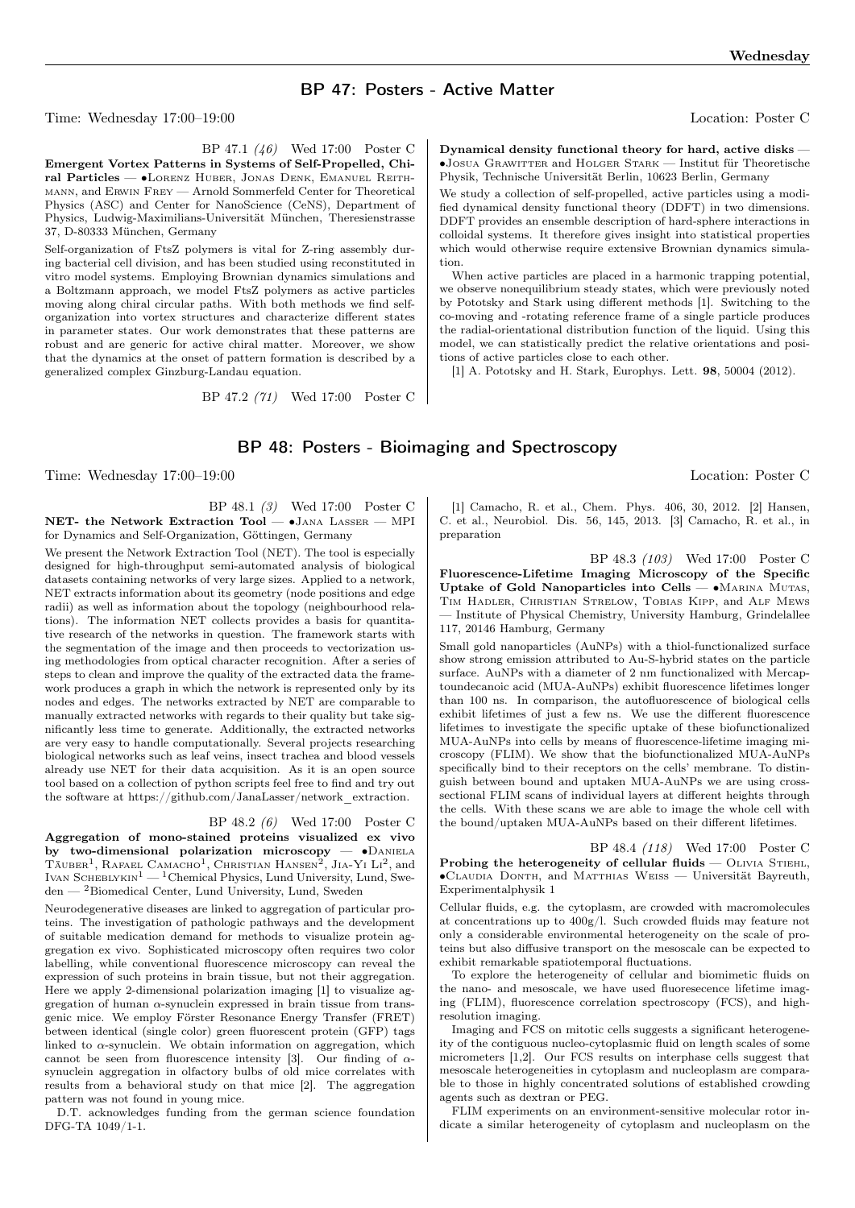## BP 47: Posters - Active Matter

Time: Wednesday 17:00–19:00 Location: Poster C

BP 47.1 *(46)* Wed 17:00 Poster C

**Emergent Vortex Patterns in Systems of Self-Propelled, Chiral Particles** — •Lorenz Huber, Jonas Denk, Emanuel Reithmann, and Erwin Frey — Arnold Sommerfeld Center for Theoretical Physics (ASC) and Center for NanoScience (CeNS), Department of Physics, Ludwig-Maximilians-Universität München, Theresienstrasse 37, D-80333 München, Germany

Self-organization of FtsZ polymers is vital for Z-ring assembly during bacterial cell division, and has been studied using reconstituted in vitro model systems. Employing Brownian dynamics simulations and a Boltzmann approach, we model FtsZ polymers as active particles moving along chiral circular paths. With both methods we find self-organization into vortex structures and characterize different states in parameter states. Our work demonstrates that these patterns are robust and are generic for active chiral matter. Moreover, we show that the dynamics at the onset of pattern formation is described by a generalized complex Ginzburg-Landau equation.

BP 47.2 *(71)* Wed 17:00 Poster C

**Dynamical density functional theory for hard, active disks** — •Josua Grawitter and Holger Stark — Institut für Theoretische Physik, Technische Universität Berlin, 10623 Berlin, Germany

We study a collection of self-propelled, active particles using a modified dynamical density functional theory (DDFT) in two dimensions. DDFT provides an ensemble description of hard-sphere interactions in colloidal systems. It therefore gives insight into statistical properties which would otherwise require extensive Brownian dynamics simulation.

When active particles are placed in a harmonic trapping potential, we observe nonequilibrium steady states, which were previously noted by Pototsky and Stark using different methods [1]. Switching to the co-moving and -rotating reference frame of a single particle produces the radial-orientational distribution function of the liquid. Using this model, we can statistically predict the relative orientations and positions of active particles close to each other.

[1] A. Pototsky and H. Stark, Europhys. Lett. **98**, 50004 (2012).

## BP 48: Posters - Bioimaging and Spectroscopy

Time: Wednesday 17:00–19:00 Location: Poster C

BP 48.1 *(3)* Wed 17:00 Poster C

**NET- the Network Extraction Tool** — •Jana Lasser — MPI for Dynamics and Self-Organization, Göttingen, Germany

We present the Network Extraction Tool (NET). The tool is especially designed for high-throughput semi-automated analysis of biological datasets containing networks of very large sizes. Applied to a network, NET extracts information about its geometry (node positions and edge radii) as well as information about the topology (neighbourhood relations). The information NET collects provides a basis for quantitative research of the networks in question. The framework starts with the segmentation of the image and then proceeds to vectorization using methodologies from optical character recognition. After a series of steps to clean and improve the quality of the extracted data the framework produces a graph in which the network is represented only by its nodes and edges. The networks extracted by NET are comparable to manually extracted networks with regards to their quality but take significantly less time to generate. Additionally, the extracted networks are very easy to handle computationally. Several projects researching biological networks such as leaf veins, insect trachea and blood vessels already use NET for their data acquisition. As it is an open source tool based on a collection of python scripts feel free to find and try out the software at https://github.com/JanaLasser/network_extraction.

BP 48.2 *(6)* Wed 17:00 Poster C

**Aggregation of mono-stained proteins visualized ex vivo by two-dimensional polarization microscopy** — •Daniela Täuber[1], Rafael Camacho[1], Christian Hansen[2], Jia-Yi Li[2], and Ivan Scheblykin[1] — [1]Chemical Physics, Lund University, Lund, Sweden — [2]Biomedical Center, Lund University, Lund, Sweden

Neurodegenerative diseases are linked to aggregation of particular proteins. The investigation of pathologic pathways and the development of suitable medication demand for methods to visualize protein aggregation ex vivo. Sophisticated microscopy often requires two color labelling, while conventional fluorescence microscopy can reveal the expression of such proteins in brain tissue, but not their aggregation. Here we apply 2-dimensional polarization imaging [1] to visualize aggregation of human $\alpha$-synuclein expressed in brain tissue from transgenic mice. We employ Förster Resonance Energy Transfer (FRET) between identical (single color) green fluorescent protein (GFP) tags linked to $\alpha$-synuclein. We obtain information on aggregation, which cannot be seen from fluorescence intensity [3]. Our finding of $\alpha$-synuclein aggregation in olfactory bulbs of old mice correlates with results from a behavioral study on that mice [2]. The aggregation pattern was not found in young mice.

D.T. acknowledges funding from the german science foundation DFG-TA 1049/1-1.

[1] Camacho, R. et al., Chem. Phys. 406, 30, 2012. [2] Hansen, C. et al., Neurobiol. Dis. 56, 145, 2013. [3] Camacho, R. et al., in preparation

BP 48.3 *(103)* Wed 17:00 Poster C

**Fluorescence-Lifetime Imaging Microscopy of the Specific Uptake of Gold Nanoparticles into Cells** — •Marina Mutas, Tim Hadler, Christian Strelow, Tobias Kipp, and Alf Mews — Institute of Physical Chemistry, University Hamburg, Grindelallee 117, 20146 Hamburg, Germany

Small gold nanoparticles (AuNPs) with a thiol-functionalized surface show strong emission attributed to Au-S-hybrid states on the particle surface. AuNPs with a diameter of 2 nm functionalized with Mercaptoundecanoic acid (MUA-AuNPs) exhibit fluorescence lifetimes longer than 100 ns. In comparison, the autofluorescence of biological cells exhibit lifetimes of just a few ns. We use the different fluorescence lifetimes to investigate the specific uptake of these biofunctionalized MUA-AuNPs into cells by means of fluorescence-lifetime imaging microscopy (FLIM). We show that the biofunctionalized MUA-AuNPs specifically bind to their receptors on the cells' membrane. To distinguish between bound and uptaken MUA-AuNPs we are using cross-sectional FLIM scans of individual layers at different heights through the cells. With these scans we are able to image the whole cell with the bound/uptaken MUA-AuNPs based on their different lifetimes.

BP 48.4 *(118)* Wed 17:00 Poster C

**Probing the heterogeneity of cellular fluids** — Olivia Stiehl, •Claudia Donth, and Matthias Weiss — Universität Bayreuth, Experimentalphysik 1

Cellular fluids, e.g. the cytoplasm, are crowded with macromolecules at concentrations up to 400g/l. Such crowded fluids may feature not only a considerable environmental heterogeneity on the scale of proteins but also diffusive transport on the mesoscale can be expected to exhibit remarkable spatiotemporal fluctuations.

To explore the heterogeneity of cellular and biomimetic fluids on the nano- and mesoscale, we have used fluoresecence lifetime imaging (FLIM), fluorescence correlation spectroscopy (FCS), and high-resolution imaging.

Imaging and FCS on mitotic cells suggests a significant heterogeneity of the contiguous nucleo-cytoplasmic fluid on length scales of some micrometers [1,2]. Our FCS results on interphase cells suggest that mesoscale heterogeneities in cytoplasm and nucleoplasm are comparable to those in highly concentrated solutions of established crowding agents such as dextran or PEG.

FLIM experiments on an environment-sensitive molecular rotor indicate a similar heterogeneity of cytoplasm and nucleoplasm on the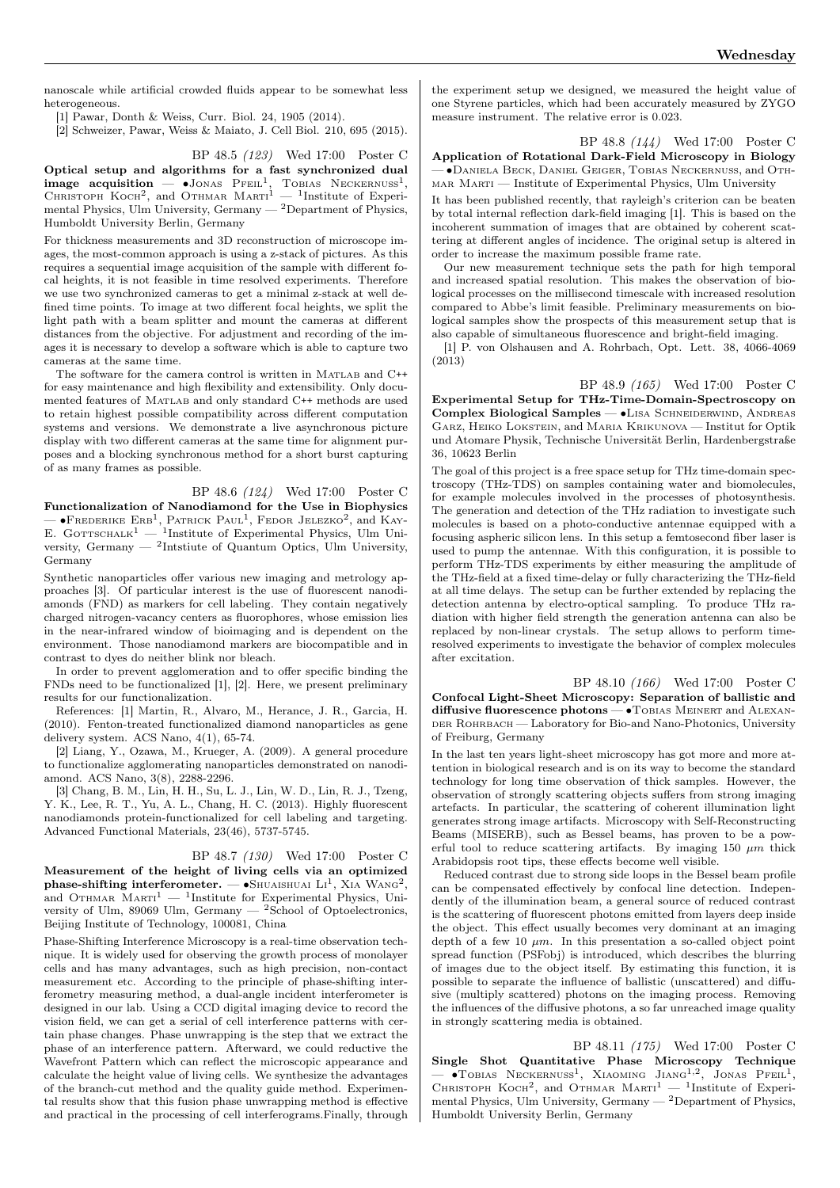nanoscale while artificial crowded fluids appear to be somewhat less heterogeneous.

[1] Pawar, Donth & Weiss, Curr. Biol. 24, 1905 (2014).

[2] Schweizer, Pawar, Weiss & Maiato, J. Cell Biol. 210, 695 (2015).

BP 48.5 *(123)* Wed 17:00 Poster C

**Optical setup and algorithms for a fast synchronized dual image acquisition** — •Jonas Pfeil[1], Tobias Neckernuss[1], Christoph Koch[2], and Othmar Marti[1] — [1]Institute of Experimental Physics, Ulm University, Germany — [2]Department of Physics, Humboldt University Berlin, Germany

For thickness measurements and 3D reconstruction of microscope images, the most-common approach is using a z-stack of pictures. As this requires a sequential image acquisition of the sample with different focal heights, it is not feasible in time resolved experiments. Therefore we use two synchronized cameras to get a minimal z-stack at well defined time points. To image at two different focal heights, we split the light path with a beam splitter and mount the cameras at different distances from the objective. For adjustment and recording of the images it is necessary to develop a software which is able to capture two cameras at the same time.

The software for the camera control is written in Matlab and C++ for easy maintenance and high flexibility and extensibility. Only documented features of Matlab and only standard C++ methods are used to retain highest possible compatibility across different computation systems and versions. We demonstrate a live asynchronous picture display with two different cameras at the same time for alignment purposes and a blocking synchronous method for a short burst capturing of as many frames as possible.

BP 48.6 *(124)* Wed 17:00 Poster C

**Functionalization of Nanodiamond for the Use in Biophysics** — •Frederike Erb[1], Patrick Paul[1], Fedor Jelezko[2], and Kay-E. Gottschalk[1] — [1]Institute of Experimental Physics, Ulm University, Germany — [2]Intstiute of Quantum Optics, Ulm University, Germany

Synthetic nanoparticles offer various new imaging and metrology approaches [3]. Of particular interest is the use of fluorescent nanodiamonds (FND) as markers for cell labeling. They contain negatively charged nitrogen-vacancy centers as fluorophores, whose emission lies in the near-infrared window of bioimaging and is dependent on the environment. Those nanodiamond markers are biocompatible and in contrast to dyes do neither blink nor bleach.

In order to prevent agglomeration and to offer specific binding the FNDs need to be functionalized [1], [2]. Here, we present preliminary results for our functionalization.

References: [1] Martin, R., Alvaro, M., Herance, J. R., Garcia, H. (2010). Fenton-treated functionalized diamond nanoparticles as gene delivery system. ACS Nano, 4(1), 65-74.

[2] Liang, Y., Ozawa, M., Krueger, A. (2009). A general procedure to functionalize agglomerating nanoparticles demonstrated on nanodiamond. ACS Nano, 3(8), 2288-2296.

[3] Chang, B. M., Lin, H. H., Su, L. J., Lin, W. D., Lin, R. J., Tzeng, Y. K., Lee, R. T., Yu, A. L., Chang, H. C. (2013). Highly fluorescent nanodiamonds protein-functionalized for cell labeling and targeting. Advanced Functional Materials, 23(46), 5737-5745.

BP 48.7 *(130)* Wed 17:00 Poster C

**Measurement of the height of living cells via an optimized phase-shifting interferometer.** — •Shuaishuai Li[1], Xia Wang[2], and Othmar Marti[1] — [1]Institute for Experimental Physics, University of Ulm, 89069 Ulm, Germany — [2]School of Optoelectronics, Beijing Institute of Technology, 100081, China

Phase-Shifting Interference Microscopy is a real-time observation technique. It is widely used for observing the growth process of monolayer cells and has many advantages, such as high precision, non-contact measurement etc. According to the principle of phase-shifting interferometry measuring method, a dual-angle incident interferometer is designed in our lab. Using a CCD digital imaging device to record the vision field, we can get a serial of cell interference patterns with certain phase changes. Phase unwrapping is the step that we extract the phase of an interference pattern. Afterward, we could reductive the Wavefront Pattern which can reflect the microscopic appearance and calculate the height value of living cells. We synthesize the advantages of the branch-cut method and the quality guide method. Experimental results show that this fusion phase unwrapping method is effective and practical in the processing of cell interferograms.Finally, through the experiment setup we designed, we measured the height value of one Styrene particles, which had been accurately measured by ZYGO measure instrument. The relative error is 0.023.

BP 48.8 *(144)* Wed 17:00 Poster C

**Application of Rotational Dark-Field Microscopy in Biology** — •Daniela Beck, Daniel Geiger, Tobias Neckernuss, and Othmar Marti — Institute of Experimental Physics, Ulm University

It has been published recently, that rayleigh's criterion can be beaten by total internal reflection dark-field imaging [1]. This is based on the incoherent summation of images that are obtained by coherent scattering at different angles of incidence. The original setup is altered in order to increase the maximum possible frame rate.

Our new measurement technique sets the path for high temporal and increased spatial resolution. This makes the observation of biological processes on the millisecond timescale with increased resolution compared to Abbe's limit feasible. Preliminary measurements on biological samples show the prospects of this measurement setup that is also capable of simultaneous fluorescence and bright-field imaging.

[1] P. von Olshausen and A. Rohrbach, Opt. Lett. 38, 4066-4069 (2013)

BP 48.9 *(165)* Wed 17:00 Poster C

**Experimental Setup for THz-Time-Domain-Spectroscopy on Complex Biological Samples** — •Lisa Schneiderwind, Andreas Garz, Heiko Lokstein, and Maria Krikunova — Institut für Optik und Atomare Physik, Technische Universität Berlin, Hardenbergstraße 36, 10623 Berlin

The goal of this project is a free space setup for THz time-domain spectroscopy (THz-TDS) on samples containing water and biomolecules, for example molecules involved in the processes of photosynthesis. The generation and detection of the THz radiation to investigate such molecules is based on a photo-conductive antennae equipped with a focusing aspheric silicon lens. In this setup a femtosecond fiber laser is used to pump the antennae. With this configuration, it is possible to perform THz-TDS experiments by either measuring the amplitude of the THz-field at a fixed time-delay or fully characterizing the THz-field at all time delays. The setup can be further extended by replacing the detection antenna by electro-optical sampling. To produce THz radiation with higher field strength the generation antenna can also be replaced by non-linear crystals. The setup allows to perform time-resolved experiments to investigate the behavior of complex molecules after excitation.

BP 48.10 *(166)* Wed 17:00 Poster C

**Confocal Light-Sheet Microscopy: Separation of ballistic and diffusive fluorescence photons** — •Tobias Meinert and Alexander Rohrbach — Laboratory for Bio-and Nano-Photonics, University of Freiburg, Germany

In the last ten years light-sheet microscopy has got more and more attention in biological research and is on its way to become the standard technology for long time observation of thick samples. However, the observation of strongly scattering objects suffers from strong imaging artefacts. In particular, the scattering of coherent illumination light generates strong image artifacts. Microscopy with Self-Reconstructing Beams (MISERB), such as Bessel beams, has proven to be a powerful tool to reduce scattering artifacts. By imaging 150 $\mu m$ thick Arabidopsis root tips, these effects become well visible.

Reduced contrast due to strong side loops in the Bessel beam profile can be compensated effectively by confocal line detection. Independently of the illumination beam, a general source of reduced contrast is the scattering of fluorescent photons emitted from layers deep inside the object. This effect usually becomes very dominant at an imaging depth of a few 10 $\mu m$. In this presentation a so-called object point spread function (PSFobj) is introduced, which describes the blurring of images due to the object itself. By estimating this function, it is possible to separate the influence of ballistic (unscattered) and diffusive (multiply scattered) photons on the imaging process. Removing the influences of the diffusive photons, a so far unreached image quality in strongly scattering media is obtained.

BP 48.11 *(175)* Wed 17:00 Poster C

**Single Shot Quantitative Phase Microscopy Technique** — •Tobias Neckernuss[1], Xiaoming Jiang[1,2], Jonas Pfeil[1], Christoph Koch[2], and Othmar Marti[1] — [1]Institute of Experimental Physics, Ulm University, Germany — [2]Department of Physics, Humboldt University Berlin, Germany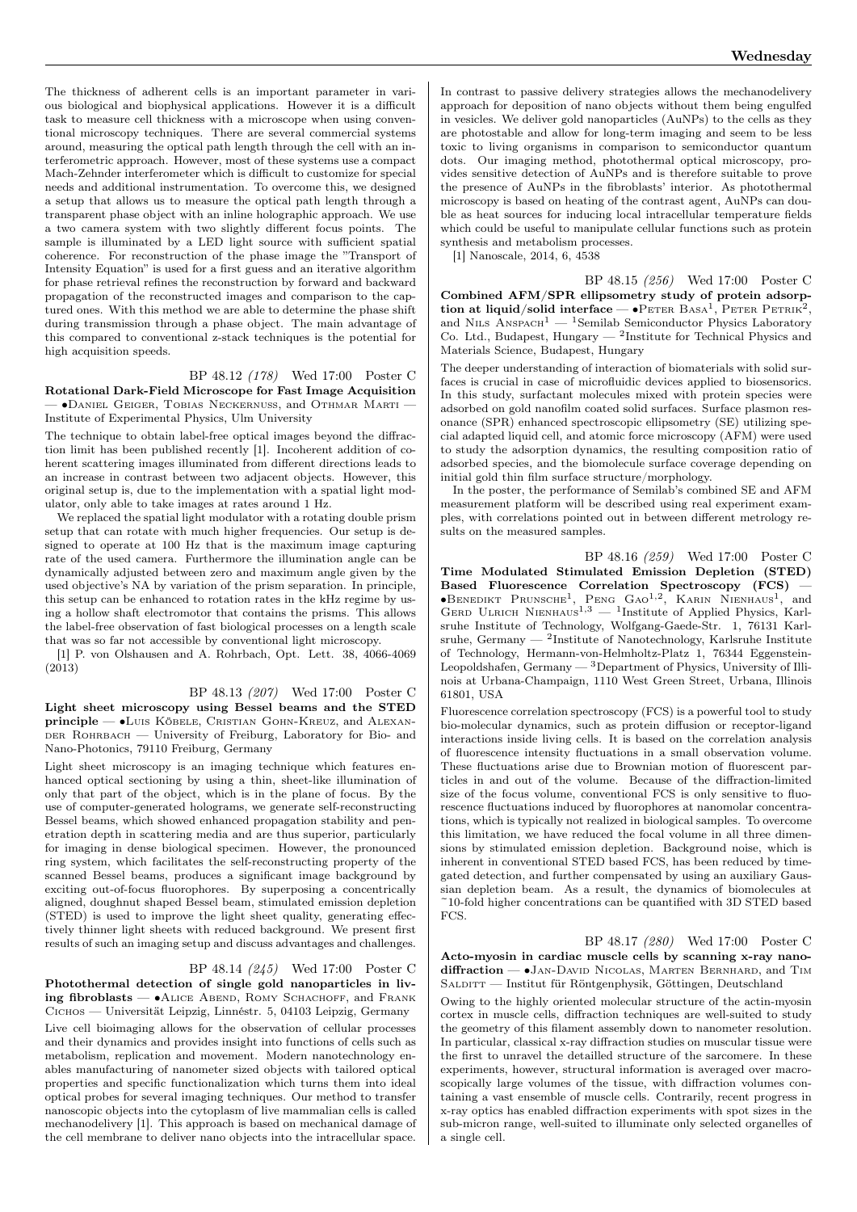The thickness of adherent cells is an important parameter in various biological and biophysical applications. However it is a difficult task to measure cell thickness with a microscope when using conventional microscopy techniques. There are several commercial systems around, measuring the optical path length through the cell with an interferometric approach. However, most of these systems use a compact Mach-Zehnder interferometer which is difficult to customize for special needs and additional instrumentation. To overcome this, we designed a setup that allows us to measure the optical path length through a transparent phase object with an inline holographic approach. We use a two camera system with two slightly different focus points. The sample is illuminated by a LED light source with sufficient spatial coherence. For reconstruction of the phase image the "Transport of Intensity Equation" is used for a first guess and an iterative algorithm for phase retrieval refines the reconstruction by forward and backward propagation of the reconstructed images and comparison to the captured ones. With this method we are able to determine the phase shift during transmission through a phase object. The main advantage of this compared to conventional z-stack techniques is the potential for high acquisition speeds.

BP 48.12 *(178)* Wed 17:00 Poster C

**Rotational Dark-Field Microscope for Fast Image Acquisition** — •Daniel Geiger, Tobias Neckernuss, and Othmar Marti — Institute of Experimental Physics, Ulm University

The technique to obtain label-free optical images beyond the diffraction limit has been published recently [1]. Incoherent addition of coherent scattering images illuminated from different directions leads to an increase in contrast between two adjacent objects. However, this original setup is, due to the implementation with a spatial light modulator, only able to take images at rates around 1 Hz.

We replaced the spatial light modulator with a rotating double prism setup that can rotate with much higher frequencies. Our setup is designed to operate at 100 Hz that is the maximum image capturing rate of the used camera. Furthermore the illumination angle can be dynamically adjusted between zero and maximum angle given by the used objective's NA by variation of the prism separation. In principle, this setup can be enhanced to rotation rates in the kHz regime by using a hollow shaft electromotor that contains the prisms. This allows the label-free observation of fast biological processes on a length scale that was so far not accessible by conventional light microscopy.

[1] P. von Olshausen and A. Rohrbach, Opt. Lett. 38, 4066-4069 (2013)

BP 48.13 *(207)* Wed 17:00 Poster C

**Light sheet microscopy using Bessel beams and the STED principle** — •Luis Köbele, Cristian Gohn-Kreuz, and Alexander Rohrbach — University of Freiburg, Laboratory for Bio- and Nano-Photonics, 79110 Freiburg, Germany

Light sheet microscopy is an imaging technique which features enhanced optical sectioning by using a thin, sheet-like illumination of only that part of the object, which is in the plane of focus. By the use of computer-generated holograms, we generate self-reconstructing Bessel beams, which showed enhanced propagation stability and penetration depth in scattering media and are thus superior, particularly for imaging in dense biological specimen. However, the pronounced ring system, which facilitates the self-reconstructing property of the scanned Bessel beams, produces a significant image background by exciting out-of-focus fluorophores. By superposing a concentrically aligned, doughnut shaped Bessel beam, stimulated emission depletion (STED) is used to improve the light sheet quality, generating effectively thinner light sheets with reduced background. We present first results of such an imaging setup and discuss advantages and challenges.

BP 48.14 *(245)* Wed 17:00 Poster C

**Photothermal detection of single gold nanoparticles in living fibroblasts** — •Alice Abend, Romy Schachoff, and Frank Cichos — Universität Leipzig, Linnéstr. 5, 04103 Leipzig, Germany

Live cell bioimaging allows for the observation of cellular processes and their dynamics and provides insight into functions of cells such as metabolism, replication and movement. Modern nanotechnology enables manufacturing of nanometer sized objects with tailored optical properties and specific functionalization which turns them into ideal optical probes for several imaging techniques. Our method to transfer nanoscopic objects into the cytoplasm of live mammalian cells is called mechanodelivery [1]. This approach is based on mechanical damage of the cell membrane to deliver nano objects into the intracellular space. In contrast to passive delivery strategies allows the mechanodelivery approach for deposition of nano objects without them being engulfed in vesicles. We deliver gold nanoparticles (AuNPs) to the cells as they are photostable and allow for long-term imaging and seem to be less toxic to living organisms in comparison to semiconductor quantum dots. Our imaging method, photothermal optical microscopy, provides sensitive detection of AuNPs and is therefore suitable to prove the presence of AuNPs in the fibroblasts' interior. As photothermal microscopy is based on heating of the contrast agent, AuNPs can double as heat sources for inducing local intracellular temperature fields which could be useful to manipulate cellular functions such as protein synthesis and metabolism processes.

[1] Nanoscale, 2014, 6, 4538

BP 48.15 *(256)* Wed 17:00 Poster C

**Combined AFM/SPR ellipsometry study of protein adsorption at liquid/solid interface** — •Peter Basa[1], Peter Petrik[2], and Nils Anspach[1] — [1]Semilab Semiconductor Physics Laboratory Co. Ltd., Budapest, Hungary — [2]Institute for Technical Physics and Materials Science, Budapest, Hungary

The deeper understanding of interaction of biomaterials with solid surfaces is crucial in case of microfluidic devices applied to biosensorics. In this study, surfactant molecules mixed with protein species were adsorbed on gold nanofilm coated solid surfaces. Surface plasmon resonance (SPR) enhanced spectroscopic ellipsometry (SE) utilizing special adapted liquid cell, and atomic force microscopy (AFM) were used to study the adsorption dynamics, the resulting composition ratio of adsorbed species, and the biomolecule surface coverage depending on initial gold thin film surface structure/morphology.

In the poster, the performance of Semilab's combined SE and AFM measurement platform will be described using real experiment examples, with correlations pointed out in between different metrology results on the measured samples.

BP 48.16 *(259)* Wed 17:00 Poster C

**Time Modulated Stimulated Emission Depletion (STED) Based Fluorescence Correlation Spectroscopy (FCS)** — •Benedikt Prunsche[1], Peng Gao[1,2], Karin Nienhaus[1], and Gerd Ulrich Nienhaus[1,3] — [1]Institute of Applied Physics, Karlsruhe Institute of Technology, Wolfgang-Gaede-Str. 1, 76131 Karlsruhe, Germany — [2]Institute of Nanotechnology, Karlsruhe Institute of Technology, Hermann-von-Helmholtz-Platz 1, 76344 Eggenstein-Leopoldshafen, Germany — [3]Department of Physics, University of Illinois at Urbana-Champaign, 1110 West Green Street, Urbana, Illinois 61801, USA

Fluorescence correlation spectroscopy (FCS) is a powerful tool to study bio-molecular dynamics, such as protein diffusion or receptor-ligand interactions inside living cells. It is based on the correlation analysis of fluorescence intensity fluctuations in a small observation volume. These fluctuations arise due to Brownian motion of fluorescent particles in and out of the volume. Because of the diffraction-limited size of the focus volume, conventional FCS is only sensitive to fluorescence fluctuations induced by fluorophores at nanomolar concentrations, which is typically not realized in biological samples. To overcome this limitation, we have reduced the focal volume in all three dimensions by stimulated emission depletion. Background noise, which is inherent in conventional STED based FCS, has been reduced by time-gated detection, and further compensated by using an auxiliary Gaussian depletion beam. As a result, the dynamics of biomolecules at ~10-fold higher concentrations can be quantified with 3D STED based FCS.

BP 48.17 *(280)* Wed 17:00 Poster C

**Acto-myosin in cardiac muscle cells by scanning x-ray nanodiffraction** — •Jan-David Nicolas, Marten Bernhard, and Tim Salditt — Institut für Röntgenphysik, Göttingen, Deutschland

Owing to the highly oriented molecular structure of the actin-myosin cortex in muscle cells, diffraction techniques are well-suited to study the geometry of this filament assembly down to nanometer resolution. In particular, classical x-ray diffraction studies on muscular tissue were the first to unravel the detailled structure of the sarcomere. In these experiments, however, structural information is averaged over macroscopically large volumes of the tissue, with diffraction volumes containing a vast ensemble of muscle cells. Contrarily, recent progress in x-ray optics has enabled diffraction experiments with spot sizes in the sub-micron range, well-suited to illuminate only selected organelles of a single cell.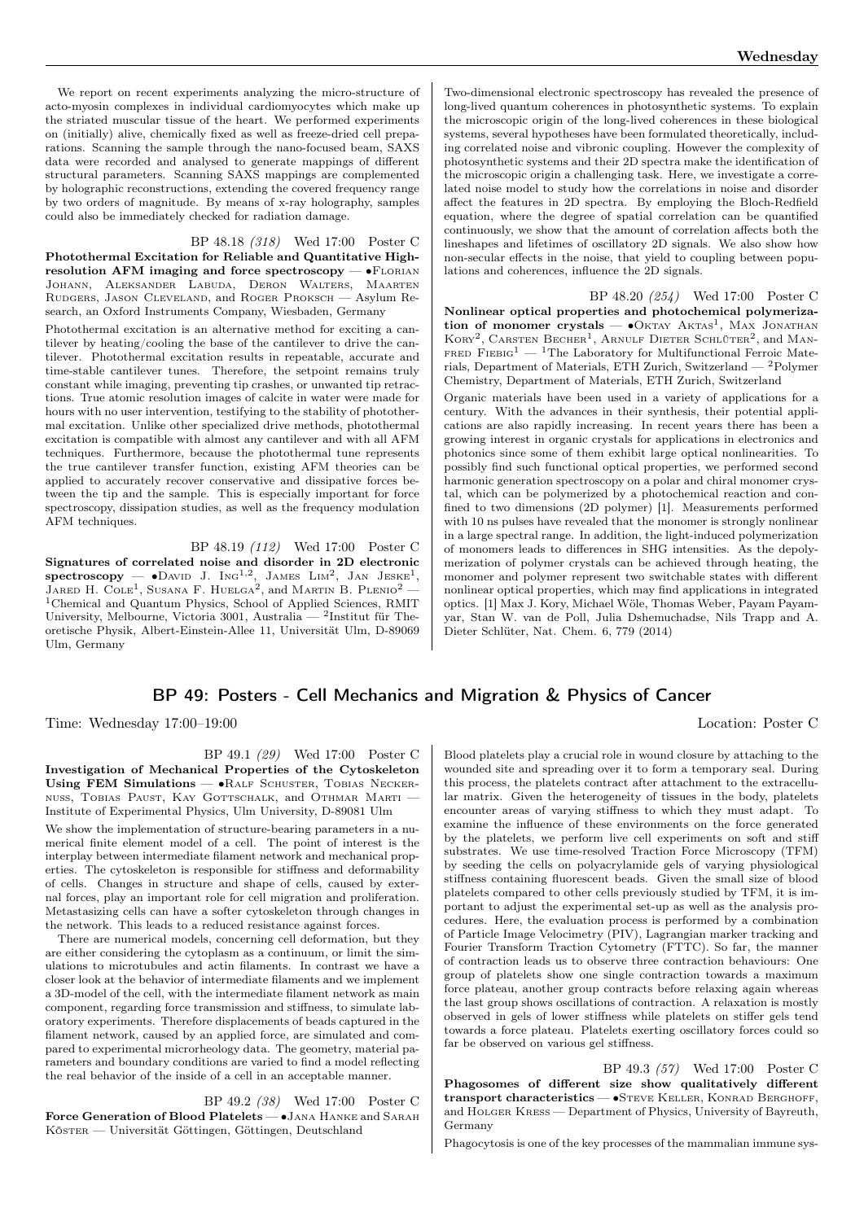We report on recent experiments analyzing the micro-structure of acto-myosin complexes in individual cardiomyocytes which make up the striated muscular tissue of the heart. We performed experiments on (initially) alive, chemically fixed as well as freeze-dried cell preparations. Scanning the sample through the nano-focused beam, SAXS data were recorded and analysed to generate mappings of different structural parameters. Scanning SAXS mappings are complemented by holographic reconstructions, extending the covered frequency range by two orders of magnitude. By means of x-ray holography, samples could also be immediately checked for radiation damage.

BP 48.18 *(318)* Wed 17:00 Poster C

**Photothermal Excitation for Reliable and Quantitative High-resolution AFM imaging and force spectroscopy** — •Florian Johann, Aleksander Labuda, Deron Walters, Maarten Rudgers, Jason Cleveland, and Roger Proksch — Asylum Research, an Oxford Instruments Company, Wiesbaden, Germany

Photothermal excitation is an alternative method for exciting a cantilever by heating/cooling the base of the cantilever to drive the cantilever. Photothermal excitation results in repeatable, accurate and time-stable cantilever tunes. Therefore, the setpoint remains truly constant while imaging, preventing tip crashes, or unwanted tip retractions. True atomic resolution images of calcite in water were made for hours with no user intervention, testifying to the stability of photothermal excitation. Unlike other specialized drive methods, photothermal excitation is compatible with almost any cantilever and with all AFM techniques. Furthermore, because the photothermal tune represents the true cantilever transfer function, existing AFM theories can be applied to accurately recover conservative and dissipative forces between the tip and the sample. This is especially important for force spectroscopy, dissipation studies, as well as the frequency modulation AFM techniques.

BP 48.19 *(112)* Wed 17:00 Poster C

**Signatures of correlated noise and disorder in 2D electronic spectroscopy** — •David J. Ing[1,2], James Lim[2], Jan Jeske[1], Jared H. Cole[1], Susana F. Huelga[2], and Martin B. Plenio[2] — [1]Chemical and Quantum Physics, School of Applied Sciences, RMIT University, Melbourne, Victoria 3001, Australia — [2]Institut für Theoretische Physik, Albert-Einstein-Allee 11, Universität Ulm, D-89069 Ulm, Germany

Two-dimensional electronic spectroscopy has revealed the presence of long-lived quantum coherences in photosynthetic systems. To explain the microscopic origin of the long-lived coherences in these biological systems, several hypotheses have been formulated theoretically, including correlated noise and vibronic coupling. However the complexity of photosynthetic systems and their 2D spectra make the identification of the microscopic origin a challenging task. Here, we investigate a correlated noise model to study how the correlations in noise and disorder affect the features in 2D spectra. By employing the Bloch-Redfield equation, where the degree of spatial correlation can be quantified continuously, we show that the amount of correlation affects both the lineshapes and lifetimes of oscillatory 2D signals. We also show how non-secular effects in the noise, that yield to coupling between populations and coherences, influence the 2D signals.

BP 48.20 *(254)* Wed 17:00 Poster C

**Nonlinear optical properties and photochemical polymerization of monomer crystals** — •Oktay Aktas[1], Max Jonathan Kory[2], Carsten Becher[1], Arnulf Dieter Schlüter[2], and Manfred Fiebig[1] — [1]The Laboratory for Multifunctional Ferroic Materials, Department of Materials, ETH Zurich, Switzerland — [2]Polymer Chemistry, Department of Materials, ETH Zurich, Switzerland

Organic materials have been used in a variety of applications for a century. With the advances in their synthesis, their potential applications are also rapidly increasing. In recent years there has been a growing interest in organic crystals for applications in electronics and photonics since some of them exhibit large optical nonlinearities. To possibly find such functional optical properties, we performed second harmonic generation spectroscopy on a polar and chiral monomer crystal, which can be polymerized by a photochemical reaction and confined to two dimensions (2D polymer) [1]. Measurements performed with 10 ns pulses have revealed that the monomer is strongly nonlinear in a large spectral range. In addition, the light-induced polymerization of monomers leads to differences in SHG intensities. As the depolymerization of polymer crystals can be achieved through heating, the monomer and polymer represent two switchable states with different nonlinear optical properties, which may find applications in integrated optics. [1] Max J. Kory, Michael Wöle, Thomas Weber, Payam Payamyar, Stan W. van de Poll, Julia Dshemuchadse, Nils Trapp and A. Dieter Schlüter, Nat. Chem. 6, 779 (2014)

## BP 49: Posters - Cell Mechanics and Migration & Physics of Cancer

Time: Wednesday 17:00–19:00 Location: Poster C

BP 49.1 *(29)* Wed 17:00 Poster C

**Investigation of Mechanical Properties of the Cytoskeleton Using FEM Simulations** — •Ralf Schuster, Tobias Neckernuss, Tobias Paust, Kay Gottschalk, and Othmar Marti — Institute of Experimental Physics, Ulm University, D-89081 Ulm

We show the implementation of structure-bearing parameters in a numerical finite element model of a cell. The point of interest is the interplay between intermediate filament network and mechanical properties. The cytoskeleton is responsible for stiffness and deformability of cells. Changes in structure and shape of cells, caused by external forces, play an important role for cell migration and proliferation. Metastasizing cells can have a softer cytoskeleton through changes in the network. This leads to a reduced resistance against forces.

There are numerical models, concerning cell deformation, but they are either considering the cytoplasm as a continuum, or limit the simulations to microtubules and actin filaments. In contrast we have a closer look at the behavior of intermediate filaments and we implement a 3D-model of the cell, with the intermediate filament network as main component, regarding force transmission and stiffness, to simulate laboratory experiments. Therefore displacements of beads captured in the filament network, caused by an applied force, are simulated and compared to experimental microrheology data. The geometry, material parameters and boundary conditions are varied to find a model reflecting the real behavior of the inside of a cell in an acceptable manner.

BP 49.2 *(38)* Wed 17:00 Poster C

**Force Generation of Blood Platelets** — •Jana Hanke and Sarah Köster — Universität Göttingen, Göttingen, Deutschland

Blood platelets play a crucial role in wound closure by attaching to the wounded site and spreading over it to form a temporary seal. During this process, the platelets contract after attachment to the extracellular matrix. Given the heterogeneity of tissues in the body, platelets encounter areas of varying stiffness to which they must adapt. To examine the influence of these environments on the force generated by the platelets, we perform live cell experiments on soft and stiff substrates. We use time-resolved Traction Force Microscopy (TFM) by seeding the cells on polyacrylamide gels of varying physiological stiffness containing fluorescent beads. Given the small size of blood platelets compared to other cells previously studied by TFM, it is important to adjust the experimental set-up as well as the analysis procedures. Here, the evaluation process is performed by a combination of Particle Image Velocimetry (PIV), Lagrangian marker tracking and Fourier Transform Traction Cytometry (FTTC). So far, the manner of contraction leads us to observe three contraction behaviours: One group of platelets show one single contraction towards a maximum force plateau, another group contracts before relaxing again whereas the last group shows oscillations of contraction. A relaxation is mostly observed in gels of lower stiffness while platelets on stiffer gels tend towards a force plateau. Platelets exerting oscillatory forces could so far be observed on various gel stiffness.

BP 49.3 *(57)* Wed 17:00 Poster C

**Phagosomes of different size show qualitatively different transport characteristics** — •Steve Keller, Konrad Berghoff, and Holger Kress — Department of Physics, University of Bayreuth, Germany

Phagocytosis is one of the key processes of the mammalian immune sys-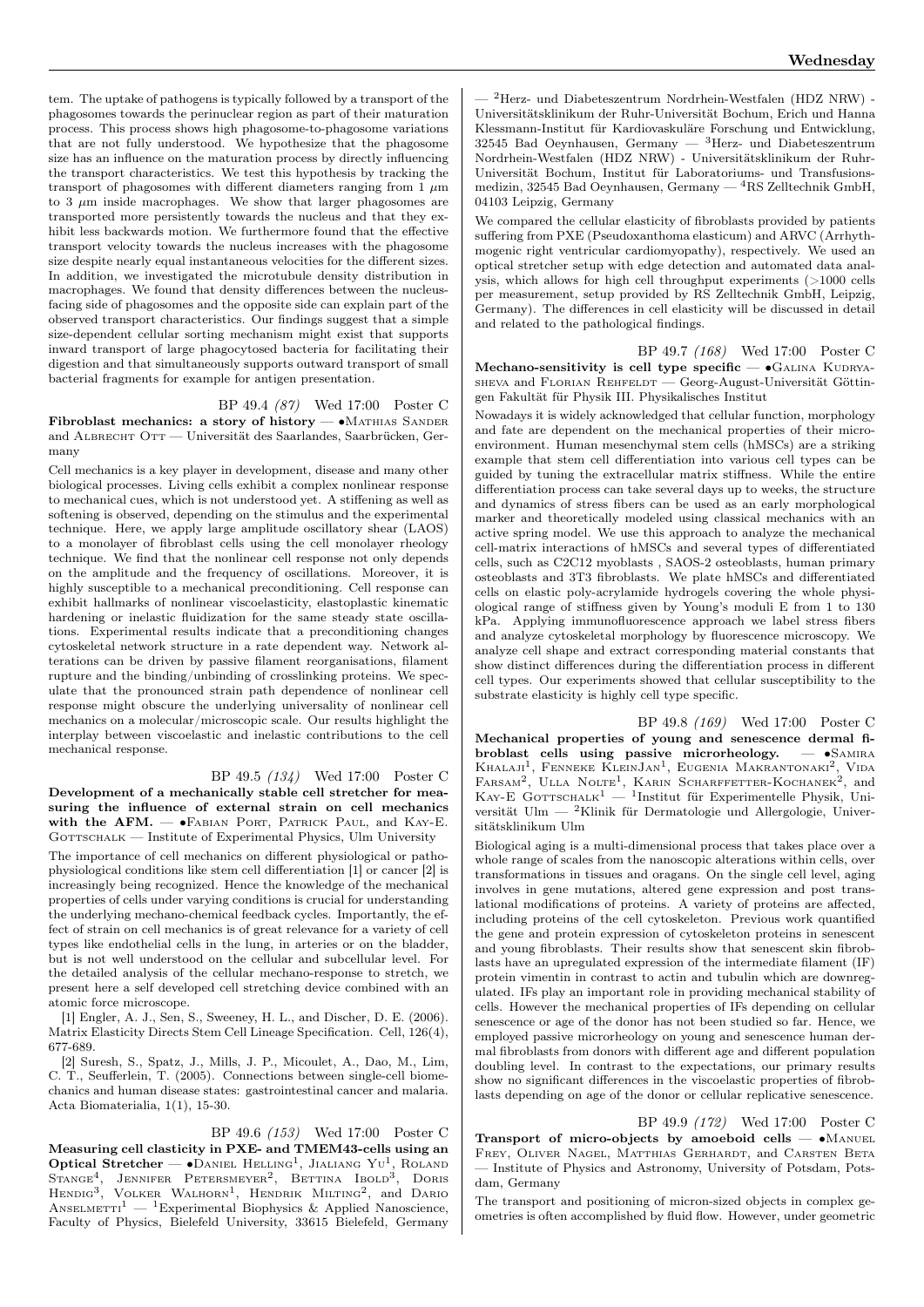tem. The uptake of pathogens is typically followed by a transport of the phagosomes towards the perinuclear region as part of their maturation process. This process shows high phagosome-to-phagosome variations that are not fully understood. We hypothesize that the phagosome size has an influence on the maturation process by directly influencing the transport characteristics. We test this hypothesis by tracking the transport of phagosomes with different diameters ranging from 1 $\mu$m to 3 $\mu$m inside macrophages. We show that larger phagosomes are transported more persistently towards the nucleus and that they exhibit less backwards motion. We furthermore found that the effective transport velocity towards the nucleus increases with the phagosome size despite nearly equal instantaneous velocities for the different sizes. In addition, we investigated the microtubule density distribution in macrophages. We found that density differences between the nucleus-facing side of phagosomes and the opposite side can explain part of the observed transport characteristics. Our findings suggest that a simple size-dependent cellular sorting mechanism might exist that supports inward transport of large phagocytosed bacteria for facilitating their digestion and that simultaneously supports outward transport of small bacterial fragments for example for antigen presentation.

BP 49.4 *(87)* Wed 17:00 Poster C

**Fibroblast mechanics: a story of history** — •Mathias Sander and Albrecht Ott — Universität des Saarlandes, Saarbrücken, Germany

Cell mechanics is a key player in development, disease and many other biological processes. Living cells exhibit a complex nonlinear response to mechanical cues, which is not understood yet. A stiffening as well as softening is observed, depending on the stimulus and the experimental technique. Here, we apply large amplitude oscillatory shear (LAOS) to a monolayer of fibroblast cells using the cell monolayer rheology technique. We find that the nonlinear cell response not only depends on the amplitude and the frequency of oscillations. Moreover, it is highly susceptible to a mechanical preconditioning. Cell response can exhibit hallmarks of nonlinear viscoelasticity, elastoplastic kinematic hardening or inelastic fluidization for the same steady state oscillations. Experimental results indicate that a preconditioning changes cytoskeletal network structure in a rate dependent way. Network alterations can be driven by passive filament reorganisations, filament rupture and the binding/unbinding of crosslinking proteins. We speculate that the pronounced strain path dependence of nonlinear cell response might obscure the underlying universality of nonlinear cell mechanics on a molecular/microscopic scale. Our results highlight the interplay between viscoelastic and inelastic contributions to the cell mechanical response.

BP 49.5 *(134)* Wed 17:00 Poster C

**Development of a mechanically stable cell stretcher for measuring the influence of external strain on cell mechanics with the AFM.** — •Fabian Port, Patrick Paul, and Kay-E. Gottschalk — Institute of Experimental Physics, Ulm University

The importance of cell mechanics on different physiological or pathophysiological conditions like stem cell differentiation [1] or cancer [2] is increasingly being recognized. Hence the knowledge of the mechanical properties of cells under varying conditions is crucial for understanding the underlying mechano-chemical feedback cycles. Importantly, the effect of strain on cell mechanics is of great relevance for a variety of cell types like endothelial cells in the lung, in arteries or on the bladder, but is not well understood on the cellular and subcellular level. For the detailed analysis of the cellular mechano-response to stretch, we present here a self developed cell stretching device combined with an atomic force microscope.

[1] Engler, A. J., Sen, S., Sweeney, H. L., and Discher, D. E. (2006). Matrix Elasticity Directs Stem Cell Lineage Specification. Cell, 126(4), 677-689.

[2] Suresh, S., Spatz, J., Mills, J. P., Micoulet, A., Dao, M., Lim, C. T., Seufferlein, T. (2005). Connections between single-cell biomechanics and human disease states: gastrointestinal cancer and malaria. Acta Biomaterialia, 1(1), 15-30.

BP 49.6 *(153)* Wed 17:00 Poster C

**Measuring cell elasticity in PXE- and TMEM43-cells using an Optical Stretcher** — •Daniel Helling[1], Jialiang Yu[1], Roland Stange[4], Jennifer Petersmeyer[2], Bettina Ibold[3], Doris Hendig[3], Volker Walhorn[1], Hendrik Milting[2], and Dario Anselmetti[1] — [1]Experimental Biophysics & Applied Nanoscience, Faculty of Physics, Bielefeld University, 33615 Bielefeld, Germany — [2]Herz- und Diabeteszentrum Nordrhein-Westfalen (HDZ NRW) - Universitätsklinikum der Ruhr-Universität Bochum, Erich und Hanna Klessmann-Institut für Kardiovaskuläre Forschung und Entwicklung, 32545 Bad Oeynhausen, Germany — [3]Herz- und Diabeteszentrum Nordrhein-Westfalen (HDZ NRW) - Universitätsklinikum der Ruhr-Universität Bochum, Institut für Laboratoriums- und Transfusionsmedizin, 32545 Bad Oeynhausen, Germany — [4]RS Zelltechnik GmbH, 04103 Leipzig, Germany

We compared the cellular elasticity of fibroblasts provided by patients suffering from PXE (Pseudoxanthoma elasticum) and ARVC (Arrhythmogenic right ventricular cardiomyopathy), respectively. We used an optical stretcher setup with edge detection and automated data analysis, which allows for high cell throughput experiments (>1000 cells per measurement, setup provided by RS Zelltechnik GmbH, Leipzig, Germany). The differences in cell elasticity will be discussed in detail and related to the pathological findings.

BP 49.7 *(168)* Wed 17:00 Poster C

**Mechano-sensitivity is cell type specific** — •Galina Kudryasheva and Florian Rehfeldt — Georg-August-Universität Göttingen Fakultät für Physik III. Physikalisches Institut

Nowadays it is widely acknowledged that cellular function, morphology and fate are dependent on the mechanical properties of their microenvironment. Human mesenchymal stem cells (hMSCs) are a striking example that stem cell differentiation into various cell types can be guided by tuning the extracellular matrix stiffness. While the entire differentiation process can take several days up to weeks, the structure and dynamics of stress fibers can be used as an early morphological marker and theoretically modeled using classical mechanics with an active spring model. We use this approach to analyze the mechanical cell-matrix interactions of hMSCs and several types of differentiated cells, such as C2C12 myoblasts , SAOS-2 osteoblasts, human primary osteoblasts and 3T3 fibroblasts. We plate hMSCs and differentiated cells on elastic poly-acrylamide hydrogels covering the whole physiological range of stiffness given by Young's moduli E from 1 to 130 kPa. Applying immunofluorescence approach we label stress fibers and analyze cytoskeletal morphology by fluorescence microscopy. We analyze cell shape and extract corresponding material constants that show distinct differences during the differentiation process in different cell types. Our experiments showed that cellular susceptibility to the substrate elasticity is highly cell type specific.

BP 49.8 *(169)* Wed 17:00 Poster C

**Mechanical properties of young and senescence dermal fibroblast cells using passive microrheology.** — •Samira Khalaji[1], Fenneke KleinJan[1], Eugenia Makrantonaki[2], Vida Farsam[2], Ulla Nolte[1], Karin Scharffetter-Kochanek[2], and Kay-E Gottschalk[1] — [1]Institut für Experimentelle Physik, Universität Ulm — [2]Klinik für Dermatologie und Allergologie, Universitätsklinikum Ulm

Biological aging is a multi-dimensional process that takes place over a whole range of scales from the nanoscopic alterations within cells, over transformations in tissues and oragans. On the single cell level, aging involves in gene mutations, altered gene expression and post translational modifications of proteins. A variety of proteins are affected, including proteins of the cell cytoskeleton. Previous work quantified the gene and protein expression of cytoskeleton proteins in senescent and young fibroblasts. Their results show that senescent skin fibroblasts have an upregulated expression of the intermediate filament (IF) protein vimentin in contrast to actin and tubulin which are downregulated. IFs play an important role in providing mechanical stability of cells. However the mechanical properties of IFs depending on cellular senescence or age of the donor has not been studied so far. Hence, we employed passive microrheology on young and senescence human dermal fibroblasts from donors with different age and different population doubling level. In contrast to the expectations, our primary results show no significant differences in the viscoelastic properties of fibroblasts depending on age of the donor or cellular replicative senescence.

BP 49.9 *(172)* Wed 17:00 Poster C

**Transport of micro-objects by amoeboid cells** — •Manuel Frey, Oliver Nagel, Matthias Gerhardt, and Carsten Beta — Institute of Physics and Astronomy, University of Potsdam, Potsdam, Germany

The transport and positioning of micron-sized objects in complex geometries is often accomplished by fluid flow. However, under geometric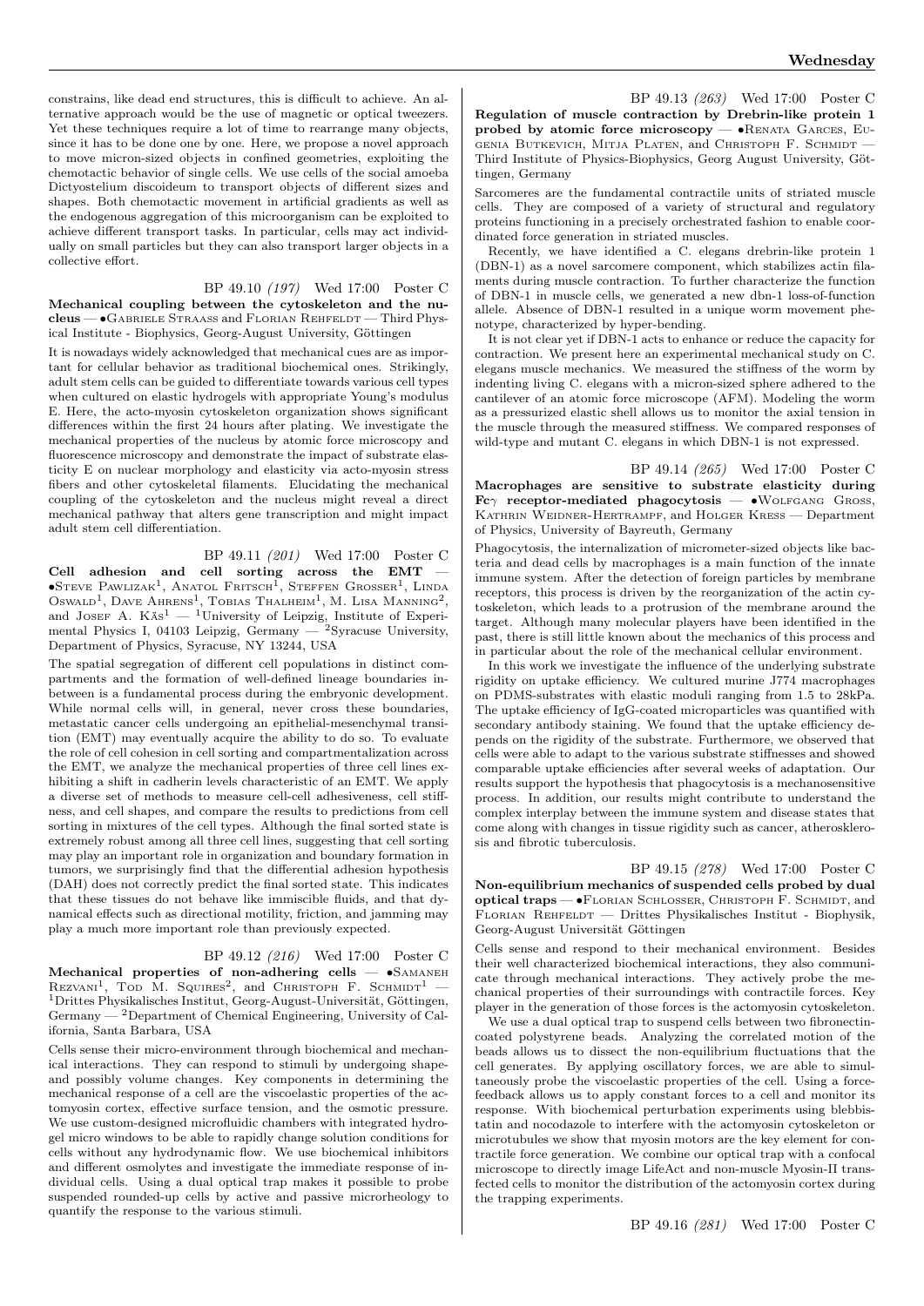constrains, like dead end structures, this is difficult to achieve. An alternative approach would be the use of magnetic or optical tweezers. Yet these techniques require a lot of time to rearrange many objects, since it has to be done one by one. Here, we propose a novel approach to move micron-sized objects in confined geometries, exploiting the chemotactic behavior of single cells. We use cells of the social amoeba Dictyostelium discoideum to transport objects of different sizes and shapes. Both chemotactic movement in artificial gradients as well as the endogenous aggregation of this microorganism can be exploited to achieve different transport tasks. In particular, cells may act individually on small particles but they can also transport larger objects in a collective effort.

BP 49.10 *(197)* Wed 17:00 Poster C

**Mechanical coupling between the cytoskeleton and the nucleus** — •Gabriele Straass and Florian Rehfeldt — Third Physical Institute - Biophysics, Georg-August University, Göttingen

It is nowadays widely acknowledged that mechanical cues are as important for cellular behavior as traditional biochemical ones. Strikingly, adult stem cells can be guided to differentiate towards various cell types when cultured on elastic hydrogels with appropriate Young's modulus E. Here, the acto-myosin cytoskeleton organization shows significant differences within the first 24 hours after plating. We investigate the mechanical properties of the nucleus by atomic force microscopy and fluorescence microscopy and demonstrate the impact of substrate elasticity E on nuclear morphology and elasticity via acto-myosin stress fibers and other cytoskeletal filaments. Elucidating the mechanical coupling of the cytoskeleton and the nucleus might reveal a direct mechanical pathway that alters gene transcription and might impact adult stem cell differentiation.

BP 49.11 *(201)* Wed 17:00 Poster C

**Cell adhesion and cell sorting across the EMT** — •Steve Pawlizak[1], Anatol Fritsch[1], Steffen Grosser[1], Linda Oswald[1], Dave Ahrens[1], Tobias Thalheim[1], M. Lisa Manning[2], and Josef A. Käs[1] — [1]University of Leipzig, Institute of Experimental Physics I, 04103 Leipzig, Germany — [2]Syracuse University, Department of Physics, Syracuse, NY 13244, USA

The spatial segregation of different cell populations in distinct compartments and the formation of well-defined lineage boundaries inbetween is a fundamental process during the embryonic development. While normal cells will, in general, never cross these boundaries, metastatic cancer cells undergoing an epithelial-mesenchymal transition (EMT) may eventually acquire the ability to do so. To evaluate the role of cell cohesion in cell sorting and compartmentalization across the EMT, we analyze the mechanical properties of three cell lines exhibiting a shift in cadherin levels characteristic of an EMT. We apply a diverse set of methods to measure cell-cell adhesiveness, cell stiffness, and cell shapes, and compare the results to predictions from cell sorting in mixtures of the cell types. Although the final sorted state is extremely robust among all three cell lines, suggesting that cell sorting may play an important role in organization and boundary formation in tumors, we surprisingly find that the differential adhesion hypothesis (DAH) does not correctly predict the final sorted state. This indicates that these tissues do not behave like immiscible fluids, and that dynamical effects such as directional motility, friction, and jamming may play a much more important role than previously expected.

BP 49.12 *(216)* Wed 17:00 Poster C

**Mechanical properties of non-adhering cells** — •Samaneh Rezvani[1], Tod M. Squires[2], and Christoph F. Schmidt[1] — [1]Drittes Physikalisches Institut, Georg-August-Universität, Göttingen, Germany — [2]Department of Chemical Engineering, University of California, Santa Barbara, USA

Cells sense their micro-environment through biochemical and mechanical interactions. They can respond to stimuli by undergoing shape- and possibly volume changes. Key components in determining the mechanical response of a cell are the viscoelastic properties of the actomyosin cortex, effective surface tension, and the osmotic pressure. We use custom-designed microfluidic chambers with integrated hydrogel micro windows to be able to rapidly change solution conditions for cells without any hydrodynamic flow. We use biochemical inhibitors and different osmolytes and investigate the immediate response of individual cells. Using a dual optical trap makes it possible to probe suspended rounded-up cells by active and passive microrheology to quantify the response to the various stimuli.

BP 49.13 *(263)* Wed 17:00 Poster C

**Regulation of muscle contraction by Drebrin-like protein 1 probed by atomic force microscopy** — •Renata Garces, Eugenia Butkevich, Mitja Platen, and Christoph F. Schmidt — Third Institute of Physics-Biophysics, Georg August University, Göttingen, Germany

Sarcomeres are the fundamental contractile units of striated muscle cells. They are composed of a variety of structural and regulatory proteins functioning in a precisely orchestrated fashion to enable coordinated force generation in striated muscles.

Recently, we have identified a C. elegans drebrin-like protein 1 (DBN-1) as a novel sarcomere component, which stabilizes actin filaments during muscle contraction. To further characterize the function of DBN-1 in muscle cells, we generated a new dbn-1 loss-of-function allele. Absence of DBN-1 resulted in a unique worm movement phenotype, characterized by hyper-bending.

It is not clear yet if DBN-1 acts to enhance or reduce the capacity for contraction. We present here an experimental mechanical study on C. elegans muscle mechanics. We measured the stiffness of the worm by indenting living C. elegans with a micron-sized sphere adhered to the cantilever of an atomic force microscope (AFM). Modeling the worm as a pressurized elastic shell allows us to monitor the axial tension in the muscle through the measured stiffness. We compared responses of wild-type and mutant C. elegans in which DBN-1 is not expressed.

BP 49.14 *(265)* Wed 17:00 Poster C

**Macrophages are sensitive to substrate elasticity during Fcγ receptor-mediated phagocytosis** — •Wolfgang Gross, Kathrin Weidner-Hertrampf, and Holger Kress — Department of Physics, University of Bayreuth, Germany

Phagocytosis, the internalization of micrometer-sized objects like bacteria and dead cells by macrophages is a main function of the innate immune system. After the detection of foreign particles by membrane receptors, this process is driven by the reorganization of the actin cytoskeleton, which leads to a protrusion of the membrane around the target. Although many molecular players have been identified in the past, there is still little known about the mechanics of this process and in particular about the role of the mechanical cellular environment.

In this work we investigate the influence of the underlying substrate rigidity on uptake efficiency. We cultured murine J774 macrophages on PDMS-substrates with elastic moduli ranging from 1.5 to 28kPa. The uptake efficiency of IgG-coated microparticles was quantified with secondary antibody staining. We found that the uptake efficiency depends on the rigidity of the substrate. Furthermore, we observed that cells were able to adapt to the various substrate stiffnesses and showed comparable uptake efficiencies after several weeks of adaptation. Our results support the hypothesis that phagocytosis is a mechanosensitive process. In addition, our results might contribute to understand the complex interplay between the immune system and disease states that come along with changes in tissue rigidity such as cancer, atherosclerosis and fibrotic tuberculosis.

BP 49.15 *(278)* Wed 17:00 Poster C

**Non-equilibrium mechanics of suspended cells probed by dual optical traps** — •Florian Schlosser, Christoph F. Schmidt, and Florian Rehfeldt — Drittes Physikalisches Institut - Biophysik, Georg-August Universität Göttingen

Cells sense and respond to their mechanical environment. Besides their well characterized biochemical interactions, they also communicate through mechanical interactions. They actively probe the mechanical properties of their surroundings with contractile forces. Key player in the generation of those forces is the actomyosin cytoskeleton.

We use a dual optical trap to suspend cells between two fibronectin-coated polystyrene beads. Analyzing the correlated motion of the beads allows us to dissect the non-equilibrium fluctuations that the cell generates. By applying oscillatory forces, we are able to simultaneously probe the viscoelastic properties of the cell. Using a force-feedback allows us to apply constant forces to a cell and monitor its response. With biochemical perturbation experiments using blebbistatin and nocodazole to interfere with the actomyosin cytoskeleton or microtubules we show that myosin motors are the key element for contractile force generation. We combine our optical trap with a confocal microscope to directly image LifeAct and non-muscle Myosin-II transfected cells to monitor the distribution of the actomyosin cortex during the trapping experiments.

BP 49.16 *(281)* Wed 17:00 Poster C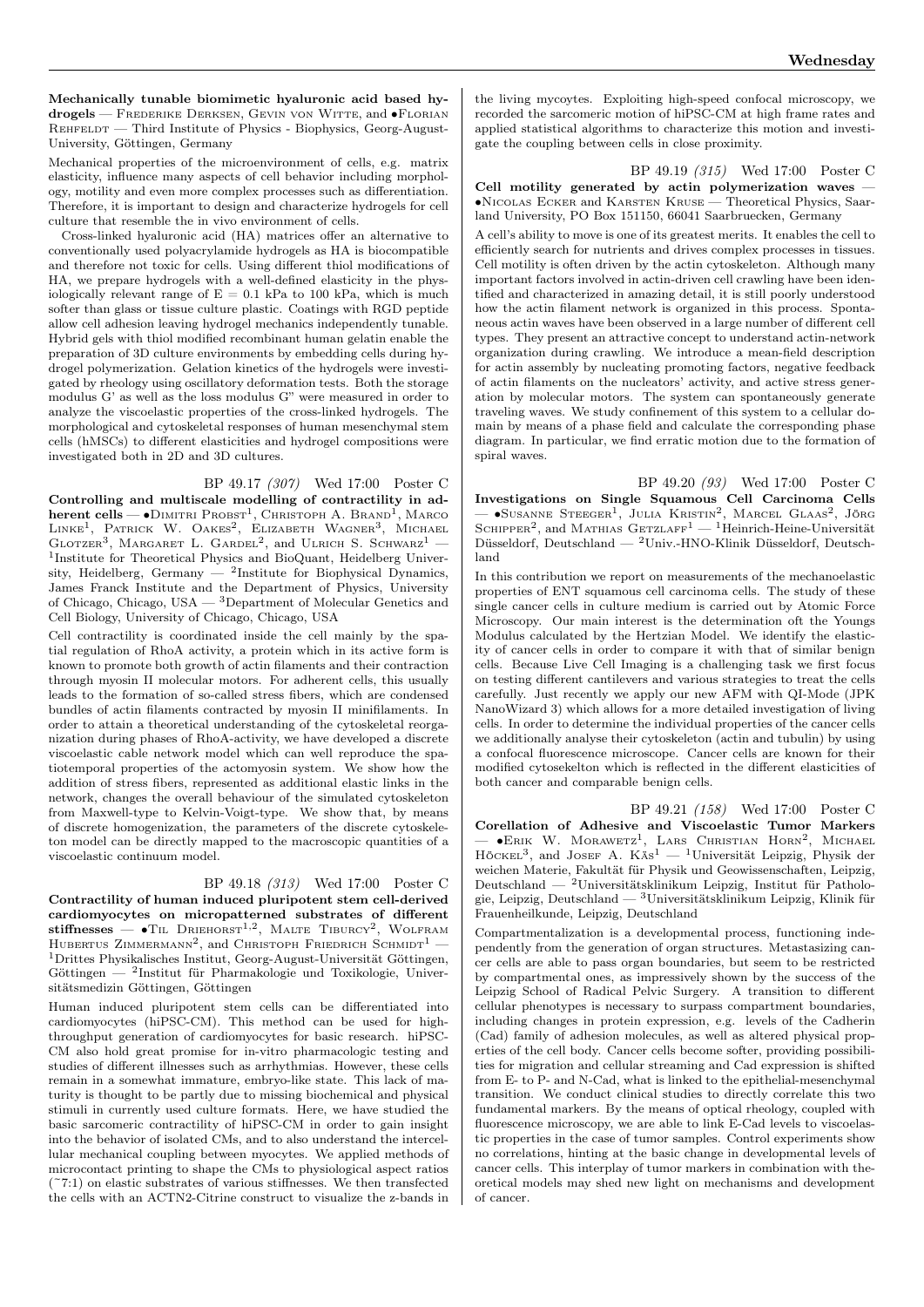**Mechanically tunable biomimetic hyaluronic acid based hydrogels** — Frederike Derksen, Gevin von Witte, and •Florian Rehfeldt — Third Institute of Physics - Biophysics, Georg-August-University, Göttingen, Germany

Mechanical properties of the microenvironment of cells, e.g. matrix elasticity, influence many aspects of cell behavior including morphology, motility and even more complex processes such as differentiation. Therefore, it is important to design and characterize hydrogels for cell culture that resemble the in vivo environment of cells.

Cross-linked hyaluronic acid (HA) matrices offer an alternative to conventionally used polyacrylamide hydrogels as HA is biocompatible and therefore not toxic for cells. Using different thiol modifications of HA, we prepare hydrogels with a well-defined elasticity in the physiologically relevant range of E = 0.1 kPa to 100 kPa, which is much softer than glass or tissue culture plastic. Coatings with RGD peptide allow cell adhesion leaving hydrogel mechanics independently tunable. Hybrid gels with thiol modified recombinant human gelatin enable the preparation of 3D culture environments by embedding cells during hydrogel polymerization. Gelation kinetics of the hydrogels were investigated by rheology using oscillatory deformation tests. Both the storage modulus G' as well as the loss modulus G" were measured in order to analyze the viscoelastic properties of the cross-linked hydrogels. The morphological and cytoskeletal responses of human mesenchymal stem cells (hMSCs) to different elasticities and hydrogel compositions were investigated both in 2D and 3D cultures.

BP 49.17 *(307)* Wed 17:00 Poster C

**Controlling and multiscale modelling of contractility in adherent cells** — •Dimitri Probst[1], Christoph A. Brand[1], Marco Linke[1], Patrick W. Oakes[2], Elizabeth Wagner[3], Michael Glotzer[3], Margaret L. Gardel[2], and Ulrich S. Schwarz[1] — [1]Institute for Theoretical Physics and BioQuant, Heidelberg University, Heidelberg, Germany — [2]Institute for Biophysical Dynamics, James Franck Institute and the Department of Physics, University of Chicago, Chicago, USA — [3]Department of Molecular Genetics and Cell Biology, University of Chicago, Chicago, USA

Cell contractility is coordinated inside the cell mainly by the spatial regulation of RhoA activity, a protein which in its active form is known to promote both growth of actin filaments and their contraction through myosin II molecular motors. For adherent cells, this usually leads to the formation of so-called stress fibers, which are condensed bundles of actin filaments contracted by myosin II minifilaments. In order to attain a theoretical understanding of the cytoskeletal reorganization during phases of RhoA-activity, we have developed a discrete viscoelastic cable network model which can well reproduce the spatiotemporal properties of the actomyosin system. We show how the addition of stress fibers, represented as additional elastic links in the network, changes the overall behaviour of the simulated cytoskeleton from Maxwell-type to Kelvin-Voigt-type. We show that, by means of discrete homogenization, the parameters of the discrete cytoskeleton model can be directly mapped to the macroscopic quantities of a viscoelastic continuum model.

BP 49.18 *(313)* Wed 17:00 Poster C

**Contractility of human induced pluripotent stem cell-derived cardiomyocytes on micropatterned substrates of different stiffnesses** — •Til Driehorst[1,2], Malte Tiburcy[2], Wolfram Hubertus Zimmermann[2], and Christoph Friedrich Schmidt[1] — [1]Drittes Physikalisches Institut, Georg-August-Universität Göttingen, Göttingen — [2]Institut für Pharmakologie und Toxikologie, Universitätsmedizin Göttingen, Göttingen

Human induced pluripotent stem cells can be differentiated into cardiomyocytes (hiPSC-CM). This method can be used for high-throughput generation of cardiomyocytes for basic research. hiPSC-CM also hold great promise for in-vitro pharmacologic testing and studies of different illnesses such as arrhythmias. However, these cells remain in a somewhat immature, embryo-like state. This lack of maturity is thought to be partly due to missing biochemical and physical stimuli in currently used culture formats. Here, we have studied the basic sarcomeric contractility of hiPSC-CM in order to gain insight into the behavior of isolated CMs, and to also understand the intercellular mechanical coupling between myocytes. We applied methods of microcontact printing to shape the CMs to physiological aspect ratios (~7:1) on elastic substrates of various stiffnesses. We then transfected the cells with an ACTN2-Citrine construct to visualize the z-bands in the living mycoytes. Exploiting high-speed confocal microscopy, we recorded the sarcomeric motion of hiPSC-CM at high frame rates and applied statistical algorithms to characterize this motion and investigate the coupling between cells in close proximity.

BP 49.19 *(315)* Wed 17:00 Poster C

**Cell motility generated by actin polymerization waves** — •Nicolas Ecker and Karsten Kruse — Theoretical Physics, Saarland University, PO Box 151150, 66041 Saarbruecken, Germany

A cell's ability to move is one of its greatest merits. It enables the cell to efficiently search for nutrients and drives complex processes in tissues. Cell motility is often driven by the actin cytoskeleton. Although many important factors involved in actin-driven cell crawling have been identified and characterized in amazing detail, it is still poorly understood how the actin filament network is organized in this process. Spontaneous actin waves have been observed in a large number of different cell types. They present an attractive concept to understand actin-network organization during crawling. We introduce a mean-field description for actin assembly by nucleating promoting factors, negative feedback of actin filaments on the nucleators' activity, and active stress generation by molecular motors. The system can spontaneously generate traveling waves. We study confinement of this system to a cellular domain by means of a phase field and calculate the corresponding phase diagram. In particular, we find erratic motion due to the formation of spiral waves.

BP 49.20 *(93)* Wed 17:00 Poster C

**Investigations on Single Squamous Cell Carcinoma Cells** — •Susanne Steeger[1], Julia Kristin[2], Marcel Glaas[2], Jörg Schipper[2], and Mathias Getzlaff[1] — [1]Heinrich-Heine-Universität Düsseldorf, Deutschland — [2]Univ.-HNO-Klinik Düsseldorf, Deutschland

In this contribution we report on measurements of the mechanoelastic properties of ENT squamous cell carcinoma cells. The study of these single cancer cells in culture medium is carried out by Atomic Force Microscopy. Our main interest is the determination oft the Youngs Modulus calculated by the Hertzian Model. We identify the elasticity of cancer cells in order to compare it with that of similar benign cells. Because Live Cell Imaging is a challenging task we first focus on testing different cantilevers and various strategies to treat the cells carefully. Just recently we apply our new AFM with QI-Mode (JPK NanoWizard 3) which allows for a more detailed investigation of living cells. In order to determine the individual properties of the cancer cells we additionally analyse their cytoskeleton (actin and tubulin) by using a confocal fluorescence microscope. Cancer cells are known for their modified cytosekelton which is reflected in the different elasticities of both cancer and comparable benign cells.

BP 49.21 *(158)* Wed 17:00 Poster C

**Corellation of Adhesive and Viscoelastic Tumor Markers** — •Erik W. Morawetz[1], Lars Christian Horn[2], Michael Höckel[3], and Josef A. Käs[1] — [1]Universität Leipzig, Physik der weichen Materie, Fakultät für Physik und Geowissenschaften, Leipzig, Deutschland — [2]Universitätsklinikum Leipzig, Institut für Pathologie, Leipzig, Deutschland — [3]Universitätsklinikum Leipzig, Klinik für Frauenheilkunde, Leipzig, Deutschland

Compartmentalization is a developmental process, functioning independently from the generation of organ structures. Metastasizing cancer cells are able to pass organ boundaries, but seem to be restricted by compartmental ones, as impressively shown by the success of the Leipzig School of Radical Pelvic Surgery. A transition to different cellular phenotypes is necessary to surpass compartment boundaries, including changes in protein expression, e.g. levels of the Cadherin (Cad) family of adhesion molecules, as well as altered physical properties of the cell body. Cancer cells become softer, providing possibilities for migration and cellular streaming and Cad expression is shifted from E- to P- and N-Cad, what is linked to the epithelial-mesenchymal transition. We conduct clinical studies to directly correlate this two fundamental markers. By the means of optical rheology, coupled with fluorescence microscopy, we are able to link E-Cad levels to viscoelastic properties in the case of tumor samples. Control experiments show no correlations, hinting at the basic change in developmental levels of cancer cells. This interplay of tumor markers in combination with theoretical models may shed new light on mechanisms and development of cancer.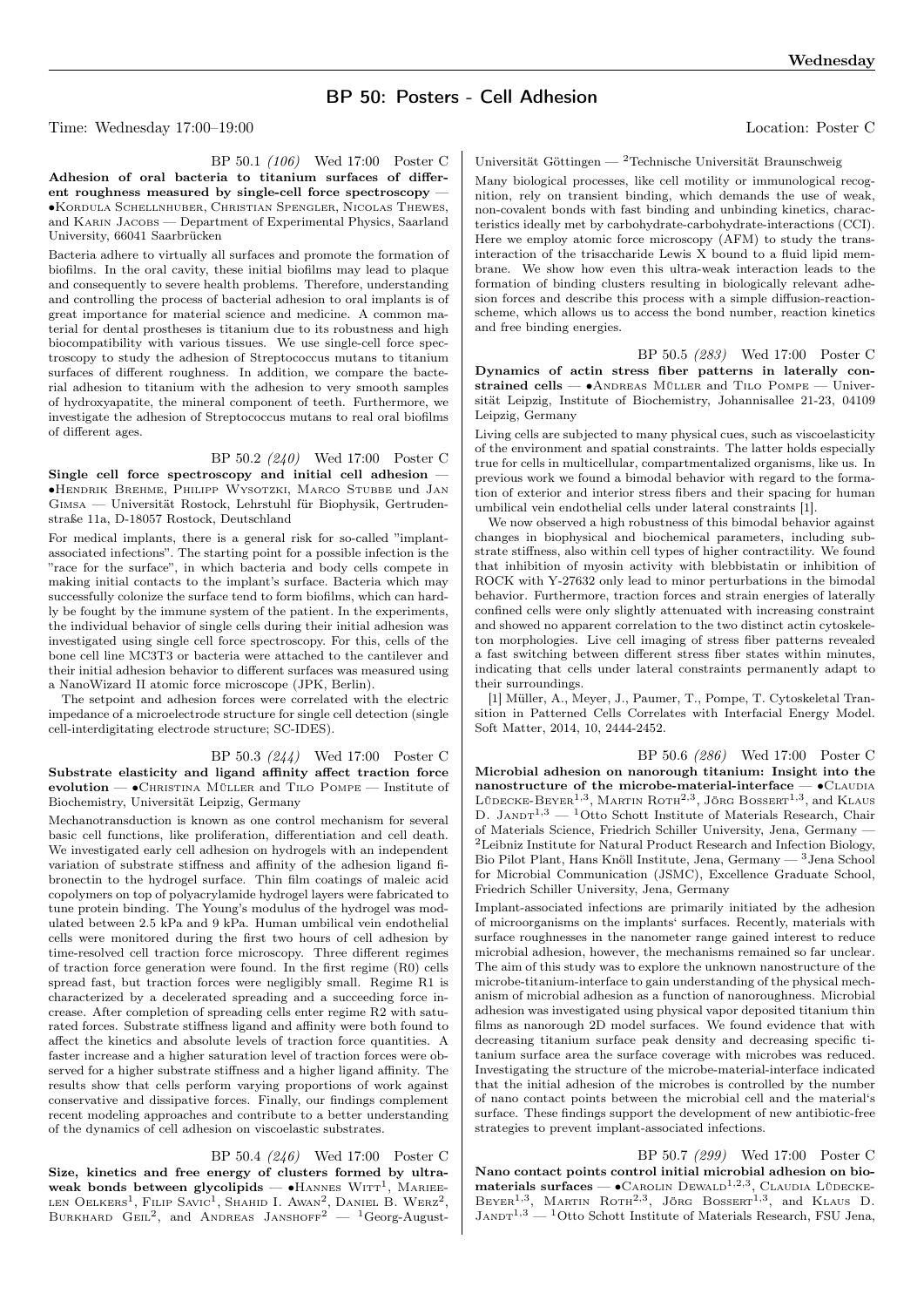## BP 50: Posters - Cell Adhesion

Time: Wednesday 17:00–19:00 Location: Poster C

BP 50.1 *(106)* Wed 17:00 Poster C

**Adhesion of oral bacteria to titanium surfaces of different roughness measured by single-cell force spectroscopy** — •Kordula Schellnhuber, Christian Spengler, Nicolas Thewes, and Karin Jacobs — Department of Experimental Physics, Saarland University, 66041 Saarbrücken

Bacteria adhere to virtually all surfaces and promote the formation of biofilms. In the oral cavity, these initial biofilms may lead to plaque and consequently to severe health problems. Therefore, understanding and controlling the process of bacterial adhesion to oral implants is of great importance for material science and medicine. A common material for dental prostheses is titanium due to its robustness and high biocompatibility with various tissues. We use single-cell force spectroscopy to study the adhesion of Streptococcus mutans to titanium surfaces of different roughness. In addition, we compare the bacterial adhesion to titanium with the adhesion to very smooth samples of hydroxyapatite, the mineral component of teeth. Furthermore, we investigate the adhesion of Streptococcus mutans to real oral biofilms of different ages.

BP 50.2 *(240)* Wed 17:00 Poster C

**Single cell force spectroscopy and initial cell adhesion** — •Hendrik Brehme, Philipp Wysotzki, Marco Stubbe und Jan Gimsa — Universität Rostock, Lehrstuhl für Biophysik, Gertrudenstraße 11a, D-18057 Rostock, Deutschland

For medical implants, there is a general risk for so-called "implant-associated infections". The starting point for a possible infection is the "race for the surface", in which bacteria and body cells compete in making initial contacts to the implant's surface. Bacteria which may successfully colonize the surface tend to form biofilms, which can hardly be fought by the immune system of the patient. In the experiments, the individual behavior of single cells during their initial adhesion was investigated using single cell force spectroscopy. For this, cells of the bone cell line MC3T3 or bacteria were attached to the cantilever and their initial adhesion behavior to different surfaces was measured using a NanoWizard II atomic force microscope (JPK, Berlin).

The setpoint and adhesion forces were correlated with the electric impedance of a microelectrode structure for single cell detection (single cell-interdigitating electrode structure; SC-IDES).

BP 50.3 *(244)* Wed 17:00 Poster C

**Substrate elasticity and ligand affinity affect traction force evolution** — •Christina Müller and Tilo Pompe — Institute of Biochemistry, Universität Leipzig, Germany

Mechanotransduction is known as one control mechanism for several basic cell functions, like proliferation, differentiation and cell death. We investigated early cell adhesion on hydrogels with an independent variation of substrate stiffness and affinity of the adhesion ligand fibronectin to the hydrogel surface. Thin film coatings of maleic acid copolymers on top of polyacrylamide hydrogel layers were fabricated to tune protein binding. The Young's modulus of the hydrogel was modulated between 2.5 kPa and 9 kPa. Human umbilical vein endothelial cells were monitored during the first two hours of cell adhesion by time-resolved cell traction force microscopy. Three different regimes of traction force generation were found. In the first regime (R0) cells spread fast, but traction forces were negligibly small. Regime R1 is characterized by a decelerated spreading and a succeeding force increase. After completion of spreading cells enter regime R2 with saturated forces. Substrate stiffness ligand and affinity were both found to affect the kinetics and absolute levels of traction force quantities. A faster increase and a higher saturation level of traction forces were observed for a higher substrate stiffness and a higher ligand affinity. The results show that cells perform varying proportions of work against conservative and dissipative forces. Finally, our findings complement recent modeling approaches and contribute to a better understanding of the dynamics of cell adhesion on viscoelastic substrates.

BP 50.4 *(246)* Wed 17:00 Poster C

**Size, kinetics and free energy of clusters formed by ultraweak bonds between glycolipids** — •Hannes Witt[1], Marieelen Oelkers[1], Filip Savic[1], Shahid I. Awan[2], Daniel B. Werz[2], Burkhard Geil[2], and Andreas Janshoff[2] — [1]Georg-August-Universität Göttingen — [2]Technische Universität Braunschweig

Many biological processes, like cell motility or immunological recognition, rely on transient binding, which demands the use of weak, non-covalent bonds with fast binding and unbinding kinetics, characteristics ideally met by carbohydrate-carbohydrate-interactions (CCI). Here we employ atomic force microscopy (AFM) to study the trans-interaction of the trisaccharide Lewis X bound to a fluid lipid membrane. We show how even this ultra-weak interaction leads to the formation of binding clusters resulting in biologically relevant adhesion forces and describe this process with a simple diffusion-reaction-scheme, which allows us to access the bond number, reaction kinetics and free binding energies.

BP 50.5 *(283)* Wed 17:00 Poster C

**Dynamics of actin stress fiber patterns in laterally constrained cells** — •Andreas Müller and Tilo Pompe — Universität Leipzig, Institute of Biochemistry, Johannisallee 21-23, 04109 Leipzig, Germany

Living cells are subjected to many physical cues, such as viscoelasticity of the environment and spatial constraints. The latter holds especially true for cells in multicellular, compartmentalized organisms, like us. In previous work we found a bimodal behavior with regard to the formation of exterior and interior stress fibers and their spacing for human umbilical vein endothelial cells under lateral constraints [1].

We now observed a high robustness of this bimodal behavior against changes in biophysical and biochemical parameters, including substrate stiffness, also within cell types of higher contractility. We found that inhibition of myosin activity with blebbistatin or inhibition of ROCK with Y-27632 only lead to minor perturbations in the bimodal behavior. Furthermore, traction forces and strain energies of laterally confined cells were only slightly attenuated with increasing constraint and showed no apparent correlation to the two distinct actin cytoskeleton morphologies. Live cell imaging of stress fiber patterns revealed a fast switching between different stress fiber states within minutes, indicating that cells under lateral constraints permanently adapt to their surroundings.

[1] Müller, A., Meyer, J., Paumer, T., Pompe, T. Cytoskeletal Transition in Patterned Cells Correlates with Interfacial Energy Model. Soft Matter, 2014, 10, 2444-2452.

BP 50.6 *(286)* Wed 17:00 Poster C

**Microbial adhesion on nanorough titanium: Insight into the nanostructure of the microbe-material-interface** — •Claudia Lüdecke-Beyer[1,3], Martin Roth[2,3], Jörg Bossert[1,3], and Klaus D. Jandt[1,3] — [1]Otto Schott Institute of Materials Research, Chair of Materials Science, Friedrich Schiller University, Jena, Germany — [2]Leibniz Institute for Natural Product Research and Infection Biology, Bio Pilot Plant, Hans Knöll Institute, Jena, Germany — [3]Jena School for Microbial Communication (JSMC), Excellence Graduate School, Friedrich Schiller University, Jena, Germany

Implant-associated infections are primarily initiated by the adhesion of microorganisms on the implants' surfaces. Recently, materials with surface roughnesses in the nanometer range gained interest to reduce microbial adhesion, however, the mechanisms remained so far unclear. The aim of this study was to explore the unknown nanostructure of the microbe-titanium-interface to gain understanding of the physical mechanism of microbial adhesion as a function of nanoroughness. Microbial adhesion was investigated using physical vapor deposited titanium thin films as nanorough 2D model surfaces. We found evidence that with decreasing titanium surface peak density and decreasing specific titanium surface area the surface coverage with microbes was reduced. Investigating the structure of the microbe-material-interface indicated that the initial adhesion of the microbes is controlled by the number of nano contact points between the microbial cell and the material's surface. These findings support the development of new antibiotic-free strategies to prevent implant-associated infections.

BP 50.7 *(299)* Wed 17:00 Poster C

**Nano contact points control initial microbial adhesion on biomaterials surfaces** — •Carolin Dewald[1,2,3], Claudia Lüdecke-Beyer[1,3], Martin Roth[2,3], Jörg Bossert[1,3], and Klaus D. Jandt[1,3] — [1]Otto Schott Institute of Materials Research, FSU Jena,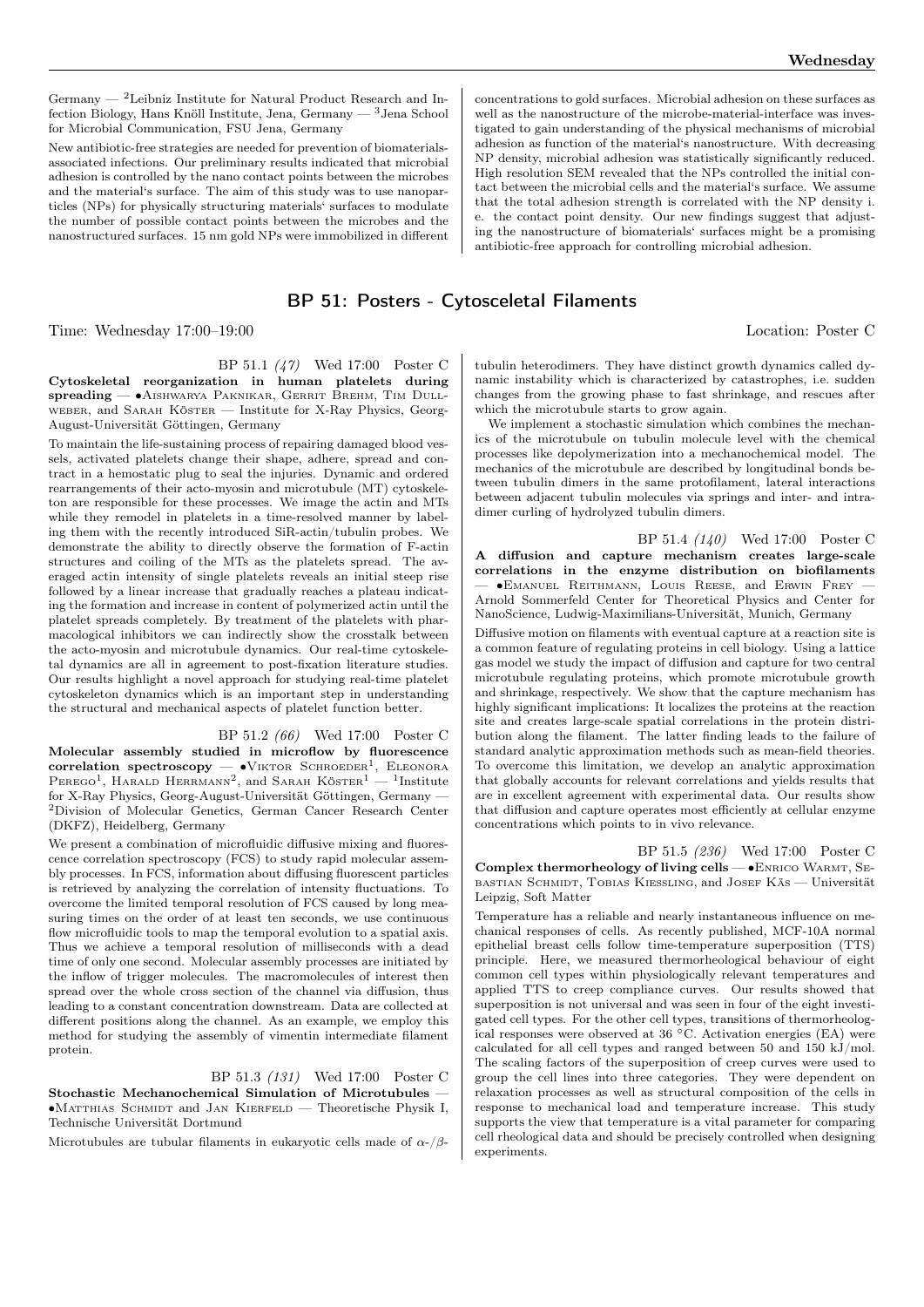Germany — [2]Leibniz Institute for Natural Product Research and Infection Biology, Hans Knöll Institute, Jena, Germany — [3]Jena School for Microbial Communication, FSU Jena, Germany

New antibiotic-free strategies are needed for prevention of biomaterials-associated infections. Our preliminary results indicated that microbial adhesion is controlled by the nano contact points between the microbes and the material's surface. The aim of this study was to use nanoparticles (NPs) for physically structuring materials' surfaces to modulate the number of possible contact points between the microbes and the nanostructured surfaces. 15 nm gold NPs were immobilized in different concentrations to gold surfaces. Microbial adhesion on these surfaces as well as the nanostructure of the microbe-material-interface was investigated to gain understanding of the physical mechanisms of microbial adhesion as function of the material's nanostructure. With decreasing NP density, microbial adhesion was statistically significantly reduced. High resolution SEM revealed that the NPs controlled the initial contact between the microbial cells and the material's surface. We assume that the total adhesion strength is correlated with the NP density i. e. the contact point density. Our new findings suggest that adjusting the nanostructure of biomaterials' surfaces might be a promising antibiotic-free approach for controlling microbial adhesion.

## BP 51: Posters - Cytosceletal Filaments

Time: Wednesday 17:00–19:00 Location: Poster C

BP 51.1 *(47)* Wed 17:00 Poster C

**Cytoskeletal reorganization in human platelets during spreading** — •Aishwarya Paknikar, Gerrit Brehm, Tim Dullweber, and Sarah Köster — Institute for X-Ray Physics, Georg-August-Universität Göttingen, Germany

To maintain the life-sustaining process of repairing damaged blood vessels, activated platelets change their shape, adhere, spread and contract in a hemostatic plug to seal the injuries. Dynamic and ordered rearrangements of their acto-myosin and microtubule (MT) cytoskeleton are responsible for these processes. We image the actin and MTs while they remodel in platelets in a time-resolved manner by labeling them with the recently introduced SiR-actin/tubulin probes. We demonstrate the ability to directly observe the formation of F-actin structures and coiling of the MTs as the platelets spread. The averaged actin intensity of single platelets reveals an initial steep rise followed by a linear increase that gradually reaches a plateau indicating the formation and increase in content of polymerized actin until the platelet spreads completely. By treatment of the platelets with pharmacological inhibitors we can indirectly show the crosstalk between the acto-myosin and microtubule dynamics. Our real-time cytoskeletal dynamics are all in agreement to post-fixation literature studies. Our results highlight a novel approach for studying real-time platelet cytoskeleton dynamics which is an important step in understanding the structural and mechanical aspects of platelet function better.

BP 51.2 *(66)* Wed 17:00 Poster C

**Molecular assembly studied in microflow by fluorescence correlation spectroscopy** — •Viktor Schroeder[1], Eleonora Perego[1], Harald Herrmann[2], and Sarah Köster[1] — [1]Institute for X-Ray Physics, Georg-August-Universität Göttingen, Germany — [2]Division of Molecular Genetics, German Cancer Research Center (DKFZ), Heidelberg, Germany

We present a combination of microfluidic diffusive mixing and fluorescence correlation spectroscopy (FCS) to study rapid molecular assembly processes. In FCS, information about diffusing fluorescent particles is retrieved by analyzing the correlation of intensity fluctuations. To overcome the limited temporal resolution of FCS caused by long measuring times on the order of at least ten seconds, we use continuous flow microfluidic tools to map the temporal evolution to a spatial axis. Thus we achieve a temporal resolution of milliseconds with a dead time of only one second. Molecular assembly processes are initiated by the inflow of trigger molecules. The macromolecules of interest then spread over the whole cross section of the channel via diffusion, thus leading to a constant concentration downstream. Data are collected at different positions along the channel. As an example, we employ this method for studying the assembly of vimentin intermediate filament protein.

BP 51.3 *(131)* Wed 17:00 Poster C

**Stochastic Mechanochemical Simulation of Microtubules** — •Matthias Schmidt and Jan Kierfeld — Theoretische Physik I, Technische Universität Dortmund

Microtubules are tubular filaments in eukaryotic cells made of $\alpha$-/$\beta$-tubulin heterodimers. They have distinct growth dynamics called dynamic instability which is characterized by catastrophes, i.e. sudden changes from the growing phase to fast shrinkage, and rescues after which the microtubule starts to grow again.

We implement a stochastic simulation which combines the mechanics of the microtubule on tubulin molecule level with the chemical processes like depolymerization into a mechanochemical model. The mechanics of the microtubule are described by longitudinal bonds between tubulin dimers in the same protofilament, lateral interactions between adjacent tubulin molecules via springs and inter- and intradimer curling of hydrolyzed tubulin dimers.

BP 51.4 *(140)* Wed 17:00 Poster C

**A diffusion and capture mechanism creates large-scale correlations in the enzyme distribution on biofilaments** — •Emanuel Reithmann, Louis Reese, and Erwin Frey — Arnold Sommerfeld Center for Theoretical Physics and Center for NanoScience, Ludwig-Maximilians-Universität, Munich, Germany

Diffusive motion on filaments with eventual capture at a reaction site is a common feature of regulating proteins in cell biology. Using a lattice gas model we study the impact of diffusion and capture for two central microtubule regulating proteins, which promote microtubule growth and shrinkage, respectively. We show that the capture mechanism has highly significant implications: It localizes the proteins at the reaction site and creates large-scale spatial correlations in the protein distribution along the filament. The latter finding leads to the failure of standard analytic approximation methods such as mean-field theories. To overcome this limitation, we develop an analytic approximation that globally accounts for relevant correlations and yields results that are in excellent agreement with experimental data. Our results show that diffusion and capture operates most efficiently at cellular enzyme concentrations which points to in vivo relevance.

BP 51.5 *(236)* Wed 17:00 Poster C

**Complex thermorheology of living cells** — •Enrico Warmt, Sebastian Schmidt, Tobias Kiessling, and Josef Käs — Universität Leipzig, Soft Matter

Temperature has a reliable and nearly instantaneous influence on mechanical responses of cells. As recently published, MCF-10A normal epithelial breast cells follow time-temperature superposition (TTS) principle. Here, we measured thermorheological behaviour of eight common cell types within physiologically relevant temperatures and applied TTS to creep compliance curves. Our results showed that superposition is not universal and was seen in four of the eight investigated cell types. For the other cell types, transitions of thermorheological responses were observed at 36 °C. Activation energies (EA) were calculated for all cell types and ranged between 50 and 150 kJ/mol. The scaling factors of the superposition of creep curves were used to group the cell lines into three categories. They were dependent on relaxation processes as well as structural composition of the cells in response to mechanical load and temperature increase. This study supports the view that temperature is a vital parameter for comparing cell rheological data and should be precisely controlled when designing experiments.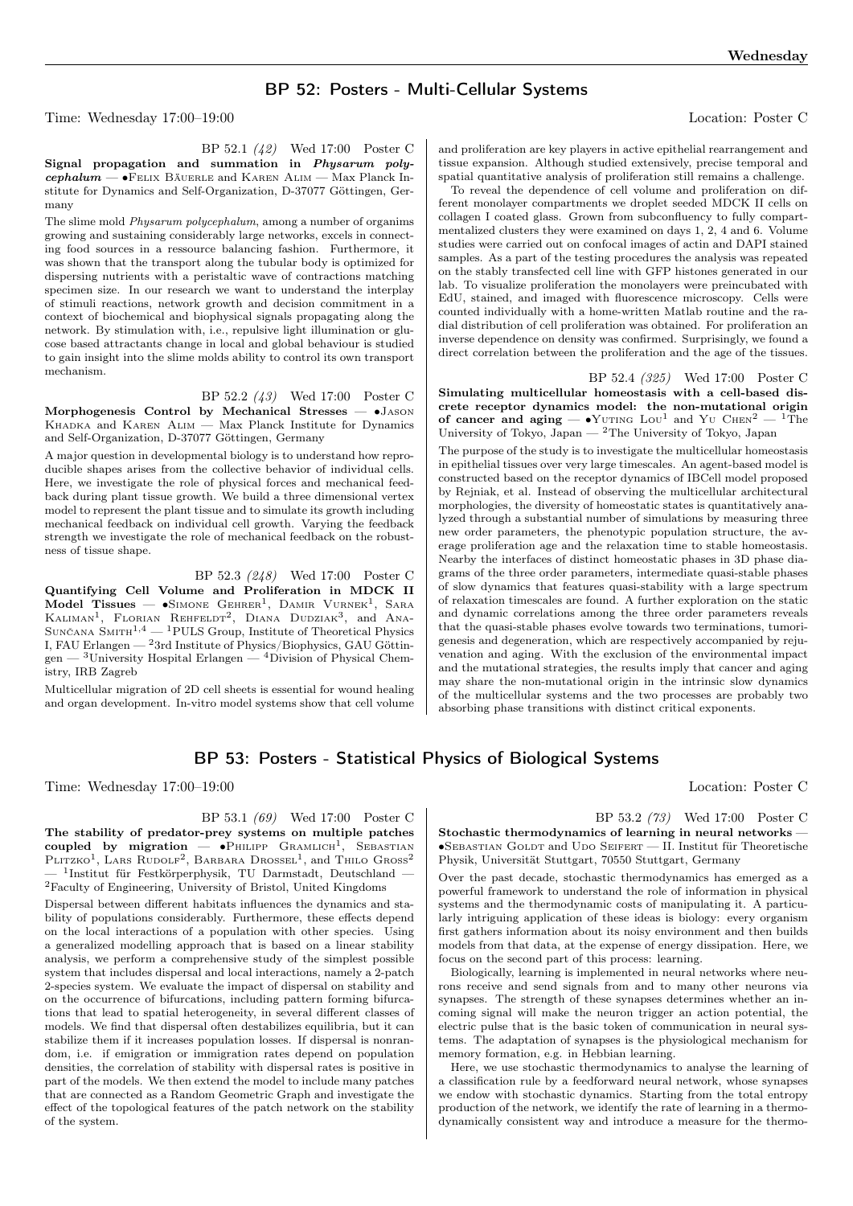## BP 52: Posters - Multi-Cellular Systems

Time: Wednesday 17:00–19:00 Location: Poster C

BP 52.1 *(42)* Wed 17:00 Poster C

**Signal propagation and summation in *Physarum polycephalum*** — •Felix Bäuerle and Karen Alim — Max Planck Institute for Dynamics and Self-Organization, D-37077 Göttingen, Germany

The slime mold *Physarum polycephalum*, among a number of organims growing and sustaining considerably large networks, excels in connecting food sources in a ressource balancing fashion. Furthermore, it was shown that the transport along the tubular body is optimized for dispersing nutrients with a peristaltic wave of contractions matching specimen size. In our research we want to understand the interplay of stimuli reactions, network growth and decision commitment in a context of biochemical and biophysical signals propagating along the network. By stimulation with, i.e., repulsive light illumination or glucose based attractants change in local and global behaviour is studied to gain insight into the slime molds ability to control its own transport mechanism.

BP 52.2 *(43)* Wed 17:00 Poster C

**Morphogenesis Control by Mechanical Stresses** — •Jason Khadka and Karen Alim — Max Planck Institute for Dynamics and Self-Organization, D-37077 Göttingen, Germany

A major question in developmental biology is to understand how reproducible shapes arises from the collective behavior of individual cells. Here, we investigate the role of physical forces and mechanical feedback during plant tissue growth. We build a three dimensional vertex model to represent the plant tissue and to simulate its growth including mechanical feedback on individual cell growth. Varying the feedback strength we investigate the role of mechanical feedback on the robustness of tissue shape.

BP 52.3 *(248)* Wed 17:00 Poster C

**Quantifying Cell Volume and Proliferation in MDCK II Model Tissues** — •Simone Gehrer[1], Damir Vurnek[1], Sara Kaliman[1], Florian Rehfeldt[2], Diana Dudziak[3], and Ana-Sunčana Smith[1,4] — [1]PULS Group, Institute of Theoretical Physics I, FAU Erlangen — [2]3rd Institute of Physics/Biophysics, GAU Göttingen — [3]University Hospital Erlangen — [4]Division of Physical Chemistry, IRB Zagreb

Multicellular migration of 2D cell sheets is essential for wound healing and organ development. In-vitro model systems show that cell volume and proliferation are key players in active epithelial rearrangement and tissue expansion. Although studied extensively, precise temporal and spatial quantitative analysis of proliferation still remains a challenge.

To reveal the dependence of cell volume and proliferation on different monolayer compartments we droplet seeded MDCK II cells on collagen I coated glass. Grown from subconfluency to fully compartmentalized clusters they were examined on days 1, 2, 4 and 6. Volume studies were carried out on confocal images of actin and DAPI stained samples. As a part of the testing procedures the analysis was repeated on the stably transfected cell line with GFP histones generated in our lab. To visualize proliferation the monolayers were preincubated with EdU, stained, and imaged with fluorescence microscopy. Cells were counted individually with a home-written Matlab routine and the radial distribution of cell proliferation was obtained. For proliferation an inverse dependence on density was confirmed. Surprisingly, we found a direct correlation between the proliferation and the age of the tissues.

BP 52.4 *(325)* Wed 17:00 Poster C

**Simulating multicellular homeostasis with a cell-based discrete receptor dynamics model: the non-mutational origin of cancer and aging** — •Yuting Lou[1] and Yu Chen[2] — [1]The University of Tokyo, Japan — [2]The University of Tokyo, Japan

The purpose of the study is to investigate the multicellular homeostasis in epithelial tissues over very large timescales. An agent-based model is constructed based on the receptor dynamics of IBCell model proposed by Rejniak, et al. Instead of observing the multicellular architectural morphologies, the diversity of homeostatic states is quantitatively analyzed through a substantial number of simulations by measuring three new order parameters, the phenotypic population structure, the average proliferation age and the relaxation time to stable homeostasis. Nearby the interfaces of distinct homeostatic phases in 3D phase diagrams of the three order parameters, intermediate quasi-stable phases of slow dynamics that features quasi-stability with a large spectrum of relaxation timescales are found. A further exploration on the static and dynamic correlations among the three order parameters reveals that the quasi-stable phases evolve towards two terminations, tumorigenesis and degeneration, which are respectively accompanied by rejuvenation and aging. With the exclusion of the environmental impact and the mutational strategies, the results imply that cancer and aging may share the non-mutational origin in the intrinsic slow dynamics of the multicellular systems and the two processes are probably two absorbing phase transitions with distinct critical exponents.

## BP 53: Posters - Statistical Physics of Biological Systems

Time: Wednesday 17:00–19:00 Location: Poster C

BP 53.1 *(69)* Wed 17:00 Poster C

**The stability of predator-prey systems on multiple patches coupled by migration** — •Philipp Gramlich[1], Sebastian Plitzko[1], Lars Rudolf[2], Barbara Drossel[1], and Thilo Gross[2] — [1]Institut für Festkörperphysik, TU Darmstadt, Deutschland — [2]Faculty of Engineering, University of Bristol, United Kingdoms

Dispersal between different habitats influences the dynamics and stability of populations considerably. Furthermore, these effects depend on the local interactions of a population with other species. Using a generalized modelling approach that is based on a linear stability analysis, we perform a comprehensive study of the simplest possible system that includes dispersal and local interactions, namely a 2-patch 2-species system. We evaluate the impact of dispersal on stability and on the occurrence of bifurcations, including pattern forming bifurcations that lead to spatial heterogeneity, in several different classes of models. We find that dispersal often destabilizes equilibria, but it can stabilize them if it increases population losses. If dispersal is nonrandom, i.e. if emigration or immigration rates depend on population densities, the correlation of stability with dispersal rates is positive in part of the models. We then extend the model to include many patches that are connected as a Random Geometric Graph and investigate the effect of the topological features of the patch network on the stability of the system.

BP 53.2 *(73)* Wed 17:00 Poster C

**Stochastic thermodynamics of learning in neural networks** — •Sebastian Goldt and Udo Seifert — II. Institut für Theoretische Physik, Universität Stuttgart, 70550 Stuttgart, Germany

Over the past decade, stochastic thermodynamics has emerged as a powerful framework to understand the role of information in physical systems and the thermodynamic costs of manipulating it. A particularly intriguing application of these ideas is biology: every organism first gathers information about its noisy environment and then builds models from that data, at the expense of energy dissipation. Here, we focus on the second part of this process: learning.

Biologically, learning is implemented in neural networks where neurons receive and send signals from and to many other neurons via synapses. The strength of these synapses determines whether an incoming signal will make the neuron trigger an action potential, the electric pulse that is the basic token of communication in neural systems. The adaptation of synapses is the physiological mechanism for memory formation, e.g. in Hebbian learning.

Here, we use stochastic thermodynamics to analyse the learning of a classification rule by a feedforward neural network, whose synapses we endow with stochastic dynamics. Starting from the total entropy production of the network, we identify the rate of learning in a thermodynamically consistent way and introduce a measure for the thermo-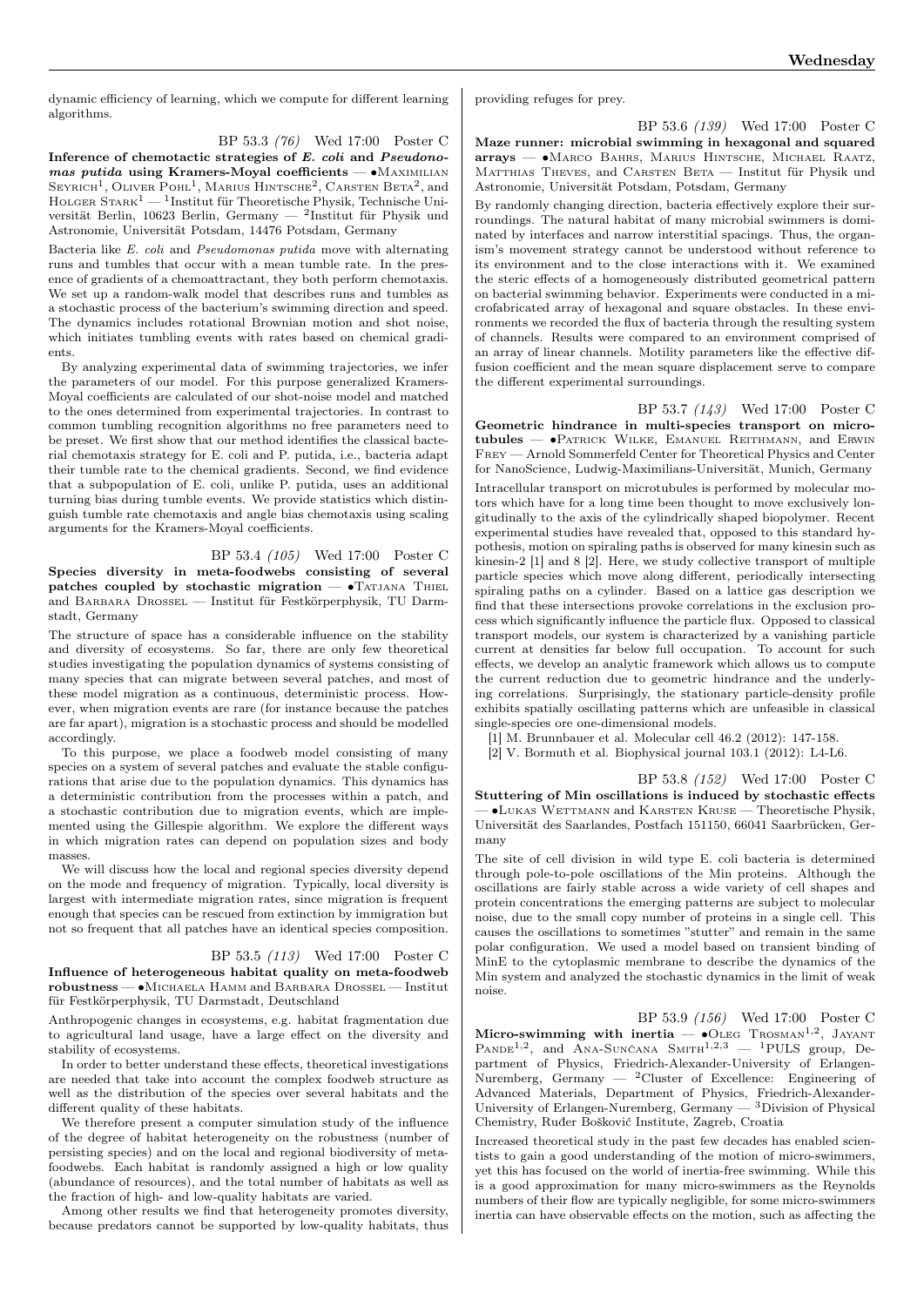dynamic efficiency of learning, which we compute for different learning algorithms.

BP 53.3 *(76)* Wed 17:00 Poster C

**Inference of chemotactic strategies of *E. coli* and *Pseudomonas putida* using Kramers-Moyal coefficients** — •Maximilian Seyrich[1], Oliver Pohl[1], Marius Hintsche[2], Carsten Beta[2], and Holger Stark[1] — [1]Institut für Theoretische Physik, Technische Universität Berlin, 10623 Berlin, Germany — [2]Institut für Physik und Astronomie, Universität Potsdam, 14476 Potsdam, Germany

Bacteria like *E. coli* and *Pseudomonas putida* move with alternating runs and tumbles that occur with a mean tumble rate. In the presence of gradients of a chemoattractant, they both perform chemotaxis. We set up a random-walk model that describes runs and tumbles as a stochastic process of the bacterium's swimming direction and speed. The dynamics includes rotational Brownian motion and shot noise, which initiates tumbling events with rates based on chemical gradients.

By analyzing experimental data of swimming trajectories, we infer the parameters of our model. For this purpose generalized Kramers-Moyal coefficients are calculated of our shot-noise model and matched to the ones determined from experimental trajectories. In contrast to common tumbling recognition algorithms no free parameters need to be preset. We first show that our method identifies the classical bacterial chemotaxis strategy for E. coli and P. putida, i.e., bacteria adapt their tumble rate to the chemical gradients. Second, we find evidence that a subpopulation of E. coli, unlike P. putida, uses an additional turning bias during tumble events. We provide statistics which distinguish tumble rate chemotaxis and angle bias chemotaxis using scaling arguments for the Kramers-Moyal coefficients.

BP 53.4 *(105)* Wed 17:00 Poster C

**Species diversity in meta-foodwebs consisting of several patches coupled by stochastic migration** — •Tatjana Thiel and Barbara Drossel — Institut für Festkörperphysik, TU Darmstadt, Germany

The structure of space has a considerable influence on the stability and diversity of ecosystems. So far, there are only few theoretical studies investigating the population dynamics of systems consisting of many species that can migrate between several patches, and most of these model migration as a continuous, deterministic process. However, when migration events are rare (for instance because the patches are far apart), migration is a stochastic process and should be modelled accordingly.

To this purpose, we place a foodweb model consisting of many species on a system of several patches and evaluate the stable configurations that arise due to the population dynamics. This dynamics has a deterministic contribution from the processes within a patch, and a stochastic contribution due to migration events, which are implemented using the Gillespie algorithm. We explore the different ways in which migration rates can depend on population sizes and body masses.

We will discuss how the local and regional species diversity depend on the mode and frequency of migration. Typically, local diversity is largest with intermediate migration rates, since migration is frequent enough that species can be rescued from extinction by immigration but not so frequent that all patches have an identical species composition.

BP 53.5 *(113)* Wed 17:00 Poster C

**Influence of heterogeneous habitat quality on meta-foodweb robustness** — •Michaela Hamm and Barbara Drossel — Institut für Festkörperphysik, TU Darmstadt, Deutschland

Anthropogenic changes in ecosystems, e.g. habitat fragmentation due to agricultural land usage, have a large effect on the diversity and stability of ecosystems.

In order to better understand these effects, theoretical investigations are needed that take into account the complex foodweb structure as well as the distribution of the species over several habitats and the different quality of these habitats.

We therefore present a computer simulation study of the influence of the degree of habitat heterogeneity on the robustness (number of persisting species) and on the local and regional biodiversity of meta-foodwebs. Each habitat is randomly assigned a high or low quality (abundance of resources), and the total number of habitats as well as the fraction of high- and low-quality habitats are varied.

Among other results we find that heterogeneity promotes diversity, because predators cannot be supported by low-quality habitats, thus providing refuges for prey.

BP 53.6 *(139)* Wed 17:00 Poster C

**Maze runner: microbial swimming in hexagonal and squared arrays** — •Marco Bahrs, Marius Hintsche, Michael Raatz, Matthias Theves, and Carsten Beta — Institut für Physik und Astronomie, Universität Potsdam, Potsdam, Germany

By randomly changing direction, bacteria effectively explore their surroundings. The natural habitat of many microbial swimmers is dominated by interfaces and narrow interstitial spacings. Thus, the organism's movement strategy cannot be understood without reference to its environment and to the close interactions with it. We examined the steric effects of a homogeneously distributed geometrical pattern on bacterial swimming behavior. Experiments were conducted in a microfabricated array of hexagonal and square obstacles. In these environments we recorded the flux of bacteria through the resulting system of channels. Results were compared to an environment comprised of an array of linear channels. Motility parameters like the effective diffusion coefficient and the mean square displacement serve to compare the different experimental surroundings.

BP 53.7 *(143)* Wed 17:00 Poster C

**Geometric hindrance in multi-species transport on microtubules** — •Patrick Wilke, Emanuel Reithmann, and Erwin Frey — Arnold Sommerfeld Center for Theoretical Physics and Center for NanoScience, Ludwig-Maximilians-Universität, Munich, Germany

Intracellular transport on microtubules is performed by molecular motors which have for a long time been thought to move exclusively longitudinally to the axis of the cylindrically shaped biopolymer. Recent experimental studies have revealed that, opposed to this standard hypothesis, motion on spiraling paths is observed for many kinesin such as kinesin-2 [1] and 8 [2]. Here, we study collective transport of multiple particle species which move along different, periodically intersecting spiraling paths on a cylinder. Based on a lattice gas description we find that these intersections provoke correlations in the exclusion process which significantly influence the particle flux. Opposed to classical transport models, our system is characterized by a vanishing particle current at densities far below full occupation. To account for such effects, we develop an analytic framework which allows us to compute the current reduction due to geometric hindrance and the underlying correlations. Surprisingly, the stationary particle-density profile exhibits spatially oscillating patterns which are unfeasible in classical single-species ore one-dimensional models.

[1] M. Brunnbauer et al. Molecular cell 46.2 (2012): 147-158.

[2] V. Bormuth et al. Biophysical journal 103.1 (2012): L4-L6.

BP 53.8 *(152)* Wed 17:00 Poster C

**Stuttering of Min oscillations is induced by stochastic effects** — •Lukas Wettmann and Karsten Kruse — Theoretische Physik, Universität des Saarlandes, Postfach 151150, 66041 Saarbrücken, Germany

The site of cell division in wild type E. coli bacteria is determined through pole-to-pole oscillations of the Min proteins. Although the oscillations are fairly stable across a wide variety of cell shapes and protein concentrations the emerging patterns are subject to molecular noise, due to the small copy number of proteins in a single cell. This causes the oscillations to sometimes "stutter" and remain in the same polar configuration. We used a model based on transient binding of MinE to the cytoplasmic membrane to describe the dynamics of the Min system and analyzed the stochastic dynamics in the limit of weak noise.

BP 53.9 *(156)* Wed 17:00 Poster C

**Micro-swimming with inertia** — •Oleg Trosman[1,2], Jayant Pande[1,2], and Ana-Sunčana Smith[1,2,3] — [1]PULS group, Department of Physics, Friedrich-Alexander-University of Erlangen-Nuremberg, Germany — [2]Cluster of Excellence: Engineering of Advanced Materials, Department of Physics, Friedrich-Alexander-University of Erlangen-Nuremberg, Germany — [3]Division of Physical Chemistry, Ruđer Bošković Institute, Zagreb, Croatia

Increased theoretical study in the past few decades has enabled scientists to gain a good understanding of the motion of micro-swimmers, yet this has focused on the world of inertia-free swimming. While this is a good approximation for many micro-swimmers as the Reynolds numbers of their flow are typically negligible, for some micro-swimmers inertia can have observable effects on the motion, such as affecting the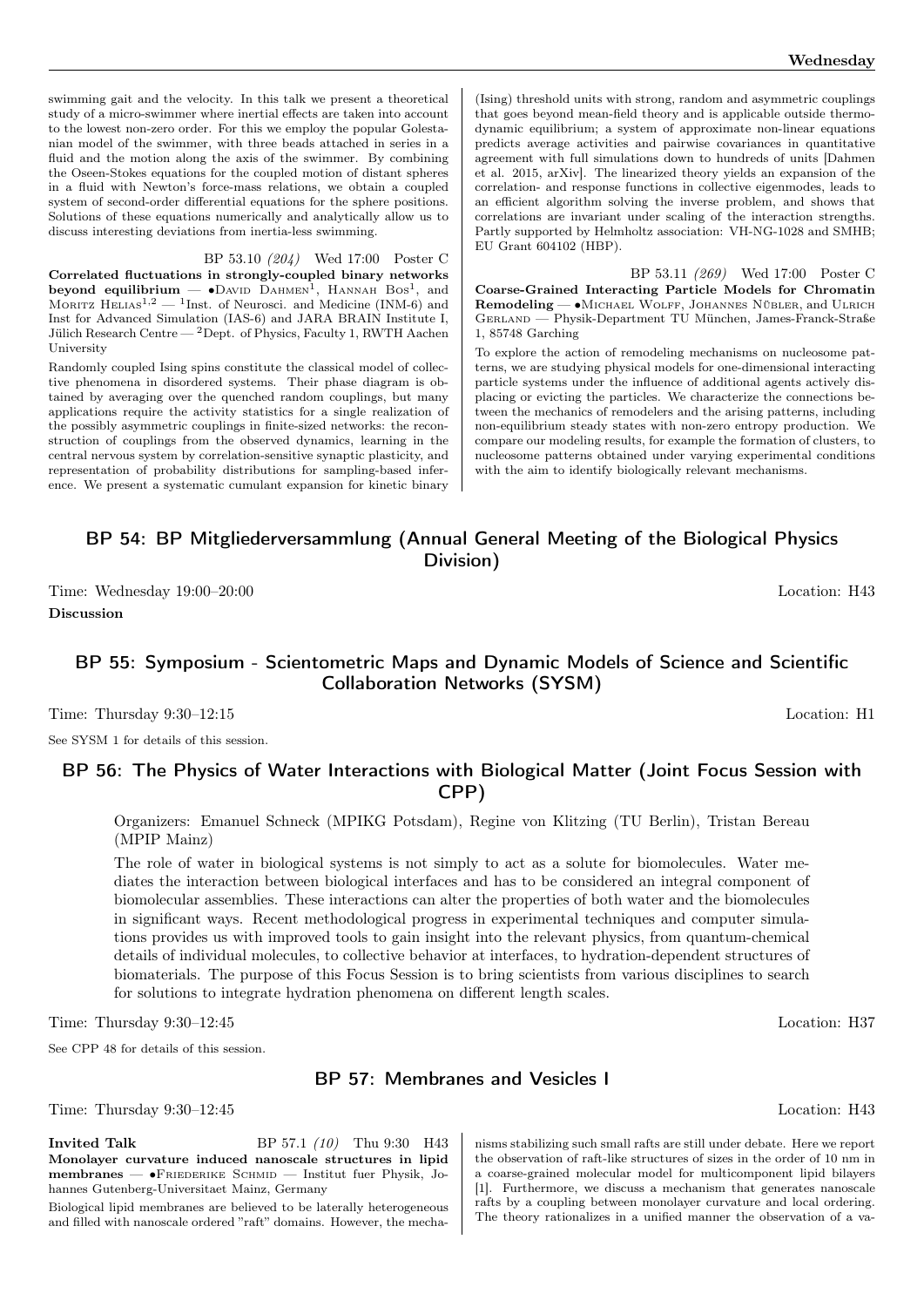swimming gait and the velocity. In this talk we present a theoretical study of a micro-swimmer where inertial effects are taken into account to the lowest non-zero order. For this we employ the popular Golestanian model of the swimmer, with three beads attached in series in a fluid and the motion along the axis of the swimmer. By combining the Oseen-Stokes equations for the coupled motion of distant spheres in a fluid with Newton's force-mass relations, we obtain a coupled system of second-order differential equations for the sphere positions. Solutions of these equations numerically and analytically allow us to discuss interesting deviations from inertia-less swimming.

BP 53.10 *(204)* Wed 17:00 Poster C

**Correlated fluctuations in strongly-coupled binary networks beyond equilibrium** — •David Dahmen[1], Hannah Bos[1], and Moritz Helias[1,2] — [1]Inst. of Neurosci. and Medicine (INM-6) and Inst for Advanced Simulation (IAS-6) and JARA BRAIN Institute I, Jülich Research Centre — [2]Dept. of Physics, Faculty 1, RWTH Aachen University

Randomly coupled Ising spins constitute the classical model of collective phenomena in disordered systems. Their phase diagram is obtained by averaging over the quenched random couplings, but many applications require the activity statistics for a single realization of the possibly asymmetric couplings in finite-sized networks: the reconstruction of couplings from the observed dynamics, learning in the central nervous system by correlation-sensitive synaptic plasticity, and representation of probability distributions for sampling-based inference. We present a systematic cumulant expansion for kinetic binary (Ising) threshold units with strong, random and asymmetric couplings that goes beyond mean-field theory and is applicable outside thermodynamic equilibrium; a system of approximate non-linear equations predicts average activities and pairwise covariances in quantitative agreement with full simulations down to hundreds of units [Dahmen et al. 2015, arXiv]. The linearized theory yields an expansion of the correlation- and response functions in collective eigenmodes, leads to an efficient algorithm solving the inverse problem, and shows that correlations are invariant under scaling of the interaction strengths. Partly supported by Helmholtz association: VH-NG-1028 and SMHB; EU Grant 604102 (HBP).

BP 53.11 *(269)* Wed 17:00 Poster C

**Coarse-Grained Interacting Particle Models for Chromatin Remodeling** — •Michael Wolff, Johannes Nübler, and Ulrich Gerland — Physik-Department TU München, James-Franck-Straße 1, 85748 Garching

To explore the action of remodeling mechanisms on nucleosome patterns, we are studying physical models for one-dimensional interacting particle systems under the influence of additional agents actively displacing or evicting the particles. We characterize the connections between the mechanics of remodelers and the arising patterns, including non-equilibrium steady states with non-zero entropy production. We compare our modeling results, for example the formation of clusters, to nucleosome patterns obtained under varying experimental conditions with the aim to identify biologically relevant mechanisms.

## BP 54: BP Mitgliederversammlung (Annual General Meeting of the Biological Physics Division)

Time: Wednesday 19:00–20:00 Location: H43

**Discussion**

## BP 55: Symposium - Scientometric Maps and Dynamic Models of Science and Scientific Collaboration Networks (SYSM)

Time: Thursday 9:30–12:15 Location: H1

See SYSM 1 for details of this session.

## BP 56: The Physics of Water Interactions with Biological Matter (Joint Focus Session with CPP)

Organizers: Emanuel Schneck (MPIKG Potsdam), Regine von Klitzing (TU Berlin), Tristan Bereau (MPIP Mainz)

The role of water in biological systems is not simply to act as a solute for biomolecules. Water mediates the interaction between biological interfaces and has to be considered an integral component of biomolecular assemblies. These interactions can alter the properties of both water and the biomolecules in significant ways. Recent methodological progress in experimental techniques and computer simulations provides us with improved tools to gain insight into the relevant physics, from quantum-chemical details of individual molecules, to collective behavior at interfaces, to hydration-dependent structures of biomaterials. The purpose of this Focus Session is to bring scientists from various disciplines to search for solutions to integrate hydration phenomena on different length scales.

Time: Thursday 9:30–12:45 Location: H37

See CPP 48 for details of this session.

## BP 57: Membranes and Vesicles I

Time: Thursday 9:30–12:45 Location: H43

**Invited Talk** BP 57.1 *(10)* Thu 9:30 H43

**Monolayer curvature induced nanoscale structures in lipid membranes** — •Friederike Schmid — Institut fuer Physik, Johannes Gutenberg-Universitaet Mainz, Germany

Biological lipid membranes are believed to be laterally heterogeneous and filled with nanoscale ordered "raft" domains. However, the mechanisms stabilizing such small rafts are still under debate. Here we report the observation of raft-like structures of sizes in the order of 10 nm in a coarse-grained molecular model for multicomponent lipid bilayers [1]. Furthermore, we discuss a mechanism that generates nanoscale rafts by a coupling between monolayer curvature and local ordering. The theory rationalizes in a unified manner the observation of a va-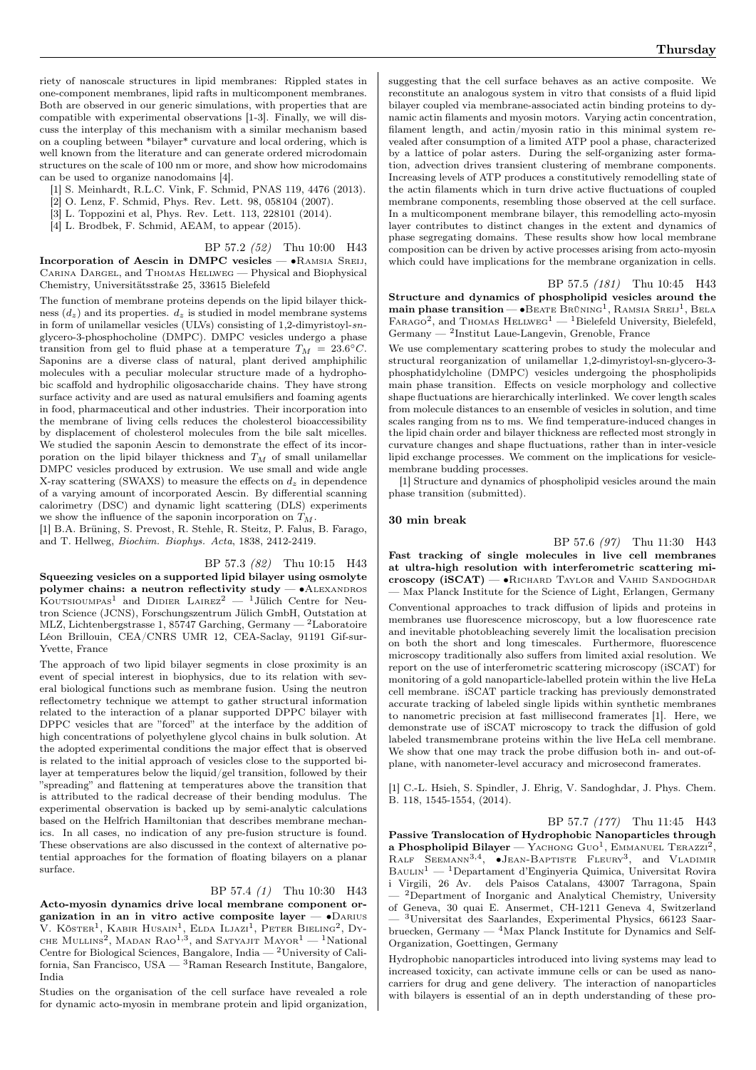riety of nanoscale structures in lipid membranes: Rippled states in one-component membranes, lipid rafts in multicomponent membranes. Both are observed in our generic simulations, with properties that are compatible with experimental observations [1-3]. Finally, we will discuss the interplay of this mechanism with a similar mechanism based on a coupling between *bilayer* curvature and local ordering, which is well known from the literature and can generate ordered microdomain structures on the scale of 100 nm or more, and show how microdomains can be used to organize nanodomains [4].

[1] S. Meinhardt, R.L.C. Vink, F. Schmid, PNAS 119, 4476 (2013).
[2] O. Lenz, F. Schmid, Phys. Rev. Lett. 98, 058104 (2007).
[3] L. Toppozini et al, Phys. Rev. Lett. 113, 228101 (2014).
[4] L. Brodbek, F. Schmid, AEAM, to appear (2015).

BP 57.2 *(52)* Thu 10:00 H43

**Incorporation of Aescin in DMPC vesicles** — •Ramsia Sreij, Carina Dargel, and Thomas Hellweg — Physical and Biophysical Chemistry, Universitätsstraße 25, 33615 Bielefeld

The function of membrane proteins depends on the lipid bilayer thickness ($d_z$) and its properties. $d_z$ is studied in model membrane systems in form of unilamellar vesicles (ULVs) consisting of 1,2-dimyristoyl-*sn*-glycero-3-phosphocholine (DMPC). DMPC vesicles undergo a phase transition from gel to fluid phase at a temperature $T_M = 23.6°C$. Saponins are a diverse class of natural, plant derived amphiphilic molecules with a peculiar molecular structure made of a hydrophobic scaffold and hydrophilic oligosaccharide chains. They have strong surface activity and are used as natural emulsifiers and foaming agents in food, pharmaceutical and other industries. Their incorporation into the membrane of living cells reduces the cholesterol bioaccessibility by displacement of cholesterol molecules from the bile salt micelles. We studied the saponin Aescin to demonstrate the effect of its incorporation on the lipid bilayer thickness and $T_M$ of small unilamellar DMPC vesicles produced by extrusion. We use small and wide angle X-ray scattering (SWAXS) to measure the effects on $d_z$ in dependence of a varying amount of incorporated Aescin. By differential scanning calorimetry (DSC) and dynamic light scattering (DLS) experiments we show the influence of the saponin incorporation on $T_M$.

[1] B.A. Brüning, S. Prevost, R. Stehle, R. Steitz, P. Falus, B. Farago, and T. Hellweg, *Biochim. Biophys. Acta*, 1838, 2412-2419.

BP 57.3 *(82)* Thu 10:15 H43

**Squeezing vesicles on a supported lipid bilayer using osmolyte polymer chains: a neutron reflectivity study** — •Alexandros Koutsioumpas[1] and Didier Lairez[2] — [1]Jülich Centre for Neutron Science (JCNS), Forschungszentrum Jülich GmbH, Outstation at MLZ, Lichtenbergstrasse 1, 85747 Garching, Germany — [2]Laboratoire Léon Brillouin, CEA/CNRS UMR 12, CEA-Saclay, 91191 Gif-sur-Yvette, France

The approach of two lipid bilayer segments in close proximity is an event of special interest in biophysics, due to its relation with several biological functions such as membrane fusion. Using the neutron reflectometry technique we attempt to gather structural information related to the interaction of a planar supported DPPC bilayer with DPPC vesicles that are "forced" at the interface by the addition of high concentrations of polyethylene glycol chains in bulk solution. At the adopted experimental conditions the major effect that is observed is related to the initial approach of vesicles close to the supported bilayer at temperatures below the liquid/gel transition, followed by their "spreading" and flattening at temperatures above the transition that is attributed to the radical decrease of their bending modulus. The experimental observation is backed up by semi-analytic calculations based on the Helfrich Hamiltonian that describes membrane mechanics. In all cases, no indication of any pre-fusion structure is found. These observations are also discussed in the context of alternative potential approaches for the formation of floating bilayers on a planar surface.

BP 57.4 *(1)* Thu 10:30 H43

**Acto-myosin dynamics drive local membrane component organization in an in vitro active composite layer** — •Darius V. Köster[1], Kabir Husain[1], Elda Iljazi[1], Peter Bieling[2], Dyche Mullins[2], Madan Rao[1,3], and Satyajit Mayor[1] — [1]National Centre for Biological Sciences, Bangalore, India — [2]University of California, San Francisco, USA — [3]Raman Research Institute, Bangalore, India

Studies on the organisation of the cell surface have revealed a role for dynamic acto-myosin in membrane protein and lipid organization, suggesting that the cell surface behaves as an active composite. We reconstitute an analogous system in vitro that consists of a fluid lipid bilayer coupled via membrane-associated actin binding proteins to dynamic actin filaments and myosin motors. Varying actin concentration, filament length, and actin/myosin ratio in this minimal system revealed after consumption of a limited ATP pool a phase, characterized by a lattice of polar asters. During the self-organizing aster formation, advection drives transient clustering of membrane components. Increasing levels of ATP produces a constitutively remodelling state of the actin filaments which in turn drive active fluctuations of coupled membrane components, resembling those observed at the cell surface. In a multicomponent membrane bilayer, this remodelling acto-myosin layer contributes to distinct changes in the extent and dynamics of phase segregating domains. These results show how local membrane composition can be driven by active processes arising from acto-myosin which could have implications for the membrane organization in cells.

BP 57.5 *(181)* Thu 10:45 H43

**Structure and dynamics of phospholipid vesicles around the main phase transition** — •Beate Brüning[1], Ramsia Sreij[1], Bela Farago[2], and Thomas Hellweg[1] — [1]Bielefeld University, Bielefeld, Germany — [2]Institut Laue-Langevin, Grenoble, France

We use complementary scattering probes to study the molecular and structural reorganization of unilamellar 1,2-dimyristoyl-sn-glycero-3-phosphatidylcholine (DMPC) vesicles undergoing the phospholipids main phase transition. Effects on vesicle morphology and collective shape fluctuations are hierarchically interlinked. We cover length scales from molecule distances to an ensemble of vesicles in solution, and time scales ranging from ns to ms. We find temperature-induced changes in the lipid chain order and bilayer thickness are reflected most strongly in curvature changes and shape fluctuations, rather than in inter-vesicle lipid exchange processes. We comment on the implications for vesicle-membrane budding processes.

[1] Structure and dynamics of phospholipid vesicles around the main phase transition (submitted).

**30 min break**

BP 57.6 *(97)* Thu 11:30 H43

**Fast tracking of single molecules in live cell membranes at ultra-high resolution with interferometric scattering microscopy (iSCAT)** — •Richard Taylor and Vahid Sandoghdar — Max Planck Institute for the Science of Light, Erlangen, Germany

Conventional approaches to track diffusion of lipids and proteins in membranes use fluorescence microscopy, but a low fluorescence rate and inevitable photobleaching severely limit the localisation precision on both the short and long timescales. Furthermore, fluorescence microscopy traditionally also suffers from limited axial resolution. We report on the use of interferometric scattering microscopy (iSCAT) for monitoring of a gold nanoparticle-labelled protein within the live HeLa cell membrane. iSCAT particle tracking has previously demonstrated accurate tracking of labeled single lipids within synthetic membranes to nanometric precision at fast millisecond framerates [1]. Here, we demonstrate use of iSCAT microscopy to track the diffusion of gold labeled transmembrane proteins within the live HeLa cell membrane. We show that one may track the probe diffusion both in- and out-of-plane, with nanometer-level accuracy and microsecond framerates.

[1] C.-L. Hsieh, S. Spindler, J. Ehrig, V. Sandoghdar, J. Phys. Chem. B. 118, 1545-1554, (2014).

BP 57.7 *(177)* Thu 11:45 H43

**Passive Translocation of Hydrophobic Nanoparticles through a Phospholipid Bilayer** — Yachong Guo[1], Emmanuel Terazzi[2], Ralf Seemann[3,4], •Jean-Baptiste Fleury[3], and Vladimir Baulin[1] — [1]Departament d'Enginyeria Quimica, Universitat Rovira i Virgili, 26 Av. dels Paisos Catalans, 43007 Tarragona, Spain — [2]Department of Inorganic and Analytical Chemistry, University of Geneva, 30 quai E. Ansermet, CH-1211 Geneva 4, Switzerland — [3]Universitat des Saarlandes, Experimental Physics, 66123 Saarbruecken, Germany — [4]Max Planck Institute for Dynamics and Self-Organization, Goettingen, Germany

Hydrophobic nanoparticles introduced into living systems may lead to increased toxicity, can activate immune cells or can be used as nanocarriers for drug and gene delivery. The interaction of nanoparticles with bilayers is essential of an in depth understanding of these pro-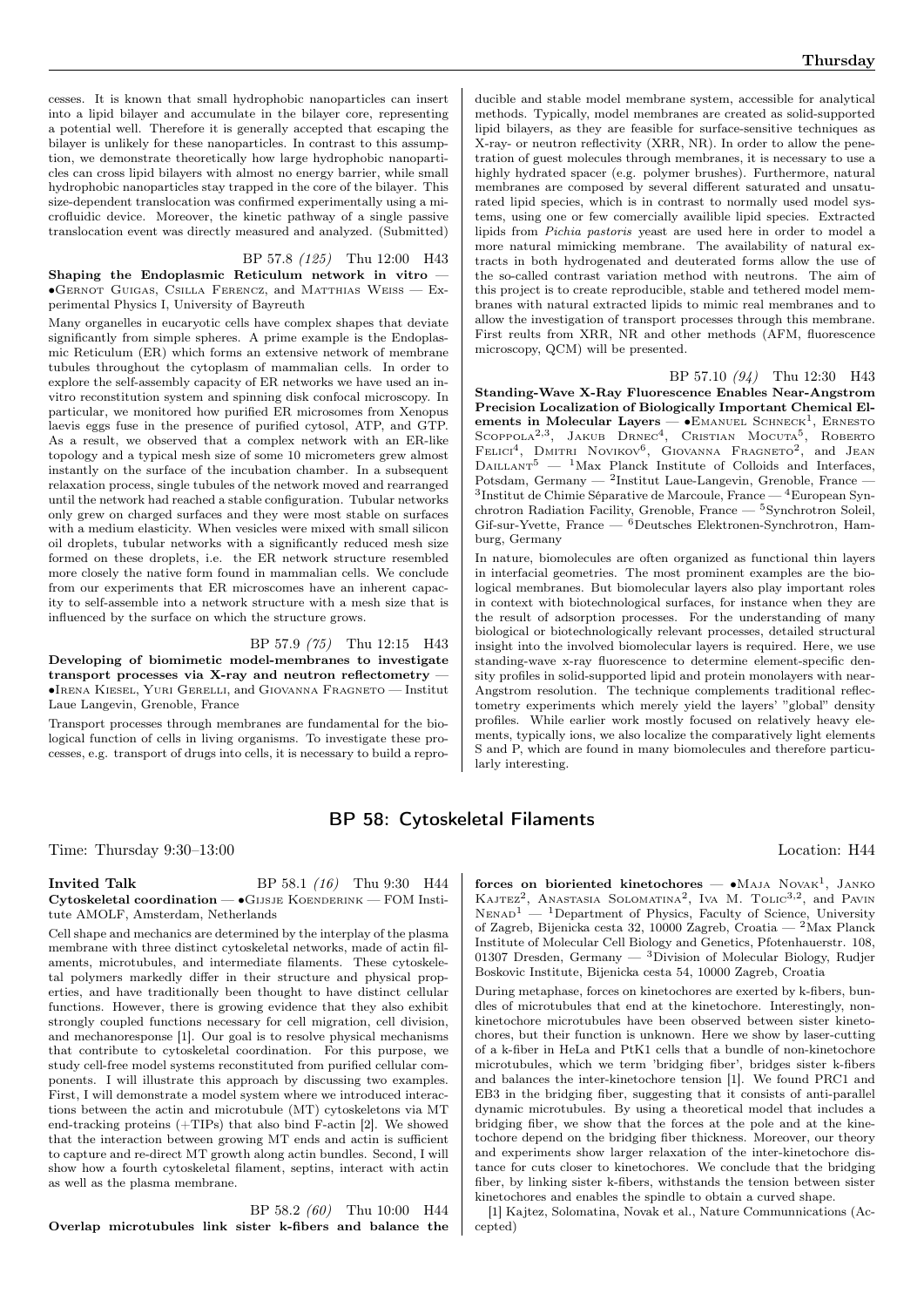cesses. It is known that small hydrophobic nanoparticles can insert into a lipid bilayer and accumulate in the bilayer core, representing a potential well. Therefore it is generally accepted that escaping the bilayer is unlikely for these nanoparticles. In contrast to this assumption, we demonstrate theoretically how large hydrophobic nanoparticles can cross lipid bilayers with almost no energy barrier, while small hydrophobic nanoparticles stay trapped in the core of the bilayer. This size-dependent translocation was confirmed experimentally using a microfluidic device. Moreover, the kinetic pathway of a single passive translocation event was directly measured and analyzed. (Submitted)

BP 57.8 *(125)* Thu 12:00 H43

**Shaping the Endoplasmic Reticulum network in vitro** — •Gernot Guigas, Csilla Ferencz, and Matthias Weiss — Experimental Physics I, University of Bayreuth

Many organelles in eucaryotic cells have complex shapes that deviate significantly from simple spheres. A prime example is the Endoplasmic Reticulum (ER) which forms an extensive network of membrane tubules throughout the cytoplasm of mammalian cells. In order to explore the self-assembly capacity of ER networks we have used an in-vitro reconstitution system and spinning disk confocal microscopy. In particular, we monitored how purified ER microsomes from Xenopus laevis eggs fuse in the presence of purified cytosol, ATP, and GTP. As a result, we observed that a complex network with an ER-like topology and a typical mesh size of some 10 micrometers grew almost instantly on the surface of the incubation chamber. In a subsequent relaxation process, single tubules of the network moved and rearranged until the network had reached a stable configuration. Tubular networks only grew on charged surfaces and they were most stable on surfaces with a medium elasticity. When vesicles were mixed with small silicon oil droplets, tubular networks with a significantly reduced mesh size formed on these droplets, i.e. the ER network structure resembled more closely the native form found in mammalian cells. We conclude from our experiments that ER microscomes have an inherent capacity to self-assemble into a network structure with a mesh size that is influenced by the surface on which the structure grows.

BP 57.9 *(75)* Thu 12:15 H43

**Developing of biomimetic model-membranes to investigate transport processes via X-ray and neutron reflectometry** — •Irena Kiesel, Yuri Gerelli, and Giovanna Fragneto — Institut Laue Langevin, Grenoble, France

Transport processes through membranes are fundamental for the biological function of cells in living organisms. To investigate these processes, e.g. transport of drugs into cells, it is necessary to build a reproducible and stable model membrane system, accessible for analytical methods. Typically, model membranes are created as solid-supported lipid bilayers, as they are feasible for surface-sensitive techniques as X-ray- or neutron reflectivity (XRR, NR). In order to allow the penetration of guest molecules through membranes, it is necessary to use a highly hydrated spacer (e.g. polymer brushes). Furthermore, natural membranes are composed by several different saturated and unsaturated lipid species, which is in contrast to normally used model systems, using one or few comercially availible lipid species. Extracted lipids from *Pichia pastoris* yeast are used here in order to model a more natural mimicking membrane. The availability of natural extracts in both hydrogenated and deuterated forms allow the use of the so-called contrast variation method with neutrons. The aim of this project is to create reproducible, stable and tethered model membranes with natural extracted lipids to mimic real membranes and to allow the investigation of transport processes through this membrane. First reults from XRR, NR and other methods (AFM, fluorescence microscopy, QCM) will be presented.

BP 57.10 *(94)* Thu 12:30 H43

**Standing-Wave X-Ray Fluorescence Enables Near-Angstrom Precision Localization of Biologically Important Chemical Elements in Molecular Layers** — •Emanuel Schneck[1], Ernesto Scoppola[2,3], Jakub Drnec[4], Cristian Mocuta[5], Roberto Felici[4], Dmitri Novikov[6], Giovanna Fragneto[2], and Jean Daillant[5] — [1]Max Planck Institute of Colloids and Interfaces, Potsdam, Germany — [2]Institut Laue-Langevin, Grenoble, France — [3]Institut de Chimie Séparative de Marcoule, France — [4]European Synchrotron Radiation Facility, Grenoble, France — [5]Synchrotron Soleil, Gif-sur-Yvette, France — [6]Deutsches Elektronen-Synchrotron, Hamburg, Germany

In nature, biomolecules are often organized as functional thin layers in interfacial geometries. The most prominent examples are the biological membranes. But biomolecular layers also play important roles in context with biotechnological surfaces, for instance when they are the result of adsorption processes. For the understanding of many biological or biotechnologically relevant processes, detailed structural insight into the involved biomolecular layers is required. Here, we use standing-wave x-ray fluorescence to determine element-specific density profiles in solid-supported lipid and protein monolayers with near-Angstrom resolution. The technique complements traditional reflectometry experiments which merely yield the layers' "global" density profiles. While earlier work mostly focused on relatively heavy elements, typically ions, we also localize the comparatively light elements S and P, which are found in many biomolecules and therefore particularly interesting.

## BP 58: Cytoskeletal Filaments

Time: Thursday 9:30–13:00 Location: H44

**Invited Talk** BP 58.1 *(16)* Thu 9:30 H44

**Cytoskeletal coordination** — •Gijsje Koenderink — FOM Institute AMOLF, Amsterdam, Netherlands

Cell shape and mechanics are determined by the interplay of the plasma membrane with three distinct cytoskeletal networks, made of actin filaments, microtubules, and intermediate filaments. These cytoskeletal polymers markedly differ in their structure and physical properties, and have traditionally been thought to have distinct cellular functions. However, there is growing evidence that they also exhibit strongly coupled functions necessary for cell migration, cell division, and mechanoresponse [1]. Our goal is to resolve physical mechanisms that contribute to cytoskeletal coordination. For this purpose, we study cell-free model systems reconstituted from purified cellular components. I will illustrate this approach by discussing two examples. First, I will demonstrate a model system where we introduced interactions between the actin and microtubule (MT) cytoskeletons via MT end-tracking proteins (+TIPs) that also bind F-actin [2]. We showed that the interaction between growing MT ends and actin is sufficient to capture and re-direct MT growth along actin bundles. Second, I will show how a fourth cytoskeletal filament, septins, interact with actin as well as the plasma membrane.

BP 58.2 *(60)* Thu 10:00 H44

**Overlap microtubules link sister k-fibers and balance the forces on bioriented kinetochores** — •Maja Novak[1], Janko Kajtez[2], Anastasia Solomatina[2], Iva M. Tolic[3,2], and Pavin Nenad[1] — [1]Department of Physics, Faculty of Science, University of Zagreb, Bijenicka cesta 32, 10000 Zagreb, Croatia — [2]Max Planck Institute of Molecular Cell Biology and Genetics, Pfotenhauerstr. 108, 01307 Dresden, Germany — [3]Division of Molecular Biology, Rudjer Boskovic Institute, Bijenicka cesta 54, 10000 Zagreb, Croatia

During metaphase, forces on kinetochores are exerted by k-fibers, bundles of microtubules that end at the kinetochore. Interestingly, non-kinetochore microtubules have been observed between sister kinetochores, but their function is unknown. Here we show by laser-cutting of a k-fiber in HeLa and PtK1 cells that a bundle of non-kinetochore microtubules, which we term 'bridging fiber', bridges sister k-fibers and balances the inter-kinetochore tension [1]. We found PRC1 and EB3 in the bridging fiber, suggesting that it consists of anti-parallel dynamic microtubules. By using a theoretical model that includes a bridging fiber, we show that the forces at the pole and at the kinetochore depend on the bridging fiber thickness. Moreover, our theory and experiments show larger relaxation of the inter-kinetochore distance for cuts closer to kinetochores. We conclude that the bridging fiber, by linking sister k-fibers, withstands the tension between sister kinetochores and enables the spindle to obtain a curved shape.

[1] Kajtez, Solomatina, Novak et al., Nature Communnications (Accepted)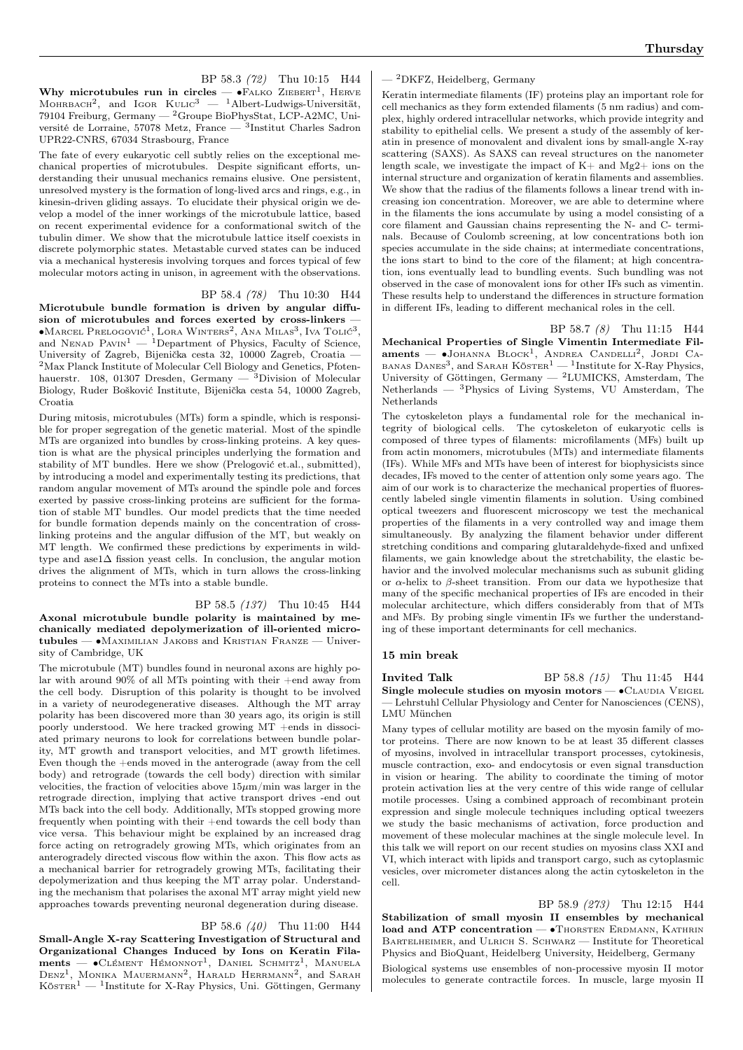BP 58.3 *(72)* Thu 10:15 H44

**Why microtubules run in circles** — •Falko Ziebert[1], Herve Mohrbach[2], and Igor Kulic[3] — [1]Albert-Ludwigs-Universität, 79104 Freiburg, Germany — [2]Groupe BioPhysStat, LCP-A2MC, Université de Lorraine, 57078 Metz, France — [3]Institut Charles Sadron UPR22-CNRS, 67034 Strasbourg, France

The fate of every eukaryotic cell subtly relies on the exceptional mechanical properties of microtubules. Despite significant efforts, understanding their unusual mechanics remains elusive. One persistent, unresolved mystery is the formation of long-lived arcs and rings, e.g., in kinesin-driven gliding assays. To elucidate their physical origin we develop a model of the inner workings of the microtubule lattice, based on recent experimental evidence for a conformational switch of the tubulin dimer. We show that the microtubule lattice itself coexists in discrete polymorphic states. Metastable curved states can be induced via a mechanical hysteresis involving torques and forces typical of few molecular motors acting in unison, in agreement with the observations.

BP 58.4 *(78)* Thu 10:30 H44

**Microtubule bundle formation is driven by angular diffusion of microtubules and forces exerted by cross-linkers** — •Marcel Prelogović[1], Lora Winters[2], Ana Milas[3], Iva Tolić[3], and Nenad Pavin[1] — [1]Department of Physics, Faculty of Science, University of Zagreb, Bijenička cesta 32, 10000 Zagreb, Croatia — [2]Max Planck Institute of Molecular Cell Biology and Genetics, Pfotenhauerstr. 108, 01307 Dresden, Germany — [3]Division of Molecular Biology, Ruder Bošković Institute, Bijenička cesta 54, 10000 Zagreb, Croatia

During mitosis, microtubules (MTs) form a spindle, which is responsible for proper segregation of the genetic material. Most of the spindle MTs are organized into bundles by cross-linking proteins. A key question is what are the physical principles underlying the formation and stability of MT bundles. Here we show (Prelogović et.al., submitted), by introducing a model and experimentally testing its predictions, that random angular movement of MTs around the spindle pole and forces exerted by passive cross-linking proteins are sufficient for the formation of stable MT bundles. Our model predicts that the time needed for bundle formation depends mainly on the concentration of cross-linking proteins and the angular diffusion of the MT, but weakly on MT length. We confirmed these predictions by experiments in wild-type and ase1Δ fission yeast cells. In conclusion, the angular motion drives the alignment of MTs, which in turn allows the cross-linking proteins to connect the MTs into a stable bundle.

BP 58.5 *(137)* Thu 10:45 H44

**Axonal microtubule bundle polarity is maintained by mechanically mediated depolymerization of ill-oriented microtubules** — •Maximilian Jakobs and Kristian Franze — University of Cambridge, UK

The microtubule (MT) bundles found in neuronal axons are highly polar with around 90% of all MTs pointing with their +end away from the cell body. Disruption of this polarity is thought to be involved in a variety of neurodegenerative diseases. Although the MT array polarity has been discovered more than 30 years ago, its origin is still poorly understood. We here tracked growing MT +ends in dissociated primary neurons to look for correlations between bundle polarity, MT growth and transport velocities, and MT growth lifetimes. Even though the +ends moved in the anterograde (away from the cell body) and retrograde (towards the cell body) direction with similar velocities, the fraction of velocities above 15$\mu$m/min was larger in the retrograde direction, implying that active transport drives -end out MTs back into the cell body. Additionally, MTs stopped growing more frequently when pointing with their +end towards the cell body than vice versa. This behaviour might be explained by an increased drag force acting on retrogradely growing MTs, which originates from an anterogradely directed viscous flow within the axon. This flow acts as a mechanical barrier for retrogradely growing MTs, facilitating their depolymerization and thus keeping the MT array polar. Understanding the mechanism that polarises the axonal MT array might yield new approaches towards preventing neuronal degeneration during disease.

BP 58.6 *(40)* Thu 11:00 H44

**Small-Angle X-ray Scattering Investigation of Structural and Organizational Changes Induced by Ions on Keratin Filaments** — •Clément Hémonnot[1], Daniel Schmitz[1], Manuela Denz[1], Monika Mauermann[2], Harald Herrmann[2], and Sarah Köster[1] — [1]Institute for X-Ray Physics, Uni. Göttingen, Germany — [2]DKFZ, Heidelberg, Germany

Keratin intermediate filaments (IF) proteins play an important role for cell mechanics as they form extended filaments (5 nm radius) and complex, highly ordered intracellular networks, which provide integrity and stability to epithelial cells. We present a study of the assembly of keratin in presence of monovalent and divalent ions by small-angle X-ray scattering (SAXS). As SAXS can reveal structures on the nanometer length scale, we investigate the impact of $K+$ and $Mg2+$ ions on the internal structure and organization of keratin filaments and assemblies. We show that the radius of the filaments follows a linear trend with increasing ion concentration. Moreover, we are able to determine where in the filaments the ions accumulate by using a model consisting of a core filament and Gaussian chains representing the N- and C- terminals. Because of Coulomb screening, at low concentrations both ion species accumulate in the side chains; at intermediate concentrations, the ions start to bind to the core of the filament; at high concentration, ions eventually lead to bundling events. Such bundling was not observed in the case of monovalent ions for other IFs such as vimentin. These results help to understand the differences in structure formation in different IFs, leading to different mechanical roles in the cell.

BP 58.7 *(8)* Thu 11:15 H44

**Mechanical Properties of Single Vimentin Intermediate Filaments** — •Johanna Block[1], Andrea Candelli[2], Jordi Cabanas Danes[3], and Sarah Köster[1] — [1]Institute for X-Ray Physics, University of Göttingen, Germany — [2]LUMICKS, Amsterdam, The Netherlands — [3]Physics of Living Systems, VU Amsterdam, The Netherlands

The cytoskeleton plays a fundamental role for the mechanical integrity of biological cells. The cytoskeleton of eukaryotic cells is composed of three types of filaments: microfilaments (MFs) built up from actin monomers, microtubules (MTs) and intermediate filaments (IFs). While MFs and MTs have been of interest for biophysicists since decades, IFs moved to the center of attention only some years ago. The aim of our work is to characterize the mechanical properties of fluorescently labeled single vimentin filaments in solution. Using combined optical tweezers and fluorescent microscopy we test the mechanical properties of the filaments in a very controlled way and image them simultaneously. By analyzing the filament behavior under different stretching conditions and comparing glutaraldehyde-fixed and unfixed filaments, we gain knowledge about the stretchability, the elastic behavior and the involved molecular mechanisms such as subunit gliding or $\alpha$-helix to $\beta$-sheet transition. From our data we hypothesize that many of the specific mechanical properties of IFs are encoded in their molecular architecture, which differs considerably from that of MTs and MFs. By probing single vimentin IFs we further the understanding of these important determinants for cell mechanics.

### 15 min break

**Invited Talk** BP 58.8 *(15)* Thu 11:45 H44

**Single molecule studies on myosin motors** — •Claudia Veigel — Lehrstuhl Cellular Physiology and Center for Nanosciences (CENS), LMU München

Many types of cellular motility are based on the myosin family of motor proteins. There are now known to be at least 35 different classes of myosins, involved in intracellular transport processes, cytokinesis, muscle contraction, exo- and endocytosis or even signal transduction in vision or hearing. The ability to coordinate the timing of motor protein activation lies at the very centre of this wide range of cellular motile processes. Using a combined approach of recombinant protein expression and single molecule techniques including optical tweezers we study the basic mechanisms of activation, force production and movement of these molecular machines at the single molecule level. In this talk we will report on our recent studies on myosins class XXI and VI, which interact with lipids and transport cargo, such as cytoplasmic vesicles, over micrometer distances along the actin cytoskeleton in the cell.

BP 58.9 *(273)* Thu 12:15 H44

**Stabilization of small myosin II ensembles by mechanical load and ATP concentration** — •Thorsten Erdmann, Kathrin Bartelheimer, and Ulrich S. Schwarz — Institute for Theoretical Physics and BioQuant, Heidelberg University, Heidelberg, Germany

Biological systems use ensembles of non-processive myosin II motor molecules to generate contractile forces. In muscle, large myosin II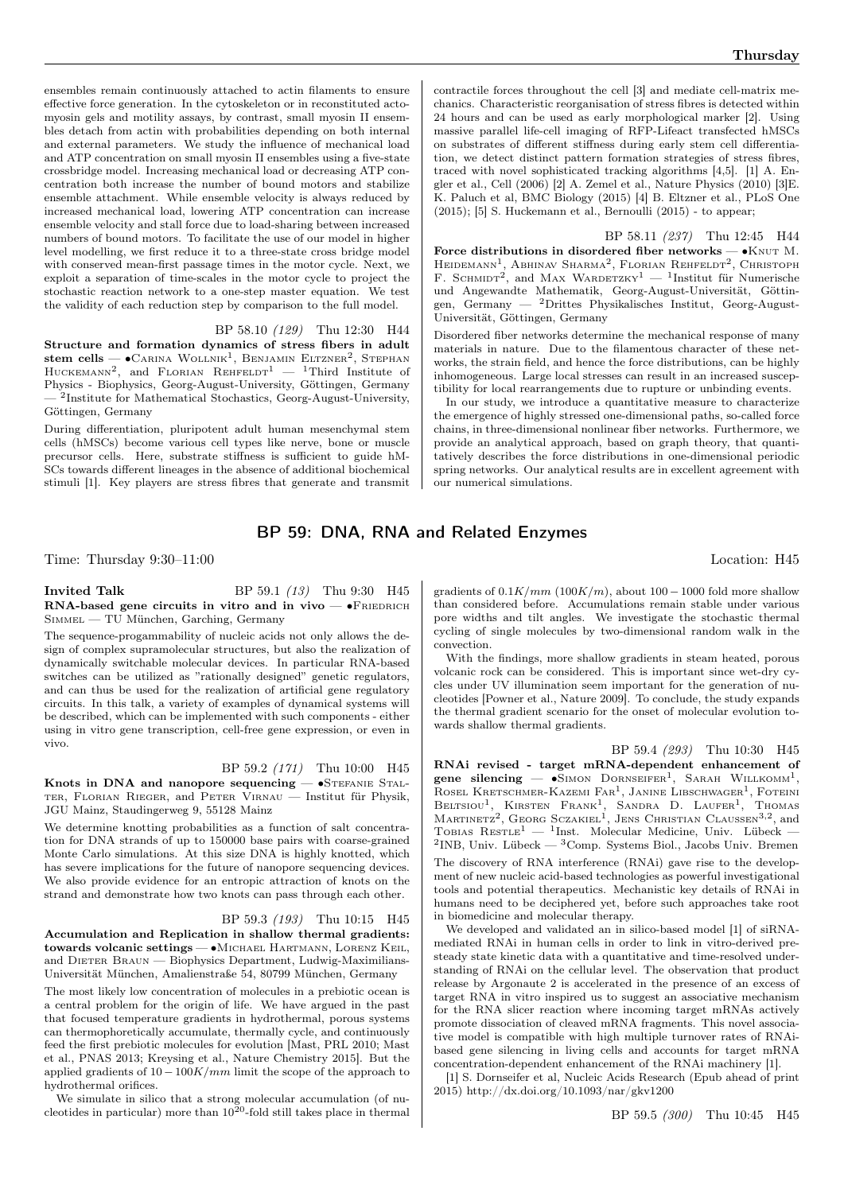ensembles remain continuously attached to actin filaments to ensure effective force generation. In the cytoskeleton or in reconstituted actomyosin gels and motility assays, by contrast, small myosin II ensembles detach from actin with probabilities depending on both internal and external parameters. We study the influence of mechanical load and ATP concentration on small myosin II ensembles using a five-state crossbridge model. Increasing mechanical load or decreasing ATP concentration both increase the number of bound motors and stabilize ensemble attachment. While ensemble velocity is always reduced by increased mechanical load, lowering ATP concentration can increase ensemble velocity and stall force due to load-sharing between increased numbers of bound motors. To facilitate the use of our model in higher level modelling, we first reduce it to a three-state cross bridge model with conserved mean-first passage times in the motor cycle. Next, we exploit a separation of time-scales in the motor cycle to project the stochastic reaction network to a one-step master equation. We test the validity of each reduction step by comparison to the full model.

BP 58.10 *(129)* Thu 12:30 H44

**Structure and formation dynamics of stress fibers in adult stem cells** — •Carina Wollnik[1], Benjamin Eltzner[2], Stephan Huckemann[2], and Florian Rehfeldt[1] — [1]Third Institute of Physics - Biophysics, Georg-August-University, Göttingen, Germany — [2]Institute for Mathematical Stochastics, Georg-August-University, Göttingen, Germany

During differentiation, pluripotent adult human mesenchymal stem cells (hMSCs) become various cell types like nerve, bone or muscle precursor cells. Here, substrate stiffness is sufficient to guide hMSCs towards different lineages in the absence of additional biochemical stimuli [1]. Key players are stress fibres that generate and transmit contractile forces throughout the cell [3] and mediate cell-matrix mechanics. Characteristic reorganisation of stress fibres is detected within 24 hours and can be used as early morphological marker [2]. Using massive parallel life-cell imaging of RFP-Lifeact transfected hMSCs on substrates of different stiffness during early stem cell differentiation, we detect distinct pattern formation strategies of stress fibres, traced with novel sophisticated tracking algorithms [4,5]. [1] A. Engler et al., Cell (2006) [2] A. Zemel et al., Nature Physics (2010) [3]E. K. Paluch et al, BMC Biology (2015) [4] B. Eltzner et al., PLoS One (2015); [5] S. Huckemann et al., Bernoulli (2015) - to appear;

BP 58.11 *(237)* Thu 12:45 H44

**Force distributions in disordered fiber networks** — •Knut M. Heidemann[1], Abhinav Sharma[2], Florian Rehfeldt[2], Christoph F. Schmidt[2], and Max Wardetzky[1] — [1]Institut für Numerische und Angewandte Mathematik, Georg-August-Universität, Göttingen, Germany — [2]Drittes Physikalisches Institut, Georg-August-Universität, Göttingen, Germany

Disordered fiber networks determine the mechanical response of many materials in nature. Due to the filamentous character of these networks, the strain field, and hence the force distributions, can be highly inhomogeneous. Large local stresses can result in an increased susceptibility for local rearrangements due to rupture or unbinding events.

In our study, we introduce a quantitative measure to characterize the emergence of highly stressed one-dimensional paths, so-called force chains, in three-dimensional nonlinear fiber networks. Furthermore, we provide an analytical approach, based on graph theory, that quantitatively describes the force distributions in one-dimensional periodic spring networks. Our analytical results are in excellent agreement with our numerical simulations.

## BP 59: DNA, RNA and Related Enzymes

Time: Thursday 9:30–11:00 Location: H45

**Invited Talk** BP 59.1 *(13)* Thu 9:30 H45

**RNA-based gene circuits in vitro and in vivo** — •Friedrich Simmel — TU München, Garching, Germany

The sequence-progammability of nucleic acids not only allows the design of complex supramolecular structures, but also the realization of dynamically switchable molecular devices. In particular RNA-based switches can be utilized as "rationally designed" genetic regulators, and can thus be used for the realization of artificial gene regulatory circuits. In this talk, a variety of examples of dynamical systems will be described, which can be implemented with such components - either using in vitro gene transcription, cell-free gene expression, or even in vivo.

BP 59.2 *(171)* Thu 10:00 H45

**Knots in DNA and nanopore sequencing** — •Stefanie Stalter, Florian Rieger, and Peter Virnau — Institut für Physik, JGU Mainz, Staudingerweg 9, 55128 Mainz

We determine knotting probabilities as a function of salt concentration for DNA strands of up to 150000 base pairs with coarse-grained Monte Carlo simulations. At this size DNA is highly knotted, which has severe implications for the future of nanopore sequencing devices. We also provide evidence for an entropic attraction of knots on the strand and demonstrate how two knots can pass through each other.

BP 59.3 *(193)* Thu 10:15 H45

**Accumulation and Replication in shallow thermal gradients: towards volcanic settings** — •Michael Hartmann, Lorenz Keil, and Dieter Braun — Biophysics Department, Ludwig-Maximilians-Universität München, Amalienstraße 54, 80799 München, Germany

The most likely low concentration of molecules in a prebiotic ocean is a central problem for the origin of life. We have argued in the past that focused temperature gradients in hydrothermal, porous systems can thermophoretically accumulate, thermally cycle, and continuously feed the first prebiotic molecules for evolution [Mast, PRL 2010; Mast et al., PNAS 2013; Kreysing et al., Nature Chemistry 2015]. But the applied gradients of $10-100K/mm$ limit the scope of the approach to hydrothermal orifices.

We simulate in silico that a strong molecular accumulation (of nucleotides in particular) more than $10^{20}$-fold still takes place in thermal gradients of $0.1K/mm$ $(100K/m)$, about $100-1000$ fold more shallow than considered before. Accumulations remain stable under various pore widths and tilt angles. We investigate the stochastic thermal cycling of single molecules by two-dimensional random walk in the convection.

With the findings, more shallow gradients in steam heated, porous volcanic rock can be considered. This is important since wet-dry cycles under UV illumination seem important for the generation of nucleotides [Powner et al., Nature 2009]. To conclude, the study expands the thermal gradient scenario for the onset of molecular evolution towards shallow thermal gradients.

BP 59.4 *(293)* Thu 10:30 H45

**RNAi revised - target mRNA-dependent enhancement of gene silencing** — •Simon Dornseifer[1], Sarah Willkomm[1], Rosel Kretschmer-Kazemi Far[1], Janine Liebschwager[1], Foteini Beltsiou[1], Kirsten Frank[1], Sandra D. Laufer[1], Thomas Martinetz[2], Georg Sczakiel[1], Jens Christian Claussen[3,2], and Tobias Restle[1] — [1]Inst. Molecular Medicine, Univ. Lübeck — [2]INB, Univ. Lübeck — [3]Comp. Systems Biol., Jacobs Univ. Bremen

The discovery of RNA interference (RNAi) gave rise to the development of new nucleic acid-based technologies as powerful investigational tools and potential therapeutics. Mechanistic key details of RNAi in humans need to be deciphered yet, before such approaches take root in biomedicine and molecular therapy.

We developed and validated an in silico-based model [1] of siRNA-mediated RNAi in human cells in order to link in vitro-derived pre-steady state kinetic data with a quantitative and time-resolved understanding of RNAi on the cellular level. The observation that product release by Argonaute 2 is accelerated in the presence of an excess of target RNA in vitro inspired us to suggest an associative mechanism for the RNA slicer reaction where incoming target mRNAs actively promote dissociation of cleaved mRNA fragments. This novel associative model is compatible with high multiple turnover rates of RNAi-based gene silencing in living cells and accounts for target mRNA concentration-dependent enhancement of the RNAi machinery [1].

[1] S. Dornseifer et al, Nucleic Acids Research (Epub ahead of print 2015) http://dx.doi.org/10.1093/nar/gkv1200

BP 59.5 *(300)* Thu 10:45 H45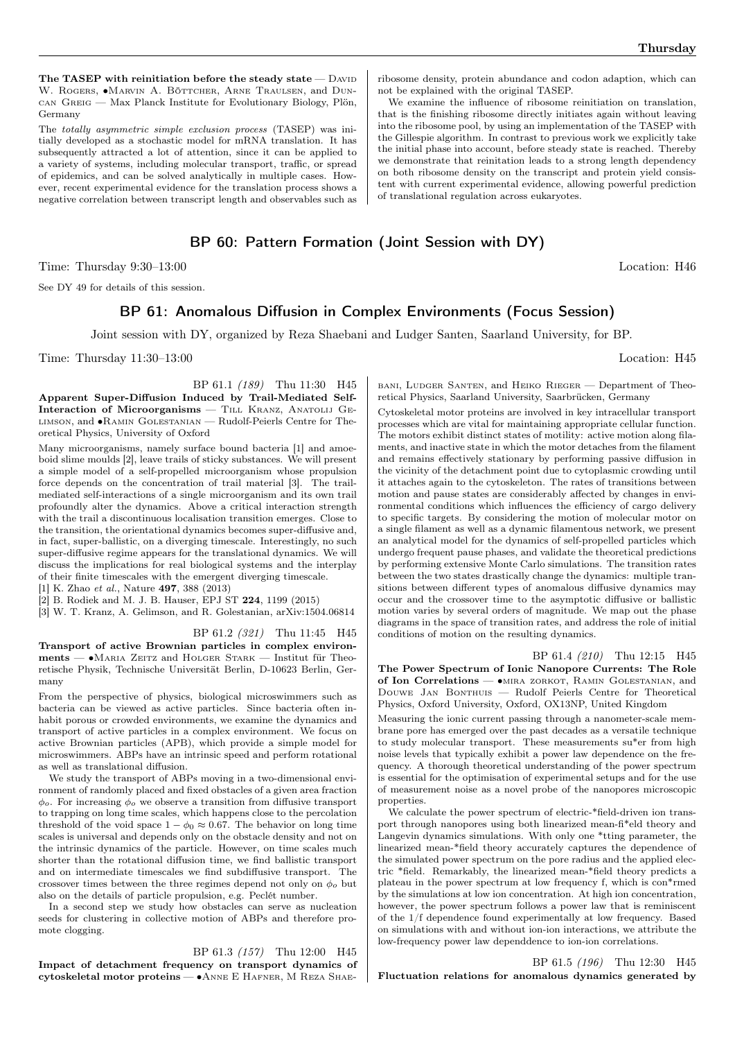**The TASEP with reinitiation before the steady state** — David W. Rogers, •Marvin A. Böttcher, Arne Traulsen, and Duncan Greig — Max Planck Institute for Evolutionary Biology, Plön, Germany

The *totally asymmetric simple exclusion process* (TASEP) was initially developed as a stochastic model for mRNA translation. It has subsequently attracted a lot of attention, since it can be applied to a variety of systems, including molecular transport, traffic, or spread of epidemics, and can be solved analytically in multiple cases. However, recent experimental evidence for the translation process shows a negative correlation between transcript length and observables such as ribosome density, protein abundance and codon adaption, which can not be explained with the original TASEP.

We examine the influence of ribosome reinitiation on translation, that is the finishing ribosome directly initiates again without leaving into the ribosome pool, by using an implementation of the TASEP with the Gillespie algorithm. In contrast to previous work we explicitly take the initial phase into account, before steady state is reached. Thereby we demonstrate that reintiation leads to a strong length dependency on both ribosome density on the transcript and protein yield consistent with current experimental evidence, allowing powerful prediction of translational regulation across eukaryotes.

## BP 60: Pattern Formation (Joint Session with DY)

Time: Thursday 9:30–13:00 Location: H46

See DY 49 for details of this session.

## BP 61: Anomalous Diffusion in Complex Environments (Focus Session)

Joint session with DY, organized by Reza Shaebani and Ludger Santen, Saarland University, for BP.

Time: Thursday 11:30–13:00 Location: H45

BP 61.1 *(189)* Thu 11:30 H45

**Apparent Super-Diffusion Induced by Trail-Mediated Self-Interaction of Microorganisms** — Till Kranz, Anatolij Gelimson, and •Ramin Golestanian — Rudolf-Peierls Centre for Theoretical Physics, University of Oxford

Many microorganisms, namely surface bound bacteria [1] and amoeboid slime moulds [2], leave trails of sticky substances. We will present a simple model of a self-propelled microorganism whose propulsion force depends on the concentration of trail material [3]. The trail-mediated self-interactions of a single microorganism and its own trail profoundly alter the dynamics. Above a critical interaction strength with the trail a discontinuous localisation transition emerges. Close to the transition, the orientational dynamics becomes super-diffusive and, in fact, super-ballistic, on a diverging timescale. Interestingly, no such super-diffusive regime appears for the translational dynamics. We will discuss the implications for real biological systems and the interplay of their finite timescales with the emergent diverging timescale.

[1] K. Zhao *et al.*, Nature **497**, 388 (2013)

[2] B. Rodiek and M. J. B. Hauser, EPJ ST **224**, 1199 (2015)

[3] W. T. Kranz, A. Gelimson, and R. Golestanian, arXiv:1504.06814

BP 61.2 *(321)* Thu 11:45 H45

**Transport of active Brownian particles in complex environments** — •Maria Zeitz and Holger Stark — Institut für Theoretische Physik, Technische Universität Berlin, D-10623 Berlin, Germany

From the perspective of physics, biological microswimmers such as bacteria can be viewed as active particles. Since bacteria often inhabit porous or crowded environments, we examine the dynamics and transport of active particles in a complex environment. We focus on active Brownian particles (APB), which provide a simple model for microswimmers. ABPs have an intrinsic speed and perform rotational as well as translational diffusion.

We study the transport of ABPs moving in a two-dimensional environment of randomly placed and fixed obstacles of a given area fraction $\phi_o$. For increasing $\phi_o$ we observe a transition from diffusive transport to trapping on long time scales, which happens close to the percolation threshold of the void space $1 - \phi_0 \approx 0.67$. The behavior on long time scales is universal and depends only on the obstacle density and not on the intrinsic dynamics of the particle. However, on time scales much shorter than the rotational diffusion time, we find ballistic transport and on intermediate timescales we find subdiffusive transport. The crossover times between the three regimes depend not only on $\phi_o$ but also on the details of particle propulsion, e.g. Peclét number.

In a second step we study how obstacles can serve as nucleation seeds for clustering in collective motion of ABPs and therefore promote clogging.

BP 61.3 *(157)* Thu 12:00 H45

**Impact of detachment frequency on transport dynamics of cytoskeletal motor proteins** — •Anne E Hafner, M Reza Shaebani, Ludger Santen, and Heiko Rieger — Department of Theoretical Physics, Saarland University, Saarbrücken, Germany

Cytoskeletal motor proteins are involved in key intracellular transport processes which are vital for maintaining appropriate cellular function. The motors exhibit distinct states of motility: active motion along filaments, and inactive state in which the motor detaches from the filament and remains effectively stationary by performing passive diffusion in the vicinity of the detachment point due to cytoplasmic crowding until it attaches again to the cytoskeleton. The rates of transitions between motion and pause states are considerably affected by changes in environmental conditions which influences the efficiency of cargo delivery to specific targets. By considering the motion of molecular motor on a single filament as well as a dynamic filamentous network, we present an analytical model for the dynamics of self-propelled particles which undergo frequent pause phases, and validate the theoretical predictions by performing extensive Monte Carlo simulations. The transition rates between the two states drastically change the dynamics: multiple transitions between different types of anomalous diffusive dynamics may occur and the crossover time to the asymptotic diffusive or ballistic motion varies by several orders of magnitude. We map out the phase diagrams in the space of transition rates, and address the role of initial conditions of motion on the resulting dynamics.

BP 61.4 *(210)* Thu 12:15 H45

**The Power Spectrum of Ionic Nanopore Currents: The Role of Ion Correlations** — •mira zorkot, Ramin Golestanian, and Douwe Jan Bonthuis — Rudolf Peierls Centre for Theoretical Physics, Oxford University, Oxford, OX13NP, United Kingdom

Measuring the ionic current passing through a nanometer-scale membrane pore has emerged over the past decades as a versatile technique to study molecular transport. These measurements su*er from high noise levels that typically exhibit a power law dependence on the frequency. A thorough theoretical understanding of the power spectrum is essential for the optimisation of experimental setups and for the use of measurement noise as a novel probe of the nanopores microscopic properties.

We calculate the power spectrum of electric-*field-driven ion transport through nanopores using both linearized mean-fi*eld theory and Langevin dynamics simulations. With only one *tting parameter, the linearized mean-*field theory accurately captures the dependence of the simulated power spectrum on the pore radius and the applied electric *field. Remarkably, the linearized mean-*field theory predicts a plateau in the power spectrum at low frequency f, which is con*rmed by the simulations at low ion concentration. At high ion concentration, however, the power spectrum follows a power law that is reminiscent of the 1/f dependence found experimentally at low frequency. Based on simulations with and without ion-ion interactions, we attribute the low-frequency power law dependdence to ion-ion correlations.

BP 61.5 *(196)* Thu 12:30 H45

**Fluctuation relations for anomalous dynamics generated by**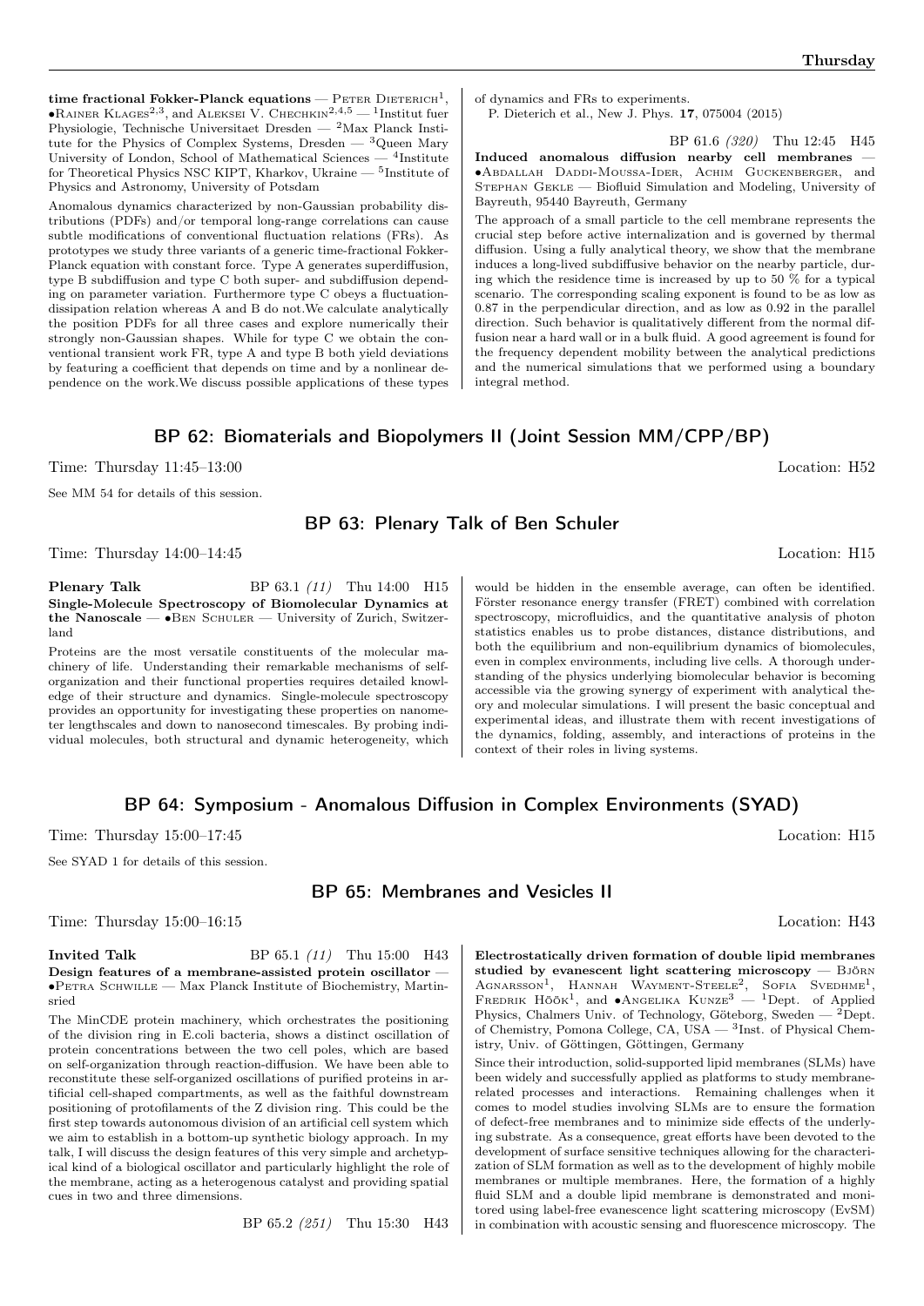**time fractional Fokker-Planck equations** — Peter Dieterich[1], •Rainer Klages[2,3], and Aleksei V. Chechkin[2,4,5] — [1]Institut fuer Physiologie, Technische Universitaet Dresden — [2]Max Planck Institute for the Physics of Complex Systems, Dresden — [3]Queen Mary University of London, School of Mathematical Sciences — [4]Institute for Theoretical Physics NSC KIPT, Kharkov, Ukraine — [5]Institute of Physics and Astronomy, University of Potsdam

Anomalous dynamics characterized by non-Gaussian probability distributions (PDFs) and/or temporal long-range correlations can cause subtle modifications of conventional fluctuation relations (FRs). As prototypes we study three variants of a generic time-fractional Fokker-Planck equation with constant force. Type A generates superdiffusion, type B subdiffusion and type C both super- and subdiffusion depending on parameter variation. Furthermore type C obeys a fluctuation-dissipation relation whereas A and B do not.We calculate analytically the position PDFs for all three cases and explore numerically their strongly non-Gaussian shapes. While for type C we obtain the conventional transient work FR, type A and type B both yield deviations by featuring a coefficient that depends on time and by a nonlinear dependence on the work.We discuss possible applications of these types of dynamics and FRs to experiments.

P. Dieterich et al., New J. Phys. **17**, 075004 (2015)

BP 61.6 *(320)* Thu 12:45 H45

**Induced anomalous diffusion nearby cell membranes** — •Abdallah Daddi-Moussa-Ider, Achim Guckenberger, and Stephan Gekle — Biofluid Simulation and Modeling, University of Bayreuth, 95440 Bayreuth, Germany

The approach of a small particle to the cell membrane represents the crucial step before active internalization and is governed by thermal diffusion. Using a fully analytical theory, we show that the membrane induces a long-lived subdiffusive behavior on the nearby particle, during which the residence time is increased by up to 50 % for a typical scenario. The corresponding scaling exponent is found to be as low as 0.87 in the perpendicular direction, and as low as 0.92 in the parallel direction. Such behavior is qualitatively different from the normal diffusion near a hard wall or in a bulk fluid. A good agreement is found for the frequency dependent mobility between the analytical predictions and the numerical simulations that we performed using a boundary integral method.

## BP 62: Biomaterials and Biopolymers II (Joint Session MM/CPP/BP)

Time: Thursday 11:45–13:00 Location: H52

See MM 54 for details of this session.

## BP 63: Plenary Talk of Ben Schuler

Time: Thursday 14:00–14:45 Location: H15

**Plenary Talk** BP 63.1 *(11)* Thu 14:00 H15

**Single-Molecule Spectroscopy of Biomolecular Dynamics at the Nanoscale** — •Ben Schuler — University of Zurich, Switzerland

Proteins are the most versatile constituents of the molecular machinery of life. Understanding their remarkable mechanisms of self-organization and their functional properties requires detailed knowledge of their structure and dynamics. Single-molecule spectroscopy provides an opportunity for investigating these properties on nanometer lengthscales and down to nanosecond timescales. By probing individual molecules, both structural and dynamic heterogeneity, which would be hidden in the ensemble average, can often be identified. Förster resonance energy transfer (FRET) combined with correlation spectroscopy, microfluidics, and the quantitative analysis of photon statistics enables us to probe distances, distance distributions, and both the equilibrium and non-equilibrium dynamics of biomolecules, even in complex environments, including live cells. A thorough understanding of the physics underlying biomolecular behavior is becoming accessible via the growing synergy of experiment with analytical theory and molecular simulations. I will present the basic conceptual and experimental ideas, and illustrate them with recent investigations of the dynamics, folding, assembly, and interactions of proteins in the context of their roles in living systems.

## BP 64: Symposium - Anomalous Diffusion in Complex Environments (SYAD)

Time: Thursday 15:00–17:45 Location: H15

See SYAD 1 for details of this session.

## BP 65: Membranes and Vesicles II

Time: Thursday 15:00–16:15 Location: H43

**Invited Talk** BP 65.1 *(11)* Thu 15:00 H43

**Design features of a membrane-assisted protein oscillator** — •Petra Schwille — Max Planck Institute of Biochemistry, Martinsried

The MinCDE protein machinery, which orchestrates the positioning of the division ring in E.coli bacteria, shows a distinct oscillation of protein concentrations between the two cell poles, which are based on self-organization through reaction-diffusion. We have been able to reconstitute these self-organized oscillations of purified proteins in artificial cell-shaped compartments, as well as the faithful downstream positioning of protofilaments of the Z division ring. This could be the first step towards autonomous division of an artificial cell system which we aim to establish in a bottom-up synthetic biology approach. In my talk, I will discuss the design features of this very simple and archetypical kind of a biological oscillator and particularly highlight the role of the membrane, acting as a heterogenous catalyst and providing spatial cues in two and three dimensions.

BP 65.2 *(251)* Thu 15:30 H43

**Electrostatically driven formation of double lipid membranes studied by evanescent light scattering microscopy** — Björn Agnarsson[1], Hannah Wayment-Steele[2], Sofia Svedhme[1], Fredrik Höök[1], and •Angelika Kunze[3] — [1]Dept. of Applied Physics, Chalmers Univ. of Technology, Göteborg, Sweden — [2]Dept. of Chemistry, Pomona College, CA, USA — [3]Inst. of Physical Chemistry, Univ. of Göttingen, Göttingen, Germany

Since their introduction, solid-supported lipid membranes (SLMs) have been widely and successfully applied as platforms to study membrane-related processes and interactions. Remaining challenges when it comes to model studies involving SLMs are to ensure the formation of defect-free membranes and to minimize side effects of the underlying substrate. As a consequence, great efforts have been devoted to the development of surface sensitive techniques allowing for the characterization of SLM formation as well as to the development of highly mobile membranes or multiple membranes. Here, the formation of a highly fluid SLM and a double lipid membrane is demonstrated and monitored using label-free evanescence light scattering microscopy (EvSM) in combination with acoustic sensing and fluorescence microscopy. The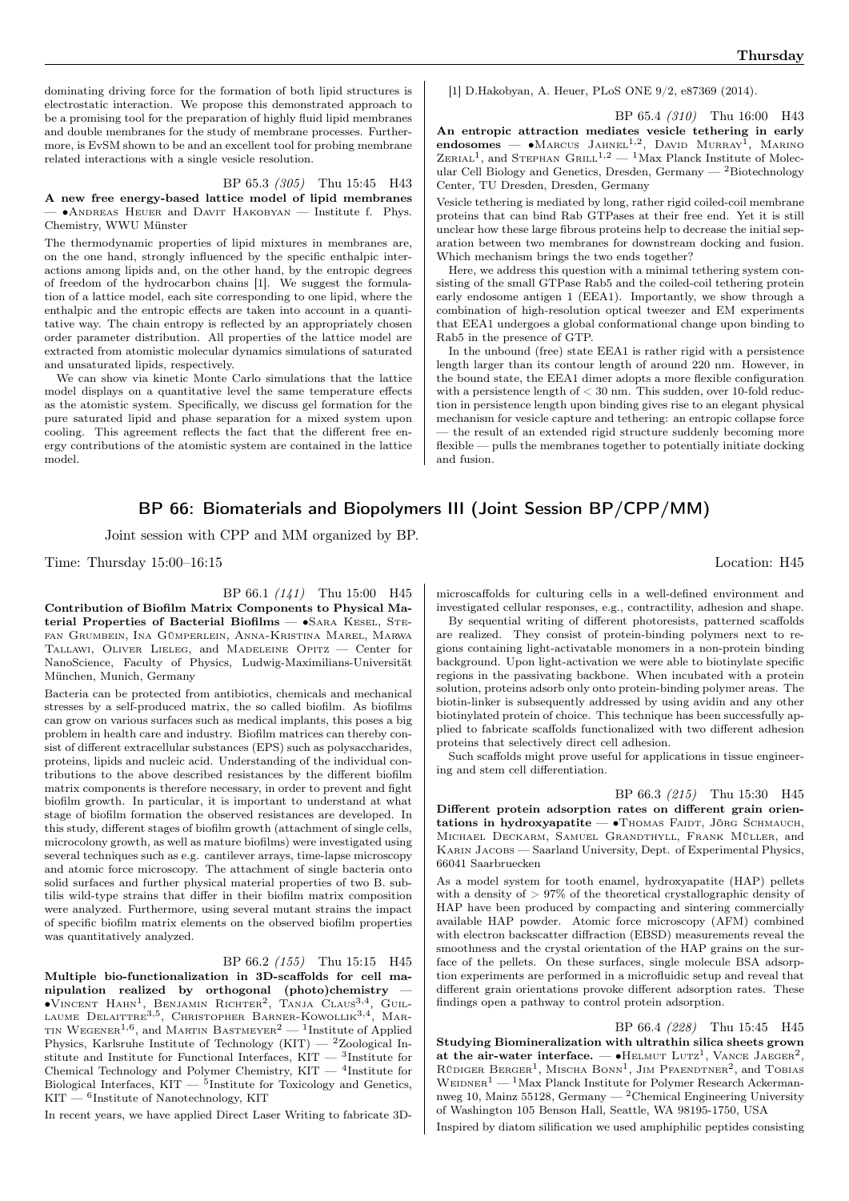dominating driving force for the formation of both lipid structures is electrostatic interaction. We propose this demonstrated approach to be a promising tool for the preparation of highly fluid lipid membranes and double membranes for the study of membrane processes. Furthermore, is EvSM shown to be and an excellent tool for probing membrane related interactions with a single vesicle resolution.

BP 65.3 *(305)* Thu 15:45 H43

**A new free energy-based lattice model of lipid membranes** — •Andreas Heuer and Davit Hakobyan — Institute f. Phys. Chemistry, WWU Münster

The thermodynamic properties of lipid mixtures in membranes are, on the one hand, strongly influenced by the specific enthalpic interactions among lipids and, on the other hand, by the entropic degrees of freedom of the hydrocarbon chains [1]. We suggest the formulation of a lattice model, each site corresponding to one lipid, where the enthalpic and the entropic effects are taken into account in a quantitative way. The chain entropy is reflected by an appropriately chosen order parameter distribution. All properties of the lattice model are extracted from atomistic molecular dynamics simulations of saturated and unsaturated lipids, respectively.

We can show via kinetic Monte Carlo simulations that the lattice model displays on a quantitative level the same temperature effects as the atomistic system. Specifically, we discuss gel formation for the pure saturated lipid and phase separation for a mixed system upon cooling. This agreement reflects the fact that the different free energy contributions of the atomistic system are contained in the lattice model.

[1] D.Hakobyan, A. Heuer, PLoS ONE 9/2, e87369 (2014).

BP 65.4 *(310)* Thu 16:00 H43

**An entropic attraction mediates vesicle tethering in early endosomes** — •Marcus Jahnel[1,2], David Murray[1], Marino Zerial[1], and Stephan Grill[1,2] — [1]Max Planck Institute of Molecular Cell Biology and Genetics, Dresden, Germany — [2]Biotechnology Center, TU Dresden, Dresden, Germany

Vesicle tethering is mediated by long, rather rigid coiled-coil membrane proteins that can bind Rab GTPases at their free end. Yet it is still unclear how these large fibrous proteins help to decrease the initial separation between two membranes for downstream docking and fusion. Which mechanism brings the two ends together?

Here, we address this question with a minimal tethering system consisting of the small GTPase Rab5 and the coiled-coil tethering protein early endosome antigen 1 (EEA1). Importantly, we show through a combination of high-resolution optical tweezer and EM experiments that EEA1 undergoes a global conformational change upon binding to Rab5 in the presence of GTP.

In the unbound (free) state EEA1 is rather rigid with a persistence length larger than its contour length of around 220 nm. However, in the bound state, the EEA1 dimer adopts a more flexible configuration with a persistence length of < 30 nm. This sudden, over 10-fold reduction in persistence length upon binding gives rise to an elegant physical mechanism for vesicle capture and tethering: an entropic collapse force — the result of an extended rigid structure suddenly becoming more flexible — pulls the membranes together to potentially initiate docking and fusion.

## BP 66: Biomaterials and Biopolymers III (Joint Session BP/CPP/MM)

Joint session with CPP and MM organized by BP.

Time: Thursday 15:00–16:15 Location: H45

BP 66.1 *(141)* Thu 15:00 H45

**Contribution of Biofilm Matrix Components to Physical Material Properties of Bacterial Biofilms** — •Sara Kesel, Stefan Grumbein, Ina Gümperlein, Anna-Kristina Marel, Marwa Tallawi, Oliver Lieleg, and Madeleine Opitz — Center for NanoScience, Faculty of Physics, Ludwig-Maximilians-Universität München, Munich, Germany

Bacteria can be protected from antibiotics, chemicals and mechanical stresses by a self-produced matrix, the so called biofilm. As biofilms can grow on various surfaces such as medical implants, this poses a big problem in health care and industry. Biofilm matrices can thereby consist of different extracellular substances (EPS) such as polysaccharides, proteins, lipids and nucleic acid. Understanding of the individual contributions to the above described resistances by the different biofilm matrix components is therefore necessary, in order to prevent and fight biofilm growth. In particular, it is important to understand at what stage of biofilm formation the observed resistances are developed. In this study, different stages of biofilm growth (attachment of single cells, microcolony growth, as well as mature biofilms) were investigated using several techniques such as e.g. cantilever arrays, time-lapse microscopy and atomic force microscopy. The attachment of single bacteria onto solid surfaces and further physical material properties of two B. subtilis wild-type strains that differ in their biofilm matrix composition were analyzed. Furthermore, using several mutant strains the impact of specific biofilm matrix elements on the observed biofilm properties was quantitatively analyzed.

BP 66.2 *(155)* Thu 15:15 H45

**Multiple bio-functionalization in 3D-scaffolds for cell manipulation realized by orthogonal (photo)chemistry** — •Vincent Hahn[1], Benjamin Richter[2], Tanja Claus[3,4], Guillaume Delaittre[3,5], Christopher Barner-Kowollik[3,4], Martin Wegener[1,6], and Martin Bastmeyer[2] — [1]Institute of Applied Physics, Karlsruhe Institute of Technology (KIT) — [2]Zoological Institute and Institute for Functional Interfaces, KIT — [3]Institute for Chemical Technology and Polymer Chemistry, KIT — [4]Institute for Biological Interfaces, KIT — [5]Institute for Toxicology and Genetics, KIT — [6]Institute of Nanotechnology, KIT

In recent years, we have applied Direct Laser Writing to fabricate 3D-microscaffolds for culturing cells in a well-defined environment and investigated cellular responses, e.g., contractility, adhesion and shape.

By sequential writing of different photoresists, patterned scaffolds are realized. They consist of protein-binding polymers next to regions containing light-activatable monomers in a non-protein binding background. Upon light-activation we were able to biotinylate specific regions in the passivating backbone. When incubated with a protein solution, proteins adsorb only onto protein-binding polymer areas. The biotin-linker is subsequently addressed by using avidin and any other biotinylated protein of choice. This technique has been successfully applied to fabricate scaffolds functionalized with two different adhesion proteins that selectively direct cell adhesion.

Such scaffolds might prove useful for applications in tissue engineering and stem cell differentiation.

BP 66.3 *(215)* Thu 15:30 H45

**Different protein adsorption rates on different grain orientations in hydroxyapatite** — •Thomas Faidt, Jörg Schmauch, Michael Deckarm, Samuel Grandthyll, Frank Müller, and Karin Jacobs — Saarland University, Dept. of Experimental Physics, 66041 Saarbruecken

As a model system for tooth enamel, hydroxyapatite (HAP) pellets with a density of > 97% of the theoretical crystallographic density of HAP have been produced by compacting and sintering commercially available HAP powder. Atomic force microscopy (AFM) combined with electron backscatter diffraction (EBSD) measurements reveal the smoothness and the crystal orientation of the HAP grains on the surface of the pellets. On these surfaces, single molecule BSA adsorption experiments are performed in a microfluidic setup and reveal that different grain orientations provoke different adsorption rates. These findings open a pathway to control protein adsorption.

BP 66.4 *(228)* Thu 15:45 H45

**Studying Biomineralization with ultrathin silica sheets grown at the air-water interface.** — •Helmut Lutz[1], Vance Jaeger[2], Rüdiger Berger[1], Mischa Bonn[1], Jim Pfaendtner[2], and Tobias Weidner[1] — [1]Max Planck Institute for Polymer Research Ackermannweg 10, Mainz 55128, Germany — [2]Chemical Engineering University of Washington 105 Benson Hall, Seattle, WA 98195-1750, USA

Inspired by diatom silification we used amphiphilic peptides consisting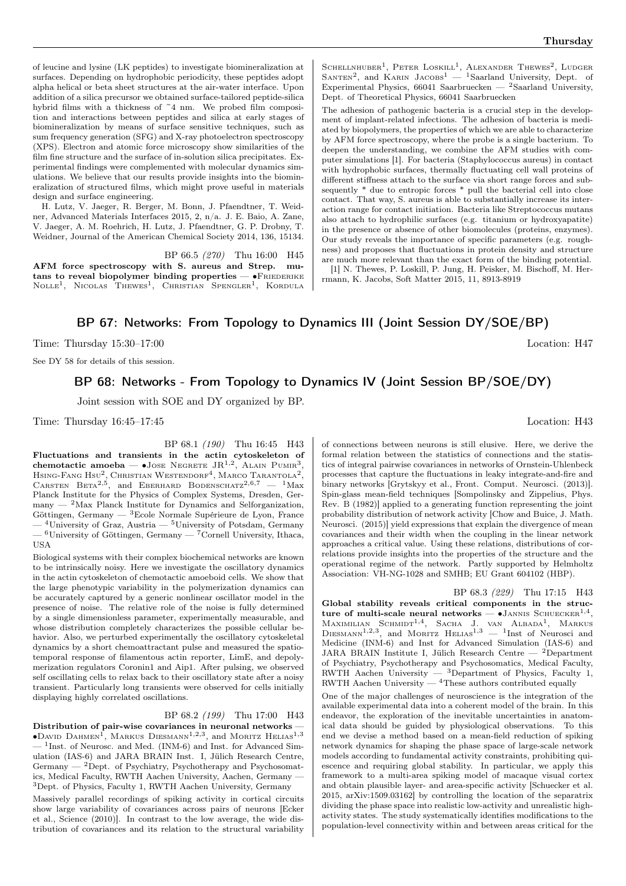of leucine and lysine (LK peptides) to investigate biomineralization at surfaces. Depending on hydrophobic periodicity, these peptides adopt alpha helical or beta sheet structures at the air-water interface. Upon addition of a silica precursor we obtained surface-tailored peptide-silica hybrid films with a thickness of ~4 nm. We probed film composition and interactions between peptides and silica at early stages of biomineralization by means of surface sensitive techniques, such as sum frequency generation (SFG) and X-ray photoelectron spectroscopy (XPS). Electron and atomic force microscopy show similarities of the film fine structure and the surface of in-solution silica precipitates. Experimental findings were complemented with molecular dynamics simulations. We believe that our results provide insights into the biomineralization of structured films, which might prove useful in materials design and surface engineering.

H. Lutz, V. Jaeger, R. Berger, M. Bonn, J. Pfaendtner, T. Weidner, Advanced Materials Interfaces 2015, 2, n/a. J. E. Baio, A. Zane, V. Jaeger, A. M. Roehrich, H. Lutz, J. Pfaendtner, G. P. Drobny, T. Weidner, Journal of the American Chemical Society 2014, 136, 15134.

BP 66.5 *(270)* Thu 16:00 H45

**AFM force spectroscopy with S. aureus and Strep. mutans to reveal biopolymer binding properties** — •Friederike Nolle[1], Nicolas Thewes[1], Christian Spengler[1], Kordula Schellnhuber[1], Peter Loskill[1], Alexander Thewes[2], Ludger Santen[2], and Karin Jacobs[1] — [1]Saarland University, Dept. of Experimental Physics, 66041 Saarbruecken — [2]Saarland University, Dept. of Theoretical Physics, 66041 Saarbruecken

The adhesion of pathogenic bacteria is a crucial step in the development of implant-related infections. The adhesion of bacteria is mediated by biopolymers, the properties of which we are able to characterize by AFM force spectroscopy, where the probe is a single bacterium. To deepen the understanding, we combine the AFM studies with computer simulations [1]. For bacteria (Staphylococcus aureus) in contact with hydrophobic surfaces, thermally fluctuating cell wall proteins of different stiffness attach to the surface via short range forces and subsequently * due to entropic forces * pull the bacterial cell into close contact. That way, S. aureus is able to substantially increase its interaction range for contact initiation. Bacteria like Streptococcus mutans also attach to hydrophilic surfaces (e.g. titanium or hydroxyapatite) in the presence or absence of other biomolecules (proteins, enzymes). Our study reveals the importance of specific parameters (e.g. roughness) and proposes that fluctuations in protein density and structure are much more relevant than the exact form of the binding potential.

[1] N. Thewes, P. Loskill, P. Jung, H. Peisker, M. Bischoff, M. Herrmann, K. Jacobs, Soft Matter 2015, 11, 8913-8919

## BP 67: Networks: From Topology to Dynamics III (Joint Session DY/SOE/BP)

Time: Thursday 15:30–17:00 Location: H47

See DY 58 for details of this session.

## BP 68: Networks - From Topology to Dynamics IV (Joint Session BP/SOE/DY)

Joint session with SOE and DY organized by BP.

Time: Thursday 16:45–17:45 Location: H43

BP 68.1 *(190)* Thu 16:45 H43

**Fluctuations and transients in the actin cytoskeleton of chemotactic amoeba** — •Jose Negrete Jr[1,2], Alain Pumir[3], Hsing-Fang Hsu[2], Christian Westendorf[4], Marco Tarantola[2], Carsten Beta[2,5], and Eberhard Bodenschatz[2,6,7] — [1]Max Planck Institute for the Physics of Complex Systems, Dresden, Germany — [2]Max Planck Institute for Dynamics and Selforganization, Göttingen, Germany — [3]Ecole Normale Supérieure de Lyon, France — [4]University of Graz, Austria — [5]University of Potsdam, Germany — [6]University of Göttingen, Germany — [7]Cornell University, Ithaca, USA

Biological systems with their complex biochemical networks are known to be intrinsically noisy. Here we investigate the oscillatory dynamics in the actin cytoskeleton of chemotactic amoeboid cells. We show that the large phenotypic variability in the polymerization dynamics can be accurately captured by a generic nonlinear oscillator model in the presence of noise. The relative role of the noise is fully determined by a single dimensionless parameter, experimentally measurable, and whose distribution completely characterizes the possible cellular behavior. Also, we perturbed experimentally the oscillatory cytoskeletal dynamics by a short chemoattractant pulse and measured the spatiotemporal response of filamentous actin reporter, LimE, and depolymerization regulators Coronin1 and Aip1. After pulsing, we observed self oscillating cells to relax back to their oscillatory state after a noisy transient. Particularly long transients were observed for cells initially displaying highly correlated oscillations.

BP 68.2 *(199)* Thu 17:00 H43

**Distribution of pair-wise covariances in neuronal networks** — •David Dahmen[1], Markus Diesmann[1,2,3], and Moritz Helias[1,3] — [1]Inst. of Neurosc. and Med. (INM-6) and Inst. for Advanced Simulation (IAS-6) and JARA BRAIN Inst. I, Jülich Research Centre, Germany — [2]Dept. of Psychiatry, Psychotherapy and Psychosomatics, Medical Faculty, RWTH Aachen University, Aachen, Germany — [3]Dept. of Physics, Faculty 1, RWTH Aachen University, Germany

Massively parallel recordings of spiking activity in cortical circuits show large variability of covariances across pairs of neurons [Ecker et al., Science (2010)]. In contrast to the low average, the wide distribution of covariances and its relation to the structural variability of connections between neurons is still elusive. Here, we derive the formal relation between the statistics of connections and the statistics of integral pairwise covariances in networks of Ornstein-Uhlenbeck processes that capture the fluctuations in leaky integrate-and-fire and binary networks [Grytskyy et al., Front. Comput. Neurosci. (2013)]. Spin-glass mean-field techniques [Sompolinsky and Zippelius, Phys. Rev. B (1982)] applied to a generating function representing the joint probability distribution of network activity [Chow and Buice, J. Math. Neurosci. (2015)] yield expressions that explain the divergence of mean covariances and their width when the coupling in the linear network approaches a critical value. Using these relations, distributions of correlations provide insights into the properties of the structure and the operational regime of the network. Partly supported by Helmholtz Association: VH-NG-1028 and SMHB; EU Grant 604102 (HBP).

BP 68.3 *(229)* Thu 17:15 H43

**Global stability reveals critical components in the structure of multi-scale neural networks** — •Jannis Schuecker[1,4], Maximilian Schmidt[1,4], Sacha J. van Albada[1], Markus Diesmann[1,2,3], and Moritz Helias[1,3] — [1]Inst of Neurosci and Medicine (INM-6) and Inst for Advanced Simulation (IAS-6) and JARA BRAIN Institute I, Jülich Research Centre — [2]Department of Psychiatry, Psychotherapy and Psychosomatics, Medical Faculty, RWTH Aachen University — [3]Department of Physics, Faculty 1, RWTH Aachen University — [4]These authors contributed equally

One of the major challenges of neuroscience is the integration of the available experimental data into a coherent model of the brain. In this endeavor, the exploration of the inevitable uncertainties in anatomical data should be guided by physiological observations. To this end we devise a method based on a mean-field reduction of spiking network dynamics for shaping the phase space of large-scale network models according to fundamental activity constraints, prohibiting quiescence and requiring global stability. In particular, we apply this framework to a multi-area spiking model of macaque visual cortex and obtain plausible layer- and area-specific activity [Schuecker et al. 2015, arXiv:1509.03162] by controlling the location of the separatrix dividing the phase space into realistic low-activity and unrealistic high-activity states. The study systematically identifies modifications to the population-level connectivity within and between areas critical for the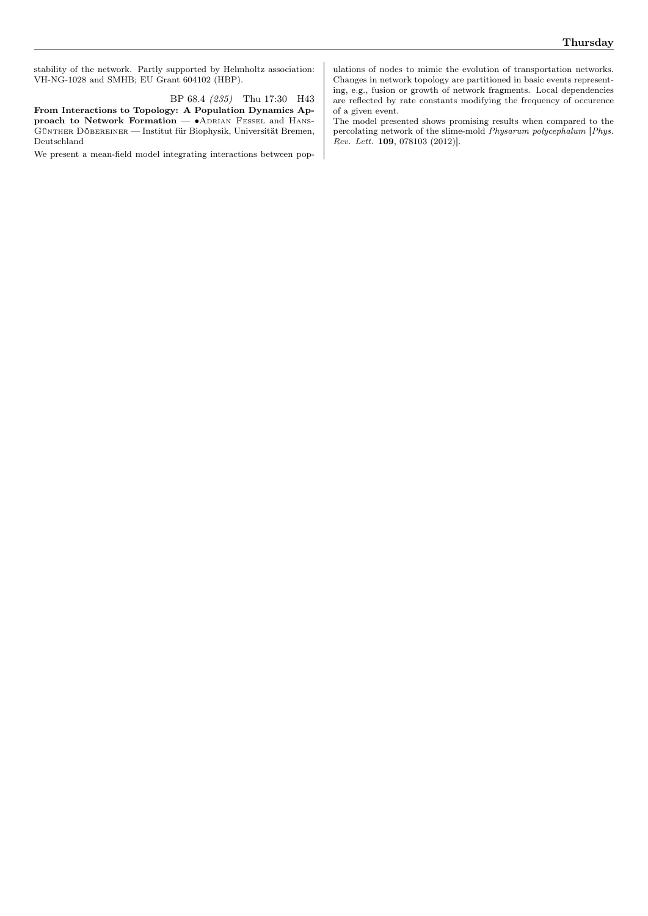stability of the network. Partly supported by Helmholtz association: VH-NG-1028 and SMHB; EU Grant 604102 (HBP).

BP 68.4 *(235)* Thu 17:30 H43

**From Interactions to Topology: A Population Dynamics Approach to Network Formation** — •Adrian Fessel and Hans-Günther Döbereiner — Institut für Biophysik, Universität Bremen, Deutschland

We present a mean-field model integrating interactions between populations of nodes to mimic the evolution of transportation networks. Changes in network topology are partitioned in basic events representing, e.g., fusion or growth of network fragments. Local dependencies are reflected by rate constants modifying the frequency of occurence of a given event.

The model presented shows promising results when compared to the percolating network of the slime-mold *Physarum polycephalum* [*Phys. Rev. Lett.* **109**, 078103 (2012)].